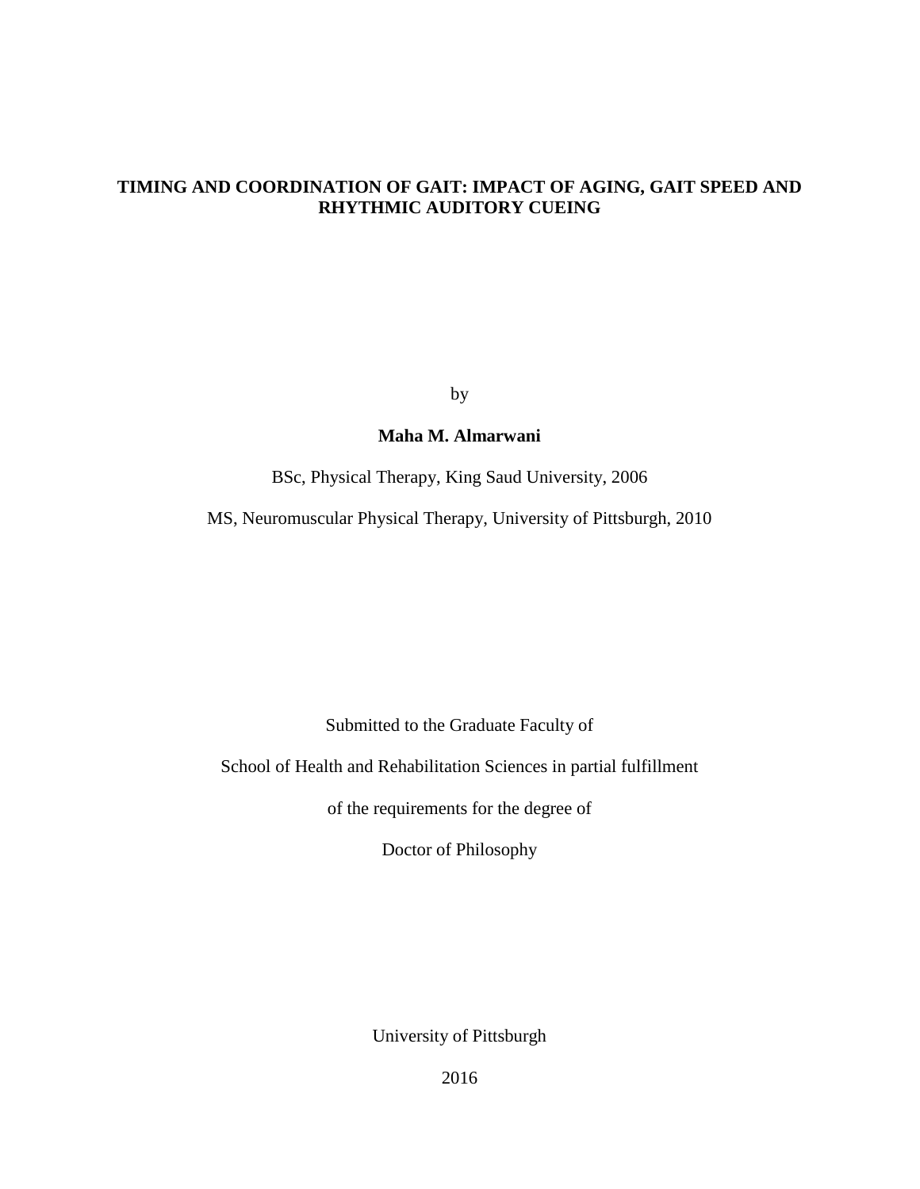# TIMING AND COORDINATION OF GAIT: IMPACT OF AGING, GAIT SPEED AND RHYTHMIC AUDITORY CUEING

by

**Maha M. Almarwani**

BSc, Physical Therapy, King Saud University, 2006

MS, Neuromuscular Physical Therapy, University of Pittsburgh, 2010

Submitted to the Graduate Faculty of

School of Health and Rehabilitation Sciences in partial fulfillment

of the requirements for the degree of

Doctor of Philosophy

University of Pittsburgh

2016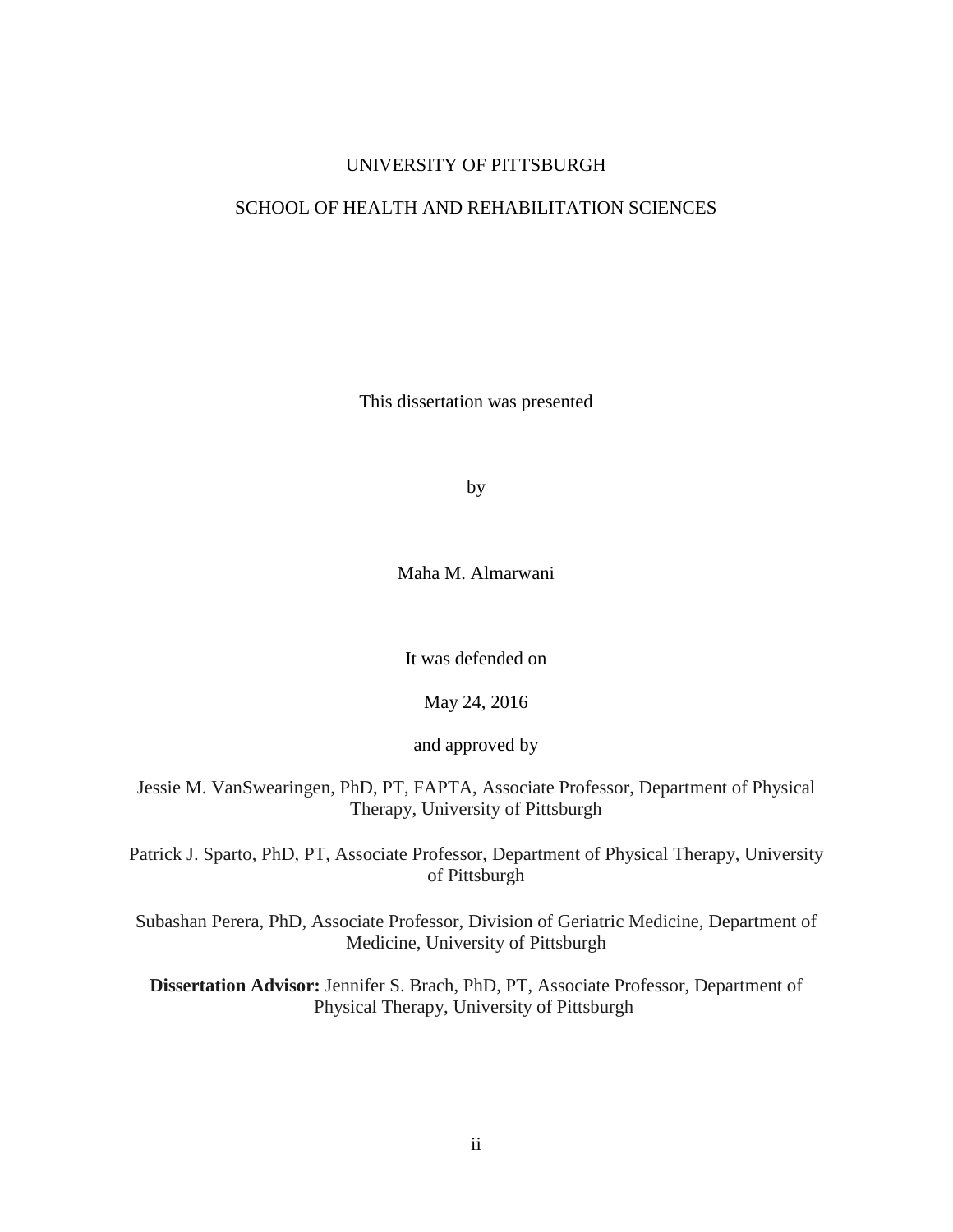UNIVERSITY OF PITTSBURGH

SCHOOL OF HEALTH AND REHABILITATION SCIENCES

This dissertation was presented

by

Maha M. Almarwani

It was defended on

May 24, 2016

and approved by

Jessie M. VanSwearingen, PhD, PT, FAPTA, Associate Professor, Department of Physical Therapy, University of Pittsburgh

Patrick J. Sparto, PhD, PT, Associate Professor, Department of Physical Therapy, University of Pittsburgh

Subashan Perera, PhD, Associate Professor, Division of Geriatric Medicine, Department of Medicine, University of Pittsburgh

**Dissertation Advisor:** Jennifer S. Brach, PhD, PT, Associate Professor, Department of Physical Therapy, University of Pittsburgh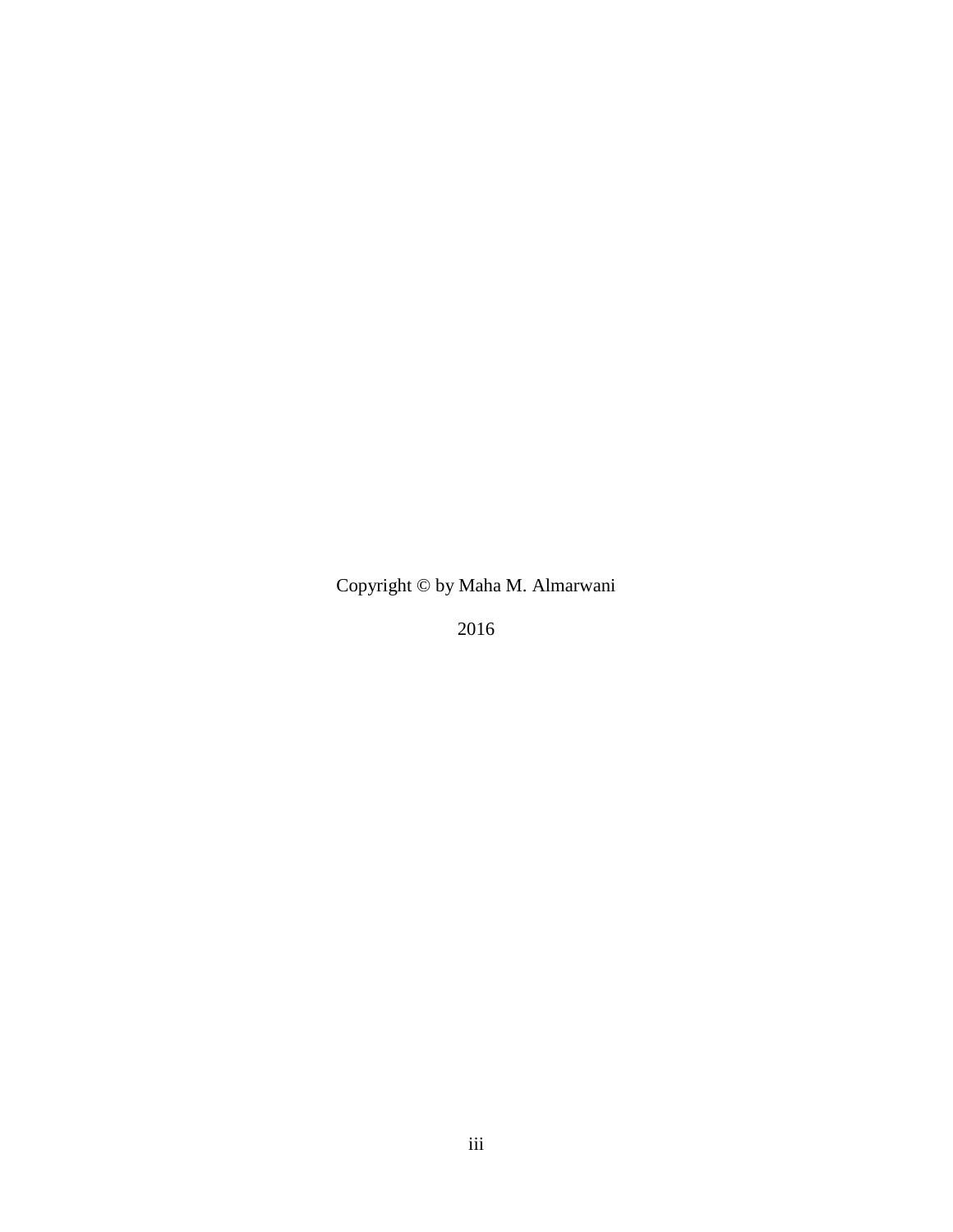Copyright © by Maha M. Almarwani

2016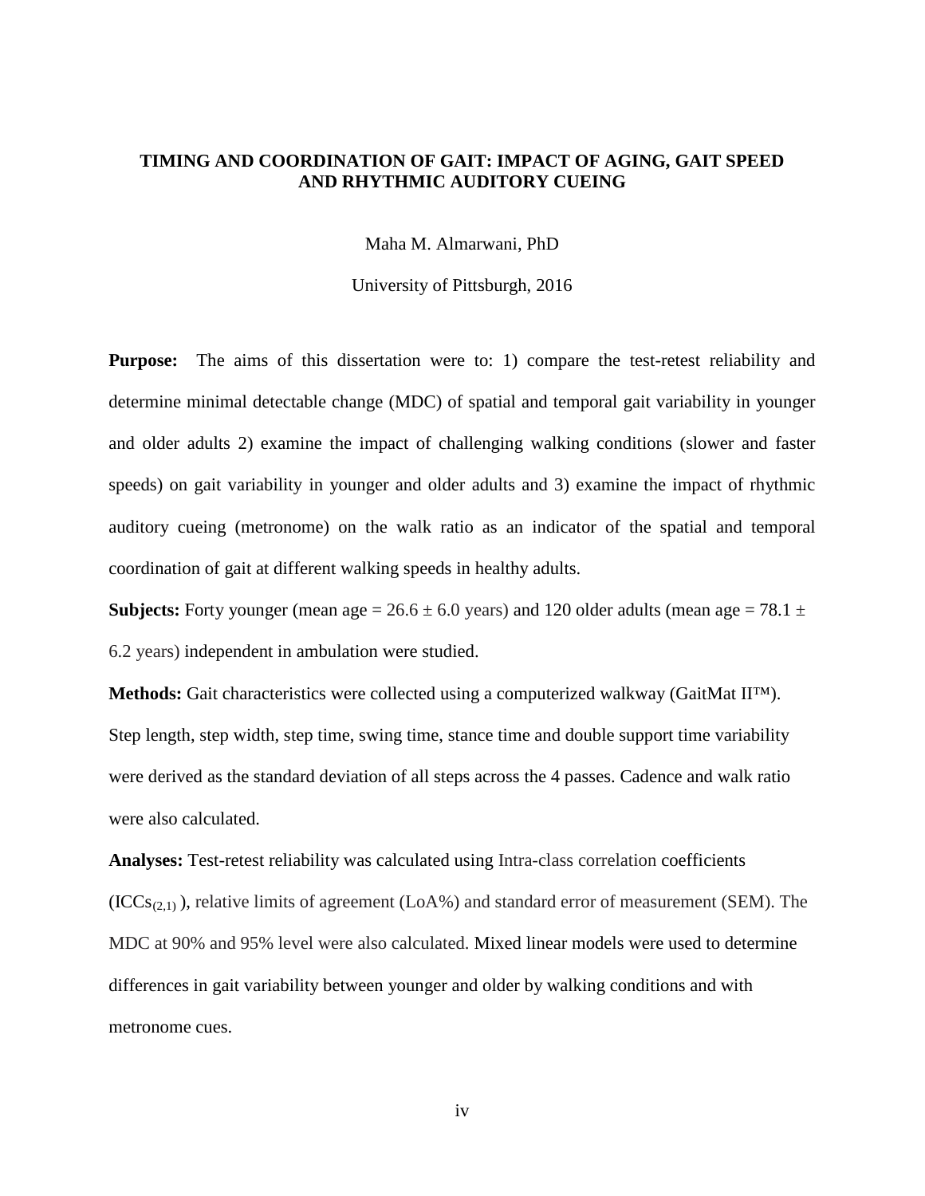**TIMING AND COORDINATION OF GAIT: IMPACT OF AGING, GAIT SPEED AND RHYTHMIC AUDITORY CUEING**

Maha M. Almarwani, PhD

University of Pittsburgh, 2016

**Purpose:** The aims of this dissertation were to: 1) compare the test-retest reliability and determine minimal detectable change (MDC) of spatial and temporal gait variability in younger and older adults 2) examine the impact of challenging walking conditions (slower and faster speeds) on gait variability in younger and older adults and 3) examine the impact of rhythmic auditory cueing (metronome) on the walk ratio as an indicator of the spatial and temporal coordination of gait at different walking speeds in healthy adults.

**Subjects:** Forty younger (mean age = 26.6 ± 6.0 years) and 120 older adults (mean age = 78.1 ± 6.2 years) independent in ambulation were studied.

**Methods:** Gait characteristics were collected using a computerized walkway (GaitMat II™). Step length, step width, step time, swing time, stance time and double support time variability were derived as the standard deviation of all steps across the 4 passes. Cadence and walk ratio were also calculated.

**Analyses:** Test-retest reliability was calculated using Intra-class correlation coefficients ($ICCs_{(2,1)}$), relative limits of agreement (LoA%) and standard error of measurement (SEM). The MDC at 90% and 95% level were also calculated. Mixed linear models were used to determine differences in gait variability between younger and older by walking conditions and with metronome cues.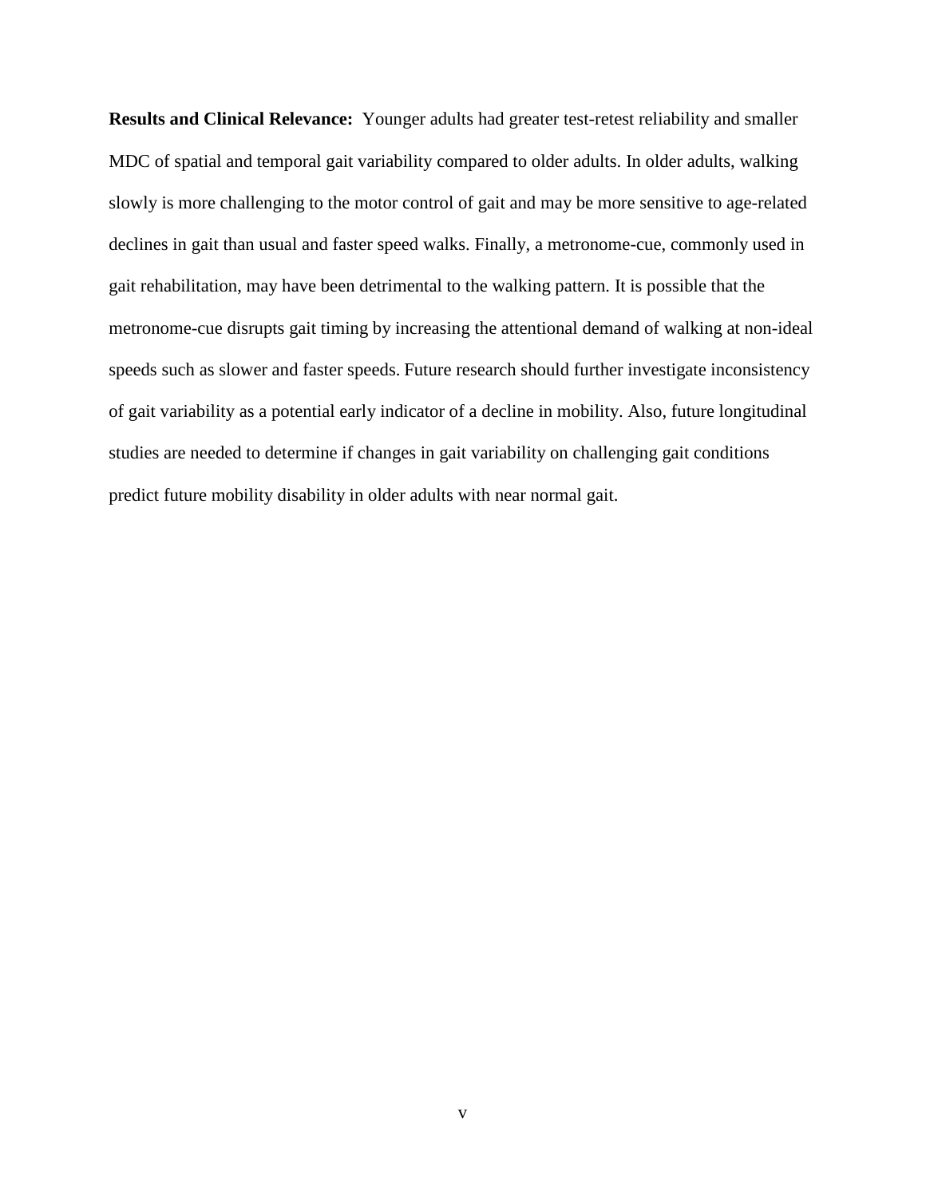**Results and Clinical Relevance:** Younger adults had greater test-retest reliability and smaller MDC of spatial and temporal gait variability compared to older adults. In older adults, walking slowly is more challenging to the motor control of gait and may be more sensitive to age-related declines in gait than usual and faster speed walks. Finally, a metronome-cue, commonly used in gait rehabilitation, may have been detrimental to the walking pattern. It is possible that the metronome-cue disrupts gait timing by increasing the attentional demand of walking at non-ideal speeds such as slower and faster speeds. Future research should further investigate inconsistency of gait variability as a potential early indicator of a decline in mobility. Also, future longitudinal studies are needed to determine if changes in gait variability on challenging gait conditions predict future mobility disability in older adults with near normal gait.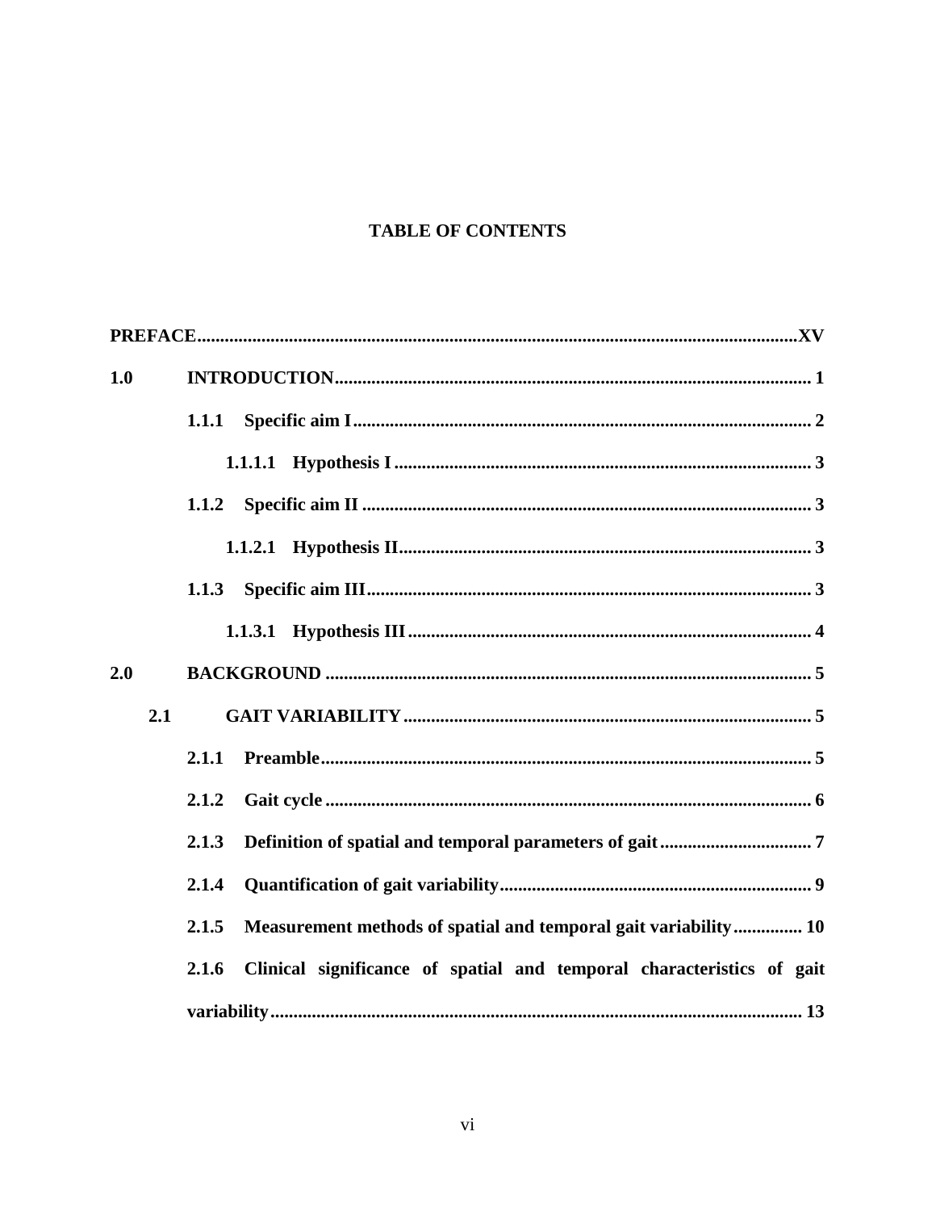**TABLE OF CONTENTS**

**PREFACE** ..................................................................................................................... **XV**

**1.0 INTRODUCTION** ........................................................................................... **1**

**1.1.1 Specific aim I** ....................................................................................... **2**

**1.1.1.1 Hypothesis I** .............................................................................. **3**

**1.1.2 Specific aim II** ..................................................................................... **3**

**1.1.2.1 Hypothesis II** ............................................................................. **3**

**1.1.3 Specific aim III** .................................................................................... **3**

**1.1.3.1 Hypothesis III** ........................................................................... **4**

**2.0 BACKGROUND** ............................................................................................. **5**

**2.1 GAIT VARIABILITY** ............................................................................ **5**

**2.1.1 Preamble** .............................................................................................. **5**

**2.1.2 Gait cycle** ............................................................................................. **6**

**2.1.3 Definition of spatial and temporal parameters of gait** ....................... **7**

**2.1.4 Quantification of gait variability** ........................................................ **9**

**2.1.5 Measurement methods of spatial and temporal gait variability** ............... **10**

**2.1.6 Clinical significance of spatial and temporal characteristics of gait variability** ................................................................................................................. **13**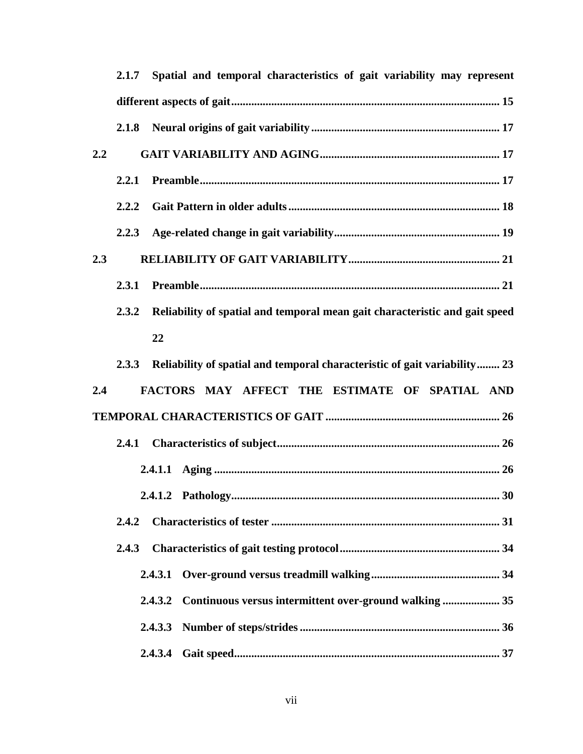**2.1.7 Spatial and temporal characteristics of gait variability may represent different aspects of gait** .......... 15

**2.1.8 Neural origins of gait variability** .......... 17

**2.2 GAIT VARIABILITY AND AGING** .......... 17

**2.2.1 Preamble** .......... 17

**2.2.2 Gait Pattern in older adults** .......... 18

**2.2.3 Age-related change in gait variability** .......... 19

**2.3 RELIABILITY OF GAIT VARIABILITY** .......... 21

**2.3.1 Preamble** .......... 21

**2.3.2 Reliability of spatial and temporal mean gait characteristic and gait speed** 22

**2.3.3 Reliability of spatial and temporal characteristic of gait variability** .......... 23

**2.4 FACTORS MAY AFFECT THE ESTIMATE OF SPATIAL AND TEMPORAL CHARACTERISTICS OF GAIT** .......... 26

**2.4.1 Characteristics of subject** .......... 26

**2.4.1.1 Aging** .......... 26

**2.4.1.2 Pathology** .......... 30

**2.4.2 Characteristics of tester** .......... 31

**2.4.3 Characteristics of gait testing protocol** .......... 34

**2.4.3.1 Over-ground versus treadmill walking** .......... 34

**2.4.3.2 Continuous versus intermittent over-ground walking** .......... 35

**2.4.3.3 Number of steps/strides** .......... 36

**2.4.3.4 Gait speed** .......... 37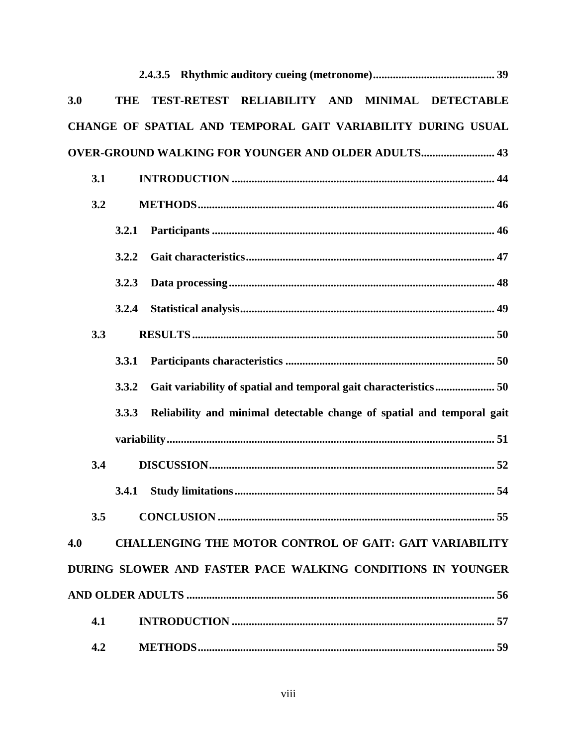2.4.3.5 Rhythmic auditory cueing (metronome) ........................................... 39

3.0 THE TEST-RETEST RELIABILITY AND MINIMAL DETECTABLE CHANGE OF SPATIAL AND TEMPORAL GAIT VARIABILITY DURING USUAL OVER-GROUND WALKING FOR YOUNGER AND OLDER ADULTS .......................... 43

3.1 INTRODUCTION ............................................................................................ 44

3.2 METHODS ........................................................................................................ 46

3.2.1 Participants .................................................................................................. 46

3.2.2 Gait characteristics ....................................................................................... 47

3.2.3 Data processing ............................................................................................. 48

3.2.4 Statistical analysis ......................................................................................... 49

3.3 RESULTS .......................................................................................................... 50

3.3.1 Participants characteristics ......................................................................... 50

3.3.2 Gait variability of spatial and temporal gait characteristics ..................... 50

3.3.3 Reliability and minimal detectable change of spatial and temporal gait variability ................................................................................................................... 51

3.4 DISCUSSION .................................................................................................... 52

3.4.1 Study limitations ........................................................................................... 54

3.5 CONCLUSION ................................................................................................. 55

4.0 CHALLENGING THE MOTOR CONTROL OF GAIT: GAIT VARIABILITY DURING SLOWER AND FASTER PACE WALKING CONDITIONS IN YOUNGER AND OLDER ADULTS ............................................................................................................ 56

4.1 INTRODUCTION ............................................................................................ 57

4.2 METHODS ........................................................................................................ 59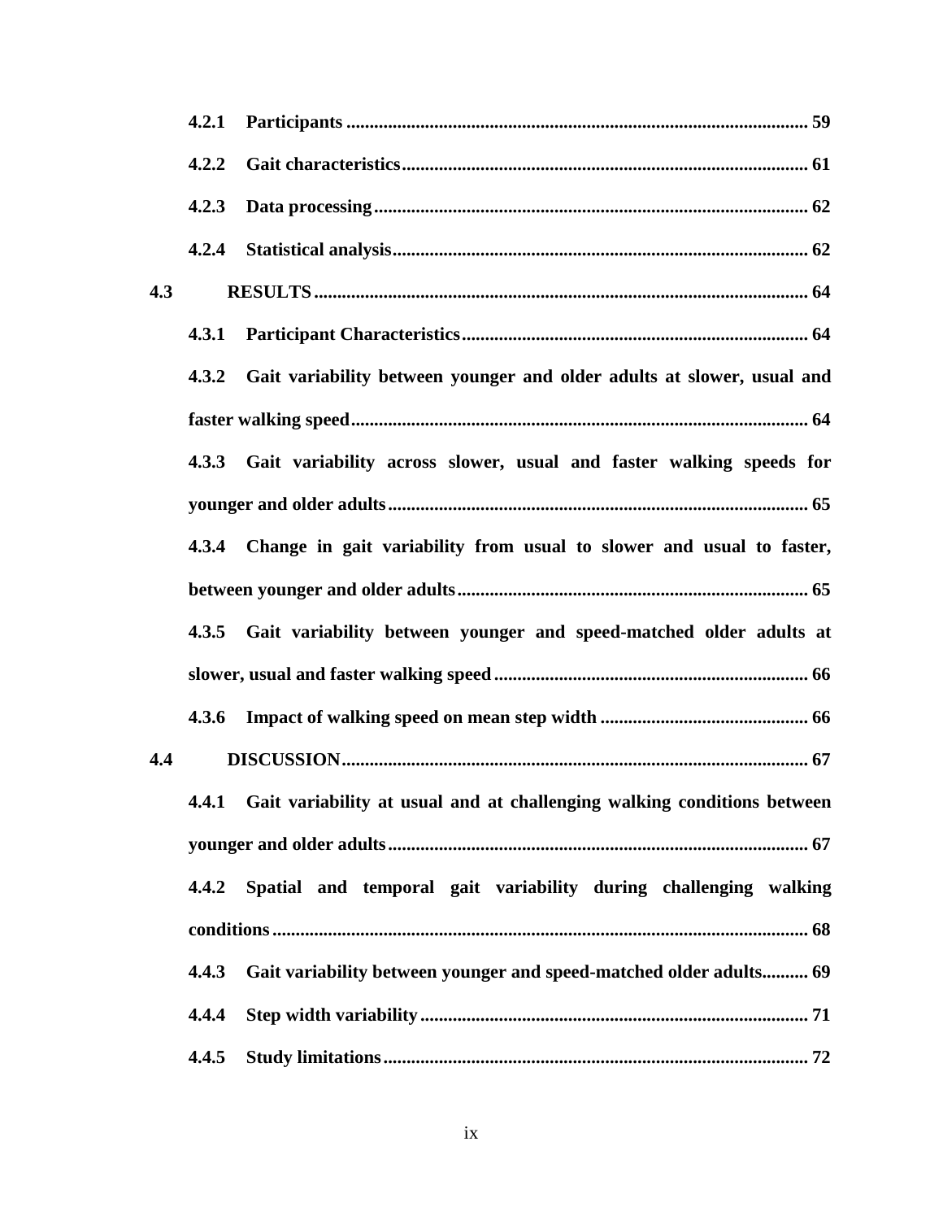**4.2.1 Participants** .................................................................................................. 59

**4.2.2 Gait characteristics** ....................................................................................... 61

**4.2.3 Data processing** ............................................................................................. 62

**4.2.4 Statistical analysis** ......................................................................................... 62

**4.3 RESULTS** .......................................................................................................... 64

**4.3.1 Participant Characteristics** .......................................................................... 64

**4.3.2 Gait variability between younger and older adults at slower, usual and faster walking speed** .................................................................................................. 64

**4.3.3 Gait variability across slower, usual and faster walking speeds for younger and older adults** .......................................................................................... 65

**4.3.4 Change in gait variability from usual to slower and usual to faster, between younger and older adults** ........................................................................... 65

**4.3.5 Gait variability between younger and speed-matched older adults at slower, usual and faster walking speed** ................................................................... 66

**4.3.6 Impact of walking speed on mean step width** ............................................ 66

**4.4 DISCUSSION** .................................................................................................... 67

**4.4.1 Gait variability at usual and at challenging walking conditions between younger and older adults** .......................................................................................... 67

**4.4.2 Spatial and temporal gait variability during challenging walking conditions** ................................................................................................................... 68

**4.4.3 Gait variability between younger and speed-matched older adults** .......... 69

**4.4.4 Step width variability** ................................................................................... 71

**4.4.5 Study limitations** ........................................................................................... 72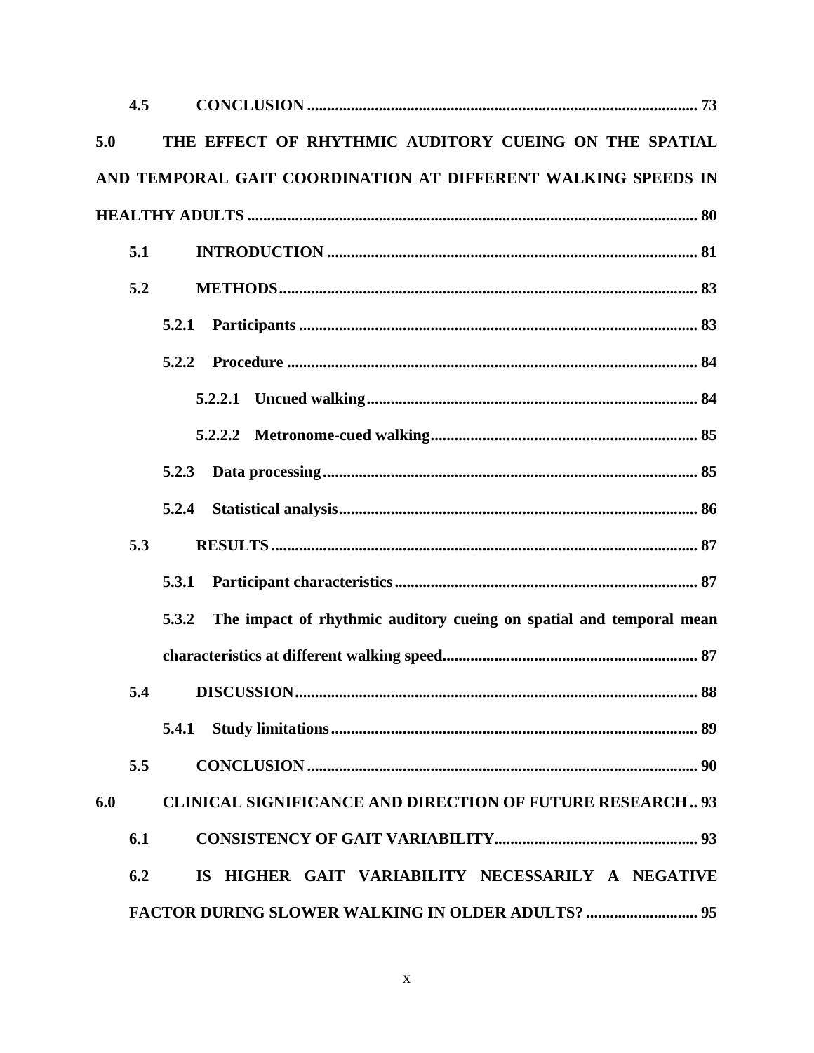4.5 CONCLUSION ................................................................................................. 73

5.0 THE EFFECT OF RHYTHMIC AUDITORY CUEING ON THE SPATIAL AND TEMPORAL GAIT COORDINATION AT DIFFERENT WALKING SPEEDS IN HEALTHY ADULTS ................................................................................................. 80

5.1 INTRODUCTION ................................................................................................. 81

5.2 METHODS ................................................................................................. 83

5.2.1 Participants ................................................................................................. 83

5.2.2 Procedure ................................................................................................. 84

5.2.2.1 Uncued walking ................................................................................................. 84

5.2.2.2 Metronome-cued walking ................................................................................................. 85

5.2.3 Data processing ................................................................................................. 85

5.2.4 Statistical analysis ................................................................................................. 86

5.3 RESULTS ................................................................................................. 87

5.3.1 Participant characteristics ................................................................................................. 87

5.3.2 The impact of rhythmic auditory cueing on spatial and temporal mean characteristics at different walking speed ................................................................................................. 87

5.4 DISCUSSION ................................................................................................. 88

5.4.1 Study limitations ................................................................................................. 89

5.5 CONCLUSION ................................................................................................. 90

6.0 CLINICAL SIGNIFICANCE AND DIRECTION OF FUTURE RESEARCH .. 93

6.1 CONSISTENCY OF GAIT VARIABILITY ................................................................................................. 93

6.2 IS HIGHER GAIT VARIABILITY NECESSARILY A NEGATIVE FACTOR DURING SLOWER WALKING IN OLDER ADULTS? ................................................................................................. 95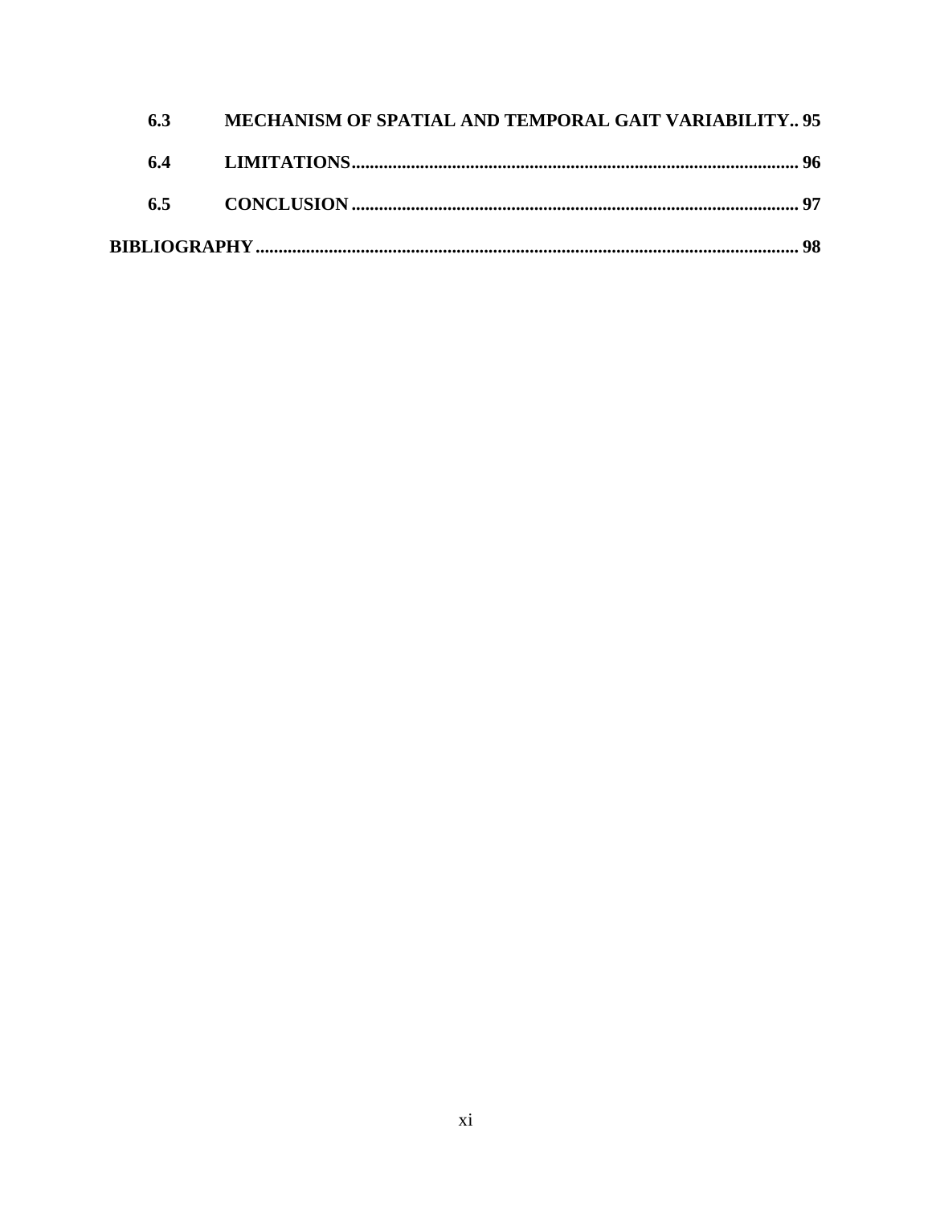**6.3 MECHANISM OF SPATIAL AND TEMPORAL GAIT VARIABILITY.. 95**

**6.4 LIMITATIONS ... 96**

**6.5 CONCLUSION ... 97**

**BIBLIOGRAPHY ... 98**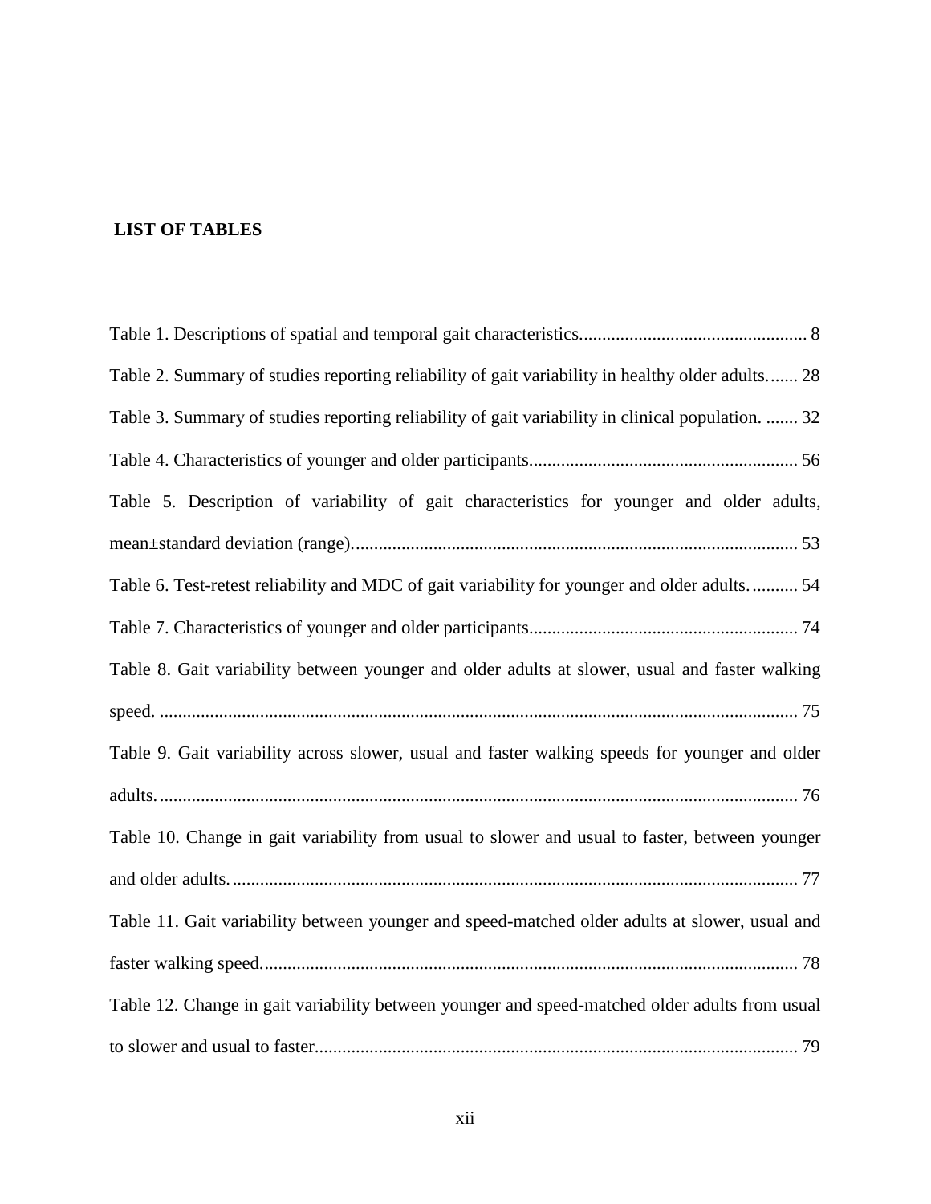# LIST OF TABLES

Table 1. Descriptions of spatial and temporal gait characteristics................................................. 8

Table 2. Summary of studies reporting reliability of gait variability in healthy older adults....... 28

Table 3. Summary of studies reporting reliability of gait variability in clinical population. ....... 32

Table 4. Characteristics of younger and older participants.......................................................... 56

Table 5. Description of variability of gait characteristics for younger and older adults, mean±standard deviation (range)................................................................................................ 53

Table 6. Test-retest reliability and MDC of gait variability for younger and older adults........... 54

Table 7. Characteristics of younger and older participants.......................................................... 74

Table 8. Gait variability between younger and older adults at slower, usual and faster walking speed. .......................................................................................................................................... 75

Table 9. Gait variability across slower, usual and faster walking speeds for younger and older adults.......................................................................................................................................... 76

Table 10. Change in gait variability from usual to slower and usual to faster, between younger and older adults........................................................................................................................... 77

Table 11. Gait variability between younger and speed-matched older adults at slower, usual and faster walking speed.................................................................................................................... 78

Table 12. Change in gait variability between younger and speed-matched older adults from usual to slower and usual to faster........................................................................................................ 79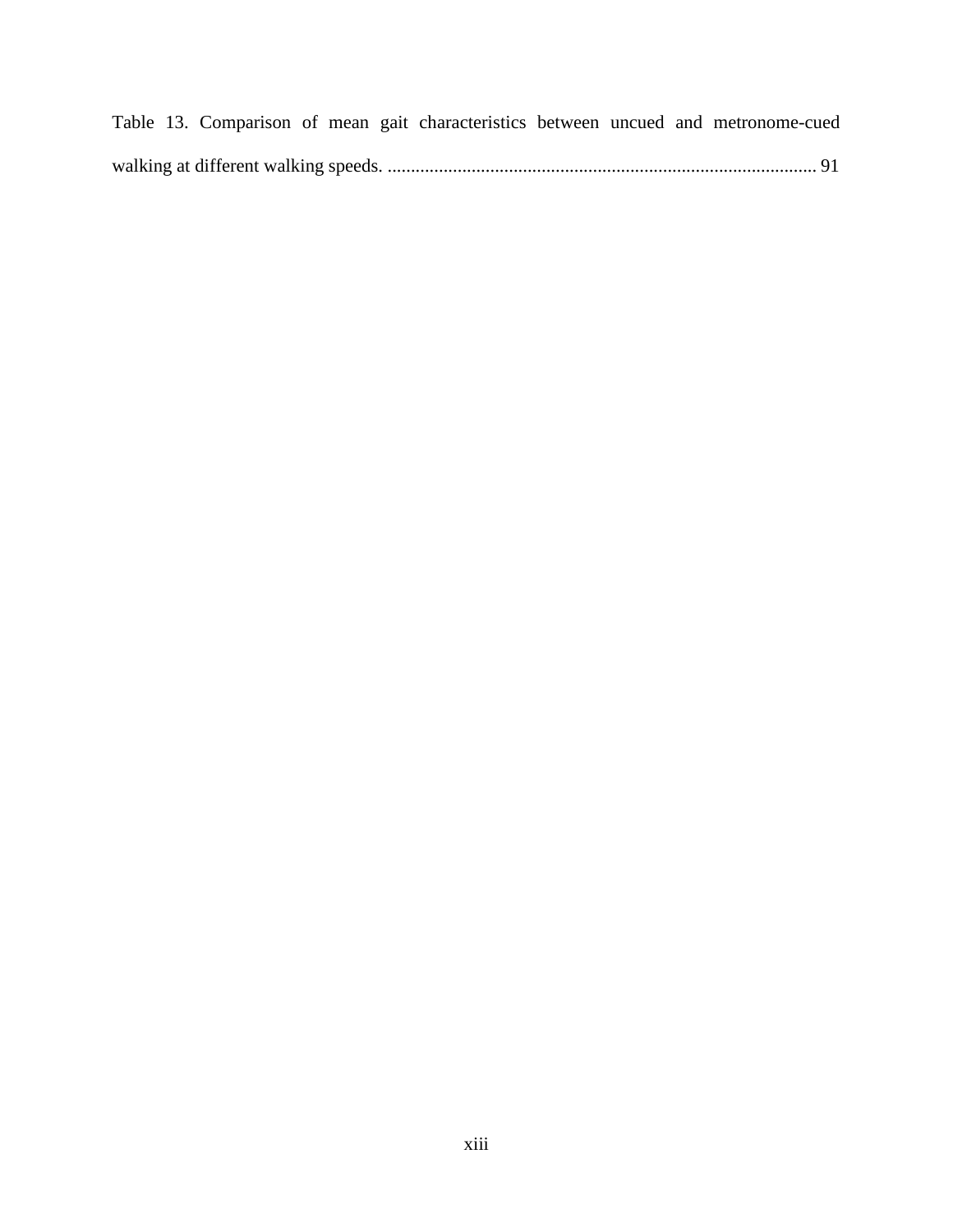Table 13. Comparison of mean gait characteristics between uncued and metronome-cued walking at different walking speeds. ........................................................................................... 91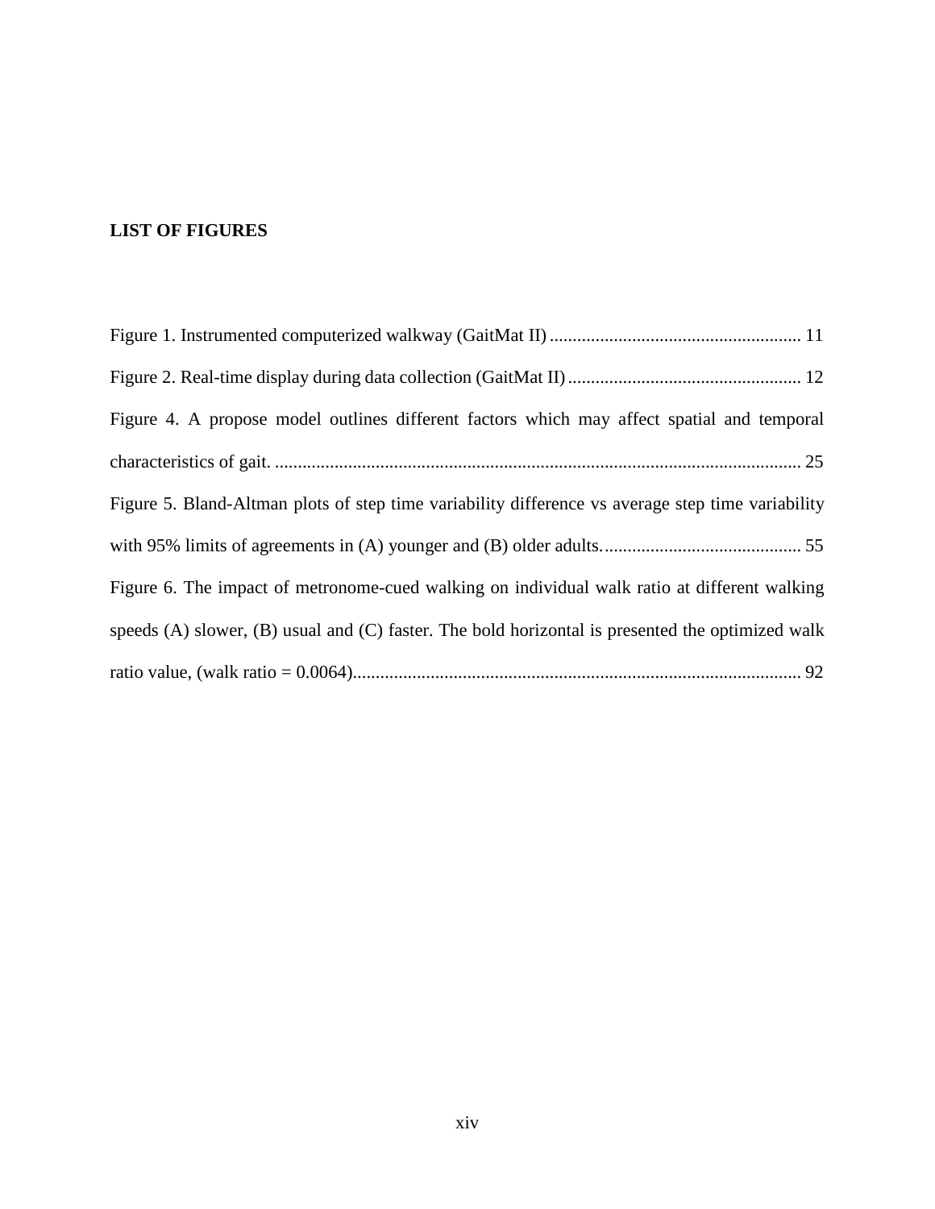**LIST OF FIGURES**

Figure 1. Instrumented computerized walkway (GaitMat II) ...................................................... 11

Figure 2. Real-time display during data collection (GaitMat II) .................................................. 12

Figure 4. A propose model outlines different factors which may affect spatial and temporal characteristics of gait. .................................................................................................................. 25

Figure 5. Bland-Altman plots of step time variability difference vs average step time variability with 95% limits of agreements in (A) younger and (B) older adults. ........................................... 55

Figure 6. The impact of metronome-cued walking on individual walk ratio at different walking speeds (A) slower, (B) usual and (C) faster. The bold horizontal is presented the optimized walk ratio value, (walk ratio = 0.0064)................................................................................................. 92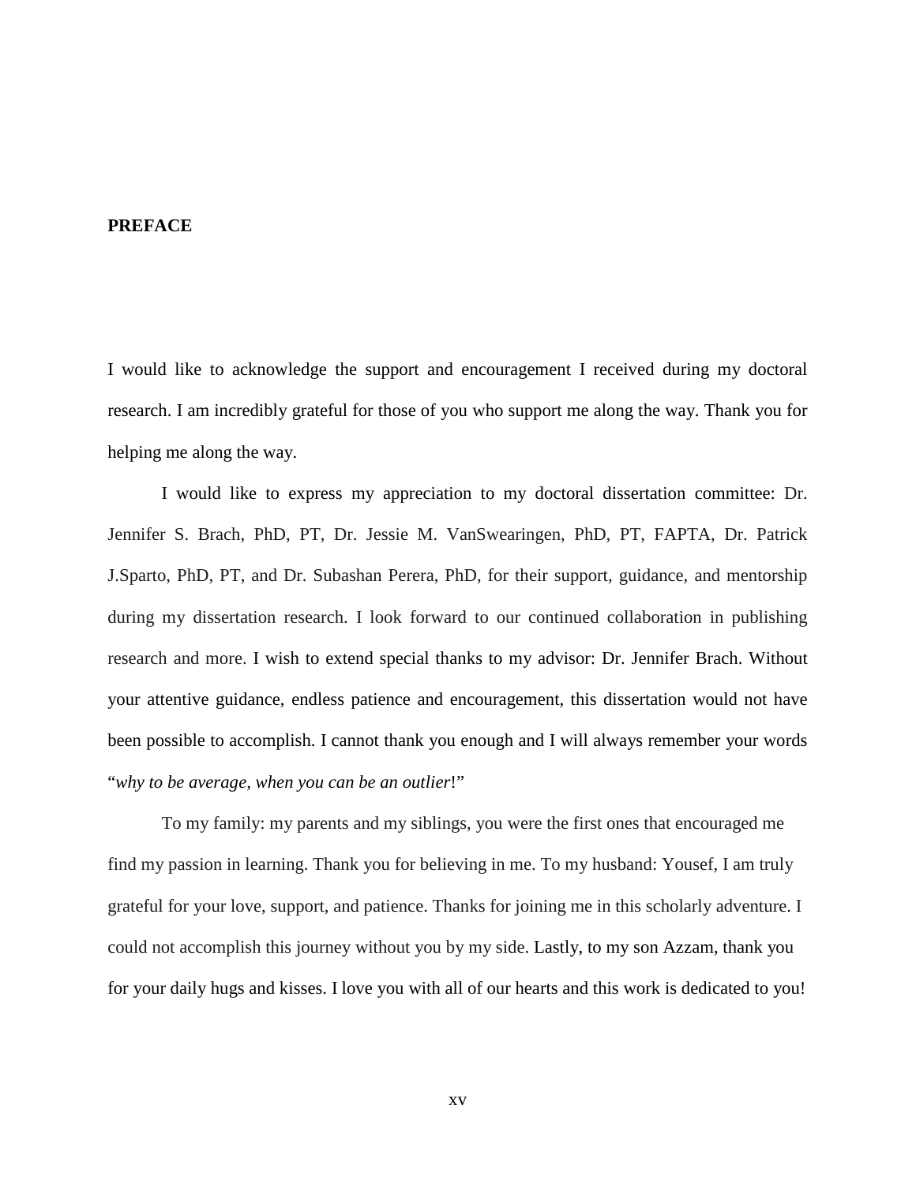## PREFACE

I would like to acknowledge the support and encouragement I received during my doctoral research. I am incredibly grateful for those of you who support me along the way. Thank you for helping me along the way.

I would like to express my appreciation to my doctoral dissertation committee: Dr. Jennifer S. Brach, PhD, PT, Dr. Jessie M. VanSwearingen, PhD, PT, FAPTA, Dr. Patrick J.Sparto, PhD, PT, and Dr. Subashan Perera, PhD, for their support, guidance, and mentorship during my dissertation research. I look forward to our continued collaboration in publishing research and more. I wish to extend special thanks to my advisor: Dr. Jennifer Brach. Without your attentive guidance, endless patience and encouragement, this dissertation would not have been possible to accomplish. I cannot thank you enough and I will always remember your words "*why to be average, when you can be an outlier*!"

To my family: my parents and my siblings, you were the first ones that encouraged me find my passion in learning. Thank you for believing in me. To my husband: Yousef, I am truly grateful for your love, support, and patience. Thanks for joining me in this scholarly adventure. I could not accomplish this journey without you by my side. Lastly, to my son Azzam, thank you for your daily hugs and kisses. I love you with all of our hearts and this work is dedicated to you!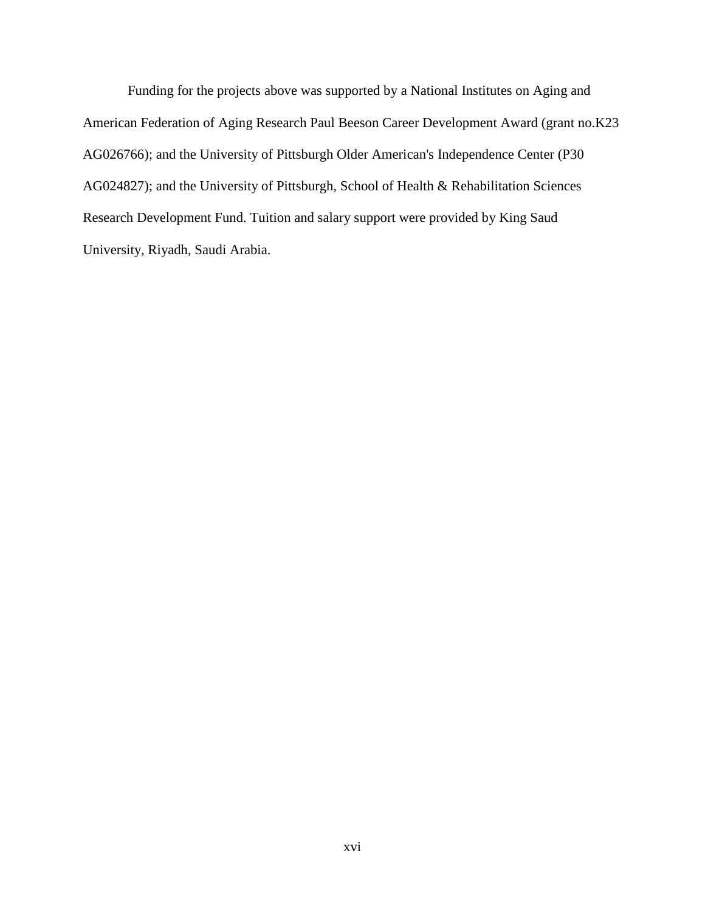Funding for the projects above was supported by a National Institutes on Aging and American Federation of Aging Research Paul Beeson Career Development Award (grant no.K23 AG026766); and the University of Pittsburgh Older American's Independence Center (P30 AG024827); and the University of Pittsburgh, School of Health & Rehabilitation Sciences Research Development Fund. Tuition and salary support were provided by King Saud University, Riyadh, Saudi Arabia.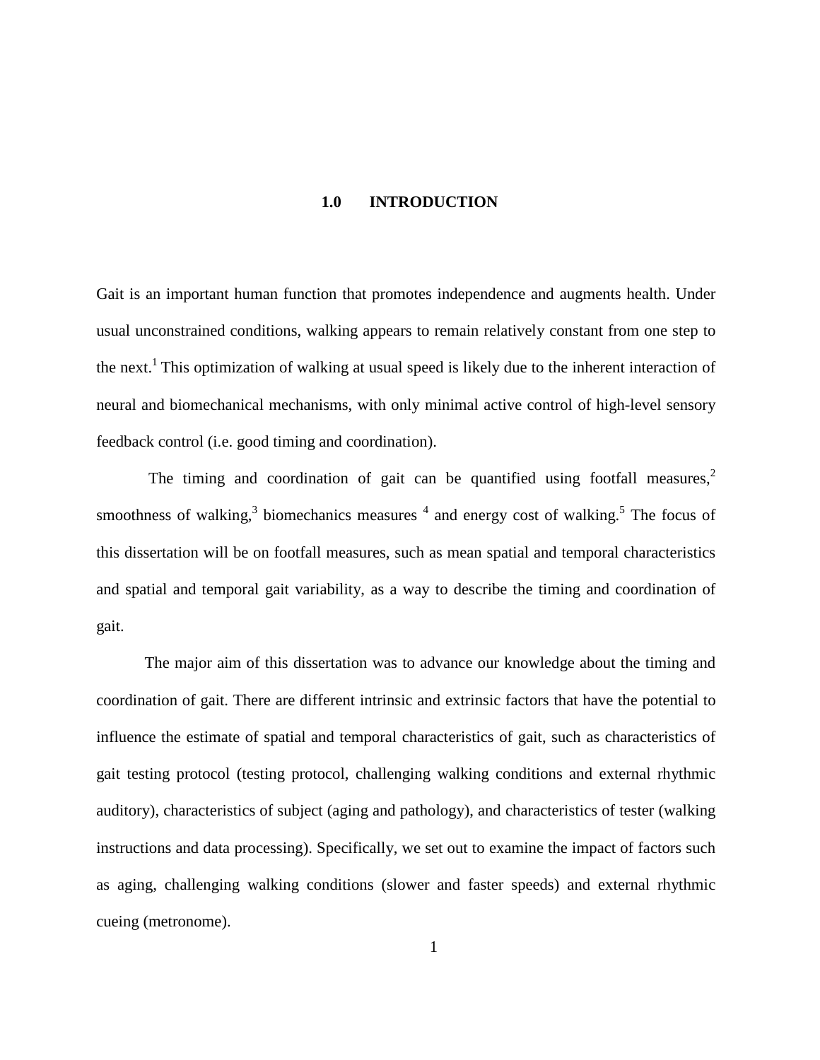# 1.0 INTRODUCTION

Gait is an important human function that promotes independence and augments health. Under usual unconstrained conditions, walking appears to remain relatively constant from one step to the next.[1] This optimization of walking at usual speed is likely due to the inherent interaction of neural and biomechanical mechanisms, with only minimal active control of high-level sensory feedback control (i.e. good timing and coordination).

The timing and coordination of gait can be quantified using footfall measures,[2] smoothness of walking,[3] biomechanics measures [4] and energy cost of walking.[5] The focus of this dissertation will be on footfall measures, such as mean spatial and temporal characteristics and spatial and temporal gait variability, as a way to describe the timing and coordination of gait.

The major aim of this dissertation was to advance our knowledge about the timing and coordination of gait. There are different intrinsic and extrinsic factors that have the potential to influence the estimate of spatial and temporal characteristics of gait, such as characteristics of gait testing protocol (testing protocol, challenging walking conditions and external rhythmic auditory), characteristics of subject (aging and pathology), and characteristics of tester (walking instructions and data processing). Specifically, we set out to examine the impact of factors such as aging, challenging walking conditions (slower and faster speeds) and external rhythmic cueing (metronome).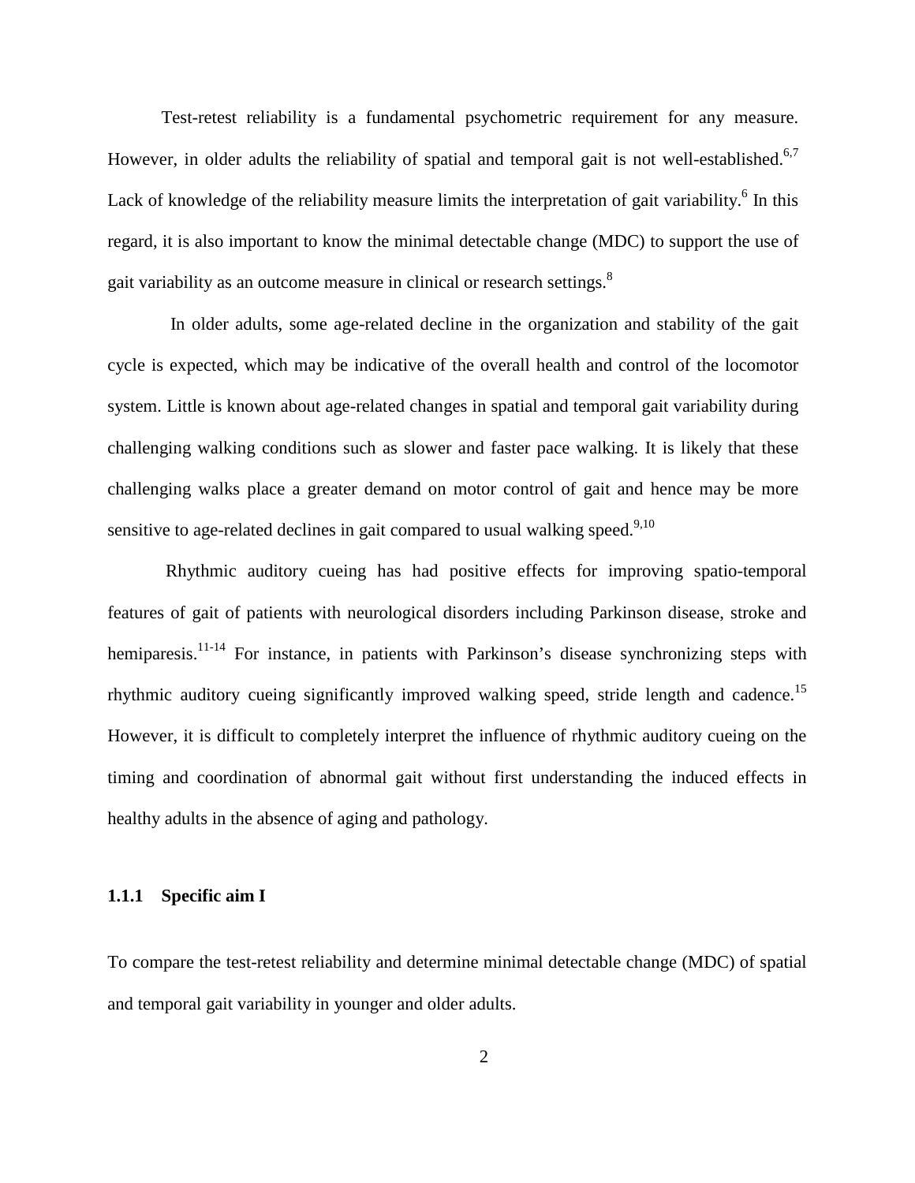Test-retest reliability is a fundamental psychometric requirement for any measure. However, in older adults the reliability of spatial and temporal gait is not well-established.[6,7] Lack of knowledge of the reliability measure limits the interpretation of gait variability.[6] In this regard, it is also important to know the minimal detectable change (MDC) to support the use of gait variability as an outcome measure in clinical or research settings.[8]

In older adults, some age-related decline in the organization and stability of the gait cycle is expected, which may be indicative of the overall health and control of the locomotor system. Little is known about age-related changes in spatial and temporal gait variability during challenging walking conditions such as slower and faster pace walking. It is likely that these challenging walks place a greater demand on motor control of gait and hence may be more sensitive to age-related declines in gait compared to usual walking speed.[9,10]

Rhythmic auditory cueing has had positive effects for improving spatio-temporal features of gait of patients with neurological disorders including Parkinson disease, stroke and hemiparesis.[11-14] For instance, in patients with Parkinson's disease synchronizing steps with rhythmic auditory cueing significantly improved walking speed, stride length and cadence.[15] However, it is difficult to completely interpret the influence of rhythmic auditory cueing on the timing and coordination of abnormal gait without first understanding the induced effects in healthy adults in the absence of aging and pathology.

### 1.1.1 Specific aim I

To compare the test-retest reliability and determine minimal detectable change (MDC) of spatial and temporal gait variability in younger and older adults.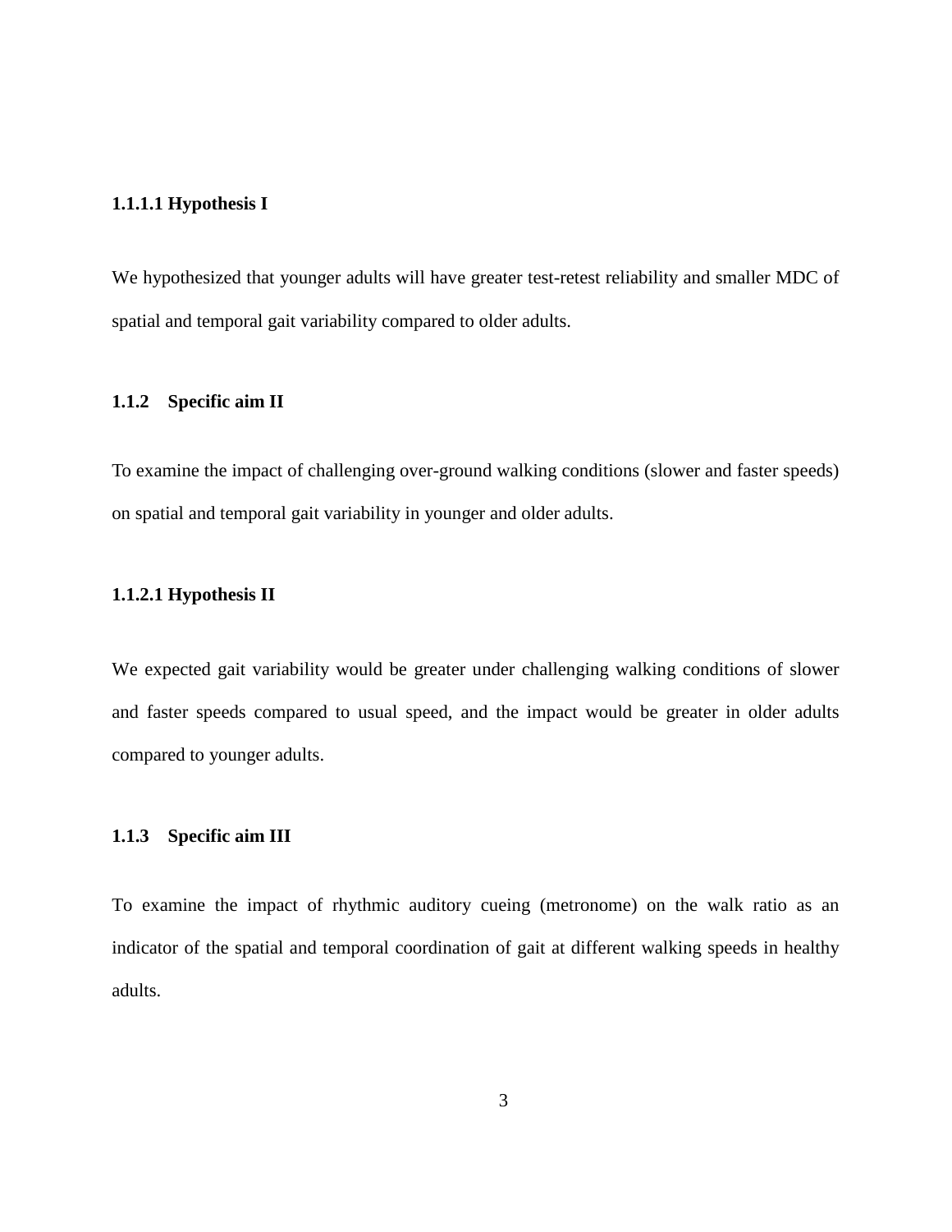#### 1.1.1.1 Hypothesis I

We hypothesized that younger adults will have greater test-retest reliability and smaller MDC of spatial and temporal gait variability compared to older adults.

### 1.1.2 Specific aim II

To examine the impact of challenging over-ground walking conditions (slower and faster speeds) on spatial and temporal gait variability in younger and older adults.

#### 1.1.2.1 Hypothesis II

We expected gait variability would be greater under challenging walking conditions of slower and faster speeds compared to usual speed, and the impact would be greater in older adults compared to younger adults.

### 1.1.3 Specific aim III

To examine the impact of rhythmic auditory cueing (metronome) on the walk ratio as an indicator of the spatial and temporal coordination of gait at different walking speeds in healthy adults.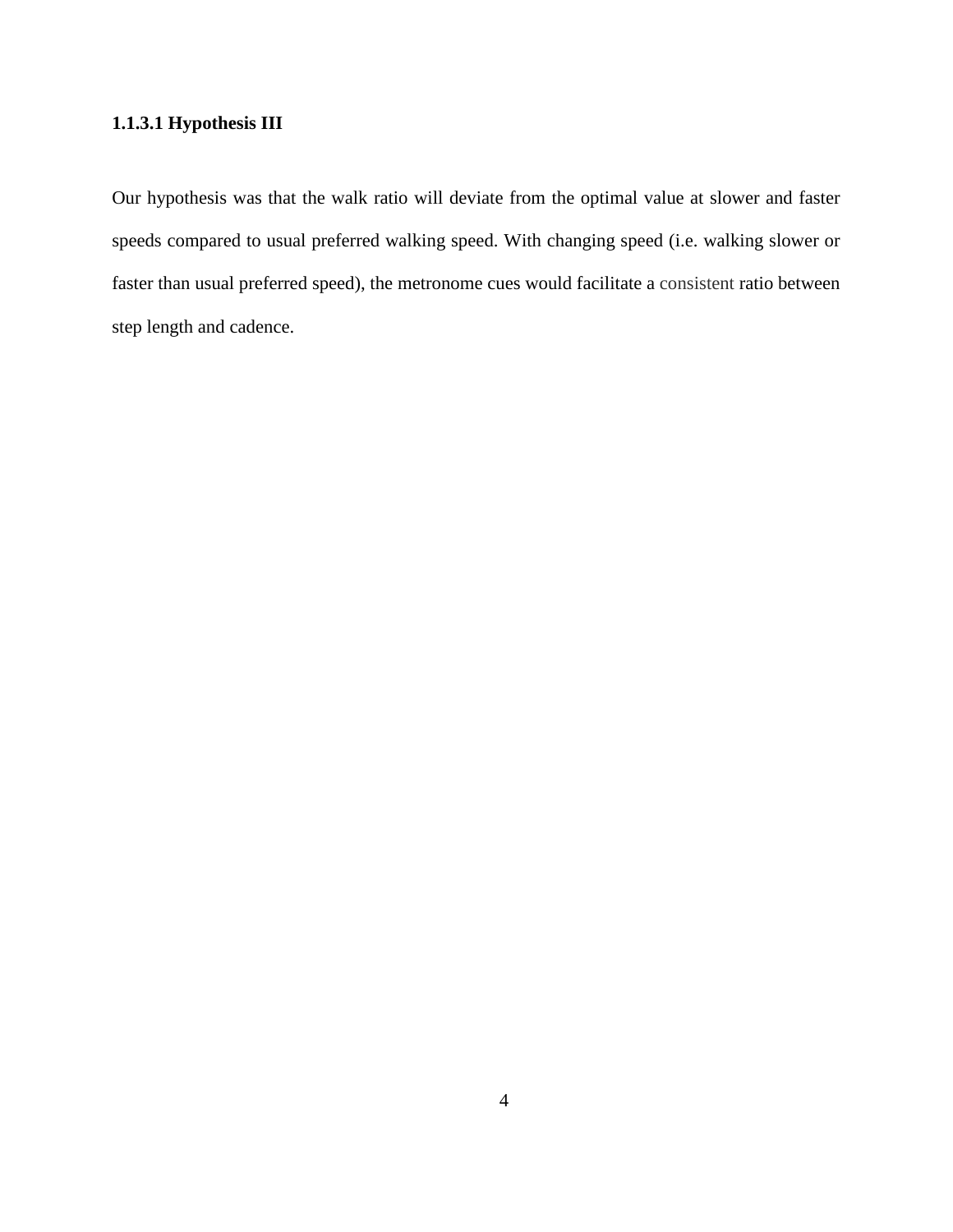#### 1.1.3.1 Hypothesis III

Our hypothesis was that the walk ratio will deviate from the optimal value at slower and faster speeds compared to usual preferred walking speed. With changing speed (i.e. walking slower or faster than usual preferred speed), the metronome cues would facilitate a consistent ratio between step length and cadence.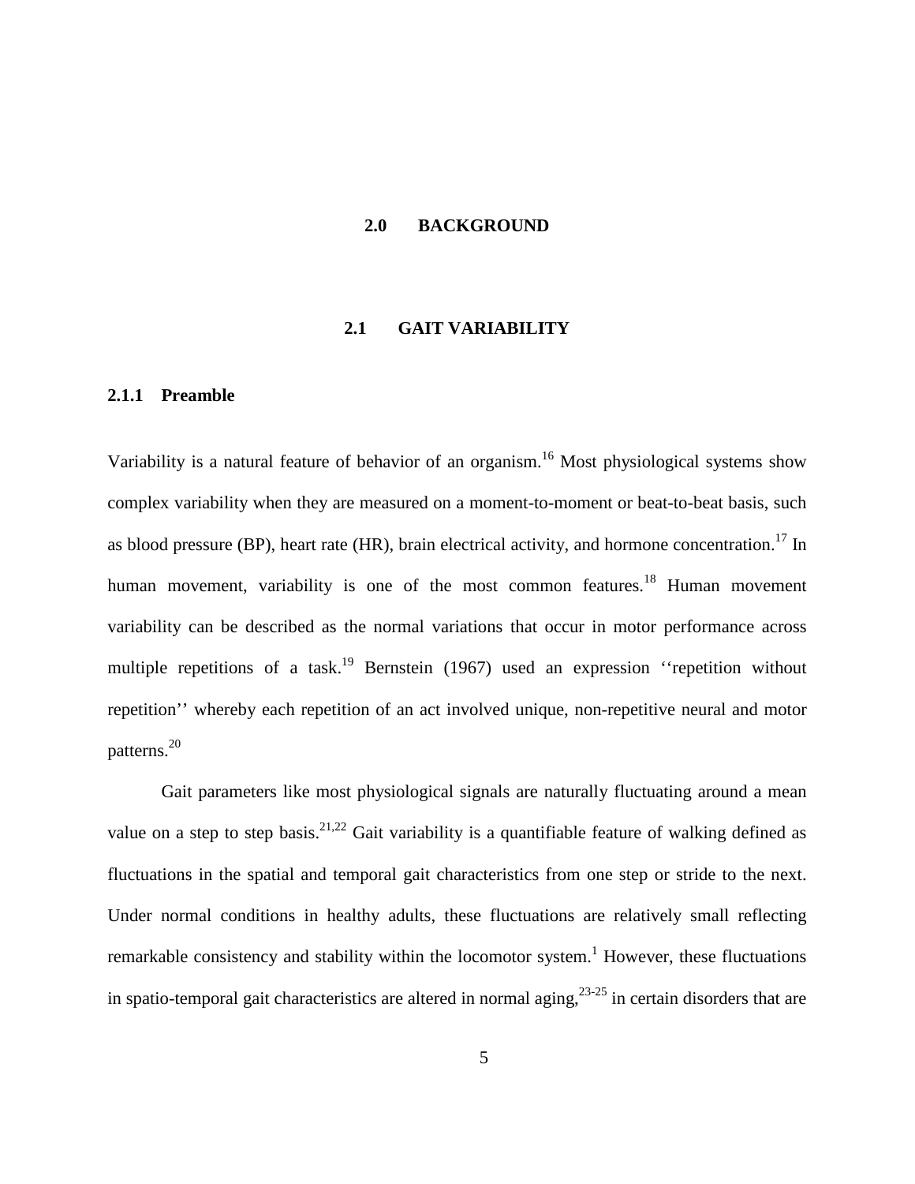# 2.0 BACKGROUND

## 2.1 GAIT VARIABILITY

### 2.1.1 Preamble

Variability is a natural feature of behavior of an organism.[16] Most physiological systems show complex variability when they are measured on a moment-to-moment or beat-to-beat basis, such as blood pressure (BP), heart rate (HR), brain electrical activity, and hormone concentration.[17] In human movement, variability is one of the most common features.[18] Human movement variability can be described as the normal variations that occur in motor performance across multiple repetitions of a task.[19] Bernstein (1967) used an expression ''repetition without repetition'' whereby each repetition of an act involved unique, non-repetitive neural and motor patterns.[20]

Gait parameters like most physiological signals are naturally fluctuating around a mean value on a step to step basis.[21,22] Gait variability is a quantifiable feature of walking defined as fluctuations in the spatial and temporal gait characteristics from one step or stride to the next. Under normal conditions in healthy adults, these fluctuations are relatively small reflecting remarkable consistency and stability within the locomotor system.[1] However, these fluctuations in spatio-temporal gait characteristics are altered in normal aging,[23-25] in certain disorders that are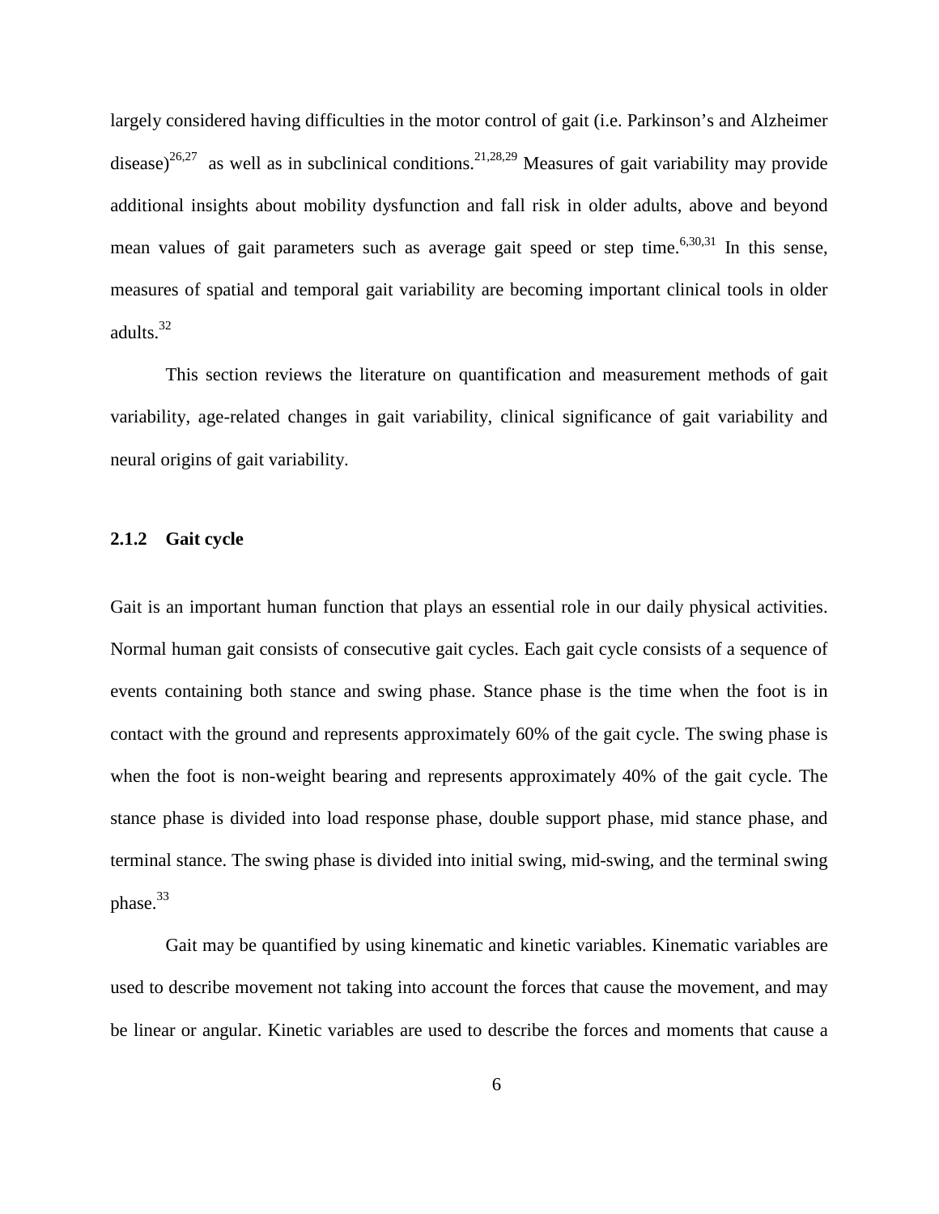largely considered having difficulties in the motor control of gait (i.e. Parkinson's and Alzheimer disease)[26,27] as well as in subclinical conditions.[21,28,29] Measures of gait variability may provide additional insights about mobility dysfunction and fall risk in older adults, above and beyond mean values of gait parameters such as average gait speed or step time.[6,30,31] In this sense, measures of spatial and temporal gait variability are becoming important clinical tools in older adults.[32]

This section reviews the literature on quantification and measurement methods of gait variability, age-related changes in gait variability, clinical significance of gait variability and neural origins of gait variability.

### 2.1.2 Gait cycle

Gait is an important human function that plays an essential role in our daily physical activities. Normal human gait consists of consecutive gait cycles. Each gait cycle consists of a sequence of events containing both stance and swing phase. Stance phase is the time when the foot is in contact with the ground and represents approximately 60% of the gait cycle. The swing phase is when the foot is non-weight bearing and represents approximately 40% of the gait cycle. The stance phase is divided into load response phase, double support phase, mid stance phase, and terminal stance. The swing phase is divided into initial swing, mid-swing, and the terminal swing phase.[33]

Gait may be quantified by using kinematic and kinetic variables. Kinematic variables are used to describe movement not taking into account the forces that cause the movement, and may be linear or angular. Kinetic variables are used to describe the forces and moments that cause a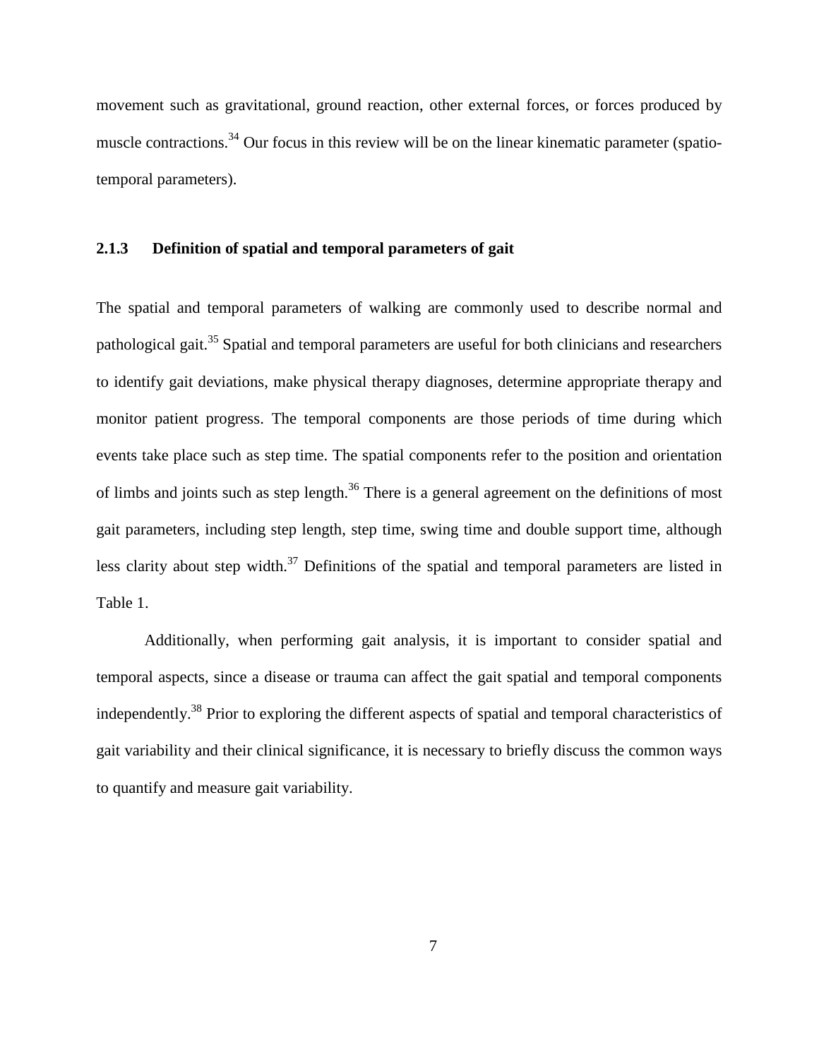movement such as gravitational, ground reaction, other external forces, or forces produced by muscle contractions.[34] Our focus in this review will be on the linear kinematic parameter (spatio-temporal parameters).

### 2.1.3 Definition of spatial and temporal parameters of gait

The spatial and temporal parameters of walking are commonly used to describe normal and pathological gait.[35] Spatial and temporal parameters are useful for both clinicians and researchers to identify gait deviations, make physical therapy diagnoses, determine appropriate therapy and monitor patient progress. The temporal components are those periods of time during which events take place such as step time. The spatial components refer to the position and orientation of limbs and joints such as step length.[36] There is a general agreement on the definitions of most gait parameters, including step length, step time, swing time and double support time, although less clarity about step width.[37] Definitions of the spatial and temporal parameters are listed in Table 1.

Additionally, when performing gait analysis, it is important to consider spatial and temporal aspects, since a disease or trauma can affect the gait spatial and temporal components independently.[38] Prior to exploring the different aspects of spatial and temporal characteristics of gait variability and their clinical significance, it is necessary to briefly discuss the common ways to quantify and measure gait variability.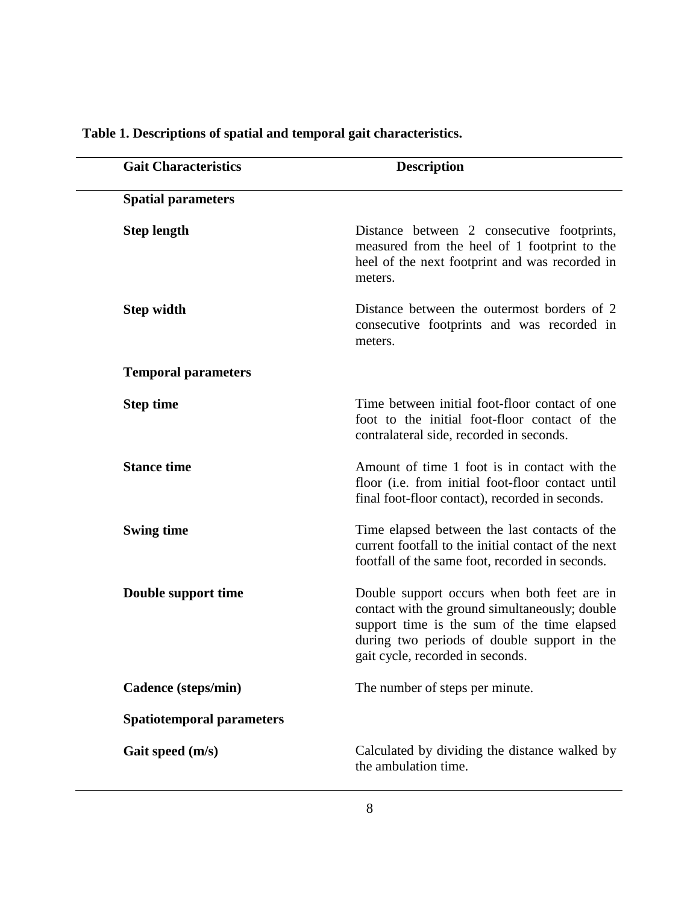**Table 1. Descriptions of spatial and temporal gait characteristics.**

| Gait Characteristics | Description |
| --- | --- |
| **Spatial parameters** | |
| **Step length** | Distance between 2 consecutive footprints, measured from the heel of 1 footprint to the heel of the next footprint and was recorded in meters. |
| **Step width** | Distance between the outermost borders of 2 consecutive footprints and was recorded in meters. |
| **Temporal parameters** | |
| **Step time** | Time between initial foot-floor contact of one foot to the initial foot-floor contact of the contralateral side, recorded in seconds. |
| **Stance time** | Amount of time 1 foot is in contact with the floor (i.e. from initial foot-floor contact until final foot-floor contact), recorded in seconds. |
| **Swing time** | Time elapsed between the last contacts of the current footfall to the initial contact of the next footfall of the same foot, recorded in seconds. |
| **Double support time** | Double support occurs when both feet are in contact with the ground simultaneously; double support time is the sum of the time elapsed during two periods of double support in the gait cycle, recorded in seconds. |
| **Cadence (steps/min)** | The number of steps per minute. |
| **Spatiotemporal parameters** | |
| **Gait speed (m/s)** | Calculated by dividing the distance walked by the ambulation time. |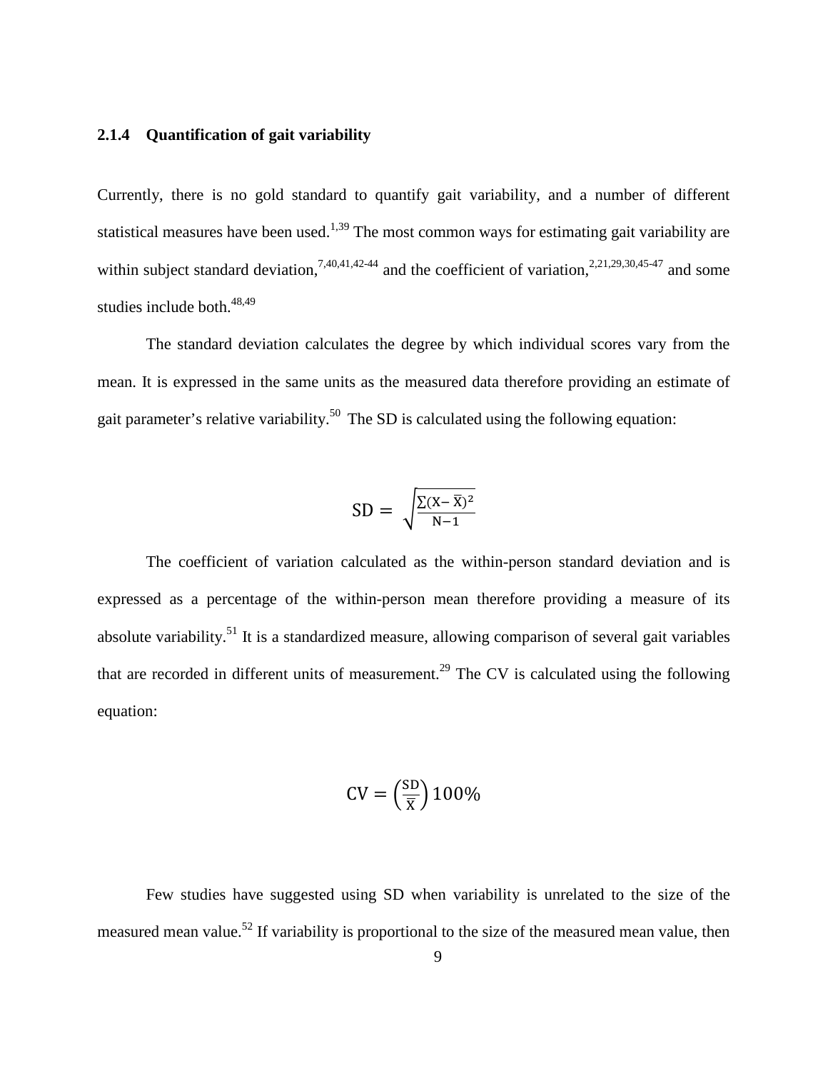### 2.1.4 Quantification of gait variability

Currently, there is no gold standard to quantify gait variability, and a number of different statistical measures have been used.[1,39] The most common ways for estimating gait variability are within subject standard deviation,[7,40,41,42-44] and the coefficient of variation,[2,21,29,30,45-47] and some studies include both.[48,49]

The standard deviation calculates the degree by which individual scores vary from the mean. It is expressed in the same units as the measured data therefore providing an estimate of gait parameter's relative variability.[50] The SD is calculated using the following equation:

$$\mathrm{SD} = \sqrt{\frac{\sum(\mathrm{X} - \bar{\mathrm{X}})^2}{\mathrm{N} - 1}}$$

The coefficient of variation calculated as the within-person standard deviation and is expressed as a percentage of the within-person mean therefore providing a measure of its absolute variability.[51] It is a standardized measure, allowing comparison of several gait variables that are recorded in different units of measurement.[29] The CV is calculated using the following equation:

$$\mathrm{CV} = \left(\frac{\mathrm{SD}}{\bar{\mathrm{X}}}\right) 100\%$$

Few studies have suggested using SD when variability is unrelated to the size of the measured mean value.[52] If variability is proportional to the size of the measured mean value, then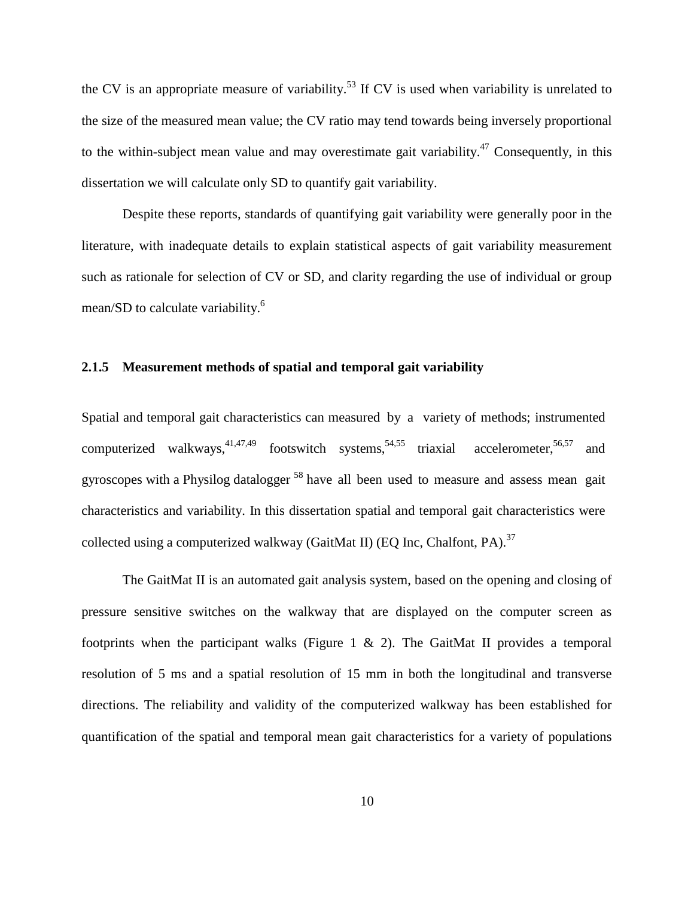the CV is an appropriate measure of variability.[53] If CV is used when variability is unrelated to the size of the measured mean value; the CV ratio may tend towards being inversely proportional to the within-subject mean value and may overestimate gait variability.[47] Consequently, in this dissertation we will calculate only SD to quantify gait variability.

Despite these reports, standards of quantifying gait variability were generally poor in the literature, with inadequate details to explain statistical aspects of gait variability measurement such as rationale for selection of CV or SD, and clarity regarding the use of individual or group mean/SD to calculate variability.[6]

### 2.1.5 Measurement methods of spatial and temporal gait variability

Spatial and temporal gait characteristics can measured by a variety of methods; instrumented computerized walkways,[41,47,49] footswitch systems,[54,55] triaxial accelerometer,[56,57] and gyroscopes with a Physilog datalogger [58] have all been used to measure and assess mean gait characteristics and variability. In this dissertation spatial and temporal gait characteristics were collected using a computerized walkway (GaitMat II) (EQ Inc, Chalfont, PA).[37]

The GaitMat II is an automated gait analysis system, based on the opening and closing of pressure sensitive switches on the walkway that are displayed on the computer screen as footprints when the participant walks (Figure 1 & 2). The GaitMat II provides a temporal resolution of 5 ms and a spatial resolution of 15 mm in both the longitudinal and transverse directions. The reliability and validity of the computerized walkway has been established for quantification of the spatial and temporal mean gait characteristics for a variety of populations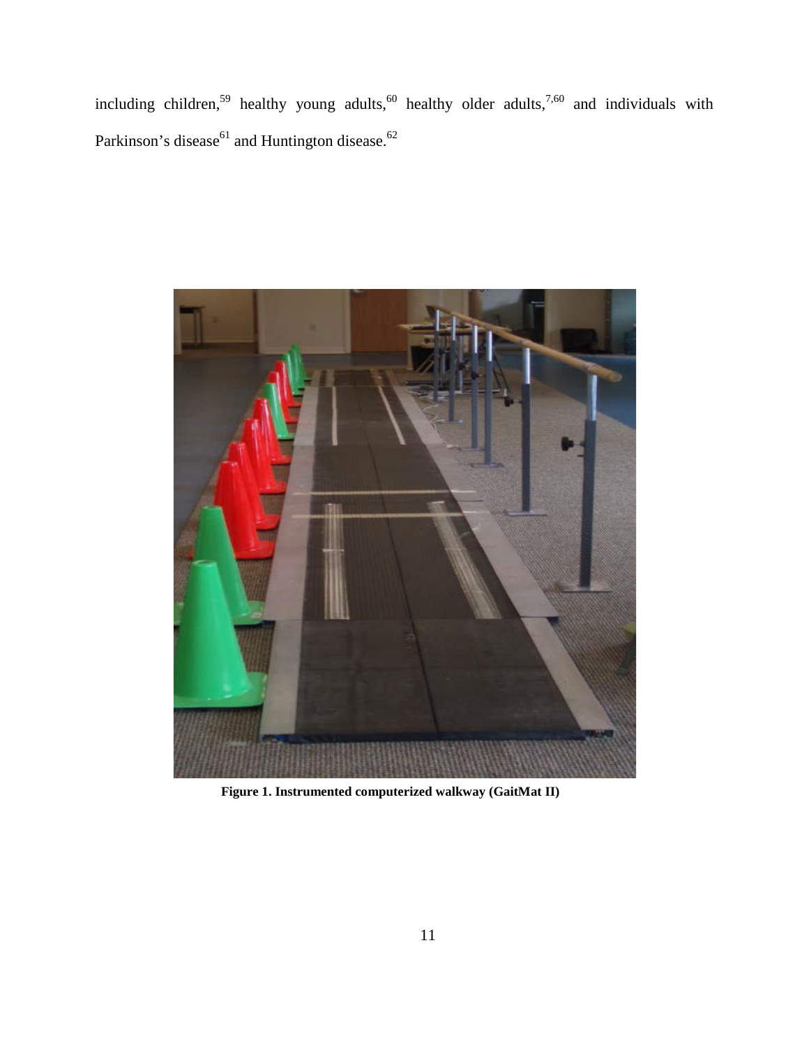including children,[59] healthy young adults,[60] healthy older adults,[7,60] and individuals with Parkinson's disease[61] and Huntington disease.[62]

**Figure 1. Instrumented computerized walkway (GaitMat II)**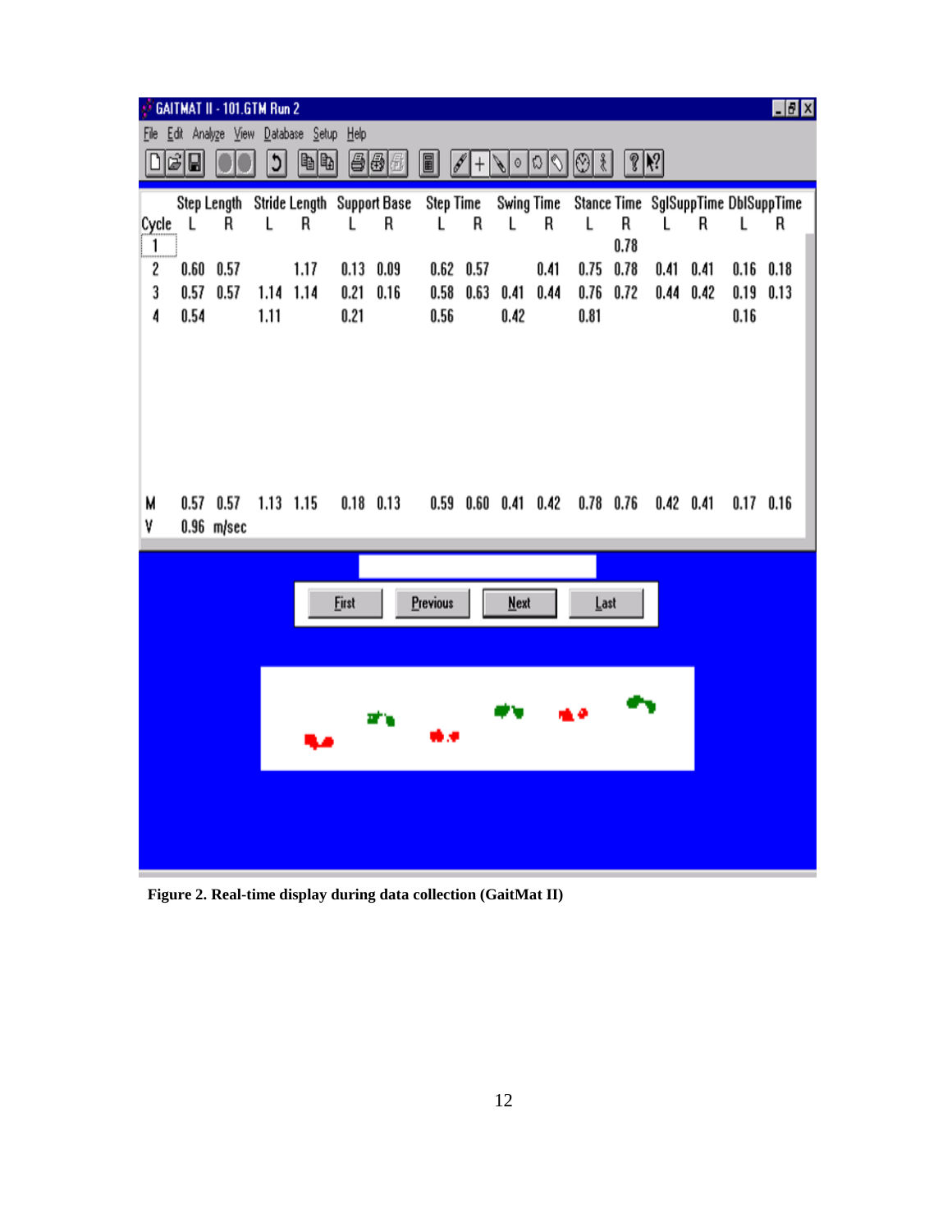GAITMAT II - 101.GTM Run 2

File Edit Analyze View Database Setup Help

| Cycle | Step Length L | Step Length R | Stride Length L | Stride Length R | Support Base L | Support Base R | Step Time L | Step Time R | Swing Time L | Swing Time R | Stance Time L | Stance Time R | SglSuppTime L | SglSuppTime R | DblSuppTime L | DblSuppTime R |
|---|---|---|---|---|---|---|---|---|---|---|---|---|---|---|---|---|
| 1 | | | | | | | | | | | | 0.78 | | | | |
| 2 | 0.60 | 0.57 | | 1.17 | 0.13 | 0.09 | 0.62 | 0.57 | | 0.41 | 0.75 | 0.78 | 0.41 | 0.41 | 0.16 | 0.18 |
| 3 | 0.57 | 0.57 | 1.14 | 1.14 | 0.21 | 0.16 | 0.58 | 0.63 | 0.41 | 0.44 | 0.76 | 0.72 | 0.44 | 0.42 | 0.19 | 0.13 |
| 4 | 0.54 | | 1.11 | | 0.21 | | 0.56 | | 0.42 | | 0.81 | | | | 0.16 | |
| M | 0.57 | 0.57 | 1.13 | 1.15 | 0.18 | 0.13 | 0.59 | 0.60 | 0.41 | 0.42 | 0.78 | 0.76 | 0.42 | 0.41 | 0.17 | 0.16 |
| V | 0.96 m/sec | | | | | | | | | | | | | | | |

First | Previous | Next | Last

**Figure 2. Real-time display during data collection (GaitMat II)**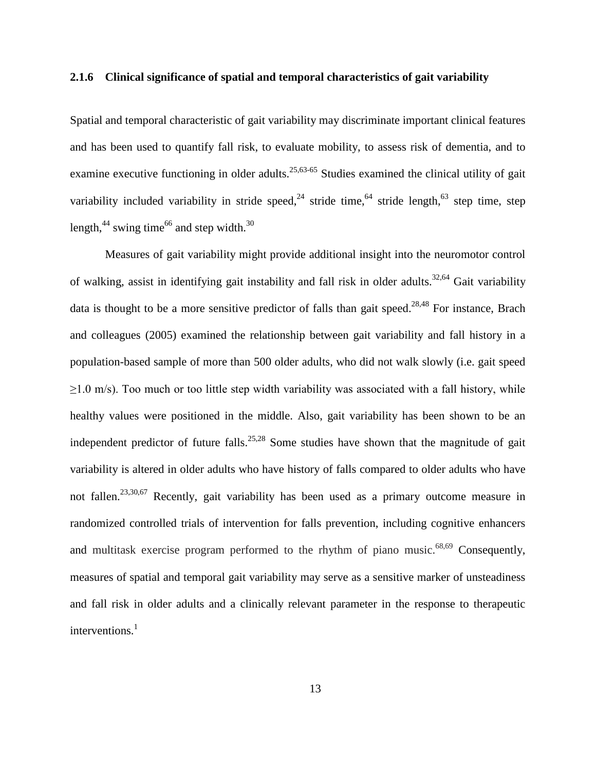### 2.1.6 Clinical significance of spatial and temporal characteristics of gait variability

Spatial and temporal characteristic of gait variability may discriminate important clinical features and has been used to quantify fall risk, to evaluate mobility, to assess risk of dementia, and to examine executive functioning in older adults.[25,63-65] Studies examined the clinical utility of gait variability included variability in stride speed,[24] stride time,[64] stride length,[63] step time, step length,[44] swing time[66] and step width.[30]

Measures of gait variability might provide additional insight into the neuromotor control of walking, assist in identifying gait instability and fall risk in older adults.[32,64] Gait variability data is thought to be a more sensitive predictor of falls than gait speed.[28,48] For instance, Brach and colleagues (2005) examined the relationship between gait variability and fall history in a population-based sample of more than 500 older adults, who did not walk slowly (i.e. gait speed ≥1.0 m/s). Too much or too little step width variability was associated with a fall history, while healthy values were positioned in the middle. Also, gait variability has been shown to be an independent predictor of future falls.[25,28] Some studies have shown that the magnitude of gait variability is altered in older adults who have history of falls compared to older adults who have not fallen.[23,30,67] Recently, gait variability has been used as a primary outcome measure in randomized controlled trials of intervention for falls prevention, including cognitive enhancers and multitask exercise program performed to the rhythm of piano music.[68,69] Consequently, measures of spatial and temporal gait variability may serve as a sensitive marker of unsteadiness and fall risk in older adults and a clinically relevant parameter in the response to therapeutic interventions.[1]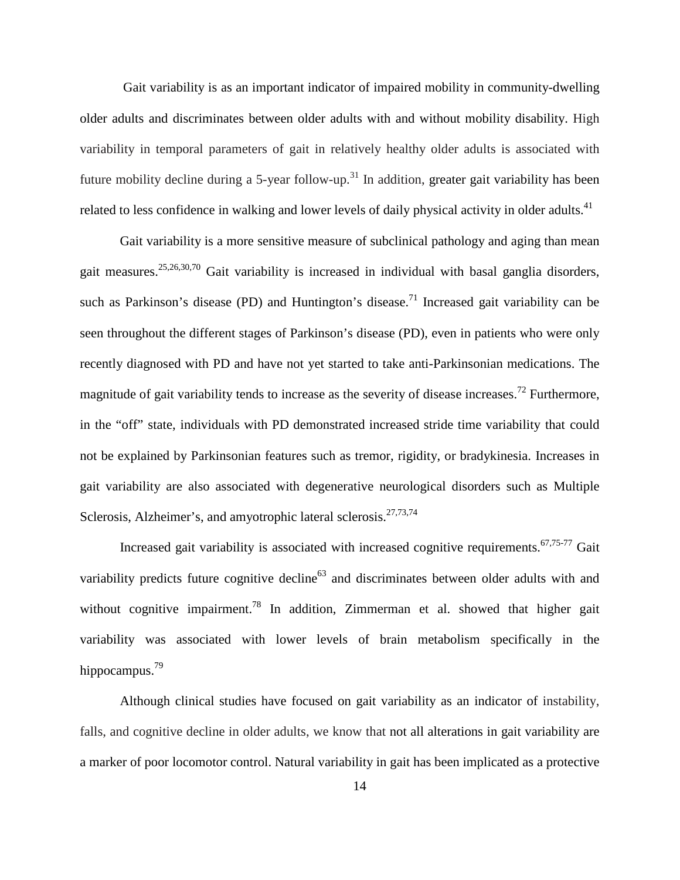Gait variability is as an important indicator of impaired mobility in community-dwelling older adults and discriminates between older adults with and without mobility disability. High variability in temporal parameters of gait in relatively healthy older adults is associated with future mobility decline during a 5-year follow-up.[31] In addition, greater gait variability has been related to less confidence in walking and lower levels of daily physical activity in older adults.[41]

Gait variability is a more sensitive measure of subclinical pathology and aging than mean gait measures.[25,26,30,70] Gait variability is increased in individual with basal ganglia disorders, such as Parkinson's disease (PD) and Huntington's disease.[71] Increased gait variability can be seen throughout the different stages of Parkinson's disease (PD), even in patients who were only recently diagnosed with PD and have not yet started to take anti-Parkinsonian medications. The magnitude of gait variability tends to increase as the severity of disease increases.[72] Furthermore, in the "off" state, individuals with PD demonstrated increased stride time variability that could not be explained by Parkinsonian features such as tremor, rigidity, or bradykinesia. Increases in gait variability are also associated with degenerative neurological disorders such as Multiple Sclerosis, Alzheimer's, and amyotrophic lateral sclerosis.[27,73,74]

Increased gait variability is associated with increased cognitive requirements.[67,75-77] Gait variability predicts future cognitive decline[63] and discriminates between older adults with and without cognitive impairment.[78] In addition, Zimmerman et al. showed that higher gait variability was associated with lower levels of brain metabolism specifically in the hippocampus.[79]

Although clinical studies have focused on gait variability as an indicator of instability, falls, and cognitive decline in older adults, we know that not all alterations in gait variability are a marker of poor locomotor control. Natural variability in gait has been implicated as a protective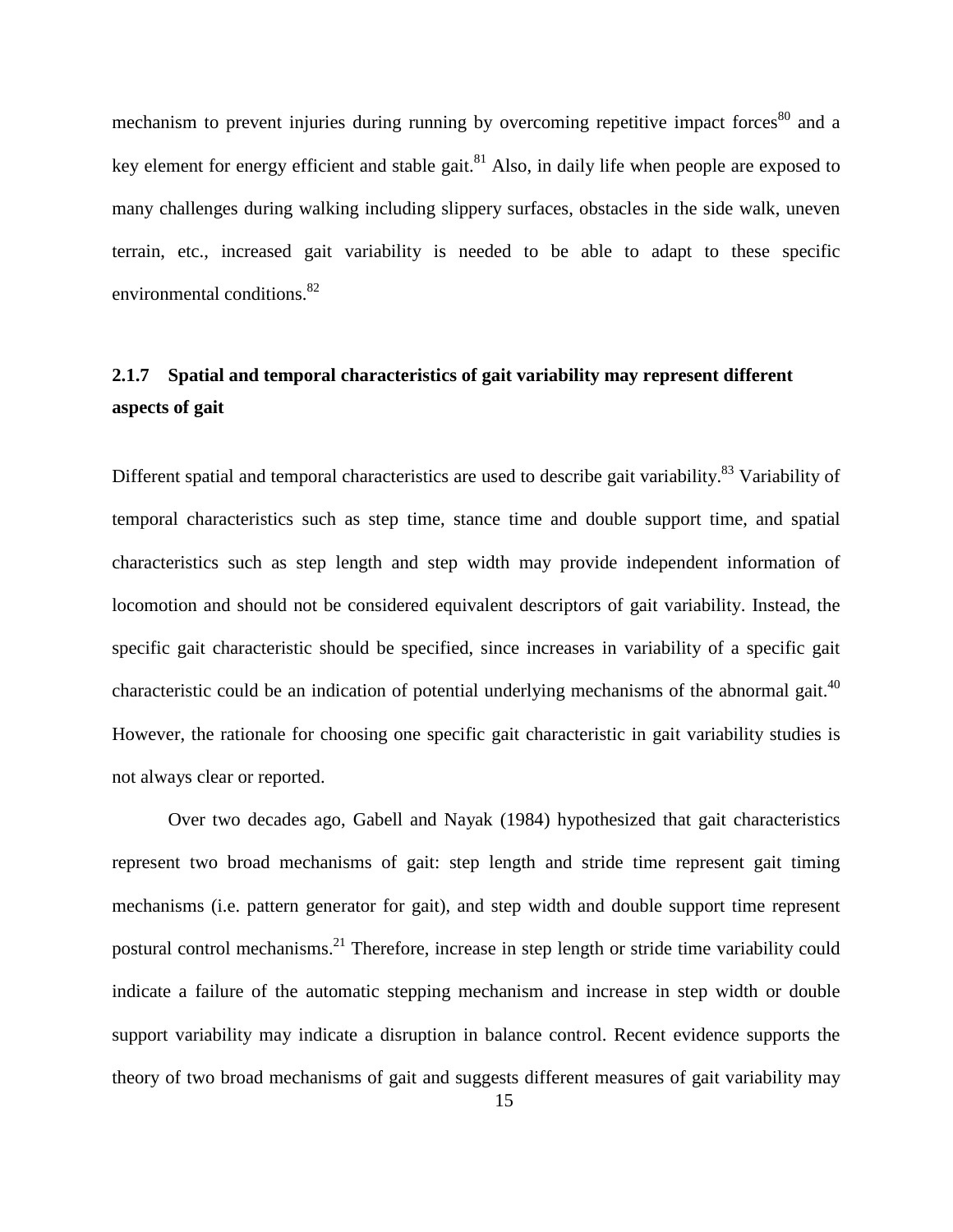mechanism to prevent injuries during running by overcoming repetitive impact forces[80] and a key element for energy efficient and stable gait.[81] Also, in daily life when people are exposed to many challenges during walking including slippery surfaces, obstacles in the side walk, uneven terrain, etc., increased gait variability is needed to be able to adapt to these specific environmental conditions.[82]

### 2.1.7 Spatial and temporal characteristics of gait variability may represent different aspects of gait

Different spatial and temporal characteristics are used to describe gait variability.[83] Variability of temporal characteristics such as step time, stance time and double support time, and spatial characteristics such as step length and step width may provide independent information of locomotion and should not be considered equivalent descriptors of gait variability. Instead, the specific gait characteristic should be specified, since increases in variability of a specific gait characteristic could be an indication of potential underlying mechanisms of the abnormal gait.[40] However, the rationale for choosing one specific gait characteristic in gait variability studies is not always clear or reported.

Over two decades ago, Gabell and Nayak (1984) hypothesized that gait characteristics represent two broad mechanisms of gait: step length and stride time represent gait timing mechanisms (i.e. pattern generator for gait), and step width and double support time represent postural control mechanisms.[21] Therefore, increase in step length or stride time variability could indicate a failure of the automatic stepping mechanism and increase in step width or double support variability may indicate a disruption in balance control. Recent evidence supports the theory of two broad mechanisms of gait and suggests different measures of gait variability may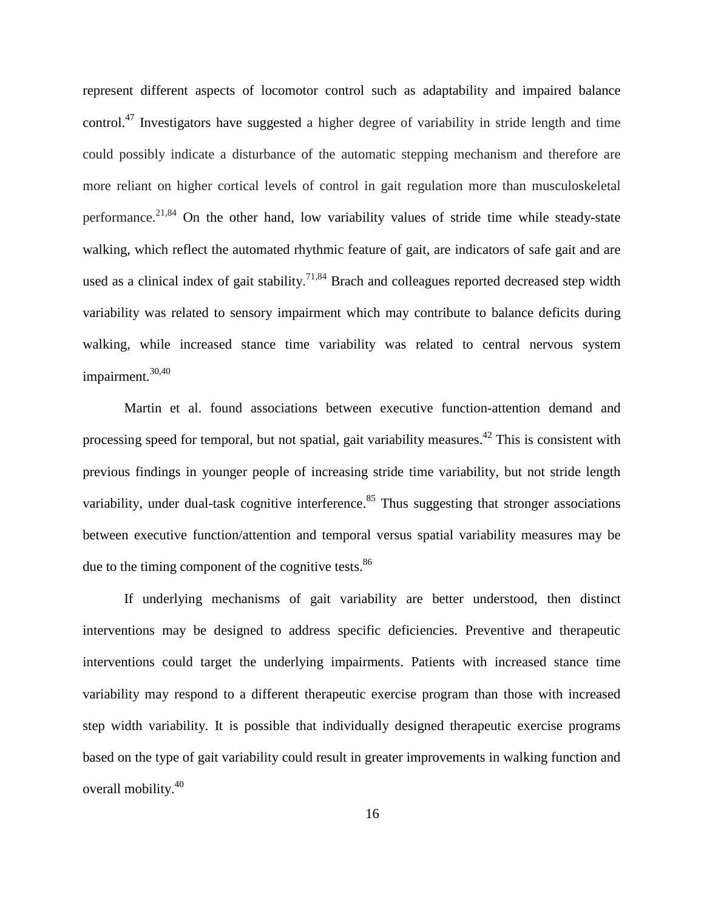represent different aspects of locomotor control such as adaptability and impaired balance control.[47] Investigators have suggested a higher degree of variability in stride length and time could possibly indicate a disturbance of the automatic stepping mechanism and therefore are more reliant on higher cortical levels of control in gait regulation more than musculoskeletal performance.[21,84] On the other hand, low variability values of stride time while steady-state walking, which reflect the automated rhythmic feature of gait, are indicators of safe gait and are used as a clinical index of gait stability.[71,84] Brach and colleagues reported decreased step width variability was related to sensory impairment which may contribute to balance deficits during walking, while increased stance time variability was related to central nervous system impairment.[30,40]

Martin et al. found associations between executive function-attention demand and processing speed for temporal, but not spatial, gait variability measures.[42] This is consistent with previous findings in younger people of increasing stride time variability, but not stride length variability, under dual-task cognitive interference.[85] Thus suggesting that stronger associations between executive function/attention and temporal versus spatial variability measures may be due to the timing component of the cognitive tests.[86]

If underlying mechanisms of gait variability are better understood, then distinct interventions may be designed to address specific deficiencies. Preventive and therapeutic interventions could target the underlying impairments. Patients with increased stance time variability may respond to a different therapeutic exercise program than those with increased step width variability. It is possible that individually designed therapeutic exercise programs based on the type of gait variability could result in greater improvements in walking function and overall mobility.[40]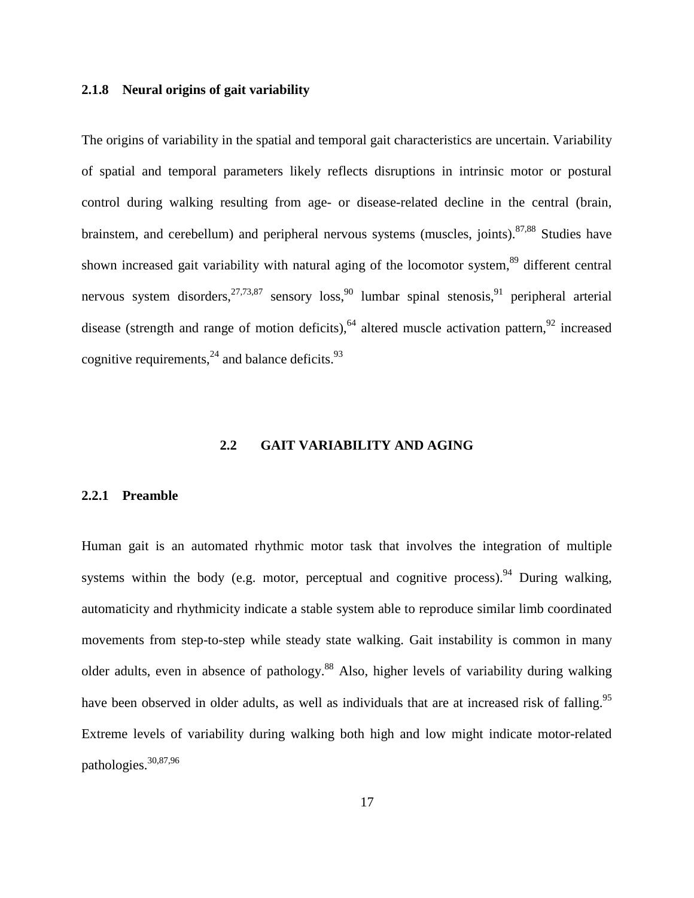### 2.1.8 Neural origins of gait variability

The origins of variability in the spatial and temporal gait characteristics are uncertain. Variability of spatial and temporal parameters likely reflects disruptions in intrinsic motor or postural control during walking resulting from age- or disease-related decline in the central (brain, brainstem, and cerebellum) and peripheral nervous systems (muscles, joints).[87,88] Studies have shown increased gait variability with natural aging of the locomotor system,[89] different central nervous system disorders,[27,73,87] sensory loss,[90] lumbar spinal stenosis,[91] peripheral arterial disease (strength and range of motion deficits),[64] altered muscle activation pattern,[92] increased cognitive requirements,[24] and balance deficits.[93]

## 2.2 GAIT VARIABILITY AND AGING

### 2.2.1 Preamble

Human gait is an automated rhythmic motor task that involves the integration of multiple systems within the body (e.g. motor, perceptual and cognitive process).[94] During walking, automaticity and rhythmicity indicate a stable system able to reproduce similar limb coordinated movements from step-to-step while steady state walking. Gait instability is common in many older adults, even in absence of pathology.[88] Also, higher levels of variability during walking have been observed in older adults, as well as individuals that are at increased risk of falling.[95] Extreme levels of variability during walking both high and low might indicate motor-related pathologies.[30,87,96]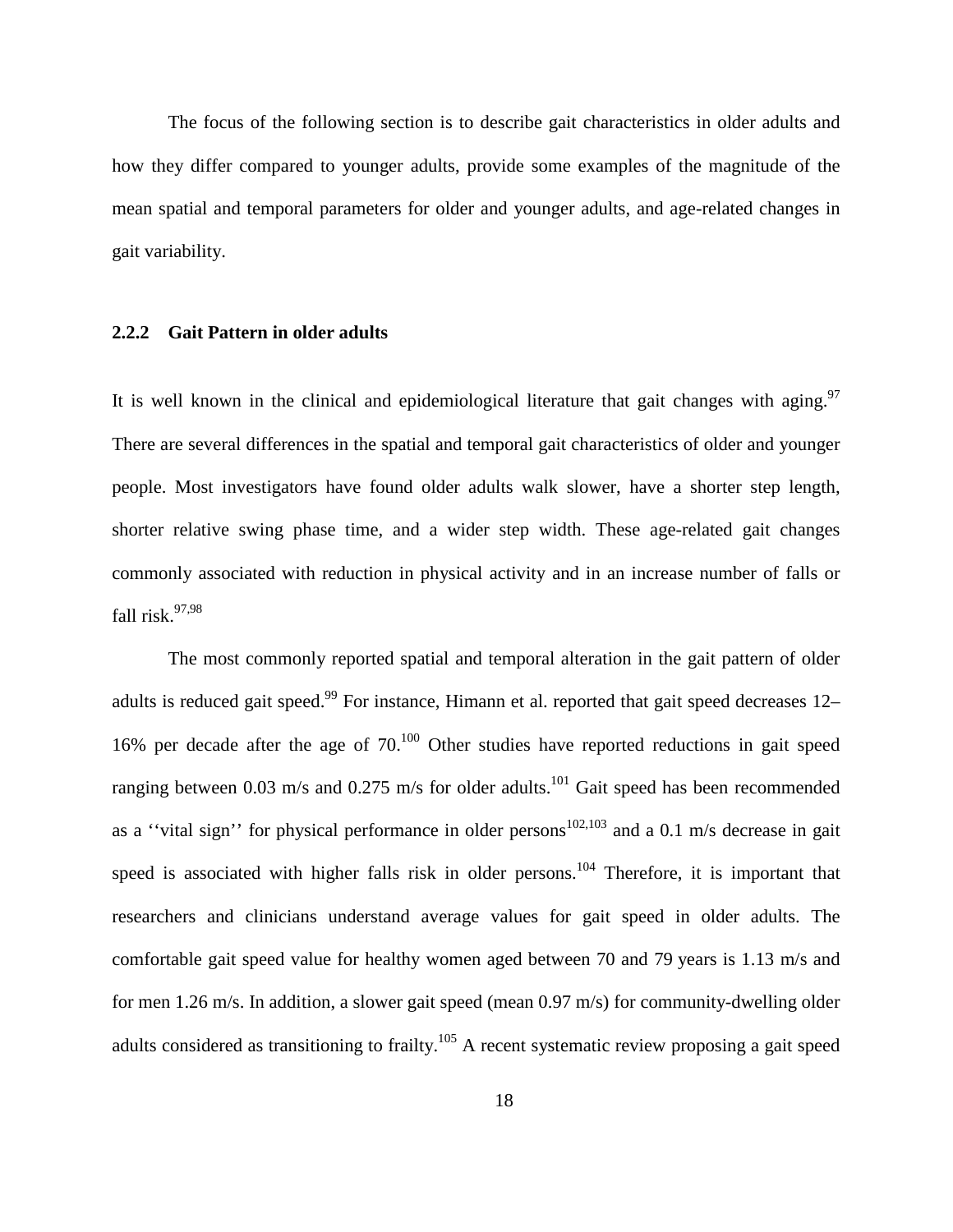The focus of the following section is to describe gait characteristics in older adults and how they differ compared to younger adults, provide some examples of the magnitude of the mean spatial and temporal parameters for older and younger adults, and age-related changes in gait variability.

### 2.2.2 Gait Pattern in older adults

It is well known in the clinical and epidemiological literature that gait changes with aging.[97] There are several differences in the spatial and temporal gait characteristics of older and younger people. Most investigators have found older adults walk slower, have a shorter step length, shorter relative swing phase time, and a wider step width. These age-related gait changes commonly associated with reduction in physical activity and in an increase number of falls or fall risk.[97,98]

The most commonly reported spatial and temporal alteration in the gait pattern of older adults is reduced gait speed.[99] For instance, Himann et al. reported that gait speed decreases 12–16% per decade after the age of 70.[100] Other studies have reported reductions in gait speed ranging between 0.03 m/s and 0.275 m/s for older adults.[101] Gait speed has been recommended as a ''vital sign'' for physical performance in older persons[102,103] and a 0.1 m/s decrease in gait speed is associated with higher falls risk in older persons.[104] Therefore, it is important that researchers and clinicians understand average values for gait speed in older adults. The comfortable gait speed value for healthy women aged between 70 and 79 years is 1.13 m/s and for men 1.26 m/s. In addition, a slower gait speed (mean 0.97 m/s) for community-dwelling older adults considered as transitioning to frailty.[105] A recent systematic review proposing a gait speed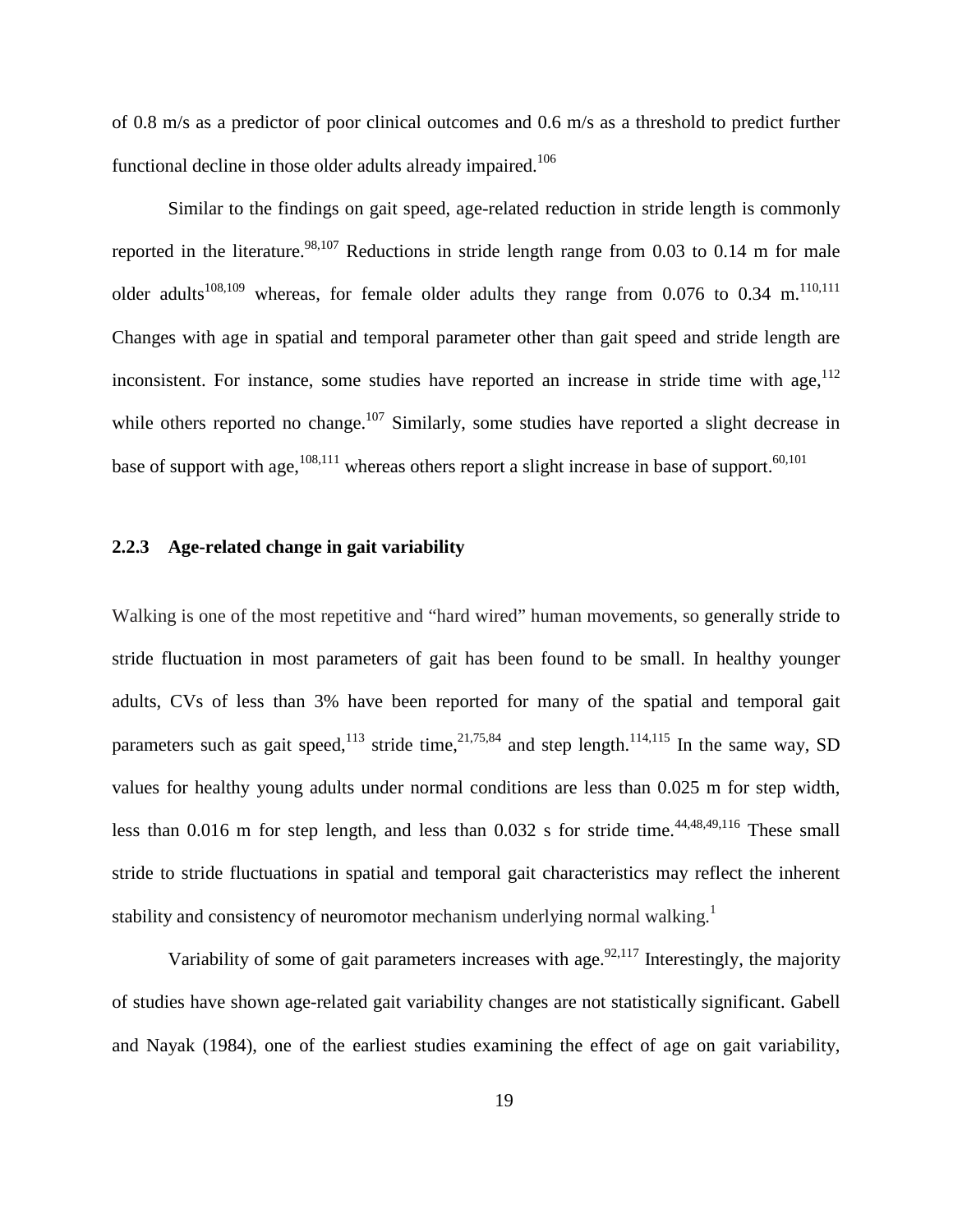of 0.8 m/s as a predictor of poor clinical outcomes and 0.6 m/s as a threshold to predict further functional decline in those older adults already impaired.[106]

Similar to the findings on gait speed, age-related reduction in stride length is commonly reported in the literature.[98,107] Reductions in stride length range from 0.03 to 0.14 m for male older adults[108,109] whereas, for female older adults they range from 0.076 to 0.34 m.[110,111] Changes with age in spatial and temporal parameter other than gait speed and stride length are inconsistent. For instance, some studies have reported an increase in stride time with age,[112] while others reported no change.[107] Similarly, some studies have reported a slight decrease in base of support with age,[108,111] whereas others report a slight increase in base of support.[60,101]

### 2.2.3 Age-related change in gait variability

Walking is one of the most repetitive and "hard wired" human movements, so generally stride to stride fluctuation in most parameters of gait has been found to be small. In healthy younger adults, CVs of less than 3% have been reported for many of the spatial and temporal gait parameters such as gait speed,[113] stride time,[21,75,84] and step length.[114,115] In the same way, SD values for healthy young adults under normal conditions are less than 0.025 m for step width, less than 0.016 m for step length, and less than 0.032 s for stride time.[44,48,49,116] These small stride to stride fluctuations in spatial and temporal gait characteristics may reflect the inherent stability and consistency of neuromotor mechanism underlying normal walking.[1]

Variability of some of gait parameters increases with age.[92,117] Interestingly, the majority of studies have shown age-related gait variability changes are not statistically significant. Gabell and Nayak (1984), one of the earliest studies examining the effect of age on gait variability,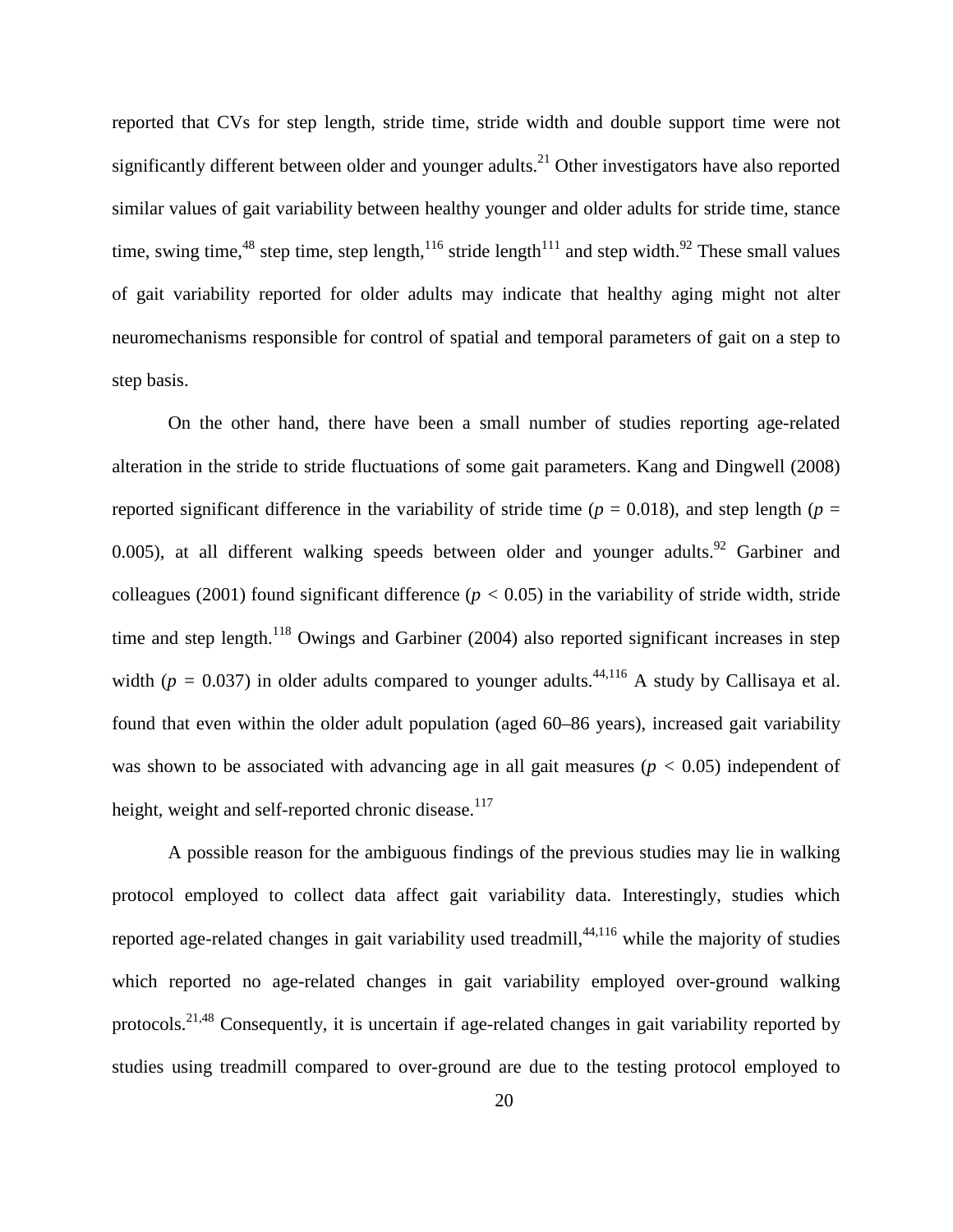reported that CVs for step length, stride time, stride width and double support time were not significantly different between older and younger adults.[21] Other investigators have also reported similar values of gait variability between healthy younger and older adults for stride time, stance time, swing time,[48] step time, step length,[116] stride length[111] and step width.[92] These small values of gait variability reported for older adults may indicate that healthy aging might not alter neuromechanisms responsible for control of spatial and temporal parameters of gait on a step to step basis.

On the other hand, there have been a small number of studies reporting age-related alteration in the stride to stride fluctuations of some gait parameters. Kang and Dingwell (2008) reported significant difference in the variability of stride time ($p$ = 0.018), and step length ($p$ = 0.005), at all different walking speeds between older and younger adults.[92] Garbiner and colleagues (2001) found significant difference ($p < 0.05$) in the variability of stride width, stride time and step length.[118] Owings and Garbiner (2004) also reported significant increases in step width ($p$ = 0.037) in older adults compared to younger adults.[44,116] A study by Callisaya et al. found that even within the older adult population (aged 60–86 years), increased gait variability was shown to be associated with advancing age in all gait measures ($p < 0.05$) independent of height, weight and self-reported chronic disease.[117]

A possible reason for the ambiguous findings of the previous studies may lie in walking protocol employed to collect data affect gait variability data. Interestingly, studies which reported age-related changes in gait variability used treadmill,[44,116] while the majority of studies which reported no age-related changes in gait variability employed over-ground walking protocols.[21,48] Consequently, it is uncertain if age-related changes in gait variability reported by studies using treadmill compared to over-ground are due to the testing protocol employed to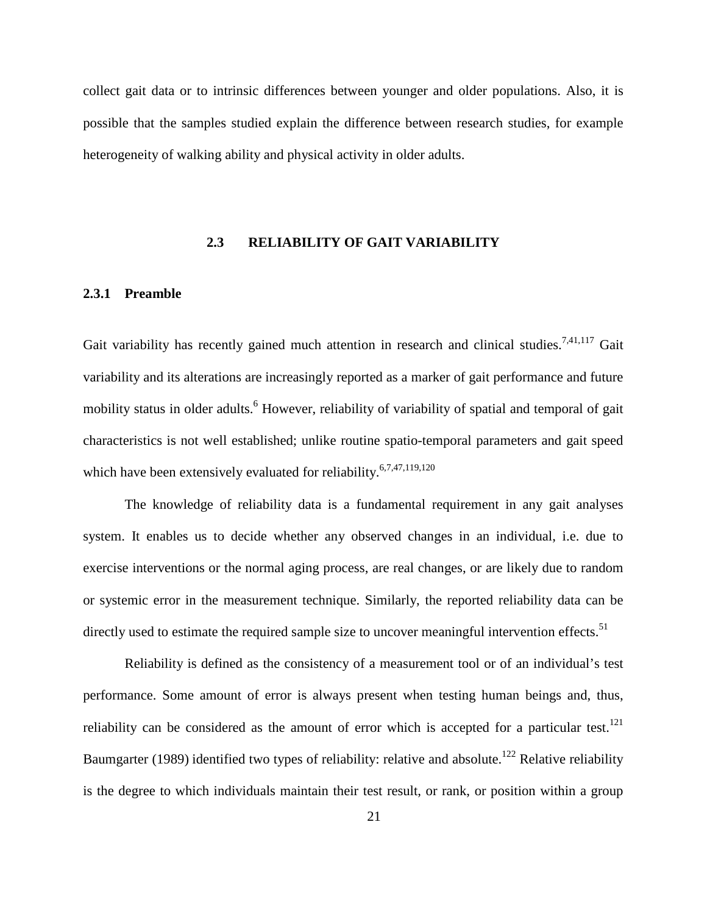collect gait data or to intrinsic differences between younger and older populations. Also, it is possible that the samples studied explain the difference between research studies, for example heterogeneity of walking ability and physical activity in older adults.

## 2.3 RELIABILITY OF GAIT VARIABILITY

### 2.3.1 Preamble

Gait variability has recently gained much attention in research and clinical studies.[7,41,117] Gait variability and its alterations are increasingly reported as a marker of gait performance and future mobility status in older adults.[6] However, reliability of variability of spatial and temporal of gait characteristics is not well established; unlike routine spatio-temporal parameters and gait speed which have been extensively evaluated for reliability.[6,7,47,119,120]

The knowledge of reliability data is a fundamental requirement in any gait analyses system. It enables us to decide whether any observed changes in an individual, i.e. due to exercise interventions or the normal aging process, are real changes, or are likely due to random or systemic error in the measurement technique. Similarly, the reported reliability data can be directly used to estimate the required sample size to uncover meaningful intervention effects.[51]

Reliability is defined as the consistency of a measurement tool or of an individual's test performance. Some amount of error is always present when testing human beings and, thus, reliability can be considered as the amount of error which is accepted for a particular test.[121] Baumgarter (1989) identified two types of reliability: relative and absolute.[122] Relative reliability is the degree to which individuals maintain their test result, or rank, or position within a group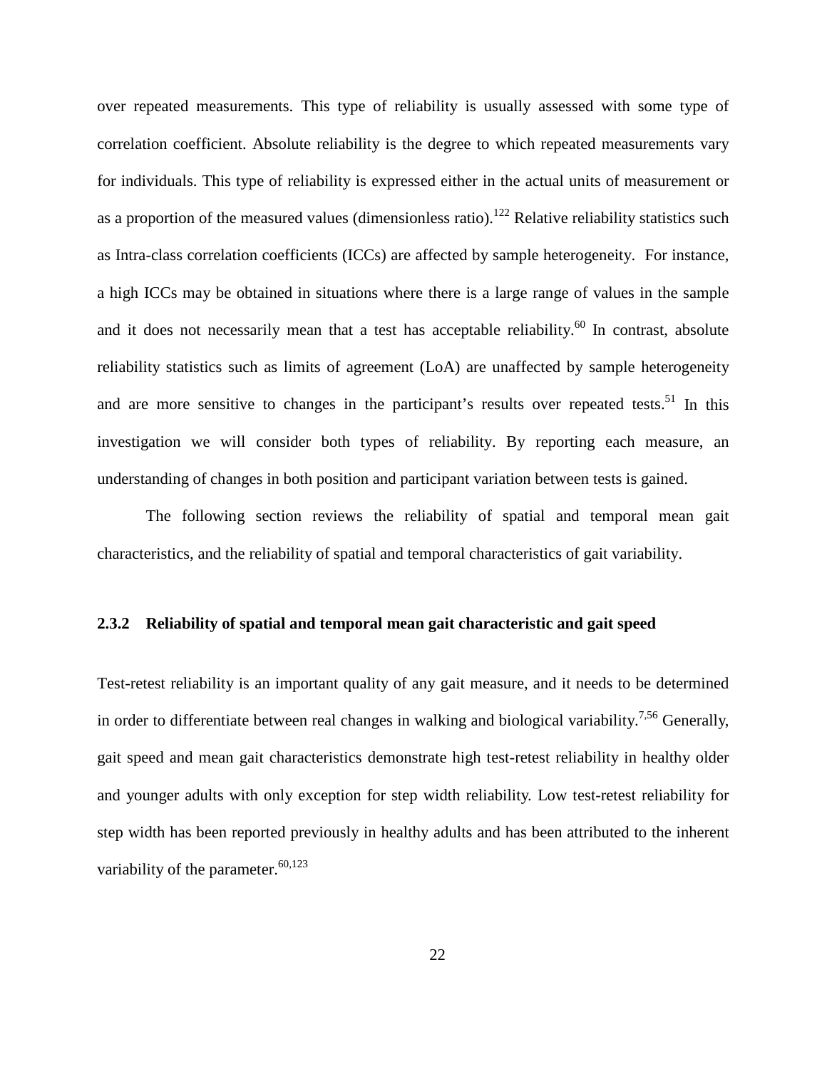over repeated measurements. This type of reliability is usually assessed with some type of correlation coefficient. Absolute reliability is the degree to which repeated measurements vary for individuals. This type of reliability is expressed either in the actual units of measurement or as a proportion of the measured values (dimensionless ratio).[122] Relative reliability statistics such as Intra-class correlation coefficients (ICCs) are affected by sample heterogeneity. For instance, a high ICCs may be obtained in situations where there is a large range of values in the sample and it does not necessarily mean that a test has acceptable reliability.[60] In contrast, absolute reliability statistics such as limits of agreement (LoA) are unaffected by sample heterogeneity and are more sensitive to changes in the participant's results over repeated tests.[51] In this investigation we will consider both types of reliability. By reporting each measure, an understanding of changes in both position and participant variation between tests is gained.

The following section reviews the reliability of spatial and temporal mean gait characteristics, and the reliability of spatial and temporal characteristics of gait variability.

### 2.3.2 Reliability of spatial and temporal mean gait characteristic and gait speed

Test-retest reliability is an important quality of any gait measure, and it needs to be determined in order to differentiate between real changes in walking and biological variability.[7,56] Generally, gait speed and mean gait characteristics demonstrate high test-retest reliability in healthy older and younger adults with only exception for step width reliability. Low test-retest reliability for step width has been reported previously in healthy adults and has been attributed to the inherent variability of the parameter.[60,123]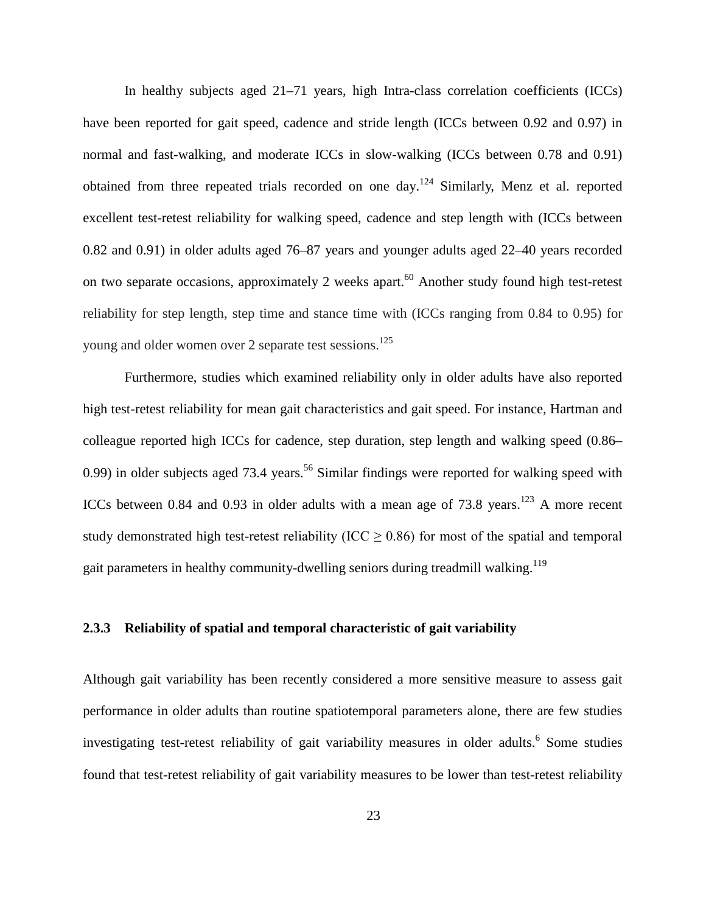In healthy subjects aged 21–71 years, high Intra-class correlation coefficients (ICCs) have been reported for gait speed, cadence and stride length (ICCs between 0.92 and 0.97) in normal and fast-walking, and moderate ICCs in slow-walking (ICCs between 0.78 and 0.91) obtained from three repeated trials recorded on one day.[124] Similarly, Menz et al. reported excellent test-retest reliability for walking speed, cadence and step length with (ICCs between 0.82 and 0.91) in older adults aged 76–87 years and younger adults aged 22–40 years recorded on two separate occasions, approximately 2 weeks apart.[60] Another study found high test-retest reliability for step length, step time and stance time with (ICCs ranging from 0.84 to 0.95) for young and older women over 2 separate test sessions.[125]

Furthermore, studies which examined reliability only in older adults have also reported high test-retest reliability for mean gait characteristics and gait speed. For instance, Hartman and colleague reported high ICCs for cadence, step duration, step length and walking speed (0.86–0.99) in older subjects aged 73.4 years.[56] Similar findings were reported for walking speed with ICCs between 0.84 and 0.93 in older adults with a mean age of 73.8 years.[123] A more recent study demonstrated high test-retest reliability (ICC $\geq$ 0.86) for most of the spatial and temporal gait parameters in healthy community-dwelling seniors during treadmill walking.[119]

### 2.3.3 Reliability of spatial and temporal characteristic of gait variability

Although gait variability has been recently considered a more sensitive measure to assess gait performance in older adults than routine spatiotemporal parameters alone, there are few studies investigating test-retest reliability of gait variability measures in older adults.[6] Some studies found that test-retest reliability of gait variability measures to be lower than test-retest reliability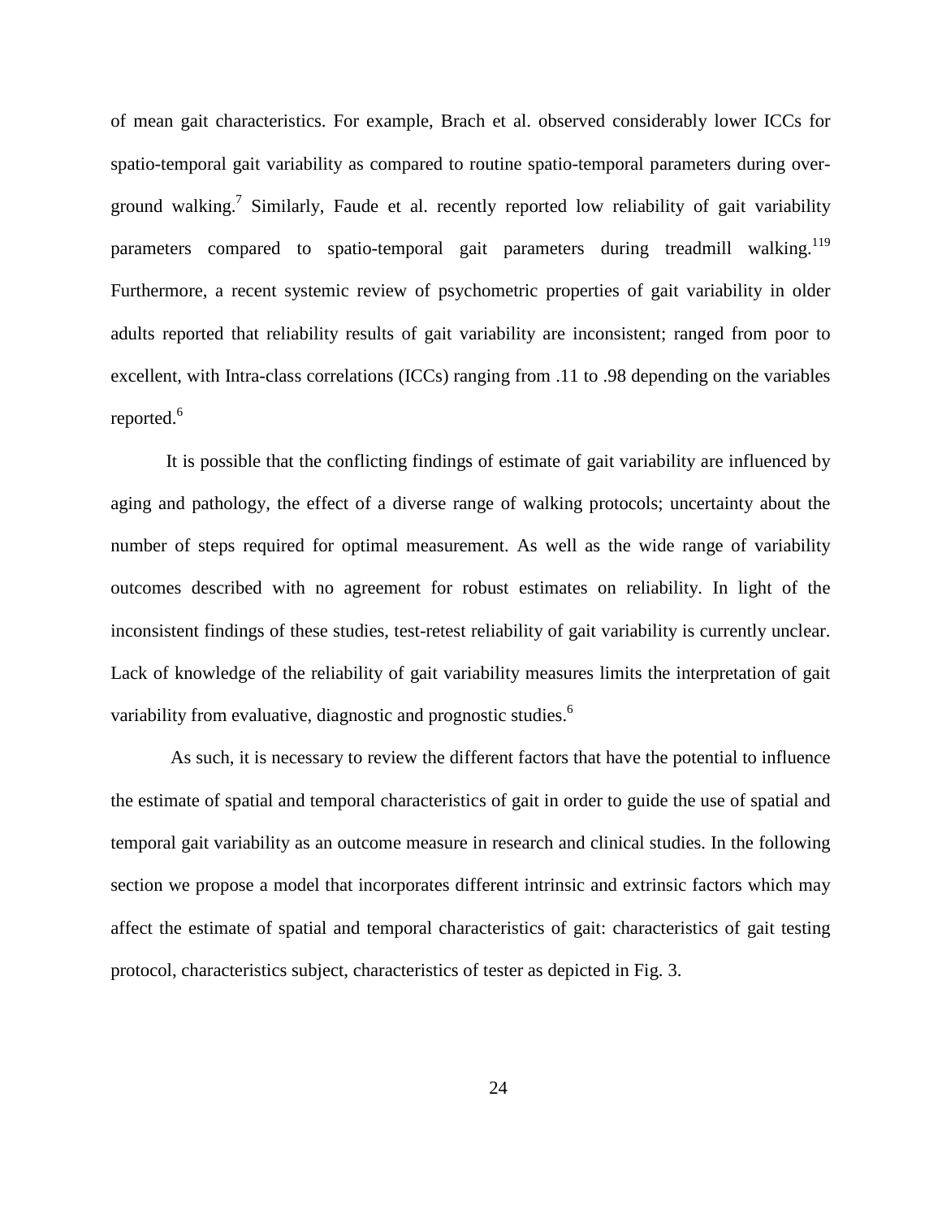of mean gait characteristics. For example, Brach et al. observed considerably lower ICCs for spatio-temporal gait variability as compared to routine spatio-temporal parameters during over-ground walking.[7] Similarly, Faude et al. recently reported low reliability of gait variability parameters compared to spatio-temporal gait parameters during treadmill walking.[119] Furthermore, a recent systemic review of psychometric properties of gait variability in older adults reported that reliability results of gait variability are inconsistent; ranged from poor to excellent, with Intra-class correlations (ICCs) ranging from .11 to .98 depending on the variables reported.[6]

It is possible that the conflicting findings of estimate of gait variability are influenced by aging and pathology, the effect of a diverse range of walking protocols; uncertainty about the number of steps required for optimal measurement. As well as the wide range of variability outcomes described with no agreement for robust estimates on reliability. In light of the inconsistent findings of these studies, test-retest reliability of gait variability is currently unclear. Lack of knowledge of the reliability of gait variability measures limits the interpretation of gait variability from evaluative, diagnostic and prognostic studies.[6]

As such, it is necessary to review the different factors that have the potential to influence the estimate of spatial and temporal characteristics of gait in order to guide the use of spatial and temporal gait variability as an outcome measure in research and clinical studies. In the following section we propose a model that incorporates different intrinsic and extrinsic factors which may affect the estimate of spatial and temporal characteristics of gait: characteristics of gait testing protocol, characteristics subject, characteristics of tester as depicted in Fig. 3.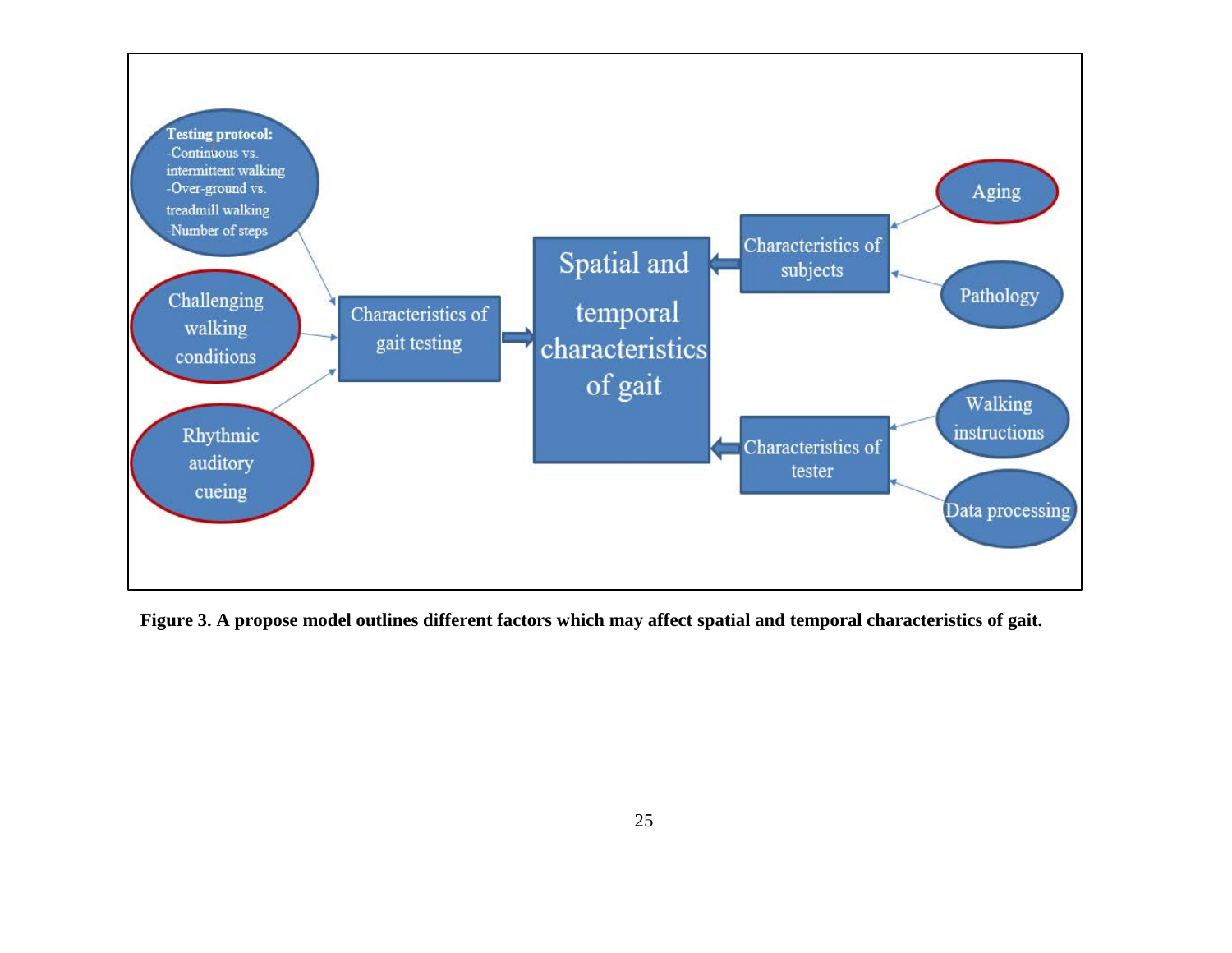**Testing protocol:**
- Continuous vs. intermittent walking
- Over-ground vs. treadmill walking
- Number of steps

Challenging walking conditions

Rhythmic auditory cueing

Characteristics of gait testing

Spatial and temporal characteristics of gait

Characteristics of subjects

Characteristics of tester

Aging

Pathology

Walking instructions

Data processing

**Figure 3. A propose model outlines different factors which may affect spatial and temporal characteristics of gait.**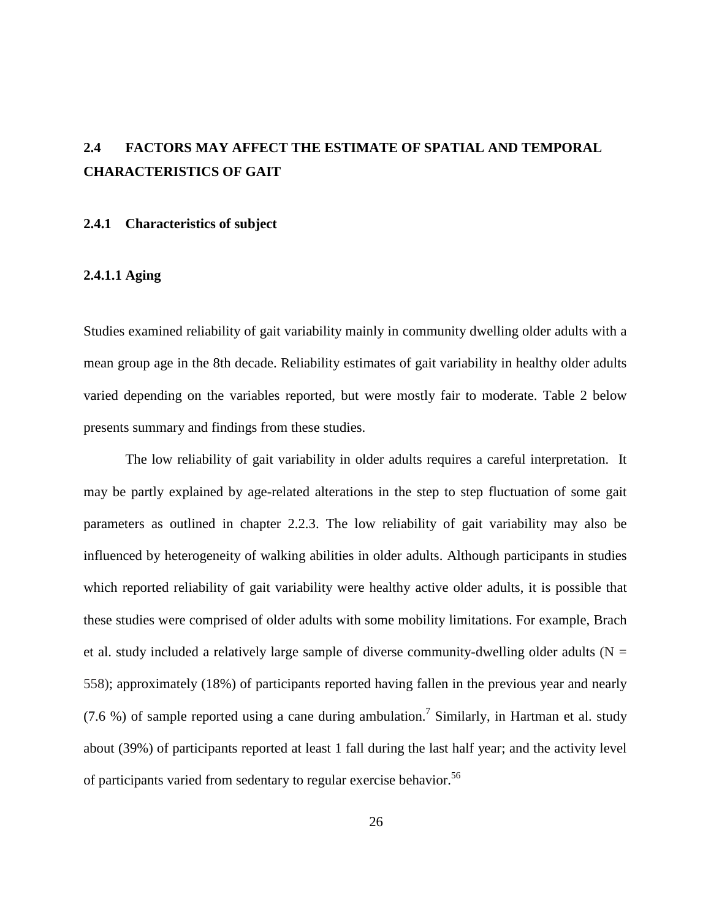## 2.4 FACTORS MAY AFFECT THE ESTIMATE OF SPATIAL AND TEMPORAL CHARACTERISTICS OF GAIT

### 2.4.1 Characteristics of subject

#### 2.4.1.1 Aging

Studies examined reliability of gait variability mainly in community dwelling older adults with a mean group age in the 8th decade. Reliability estimates of gait variability in healthy older adults varied depending on the variables reported, but were mostly fair to moderate. Table 2 below presents summary and findings from these studies.

The low reliability of gait variability in older adults requires a careful interpretation. It may be partly explained by age-related alterations in the step to step fluctuation of some gait parameters as outlined in chapter 2.2.3. The low reliability of gait variability may also be influenced by heterogeneity of walking abilities in older adults. Although participants in studies which reported reliability of gait variability were healthy active older adults, it is possible that these studies were comprised of older adults with some mobility limitations. For example, Brach et al. study included a relatively large sample of diverse community-dwelling older adults (N = 558); approximately (18%) of participants reported having fallen in the previous year and nearly (7.6 %) of sample reported using a cane during ambulation.[7] Similarly, in Hartman et al. study about (39%) of participants reported at least 1 fall during the last half year; and the activity level of participants varied from sedentary to regular exercise behavior.[56]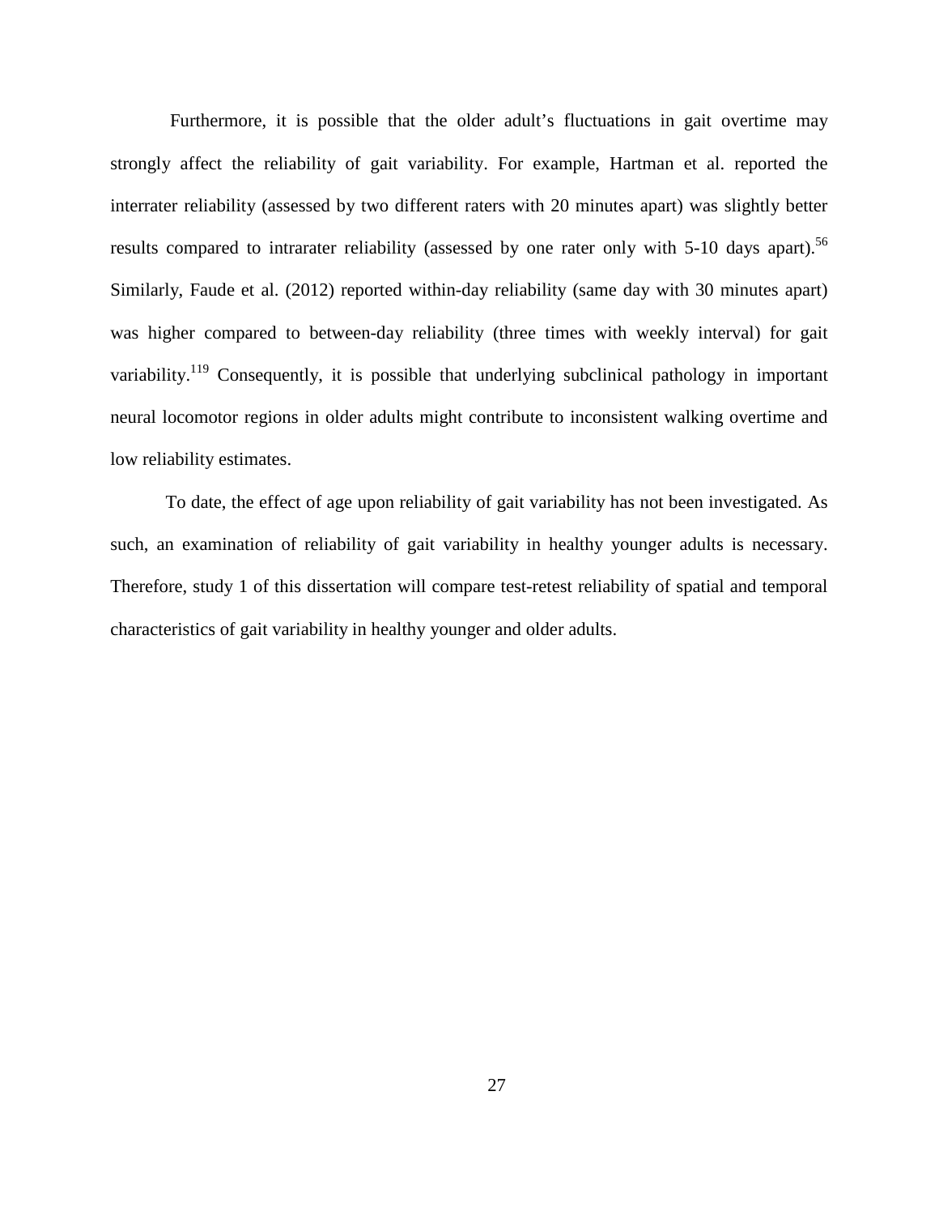Furthermore, it is possible that the older adult's fluctuations in gait overtime may strongly affect the reliability of gait variability. For example, Hartman et al. reported the interrater reliability (assessed by two different raters with 20 minutes apart) was slightly better results compared to intrarater reliability (assessed by one rater only with 5-10 days apart).[56] Similarly, Faude et al. (2012) reported within-day reliability (same day with 30 minutes apart) was higher compared to between-day reliability (three times with weekly interval) for gait variability.[119] Consequently, it is possible that underlying subclinical pathology in important neural locomotor regions in older adults might contribute to inconsistent walking overtime and low reliability estimates.

To date, the effect of age upon reliability of gait variability has not been investigated. As such, an examination of reliability of gait variability in healthy younger adults is necessary. Therefore, study 1 of this dissertation will compare test-retest reliability of spatial and temporal characteristics of gait variability in healthy younger and older adults.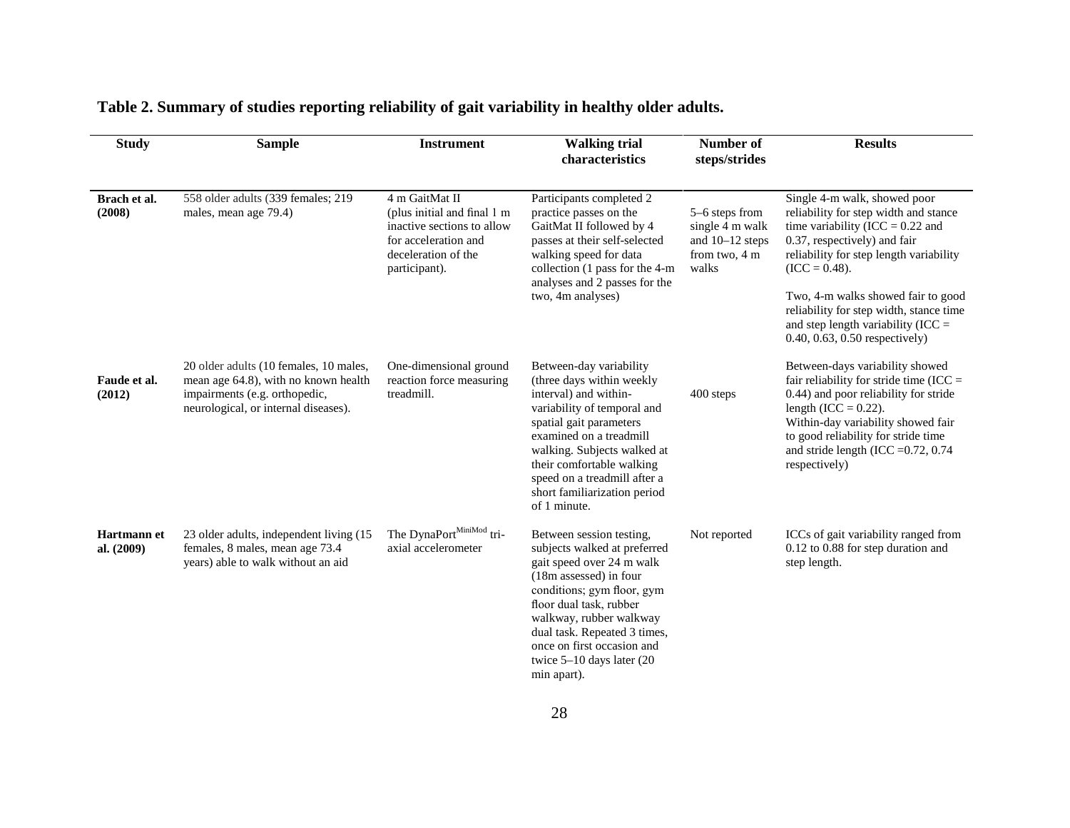**Table 2. Summary of studies reporting reliability of gait variability in healthy older adults.**

| Study | Sample | Instrument | Walking trial characteristics | Number of steps/strides | Results |
|---|---|---|---|---|---|
| **Brach et al. (2008)** | 558 older adults (339 females; 219 males, mean age 79.4) | 4 m GaitMat II (plus initial and final 1 m inactive sections to allow for acceleration and deceleration of the participant). | Participants completed 2 practice passes on the GaitMat II followed by 4 passes at their self-selected walking speed for data collection (1 pass for the 4-m analyses and 2 passes for the two, 4m analyses) | 5–6 steps from single 4 m walk and 10–12 steps from two, 4 m walks | Single 4-m walk, showed poor reliability for step width and stance time variability (ICC = 0.22 and 0.37, respectively) and fair reliability for step length variability (ICC = 0.48). Two, 4-m walks showed fair to good reliability for step width, stance time and step length variability (ICC = 0.40, 0.63, 0.50 respectively) |
| **Faude et al. (2012)** | 20 older adults (10 females, 10 males, mean age 64.8), with no known health impairments (e.g. orthopedic, neurological, or internal diseases). | One-dimensional ground reaction force measuring treadmill. | Between-day variability (three days within weekly interval) and within-variability of temporal and spatial gait parameters examined on a treadmill walking. Subjects walked at their comfortable walking speed on a treadmill after a short familiarization period of 1 minute. | 400 steps | Between-days variability showed fair reliability for stride time (ICC = 0.44) and poor reliability for stride length (ICC = 0.22). Within-day variability showed fair to good reliability for stride time and stride length (ICC =0.72, 0.74 respectively) |
| **Hartmann et al. (2009)** | 23 older adults, independent living (15 females, 8 males, mean age 73.4 years) able to walk without an aid | The DynaPort[MiniMod] tri-axial accelerometer | Between session testing, subjects walked at preferred gait speed over 24 m walk (18m assessed) in four conditions; gym floor, gym floor dual task, rubber walkway, rubber walkway dual task. Repeated 3 times, once on first occasion and twice 5–10 days later (20 min apart). | Not reported | ICCs of gait variability ranged from 0.12 to 0.88 for step duration and step length. |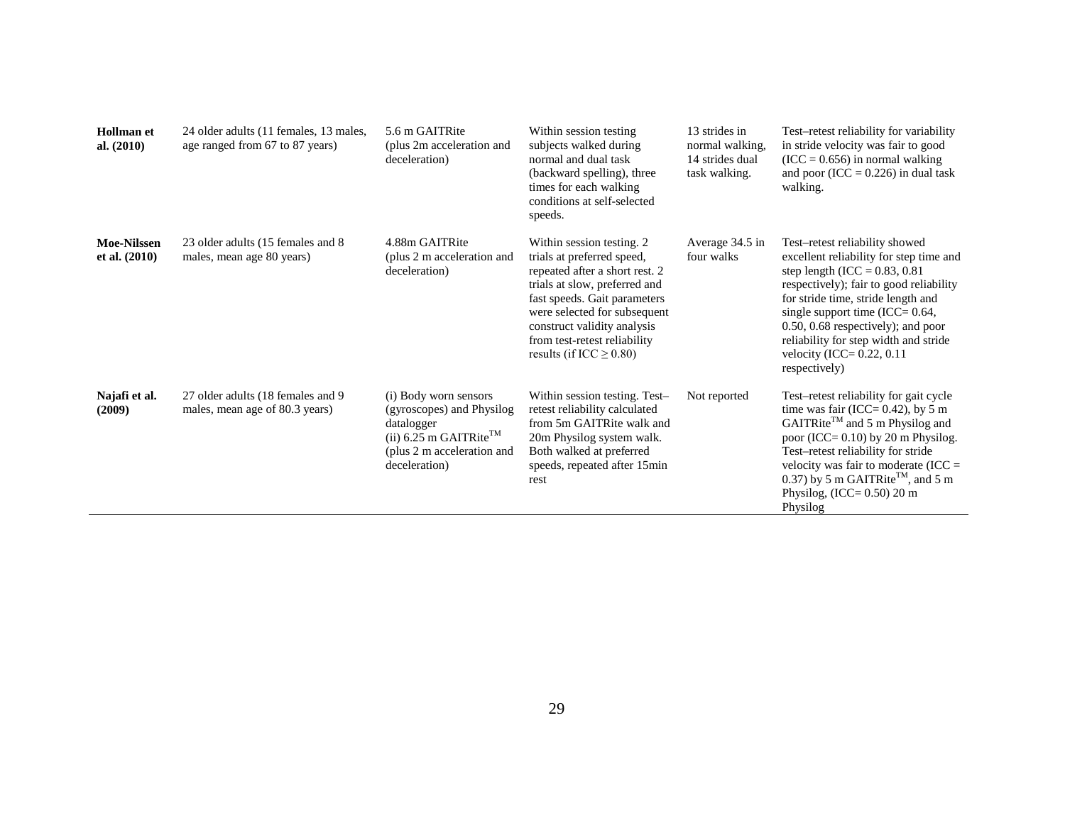| | | | | | |
|---|---|---|---|---|---|
| **Hollman et al. (2010)** | 24 older adults (11 females, 13 males, age ranged from 67 to 87 years) | 5.6 m GAITRite (plus 2m acceleration and deceleration) | Within session testing subjects walked during normal and dual task (backward spelling), three times for each walking conditions at self-selected speeds. | 13 strides in normal walking, 14 strides dual task walking. | Test–retest reliability for variability in stride velocity was fair to good (ICC = 0.656) in normal walking and poor (ICC = 0.226) in dual task walking. |
| **Moe-Nilssen et al. (2010)** | 23 older adults (15 females and 8 males, mean age 80 years) | 4.88m GAITRite (plus 2 m acceleration and deceleration) | Within session testing. 2 trials at preferred speed, repeated after a short rest. 2 trials at slow, preferred and fast speeds. Gait parameters were selected for subsequent construct validity analysis from test-retest reliability results (if ICC $\geq$ 0.80) | Average 34.5 in four walks | Test–retest reliability showed excellent reliability for step time and step length (ICC = 0.83, 0.81 respectively); fair to good reliability for stride time, stride length and single support time (ICC= 0.64, 0.50, 0.68 respectively); and poor reliability for step width and stride velocity (ICC= 0.22, 0.11 respectively) |
| **Najafi et al. (2009)** | 27 older adults (18 females and 9 males, mean age of 80.3 years) | (i) Body worn sensors (gyroscopes) and Physilog datalogger (ii) 6.25 m GAITRite™ (plus 2 m acceleration and deceleration) | Within session testing. Test–retest reliability calculated from 5m GAITRite walk and 20m Physilog system walk. Both walked at preferred speeds, repeated after 15min rest | Not reported | Test–retest reliability for gait cycle time was fair (ICC= 0.42), by 5 m GAITRite™ and 5 m Physilog and poor (ICC= 0.10) by 20 m Physilog. Test–retest reliability for stride velocity was fair to moderate (ICC = 0.37) by 5 m GAITRite™, and 5 m Physilog, (ICC= 0.50) 20 m Physilog |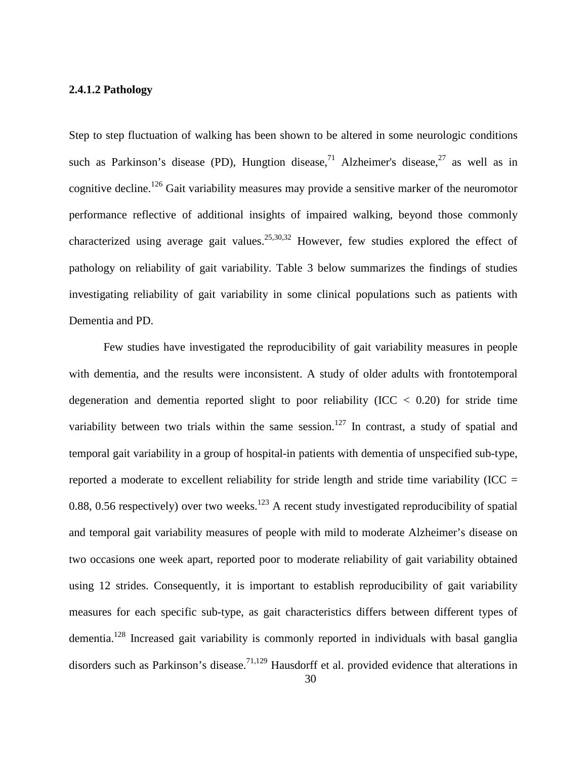#### 2.4.1.2 Pathology

Step to step fluctuation of walking has been shown to be altered in some neurologic conditions such as Parkinson's disease (PD), Hungtion disease,[71] Alzheimer's disease,[27] as well as in cognitive decline.[126] Gait variability measures may provide a sensitive marker of the neuromotor performance reflective of additional insights of impaired walking, beyond those commonly characterized using average gait values.[25,30,32] However, few studies explored the effect of pathology on reliability of gait variability. Table 3 below summarizes the findings of studies investigating reliability of gait variability in some clinical populations such as patients with Dementia and PD.

Few studies have investigated the reproducibility of gait variability measures in people with dementia, and the results were inconsistent. A study of older adults with frontotemporal degeneration and dementia reported slight to poor reliability (ICC < 0.20) for stride time variability between two trials within the same session.[127] In contrast, a study of spatial and temporal gait variability in a group of hospital-in patients with dementia of unspecified sub-type, reported a moderate to excellent reliability for stride length and stride time variability (ICC = 0.88, 0.56 respectively) over two weeks.[123] A recent study investigated reproducibility of spatial and temporal gait variability measures of people with mild to moderate Alzheimer's disease on two occasions one week apart, reported poor to moderate reliability of gait variability obtained using 12 strides. Consequently, it is important to establish reproducibility of gait variability measures for each specific sub-type, as gait characteristics differs between different types of dementia.[128] Increased gait variability is commonly reported in individuals with basal ganglia disorders such as Parkinson's disease.[71,129] Hausdorff et al. provided evidence that alterations in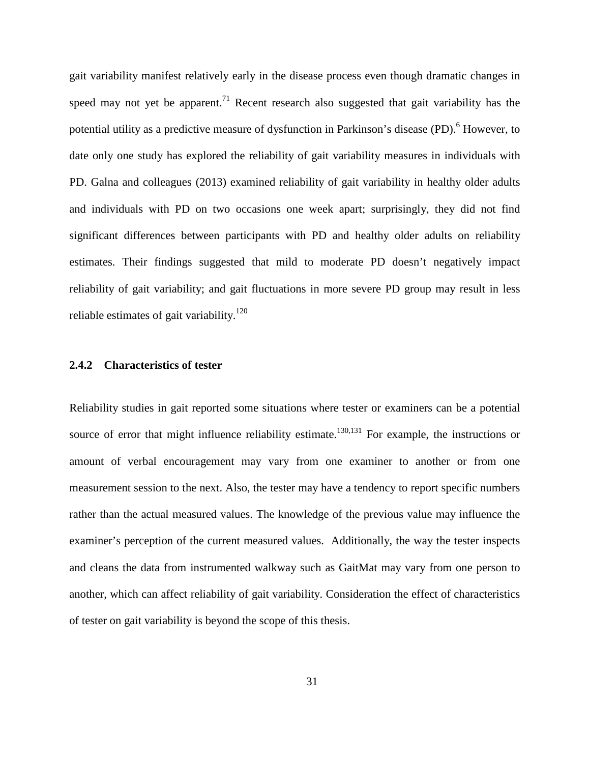gait variability manifest relatively early in the disease process even though dramatic changes in speed may not yet be apparent.[71] Recent research also suggested that gait variability has the potential utility as a predictive measure of dysfunction in Parkinson's disease (PD).[6] However, to date only one study has explored the reliability of gait variability measures in individuals with PD. Galna and colleagues (2013) examined reliability of gait variability in healthy older adults and individuals with PD on two occasions one week apart; surprisingly, they did not find significant differences between participants with PD and healthy older adults on reliability estimates. Their findings suggested that mild to moderate PD doesn't negatively impact reliability of gait variability; and gait fluctuations in more severe PD group may result in less reliable estimates of gait variability.[120]

### 2.4.2 Characteristics of tester

Reliability studies in gait reported some situations where tester or examiners can be a potential source of error that might influence reliability estimate.[130,131] For example, the instructions or amount of verbal encouragement may vary from one examiner to another or from one measurement session to the next. Also, the tester may have a tendency to report specific numbers rather than the actual measured values. The knowledge of the previous value may influence the examiner's perception of the current measured values. Additionally, the way the tester inspects and cleans the data from instrumented walkway such as GaitMat may vary from one person to another, which can affect reliability of gait variability. Consideration the effect of characteristics of tester on gait variability is beyond the scope of this thesis.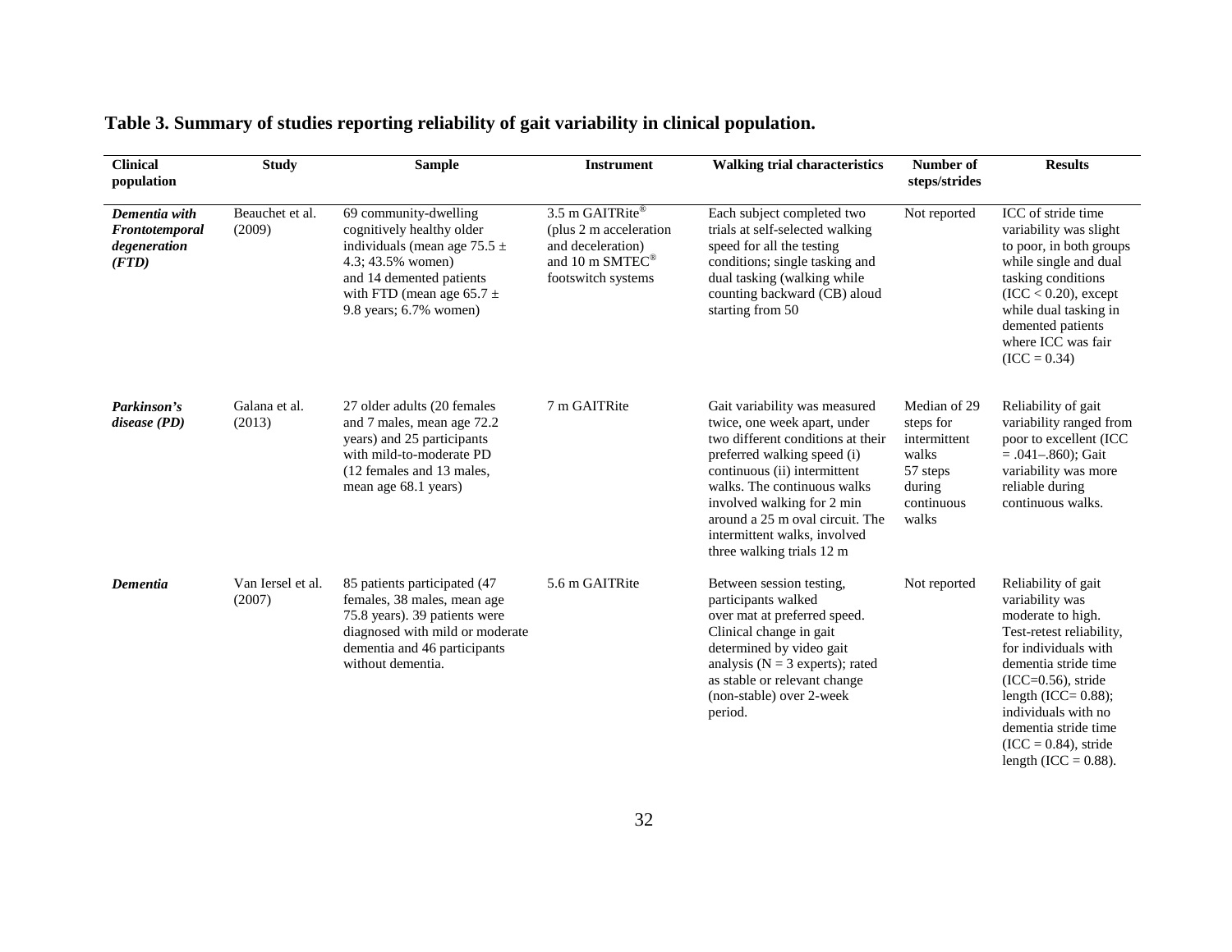**Table 3. Summary of studies reporting reliability of gait variability in clinical population.**

| Clinical population | Study | Sample | Instrument | Walking trial characteristics | Number of steps/strides | Results |
|---|---|---|---|---|---|---|
| ***Dementia with Frontotemporal degeneration (FTD)*** | Beauchet et al. (2009) | 69 community-dwelling cognitively healthy older individuals (mean age 75.5 ± 4.3; 43.5% women) and 14 demented patients with FTD (mean age 65.7 ± 9.8 years; 6.7% women) | 3.5 m GAITRite® (plus 2 m acceleration and deceleration) and 10 m SMTEC® footswitch systems | Each subject completed two trials at self-selected walking speed for all the testing conditions; single tasking and dual tasking (walking while counting backward (CB) aloud starting from 50 | Not reported | ICC of stride time variability was slight to poor, in both groups while single and dual tasking conditions (ICC < 0.20), except while dual tasking in demented patients where ICC was fair (ICC = 0.34) |
| ***Parkinson's disease (PD)*** | Galana et al. (2013) | 27 older adults (20 females and 7 males, mean age 72.2 years) and 25 participants with mild-to-moderate PD (12 females and 13 males, mean age 68.1 years) | 7 m GAITRite | Gait variability was measured twice, one week apart, under two different conditions at their preferred walking speed (i) continuous (ii) intermittent walks. The continuous walks involved walking for 2 min around a 25 m oval circuit. The intermittent walks, involved three walking trials 12 m | Median of 29 steps for intermittent walks 57 steps during continuous walks | Reliability of gait variability ranged from poor to excellent (ICC = .041–.860); Gait variability was more reliable during continuous walks. |
| ***Dementia*** | Van Iersel et al. (2007) | 85 patients participated (47 females, 38 males, mean age 75.8 years). 39 patients were diagnosed with mild or moderate dementia and 46 participants without dementia. | 5.6 m GAITRite | Between session testing, participants walked over mat at preferred speed. Clinical change in gait determined by video gait analysis (N = 3 experts); rated as stable or relevant change (non-stable) over 2-week period. | Not reported | Reliability of gait variability was moderate to high. Test-retest reliability, for individuals with dementia stride time (ICC=0.56), stride length (ICC= 0.88); individuals with no dementia stride time (ICC = 0.84), stride length (ICC = 0.88). |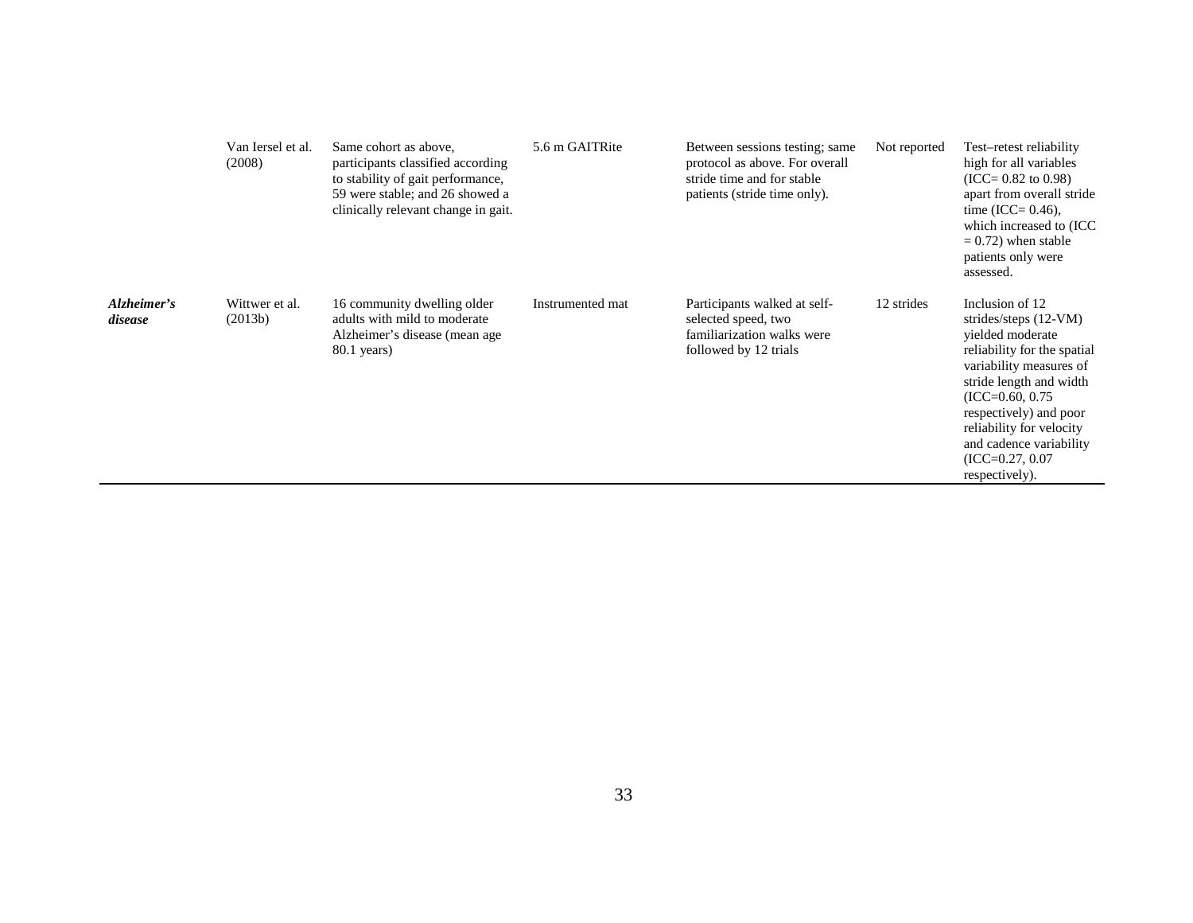|  |  |  |  |  |  |  |
|---|---|---|---|---|---|---|
|  | Van Iersel et al. (2008) | Same cohort as above, participants classified according to stability of gait performance, 59 were stable; and 26 showed a clinically relevant change in gait. | 5.6 m GAITRite | Between sessions testing; same protocol as above. For overall stride time and for stable patients (stride time only). | Not reported | Test–retest reliability high for all variables (ICC= 0.82 to 0.98) apart from overall stride time (ICC= 0.46), which increased to (ICC = 0.72) when stable patients only were assessed. |
| ***Alzheimer's disease*** | Wittwer et al. (2013b) | 16 community dwelling older adults with mild to moderate Alzheimer's disease (mean age 80.1 years) | Instrumented mat | Participants walked at self-selected speed, two familiarization walks were followed by 12 trials | 12 strides | Inclusion of 12 strides/steps (12-VM) yielded moderate reliability for the spatial variability measures of stride length and width (ICC=0.60, 0.75 respectively) and poor reliability for velocity and cadence variability (ICC=0.27, 0.07 respectively). |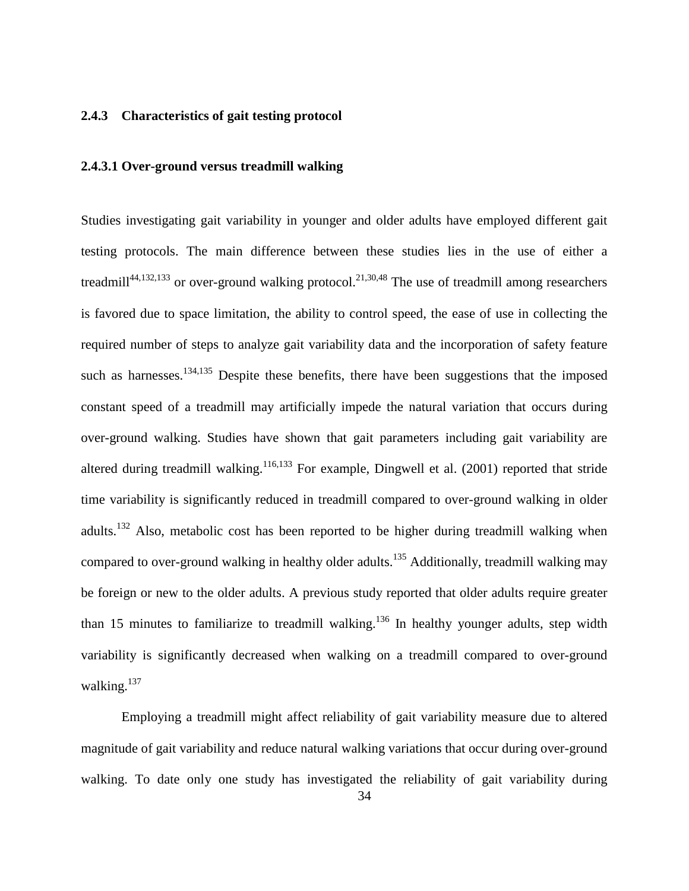### 2.4.3 Characteristics of gait testing protocol

#### 2.4.3.1 Over-ground versus treadmill walking

Studies investigating gait variability in younger and older adults have employed different gait testing protocols. The main difference between these studies lies in the use of either a treadmill[44,132,133] or over-ground walking protocol.[21,30,48] The use of treadmill among researchers is favored due to space limitation, the ability to control speed, the ease of use in collecting the required number of steps to analyze gait variability data and the incorporation of safety feature such as harnesses.[134,135] Despite these benefits, there have been suggestions that the imposed constant speed of a treadmill may artificially impede the natural variation that occurs during over-ground walking. Studies have shown that gait parameters including gait variability are altered during treadmill walking.[116,133] For example, Dingwell et al. (2001) reported that stride time variability is significantly reduced in treadmill compared to over-ground walking in older adults.[132] Also, metabolic cost has been reported to be higher during treadmill walking when compared to over-ground walking in healthy older adults.[135] Additionally, treadmill walking may be foreign or new to the older adults. A previous study reported that older adults require greater than 15 minutes to familiarize to treadmill walking.[136] In healthy younger adults, step width variability is significantly decreased when walking on a treadmill compared to over-ground walking.[137]

Employing a treadmill might affect reliability of gait variability measure due to altered magnitude of gait variability and reduce natural walking variations that occur during over-ground walking. To date only one study has investigated the reliability of gait variability during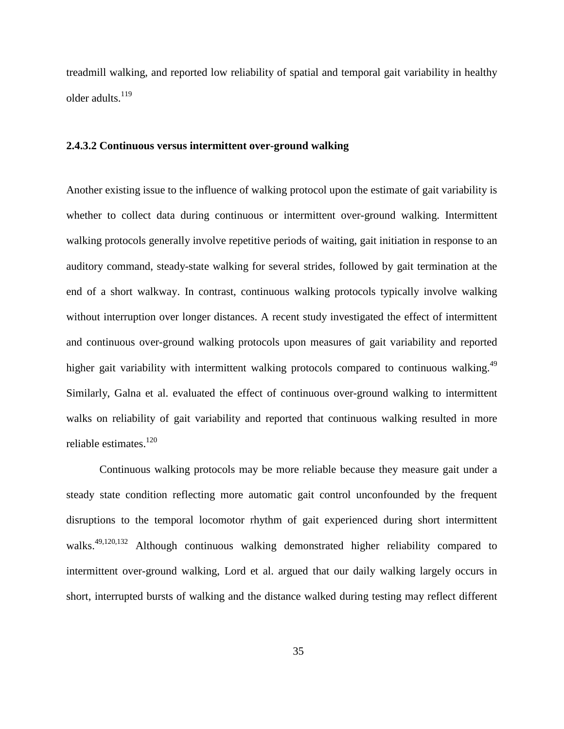treadmill walking, and reported low reliability of spatial and temporal gait variability in healthy older adults.[119]

#### 2.4.3.2 Continuous versus intermittent over-ground walking

Another existing issue to the influence of walking protocol upon the estimate of gait variability is whether to collect data during continuous or intermittent over-ground walking. Intermittent walking protocols generally involve repetitive periods of waiting, gait initiation in response to an auditory command, steady-state walking for several strides, followed by gait termination at the end of a short walkway. In contrast, continuous walking protocols typically involve walking without interruption over longer distances. A recent study investigated the effect of intermittent and continuous over-ground walking protocols upon measures of gait variability and reported higher gait variability with intermittent walking protocols compared to continuous walking.[49] Similarly, Galna et al. evaluated the effect of continuous over-ground walking to intermittent walks on reliability of gait variability and reported that continuous walking resulted in more reliable estimates.[120]

Continuous walking protocols may be more reliable because they measure gait under a steady state condition reflecting more automatic gait control unconfounded by the frequent disruptions to the temporal locomotor rhythm of gait experienced during short intermittent walks.[49,120,132] Although continuous walking demonstrated higher reliability compared to intermittent over-ground walking, Lord et al. argued that our daily walking largely occurs in short, interrupted bursts of walking and the distance walked during testing may reflect different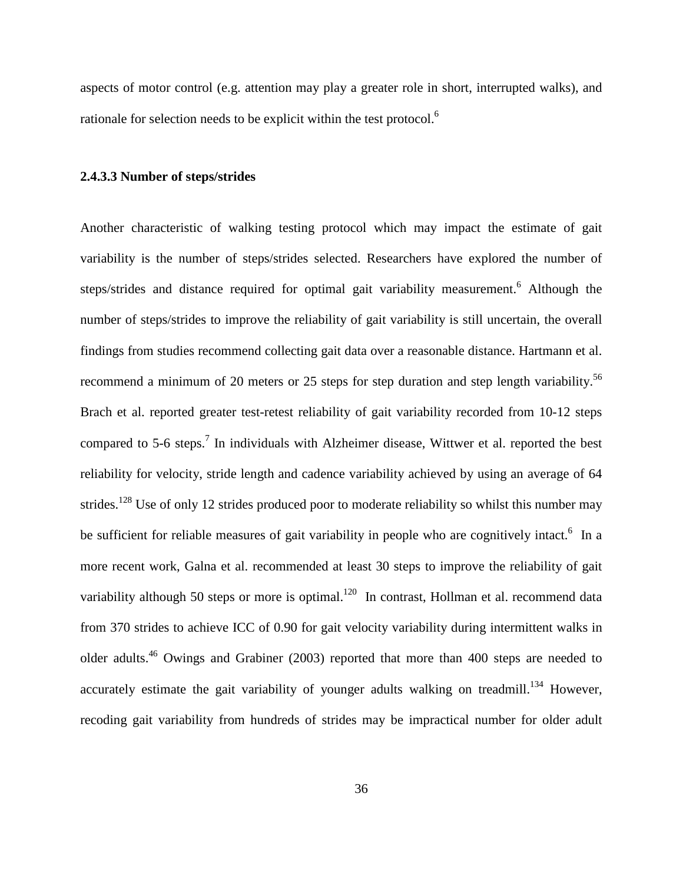aspects of motor control (e.g. attention may play a greater role in short, interrupted walks), and rationale for selection needs to be explicit within the test protocol.[6]

### 2.4.3.3 Number of steps/strides

Another characteristic of walking testing protocol which may impact the estimate of gait variability is the number of steps/strides selected. Researchers have explored the number of steps/strides and distance required for optimal gait variability measurement.[6] Although the number of steps/strides to improve the reliability of gait variability is still uncertain, the overall findings from studies recommend collecting gait data over a reasonable distance. Hartmann et al. recommend a minimum of 20 meters or 25 steps for step duration and step length variability.[56] Brach et al. reported greater test-retest reliability of gait variability recorded from 10-12 steps compared to 5-6 steps.[7] In individuals with Alzheimer disease, Wittwer et al. reported the best reliability for velocity, stride length and cadence variability achieved by using an average of 64 strides.[128] Use of only 12 strides produced poor to moderate reliability so whilst this number may be sufficient for reliable measures of gait variability in people who are cognitively intact.[6] In a more recent work, Galna et al. recommended at least 30 steps to improve the reliability of gait variability although 50 steps or more is optimal.[120] In contrast, Hollman et al. recommend data from 370 strides to achieve ICC of 0.90 for gait velocity variability during intermittent walks in older adults.[46] Owings and Grabiner (2003) reported that more than 400 steps are needed to accurately estimate the gait variability of younger adults walking on treadmill.[134] However, recoding gait variability from hundreds of strides may be impractical number for older adult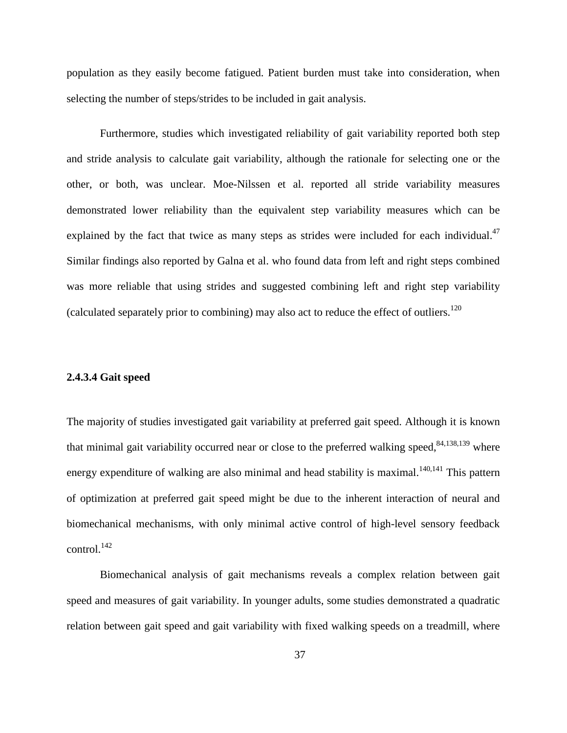population as they easily become fatigued. Patient burden must take into consideration, when selecting the number of steps/strides to be included in gait analysis.

Furthermore, studies which investigated reliability of gait variability reported both step and stride analysis to calculate gait variability, although the rationale for selecting one or the other, or both, was unclear. Moe-Nilssen et al. reported all stride variability measures demonstrated lower reliability than the equivalent step variability measures which can be explained by the fact that twice as many steps as strides were included for each individual.[47] Similar findings also reported by Galna et al. who found data from left and right steps combined was more reliable that using strides and suggested combining left and right step variability (calculated separately prior to combining) may also act to reduce the effect of outliers.[120]

#### 2.4.3.4 Gait speed

The majority of studies investigated gait variability at preferred gait speed. Although it is known that minimal gait variability occurred near or close to the preferred walking speed,[84,138,139] where energy expenditure of walking are also minimal and head stability is maximal.[140,141] This pattern of optimization at preferred gait speed might be due to the inherent interaction of neural and biomechanical mechanisms, with only minimal active control of high-level sensory feedback control.[142]

Biomechanical analysis of gait mechanisms reveals a complex relation between gait speed and measures of gait variability. In younger adults, some studies demonstrated a quadratic relation between gait speed and gait variability with fixed walking speeds on a treadmill, where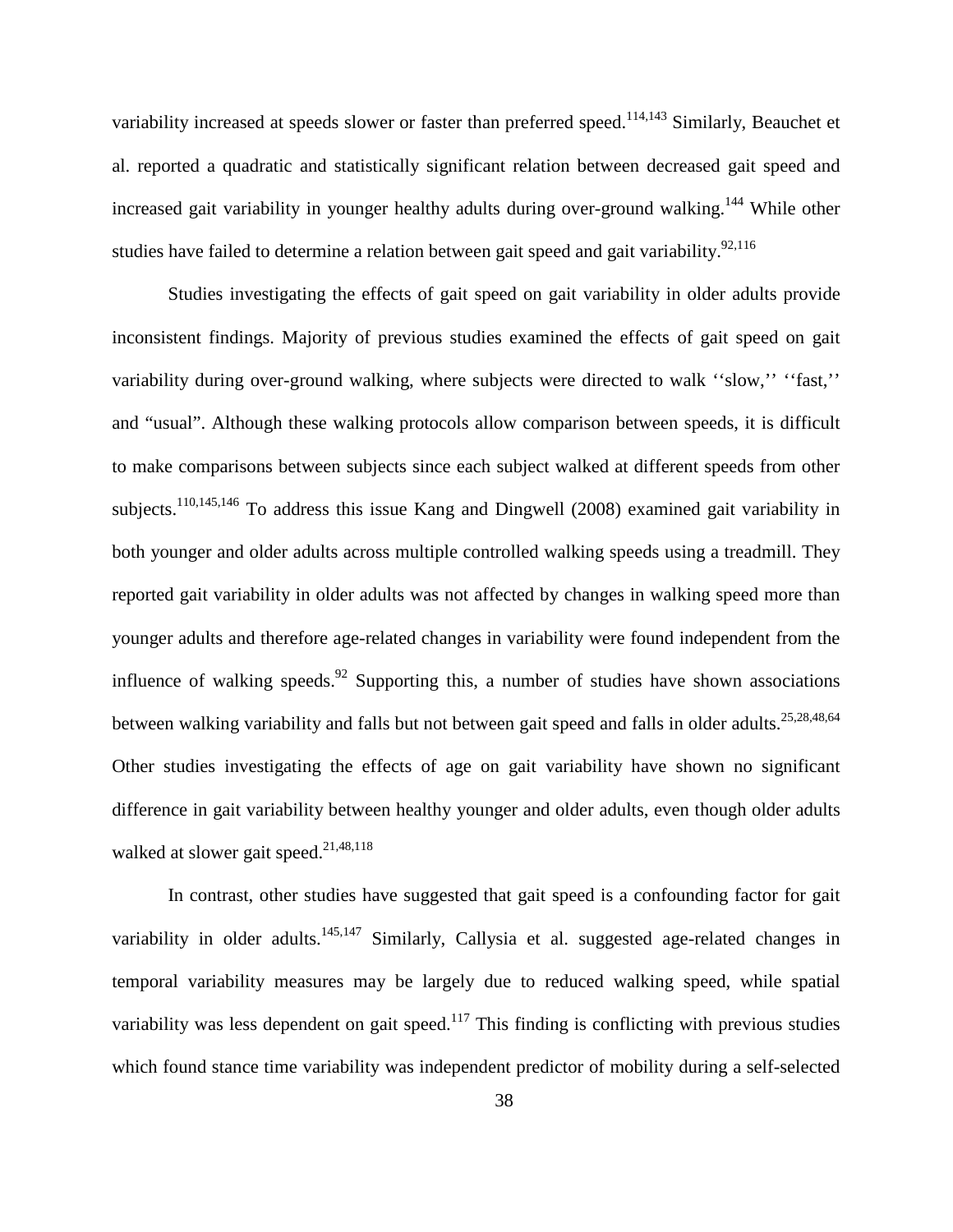variability increased at speeds slower or faster than preferred speed.[114,143] Similarly, Beauchet et al. reported a quadratic and statistically significant relation between decreased gait speed and increased gait variability in younger healthy adults during over-ground walking.[144] While other studies have failed to determine a relation between gait speed and gait variability.[92,116]

Studies investigating the effects of gait speed on gait variability in older adults provide inconsistent findings. Majority of previous studies examined the effects of gait speed on gait variability during over-ground walking, where subjects were directed to walk ''slow,'' ''fast,'' and "usual". Although these walking protocols allow comparison between speeds, it is difficult to make comparisons between subjects since each subject walked at different speeds from other subjects.[110,145,146] To address this issue Kang and Dingwell (2008) examined gait variability in both younger and older adults across multiple controlled walking speeds using a treadmill. They reported gait variability in older adults was not affected by changes in walking speed more than younger adults and therefore age-related changes in variability were found independent from the influence of walking speeds.[92] Supporting this, a number of studies have shown associations between walking variability and falls but not between gait speed and falls in older adults.[25,28,48,64] Other studies investigating the effects of age on gait variability have shown no significant difference in gait variability between healthy younger and older adults, even though older adults walked at slower gait speed.[21,48,118]

In contrast, other studies have suggested that gait speed is a confounding factor for gait variability in older adults.[145,147] Similarly, Callysia et al. suggested age-related changes in temporal variability measures may be largely due to reduced walking speed, while spatial variability was less dependent on gait speed.[117] This finding is conflicting with previous studies which found stance time variability was independent predictor of mobility during a self-selected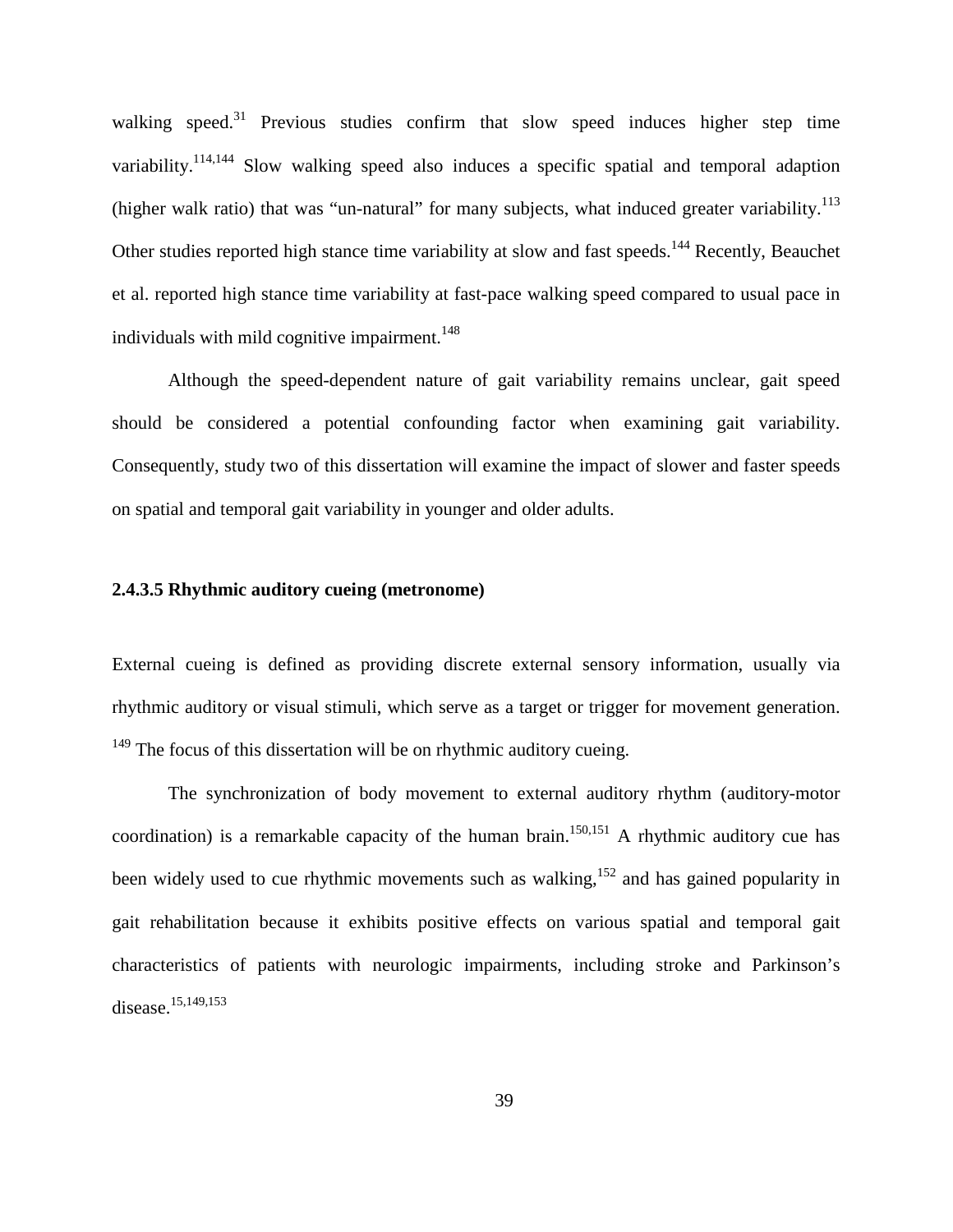walking speed.[31] Previous studies confirm that slow speed induces higher step time variability.[114,144] Slow walking speed also induces a specific spatial and temporal adaption (higher walk ratio) that was "un-natural" for many subjects, what induced greater variability.[113] Other studies reported high stance time variability at slow and fast speeds.[144] Recently, Beauchet et al. reported high stance time variability at fast-pace walking speed compared to usual pace in individuals with mild cognitive impairment.[148]

Although the speed-dependent nature of gait variability remains unclear, gait speed should be considered a potential confounding factor when examining gait variability. Consequently, study two of this dissertation will examine the impact of slower and faster speeds on spatial and temporal gait variability in younger and older adults.

#### 2.4.3.5 Rhythmic auditory cueing (metronome)

External cueing is defined as providing discrete external sensory information, usually via rhythmic auditory or visual stimuli, which serve as a target or trigger for movement generation. [149] The focus of this dissertation will be on rhythmic auditory cueing.

The synchronization of body movement to external auditory rhythm (auditory-motor coordination) is a remarkable capacity of the human brain.[150,151] A rhythmic auditory cue has been widely used to cue rhythmic movements such as walking,[152] and has gained popularity in gait rehabilitation because it exhibits positive effects on various spatial and temporal gait characteristics of patients with neurologic impairments, including stroke and Parkinson's disease.[15,149,153]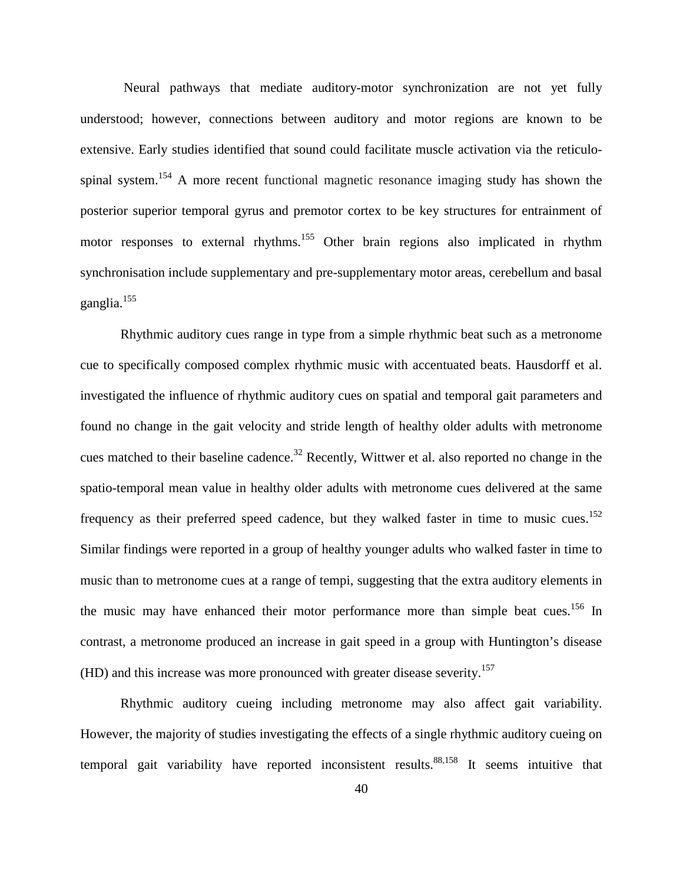Neural pathways that mediate auditory-motor synchronization are not yet fully understood; however, connections between auditory and motor regions are known to be extensive. Early studies identified that sound could facilitate muscle activation via the reticulo-spinal system.[154] A more recent functional magnetic resonance imaging study has shown the posterior superior temporal gyrus and premotor cortex to be key structures for entrainment of motor responses to external rhythms.[155] Other brain regions also implicated in rhythm synchronisation include supplementary and pre-supplementary motor areas, cerebellum and basal ganglia.[155]

Rhythmic auditory cues range in type from a simple rhythmic beat such as a metronome cue to specifically composed complex rhythmic music with accentuated beats. Hausdorff et al. investigated the influence of rhythmic auditory cues on spatial and temporal gait parameters and found no change in the gait velocity and stride length of healthy older adults with metronome cues matched to their baseline cadence.[32] Recently, Wittwer et al. also reported no change in the spatio-temporal mean value in healthy older adults with metronome cues delivered at the same frequency as their preferred speed cadence, but they walked faster in time to music cues.[152] Similar findings were reported in a group of healthy younger adults who walked faster in time to music than to metronome cues at a range of tempi, suggesting that the extra auditory elements in the music may have enhanced their motor performance more than simple beat cues.[156] In contrast, a metronome produced an increase in gait speed in a group with Huntington's disease (HD) and this increase was more pronounced with greater disease severity.[157]

Rhythmic auditory cueing including metronome may also affect gait variability. However, the majority of studies investigating the effects of a single rhythmic auditory cueing on temporal gait variability have reported inconsistent results.[88,158] It seems intuitive that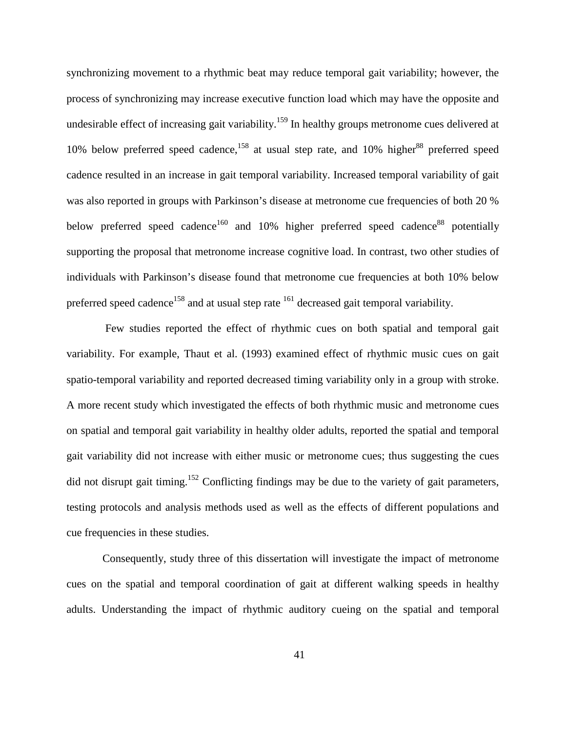synchronizing movement to a rhythmic beat may reduce temporal gait variability; however, the process of synchronizing may increase executive function load which may have the opposite and undesirable effect of increasing gait variability.[159] In healthy groups metronome cues delivered at 10% below preferred speed cadence,[158] at usual step rate, and 10% higher[88] preferred speed cadence resulted in an increase in gait temporal variability. Increased temporal variability of gait was also reported in groups with Parkinson's disease at metronome cue frequencies of both 20 % below preferred speed cadence[160] and 10% higher preferred speed cadence[88] potentially supporting the proposal that metronome increase cognitive load. In contrast, two other studies of individuals with Parkinson's disease found that metronome cue frequencies at both 10% below preferred speed cadence[158] and at usual step rate [161] decreased gait temporal variability.

Few studies reported the effect of rhythmic cues on both spatial and temporal gait variability. For example, Thaut et al. (1993) examined effect of rhythmic music cues on gait spatio-temporal variability and reported decreased timing variability only in a group with stroke. A more recent study which investigated the effects of both rhythmic music and metronome cues on spatial and temporal gait variability in healthy older adults, reported the spatial and temporal gait variability did not increase with either music or metronome cues; thus suggesting the cues did not disrupt gait timing.[152] Conflicting findings may be due to the variety of gait parameters, testing protocols and analysis methods used as well as the effects of different populations and cue frequencies in these studies.

Consequently, study three of this dissertation will investigate the impact of metronome cues on the spatial and temporal coordination of gait at different walking speeds in healthy adults. Understanding the impact of rhythmic auditory cueing on the spatial and temporal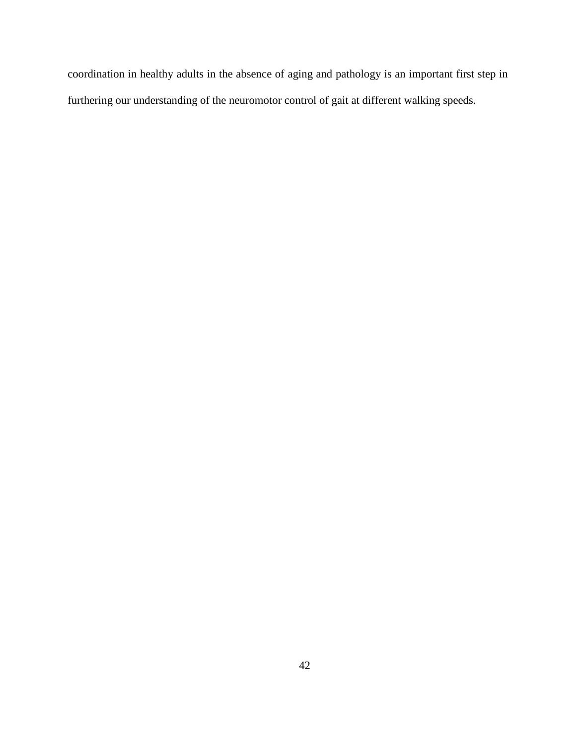coordination in healthy adults in the absence of aging and pathology is an important first step in furthering our understanding of the neuromotor control of gait at different walking speeds.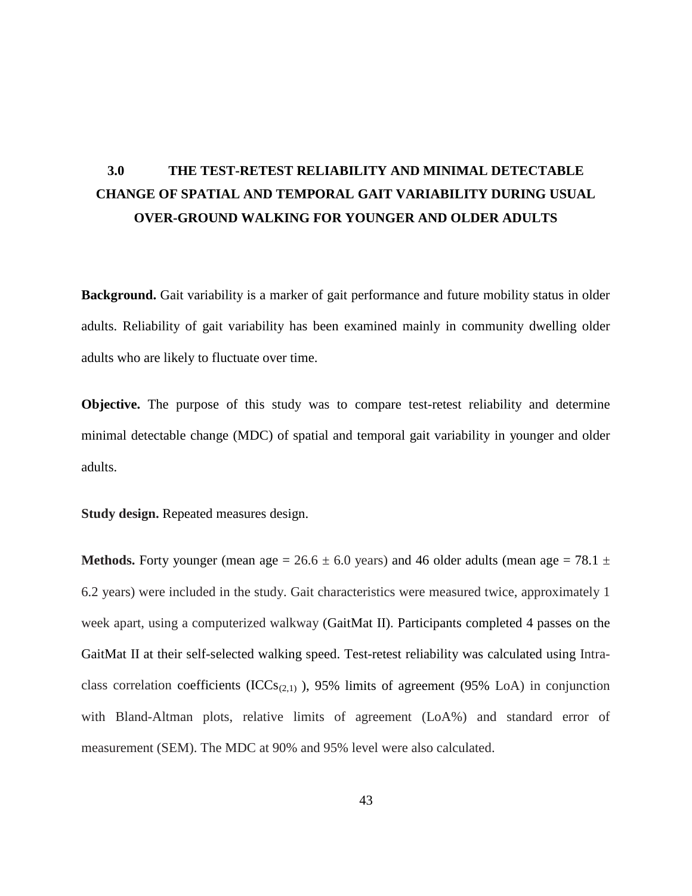# 3.0 THE TEST-RETEST RELIABILITY AND MINIMAL DETECTABLE CHANGE OF SPATIAL AND TEMPORAL GAIT VARIABILITY DURING USUAL OVER-GROUND WALKING FOR YOUNGER AND OLDER ADULTS

**Background.** Gait variability is a marker of gait performance and future mobility status in older adults. Reliability of gait variability has been examined mainly in community dwelling older adults who are likely to fluctuate over time.

**Objective.** The purpose of this study was to compare test-retest reliability and determine minimal detectable change (MDC) of spatial and temporal gait variability in younger and older adults.

**Study design.** Repeated measures design.

**Methods.** Forty younger (mean age = 26.6 ± 6.0 years) and 46 older adults (mean age = 78.1 ± 6.2 years) were included in the study. Gait characteristics were measured twice, approximately 1 week apart, using a computerized walkway (GaitMat II). Participants completed 4 passes on the GaitMat II at their self-selected walking speed. Test-retest reliability was calculated using Intra-class correlation coefficients ($ICCs_{(2,1)}$ ), 95% limits of agreement (95% LoA) in conjunction with Bland-Altman plots, relative limits of agreement (LoA%) and standard error of measurement (SEM). The MDC at 90% and 95% level were also calculated.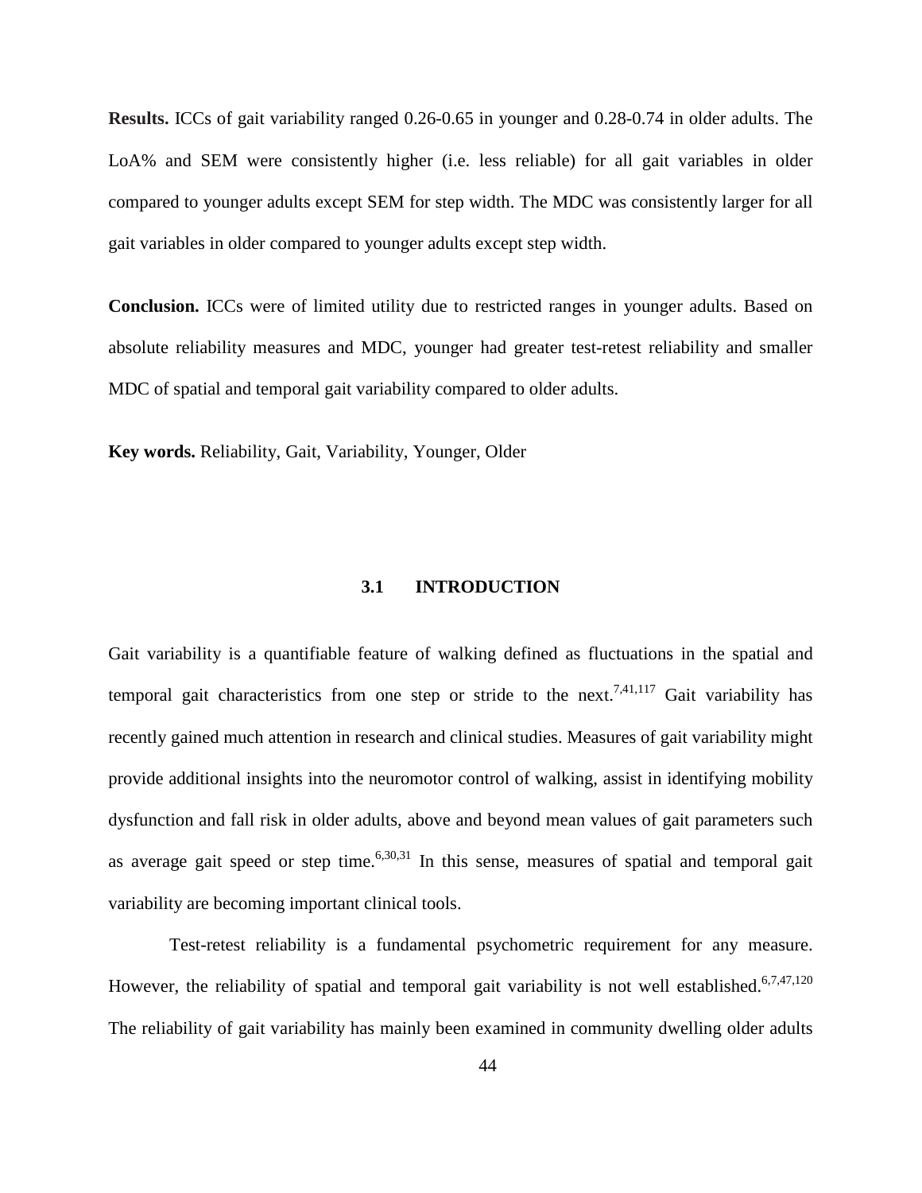**Results.** ICCs of gait variability ranged 0.26-0.65 in younger and 0.28-0.74 in older adults. The LoA% and SEM were consistently higher (i.e. less reliable) for all gait variables in older compared to younger adults except SEM for step width. The MDC was consistently larger for all gait variables in older compared to younger adults except step width.

**Conclusion.** ICCs were of limited utility due to restricted ranges in younger adults. Based on absolute reliability measures and MDC, younger had greater test-retest reliability and smaller MDC of spatial and temporal gait variability compared to older adults.

**Key words.** Reliability, Gait, Variability, Younger, Older

## 3.1 INTRODUCTION

Gait variability is a quantifiable feature of walking defined as fluctuations in the spatial and temporal gait characteristics from one step or stride to the next.[7,41,117] Gait variability has recently gained much attention in research and clinical studies. Measures of gait variability might provide additional insights into the neuromotor control of walking, assist in identifying mobility dysfunction and fall risk in older adults, above and beyond mean values of gait parameters such as average gait speed or step time.[6,30,31] In this sense, measures of spatial and temporal gait variability are becoming important clinical tools.

Test-retest reliability is a fundamental psychometric requirement for any measure. However, the reliability of spatial and temporal gait variability is not well established.[6,7,47,120] The reliability of gait variability has mainly been examined in community dwelling older adults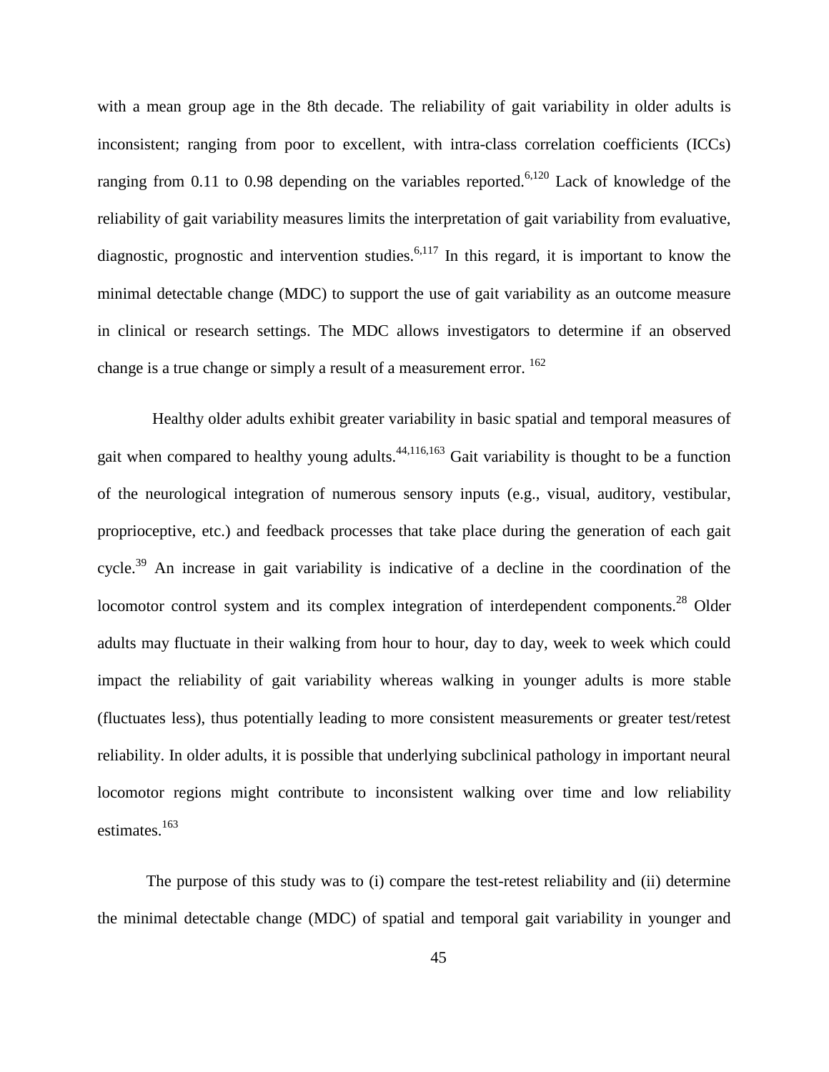with a mean group age in the 8th decade. The reliability of gait variability in older adults is inconsistent; ranging from poor to excellent, with intra-class correlation coefficients (ICCs) ranging from 0.11 to 0.98 depending on the variables reported.[6,120] Lack of knowledge of the reliability of gait variability measures limits the interpretation of gait variability from evaluative, diagnostic, prognostic and intervention studies.[6,117] In this regard, it is important to know the minimal detectable change (MDC) to support the use of gait variability as an outcome measure in clinical or research settings. The MDC allows investigators to determine if an observed change is a true change or simply a result of a measurement error. [162]

Healthy older adults exhibit greater variability in basic spatial and temporal measures of gait when compared to healthy young adults.[44,116,163] Gait variability is thought to be a function of the neurological integration of numerous sensory inputs (e.g., visual, auditory, vestibular, proprioceptive, etc.) and feedback processes that take place during the generation of each gait cycle.[39] An increase in gait variability is indicative of a decline in the coordination of the locomotor control system and its complex integration of interdependent components.[28] Older adults may fluctuate in their walking from hour to hour, day to day, week to week which could impact the reliability of gait variability whereas walking in younger adults is more stable (fluctuates less), thus potentially leading to more consistent measurements or greater test/retest reliability. In older adults, it is possible that underlying subclinical pathology in important neural locomotor regions might contribute to inconsistent walking over time and low reliability estimates.[163]

The purpose of this study was to (i) compare the test-retest reliability and (ii) determine the minimal detectable change (MDC) of spatial and temporal gait variability in younger and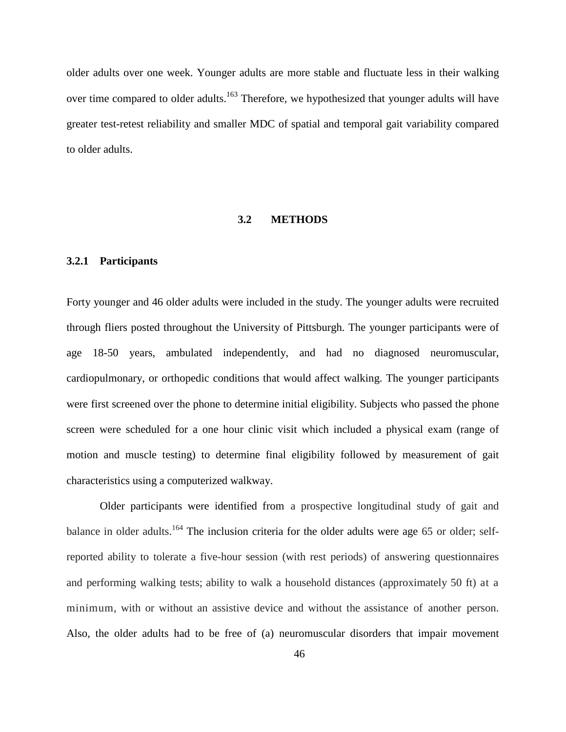older adults over one week. Younger adults are more stable and fluctuate less in their walking over time compared to older adults.[163] Therefore, we hypothesized that younger adults will have greater test-retest reliability and smaller MDC of spatial and temporal gait variability compared to older adults.

## 3.2 METHODS

### 3.2.1 Participants

Forty younger and 46 older adults were included in the study. The younger adults were recruited through fliers posted throughout the University of Pittsburgh. The younger participants were of age 18-50 years, ambulated independently, and had no diagnosed neuromuscular, cardiopulmonary, or orthopedic conditions that would affect walking. The younger participants were first screened over the phone to determine initial eligibility. Subjects who passed the phone screen were scheduled for a one hour clinic visit which included a physical exam (range of motion and muscle testing) to determine final eligibility followed by measurement of gait characteristics using a computerized walkway.

Older participants were identified from a prospective longitudinal study of gait and balance in older adults.[164] The inclusion criteria for the older adults were age 65 or older; self-reported ability to tolerate a five-hour session (with rest periods) of answering questionnaires and performing walking tests; ability to walk a household distances (approximately 50 ft) at a minimum, with or without an assistive device and without the assistance of another person. Also, the older adults had to be free of (a) neuromuscular disorders that impair movement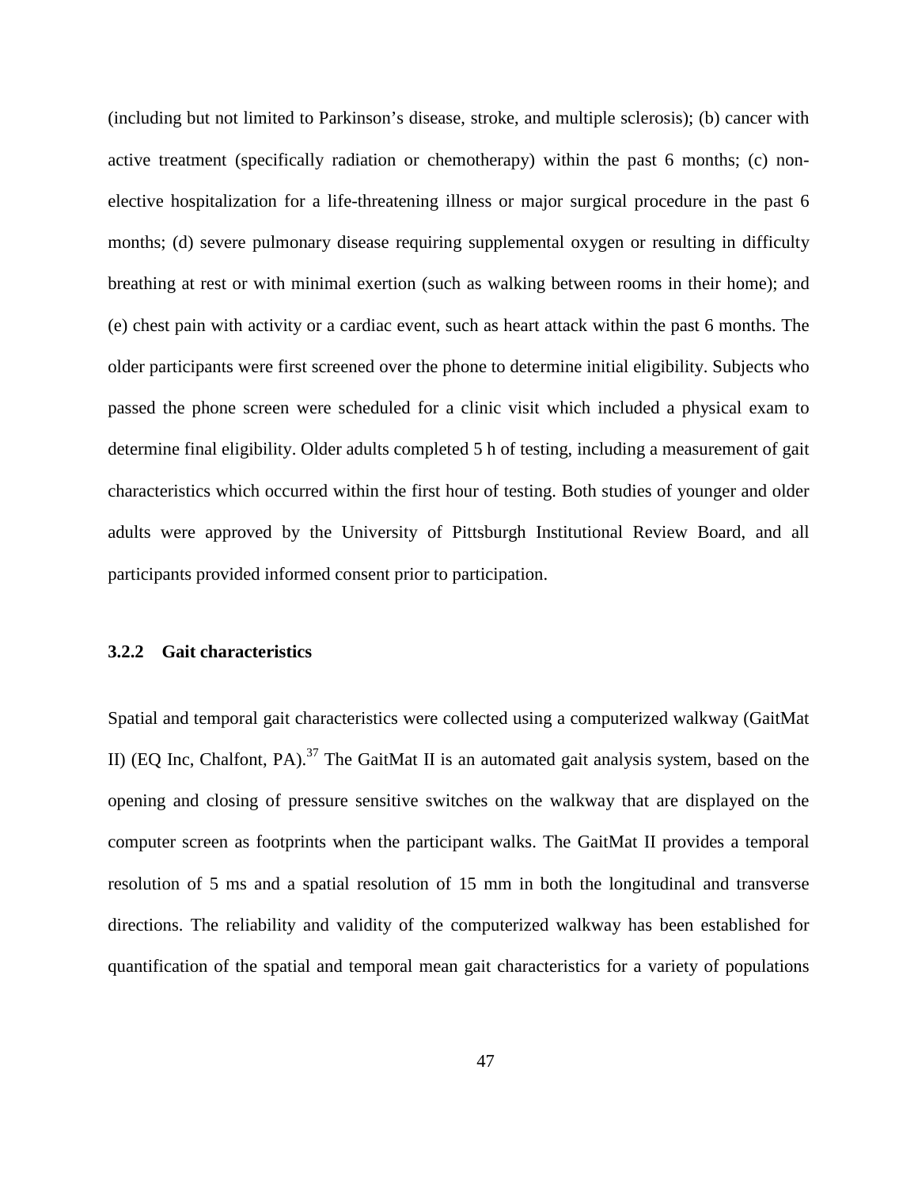(including but not limited to Parkinson's disease, stroke, and multiple sclerosis); (b) cancer with active treatment (specifically radiation or chemotherapy) within the past 6 months; (c) non-elective hospitalization for a life-threatening illness or major surgical procedure in the past 6 months; (d) severe pulmonary disease requiring supplemental oxygen or resulting in difficulty breathing at rest or with minimal exertion (such as walking between rooms in their home); and (e) chest pain with activity or a cardiac event, such as heart attack within the past 6 months. The older participants were first screened over the phone to determine initial eligibility. Subjects who passed the phone screen were scheduled for a clinic visit which included a physical exam to determine final eligibility. Older adults completed 5 h of testing, including a measurement of gait characteristics which occurred within the first hour of testing. Both studies of younger and older adults were approved by the University of Pittsburgh Institutional Review Board, and all participants provided informed consent prior to participation.

### 3.2.2 Gait characteristics

Spatial and temporal gait characteristics were collected using a computerized walkway (GaitMat II) (EQ Inc, Chalfont, PA).[37] The GaitMat II is an automated gait analysis system, based on the opening and closing of pressure sensitive switches on the walkway that are displayed on the computer screen as footprints when the participant walks. The GaitMat II provides a temporal resolution of 5 ms and a spatial resolution of 15 mm in both the longitudinal and transverse directions. The reliability and validity of the computerized walkway has been established for quantification of the spatial and temporal mean gait characteristics for a variety of populations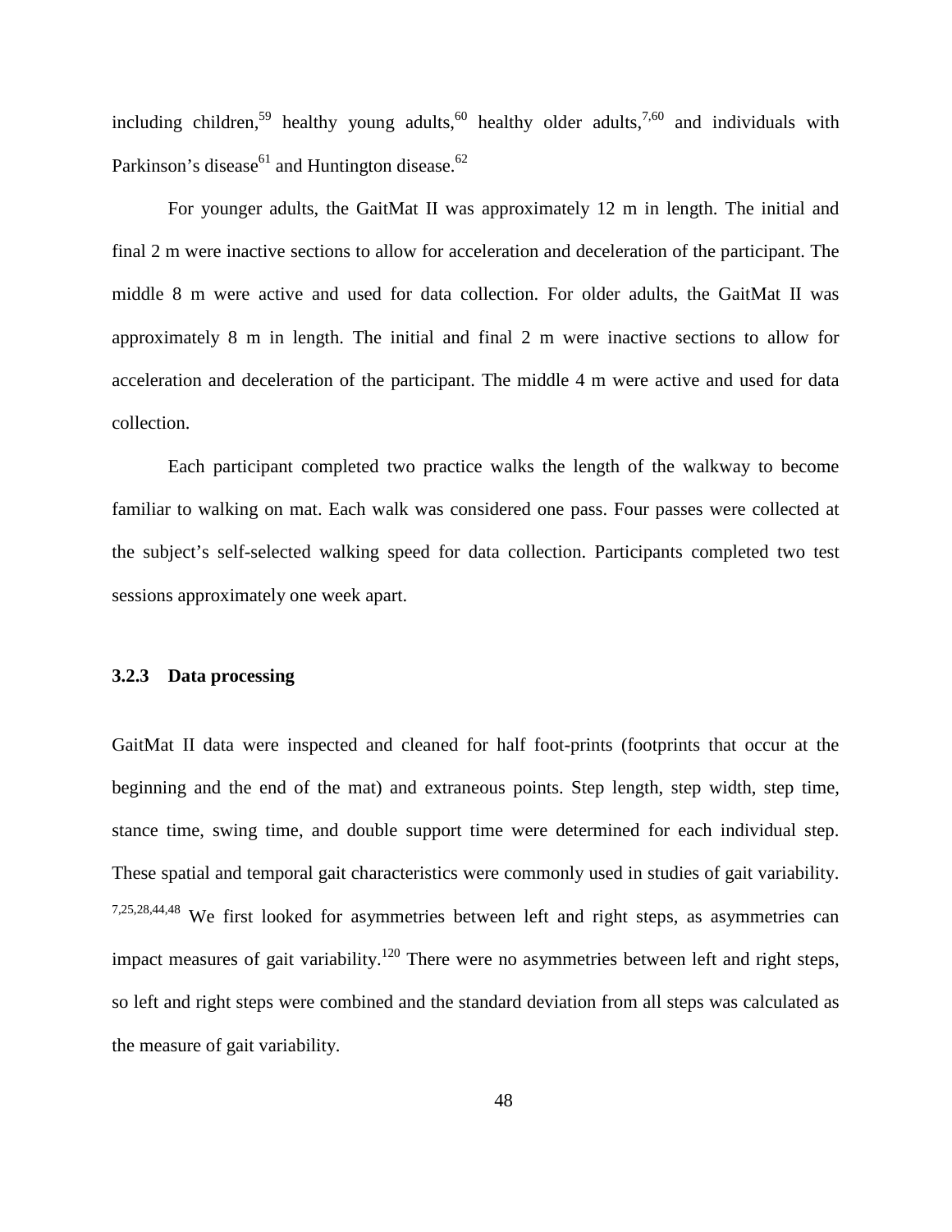including children,[59] healthy young adults,[60] healthy older adults,[7,60] and individuals with Parkinson's disease[61] and Huntington disease.[62]

For younger adults, the GaitMat II was approximately 12 m in length. The initial and final 2 m were inactive sections to allow for acceleration and deceleration of the participant. The middle 8 m were active and used for data collection. For older adults, the GaitMat II was approximately 8 m in length. The initial and final 2 m were inactive sections to allow for acceleration and deceleration of the participant. The middle 4 m were active and used for data collection.

Each participant completed two practice walks the length of the walkway to become familiar to walking on mat. Each walk was considered one pass. Four passes were collected at the subject's self-selected walking speed for data collection. Participants completed two test sessions approximately one week apart.

### 3.2.3 Data processing

GaitMat II data were inspected and cleaned for half foot-prints (footprints that occur at the beginning and the end of the mat) and extraneous points. Step length, step width, step time, stance time, swing time, and double support time were determined for each individual step. These spatial and temporal gait characteristics were commonly used in studies of gait variability.[7,25,28,44,48] We first looked for asymmetries between left and right steps, as asymmetries can impact measures of gait variability.[120] There were no asymmetries between left and right steps, so left and right steps were combined and the standard deviation from all steps was calculated as the measure of gait variability.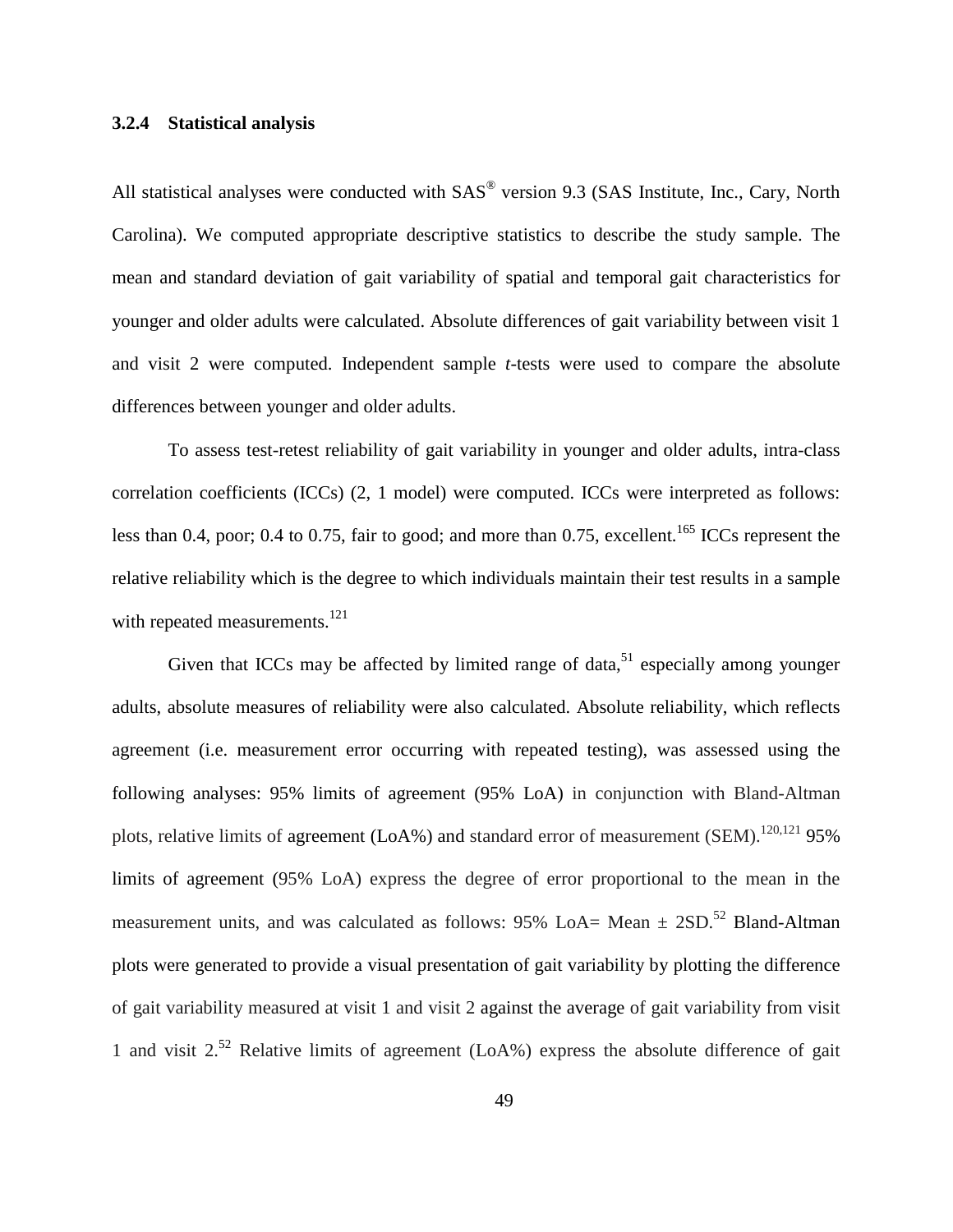### 3.2.4 Statistical analysis

All statistical analyses were conducted with SAS® version 9.3 (SAS Institute, Inc., Cary, North Carolina). We computed appropriate descriptive statistics to describe the study sample. The mean and standard deviation of gait variability of spatial and temporal gait characteristics for younger and older adults were calculated. Absolute differences of gait variability between visit 1 and visit 2 were computed. Independent sample *t*-tests were used to compare the absolute differences between younger and older adults.

To assess test-retest reliability of gait variability in younger and older adults, intra-class correlation coefficients (ICCs) (2, 1 model) were computed. ICCs were interpreted as follows: less than 0.4, poor; 0.4 to 0.75, fair to good; and more than 0.75, excellent.[165] ICCs represent the relative reliability which is the degree to which individuals maintain their test results in a sample with repeated measurements.[121]

Given that ICCs may be affected by limited range of data,[51] especially among younger adults, absolute measures of reliability were also calculated. Absolute reliability, which reflects agreement (i.e. measurement error occurring with repeated testing), was assessed using the following analyses: 95% limits of agreement (95% LoA) in conjunction with Bland-Altman plots, relative limits of agreement (LoA%) and standard error of measurement (SEM).[120,121] 95% limits of agreement (95% LoA) express the degree of error proportional to the mean in the measurement units, and was calculated as follows: 95% LoA= Mean ± 2SD.[52] Bland-Altman plots were generated to provide a visual presentation of gait variability by plotting the difference of gait variability measured at visit 1 and visit 2 against the average of gait variability from visit 1 and visit 2.[52] Relative limits of agreement (LoA%) express the absolute difference of gait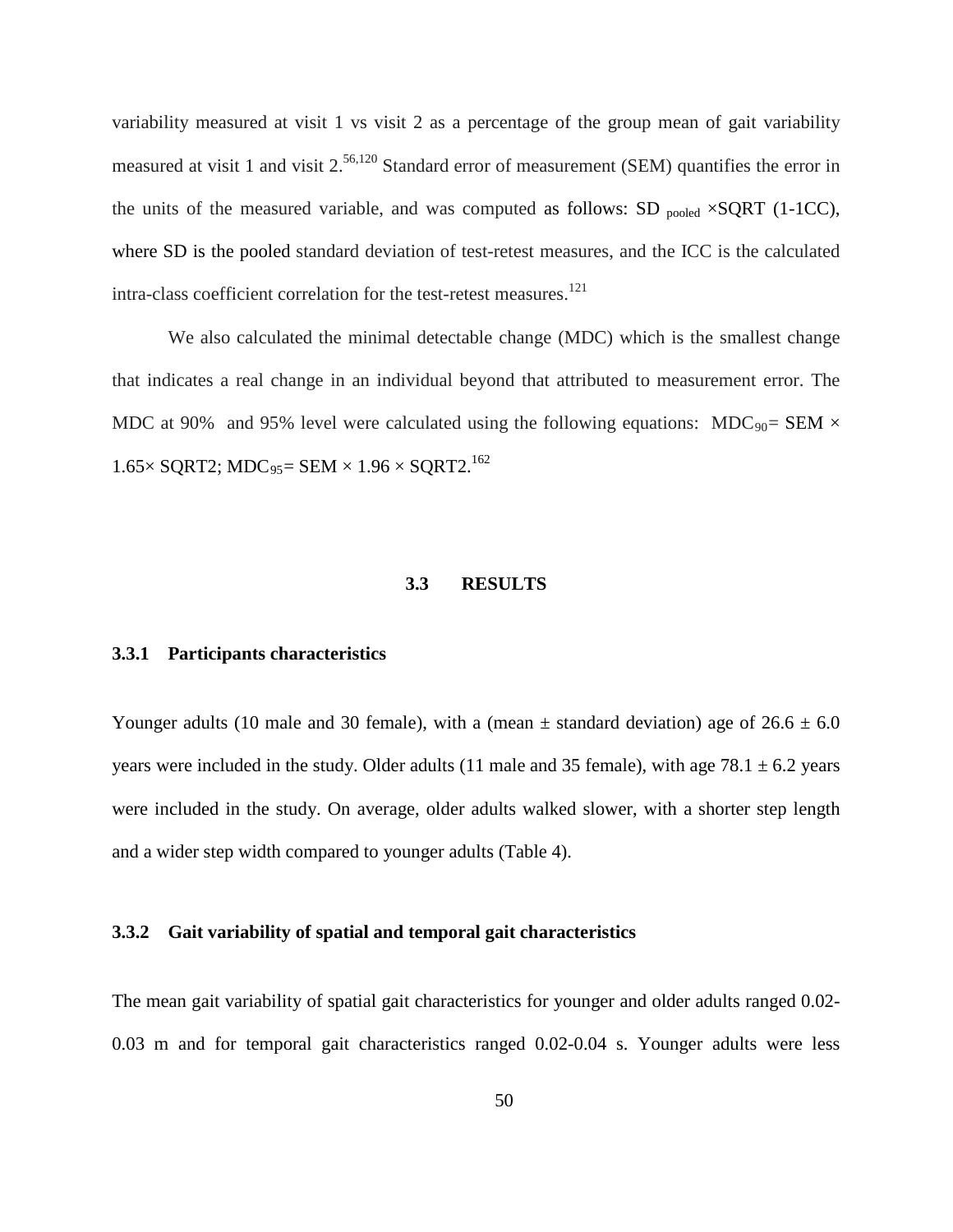variability measured at visit 1 vs visit 2 as a percentage of the group mean of gait variability measured at visit 1 and visit 2.[56,120] Standard error of measurement (SEM) quantifies the error in the units of the measured variable, and was computed as follows: $SD_{pooled} \times SQRT(1\text{-}1CC)$, where SD is the pooled standard deviation of test-retest measures, and the ICC is the calculated intra-class coefficient correlation for the test-retest measures.[121]

We also calculated the minimal detectable change (MDC) which is the smallest change that indicates a real change in an individual beyond that attributed to measurement error. The MDC at 90% and 95% level were calculated using the following equations: $MDC_{90} = SEM \times 1.65 \times SQRT2$; $MDC_{95} = SEM \times 1.96 \times SQRT2$.[162]

## 3.3 RESULTS

### 3.3.1 Participants characteristics

Younger adults (10 male and 30 female), with a (mean ± standard deviation) age of 26.6 ± 6.0 years were included in the study. Older adults (11 male and 35 female), with age 78.1 ± 6.2 years were included in the study. On average, older adults walked slower, with a shorter step length and a wider step width compared to younger adults (Table 4).

### 3.3.2 Gait variability of spatial and temporal gait characteristics

The mean gait variability of spatial gait characteristics for younger and older adults ranged 0.02-0.03 m and for temporal gait characteristics ranged 0.02-0.04 s. Younger adults were less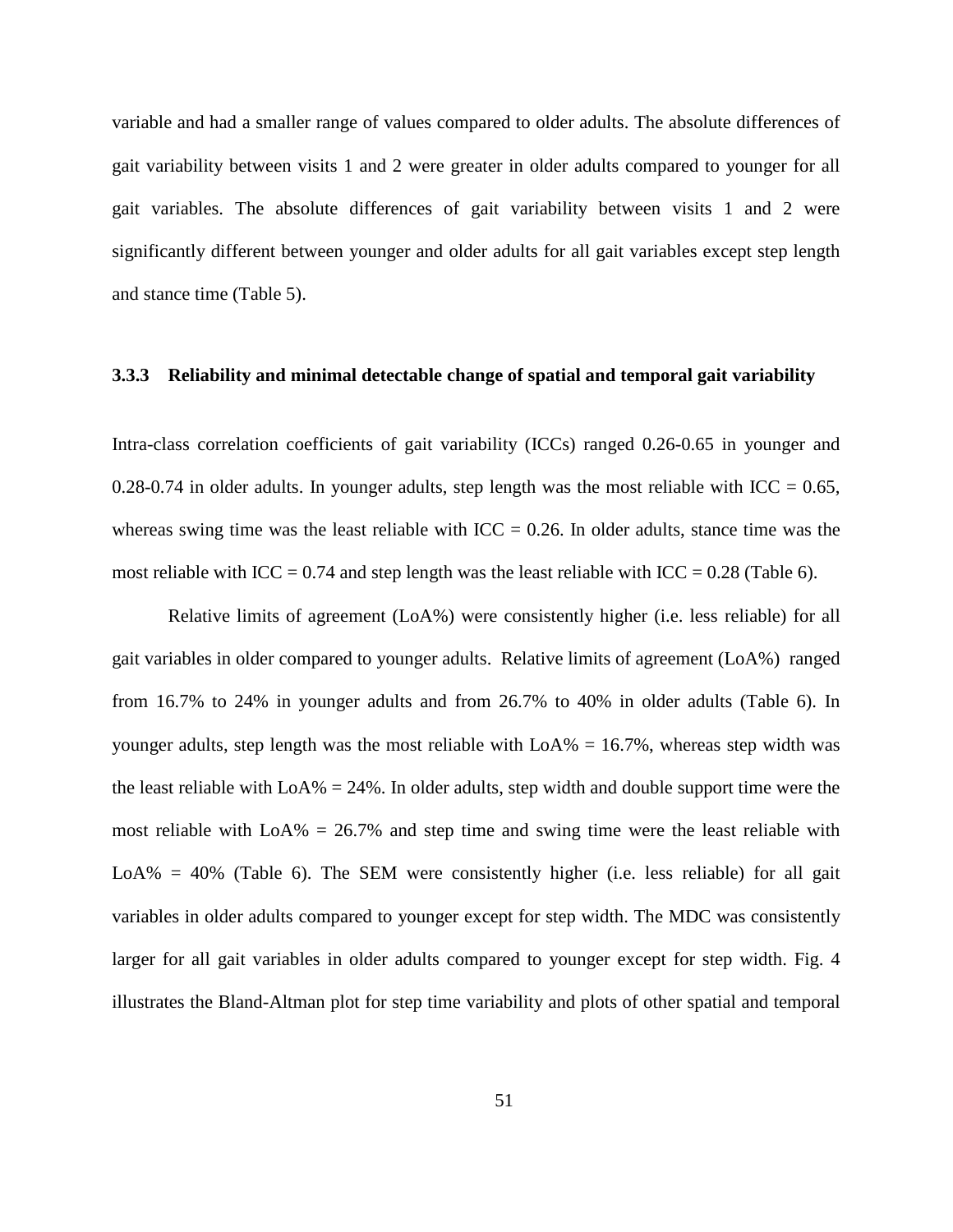variable and had a smaller range of values compared to older adults. The absolute differences of gait variability between visits 1 and 2 were greater in older adults compared to younger for all gait variables. The absolute differences of gait variability between visits 1 and 2 were significantly different between younger and older adults for all gait variables except step length and stance time (Table 5).

### 3.3.3 Reliability and minimal detectable change of spatial and temporal gait variability

Intra-class correlation coefficients of gait variability (ICCs) ranged 0.26-0.65 in younger and 0.28-0.74 in older adults. In younger adults, step length was the most reliable with ICC = 0.65, whereas swing time was the least reliable with ICC = 0.26. In older adults, stance time was the most reliable with ICC = 0.74 and step length was the least reliable with ICC = 0.28 (Table 6).

Relative limits of agreement (LoA%) were consistently higher (i.e. less reliable) for all gait variables in older compared to younger adults. Relative limits of agreement (LoA%) ranged from 16.7% to 24% in younger adults and from 26.7% to 40% in older adults (Table 6). In younger adults, step length was the most reliable with LoA% = 16.7%, whereas step width was the least reliable with LoA% = 24%. In older adults, step width and double support time were the most reliable with LoA% = 26.7% and step time and swing time were the least reliable with LoA% = 40% (Table 6). The SEM were consistently higher (i.e. less reliable) for all gait variables in older adults compared to younger except for step width. The MDC was consistently larger for all gait variables in older adults compared to younger except for step width. Fig. 4 illustrates the Bland-Altman plot for step time variability and plots of other spatial and temporal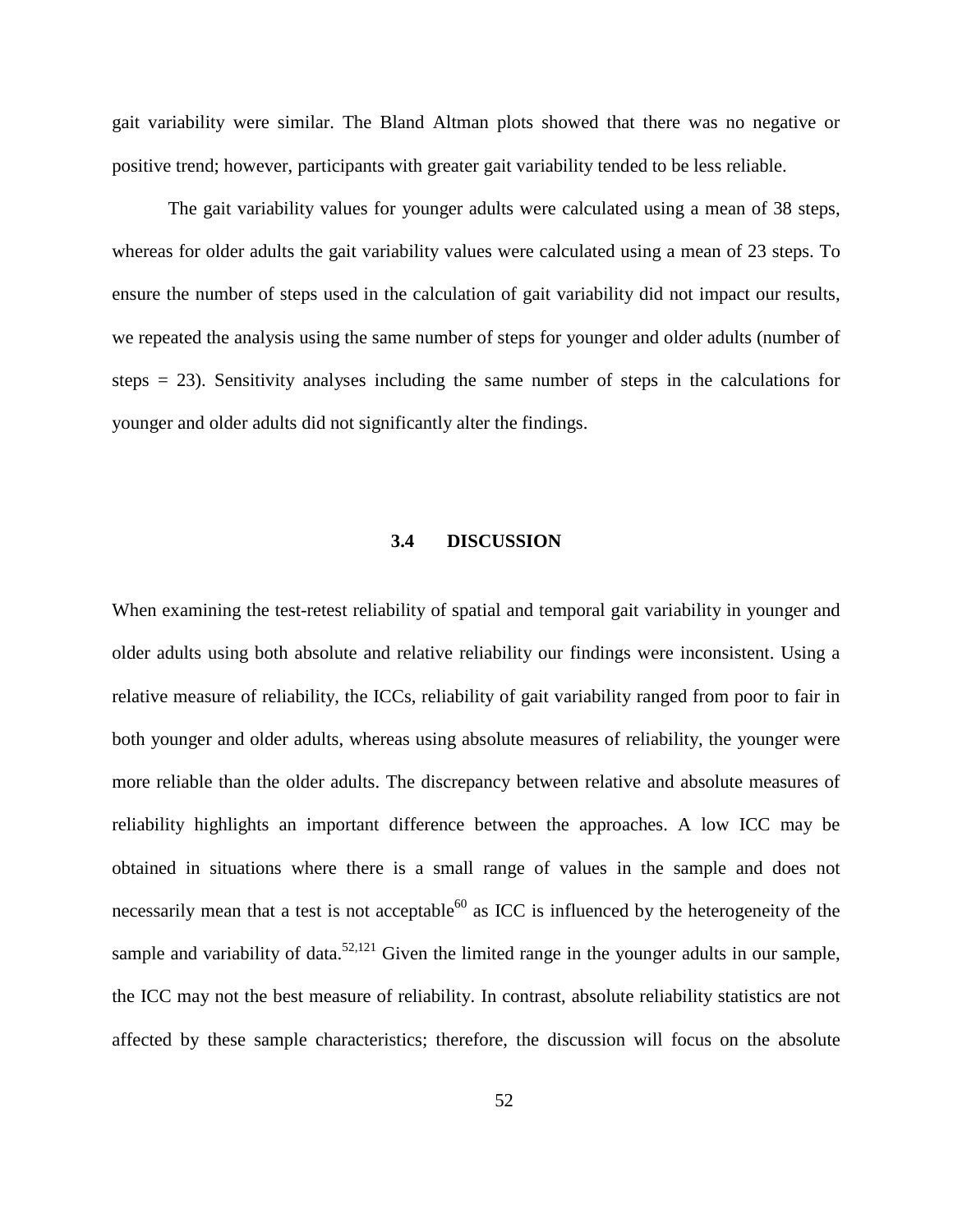gait variability were similar. The Bland Altman plots showed that there was no negative or positive trend; however, participants with greater gait variability tended to be less reliable.

The gait variability values for younger adults were calculated using a mean of 38 steps, whereas for older adults the gait variability values were calculated using a mean of 23 steps. To ensure the number of steps used in the calculation of gait variability did not impact our results, we repeated the analysis using the same number of steps for younger and older adults (number of steps = 23). Sensitivity analyses including the same number of steps in the calculations for younger and older adults did not significantly alter the findings.

### 3.4 DISCUSSION

When examining the test-retest reliability of spatial and temporal gait variability in younger and older adults using both absolute and relative reliability our findings were inconsistent. Using a relative measure of reliability, the ICCs, reliability of gait variability ranged from poor to fair in both younger and older adults, whereas using absolute measures of reliability, the younger were more reliable than the older adults. The discrepancy between relative and absolute measures of reliability highlights an important difference between the approaches. A low ICC may be obtained in situations where there is a small range of values in the sample and does not necessarily mean that a test is not acceptable[60] as ICC is influenced by the heterogeneity of the sample and variability of data.[52,121] Given the limited range in the younger adults in our sample, the ICC may not the best measure of reliability. In contrast, absolute reliability statistics are not affected by these sample characteristics; therefore, the discussion will focus on the absolute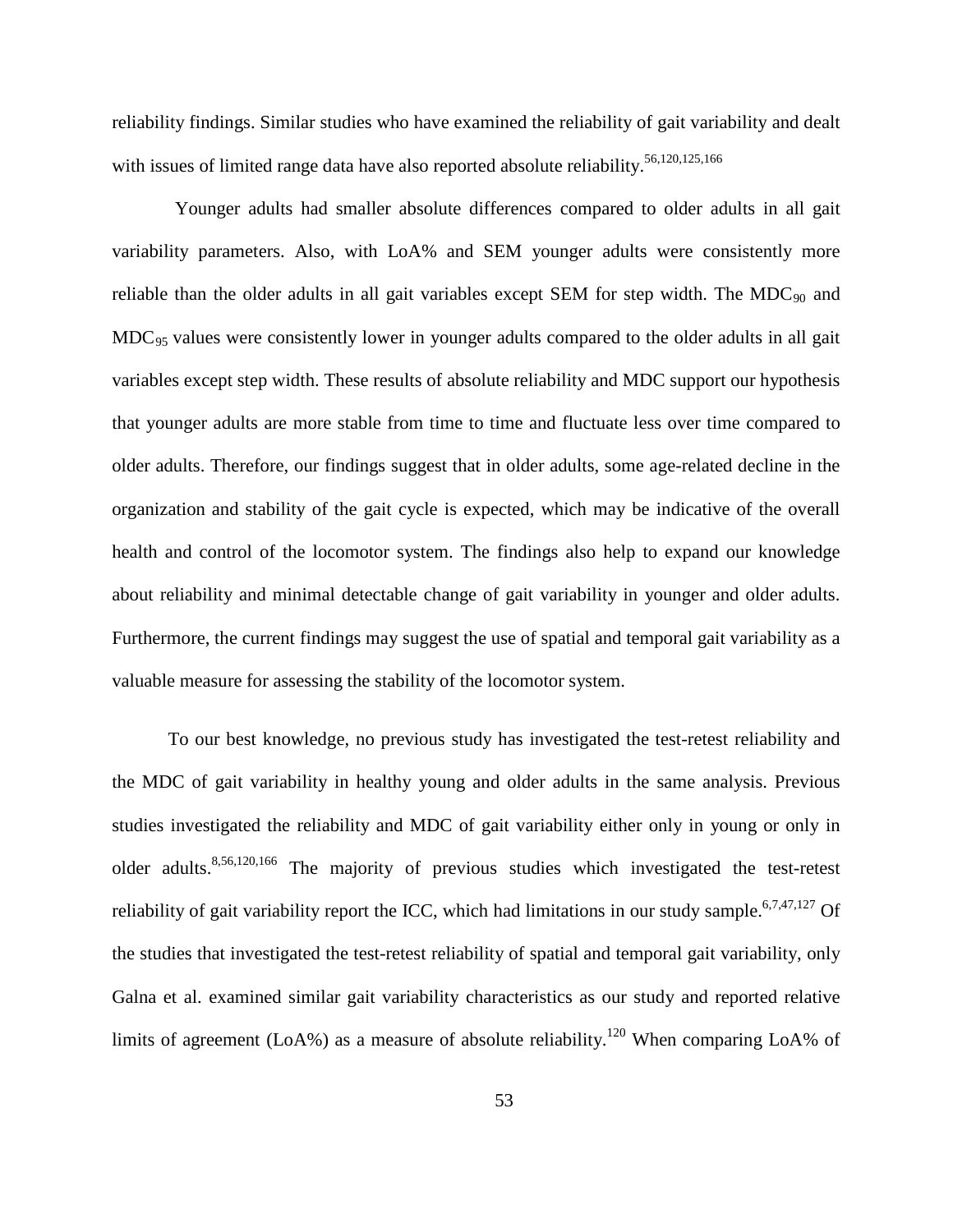reliability findings. Similar studies who have examined the reliability of gait variability and dealt with issues of limited range data have also reported absolute reliability.[56,120,125,166]

Younger adults had smaller absolute differences compared to older adults in all gait variability parameters. Also, with LoA% and SEM younger adults were consistently more reliable than the older adults in all gait variables except SEM for step width. The $MDC_{90}$ and $MDC_{95}$ values were consistently lower in younger adults compared to the older adults in all gait variables except step width. These results of absolute reliability and MDC support our hypothesis that younger adults are more stable from time to time and fluctuate less over time compared to older adults. Therefore, our findings suggest that in older adults, some age-related decline in the organization and stability of the gait cycle is expected, which may be indicative of the overall health and control of the locomotor system. The findings also help to expand our knowledge about reliability and minimal detectable change of gait variability in younger and older adults. Furthermore, the current findings may suggest the use of spatial and temporal gait variability as a valuable measure for assessing the stability of the locomotor system.

To our best knowledge, no previous study has investigated the test-retest reliability and the MDC of gait variability in healthy young and older adults in the same analysis. Previous studies investigated the reliability and MDC of gait variability either only in young or only in older adults.[8,56,120,166] The majority of previous studies which investigated the test-retest reliability of gait variability report the ICC, which had limitations in our study sample.[6,7,47,127] Of the studies that investigated the test-retest reliability of spatial and temporal gait variability, only Galna et al. examined similar gait variability characteristics as our study and reported relative limits of agreement (LoA%) as a measure of absolute reliability.[120] When comparing LoA% of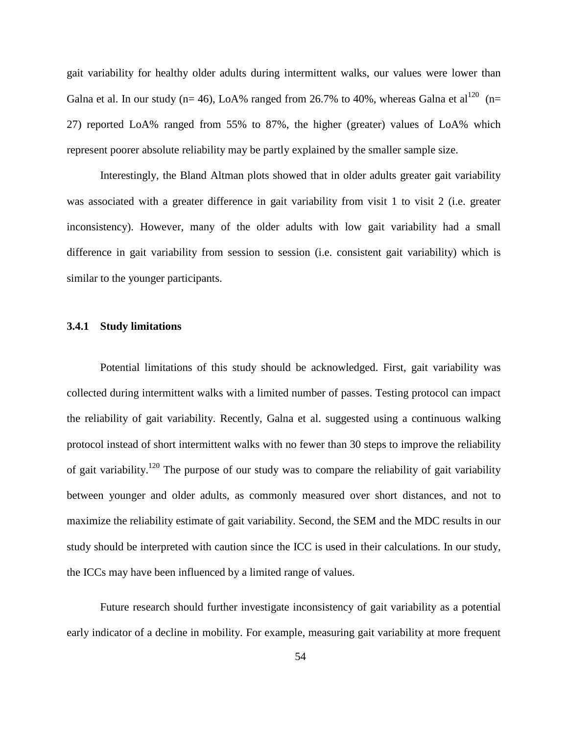gait variability for healthy older adults during intermittent walks, our values were lower than Galna et al. In our study (n= 46), LoA% ranged from 26.7% to 40%, whereas Galna et al[120] (n= 27) reported LoA% ranged from 55% to 87%, the higher (greater) values of LoA% which represent poorer absolute reliability may be partly explained by the smaller sample size.

Interestingly, the Bland Altman plots showed that in older adults greater gait variability was associated with a greater difference in gait variability from visit 1 to visit 2 (i.e. greater inconsistency). However, many of the older adults with low gait variability had a small difference in gait variability from session to session (i.e. consistent gait variability) which is similar to the younger participants.

### 3.4.1 Study limitations

Potential limitations of this study should be acknowledged. First, gait variability was collected during intermittent walks with a limited number of passes. Testing protocol can impact the reliability of gait variability. Recently, Galna et al. suggested using a continuous walking protocol instead of short intermittent walks with no fewer than 30 steps to improve the reliability of gait variability.[120] The purpose of our study was to compare the reliability of gait variability between younger and older adults, as commonly measured over short distances, and not to maximize the reliability estimate of gait variability. Second, the SEM and the MDC results in our study should be interpreted with caution since the ICC is used in their calculations. In our study, the ICCs may have been influenced by a limited range of values.

Future research should further investigate inconsistency of gait variability as a potential early indicator of a decline in mobility. For example, measuring gait variability at more frequent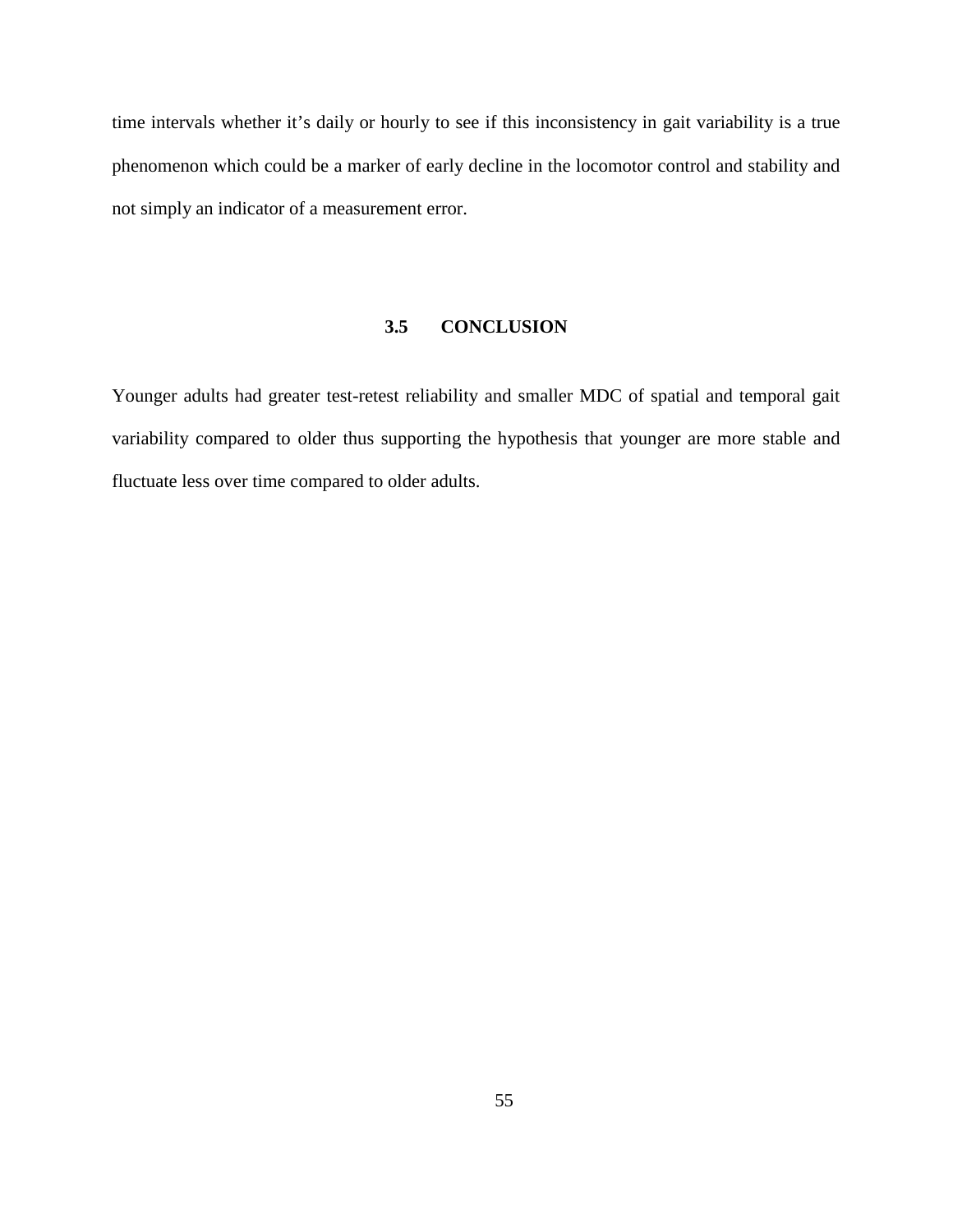time intervals whether it's daily or hourly to see if this inconsistency in gait variability is a true phenomenon which could be a marker of early decline in the locomotor control and stability and not simply an indicator of a measurement error.

## 3.5 CONCLUSION

Younger adults had greater test-retest reliability and smaller MDC of spatial and temporal gait variability compared to older thus supporting the hypothesis that younger are more stable and fluctuate less over time compared to older adults.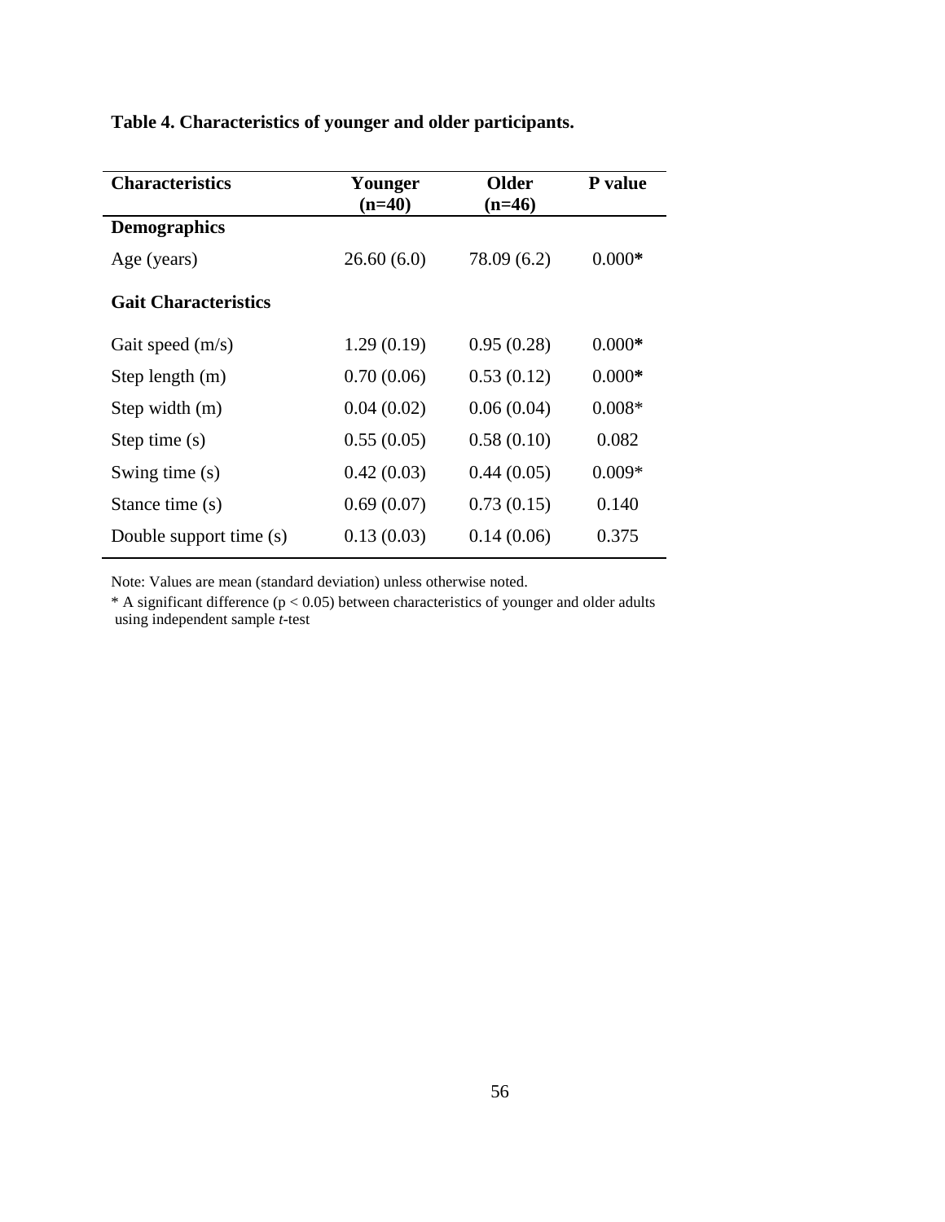**Table 4. Characteristics of younger and older participants.**

| Characteristics | Younger (n=40) | Older (n=46) | P value |
|---|---|---|---|
| **Demographics** | | | |
| Age (years) | 26.60 (6.0) | 78.09 (6.2) | 0.000* |
| **Gait Characteristics** | | | |
| Gait speed (m/s) | 1.29 (0.19) | 0.95 (0.28) | 0.000* |
| Step length (m) | 0.70 (0.06) | 0.53 (0.12) | 0.000* |
| Step width (m) | 0.04 (0.02) | 0.06 (0.04) | 0.008* |
| Step time (s) | 0.55 (0.05) | 0.58 (0.10) | 0.082 |
| Swing time (s) | 0.42 (0.03) | 0.44 (0.05) | 0.009* |
| Stance time (s) | 0.69 (0.07) | 0.73 (0.15) | 0.140 |
| Double support time (s) | 0.13 (0.03) | 0.14 (0.06) | 0.375 |

Note: Values are mean (standard deviation) unless otherwise noted.

\* A significant difference ($p < 0.05$) between characteristics of younger and older adults using independent sample *t*-test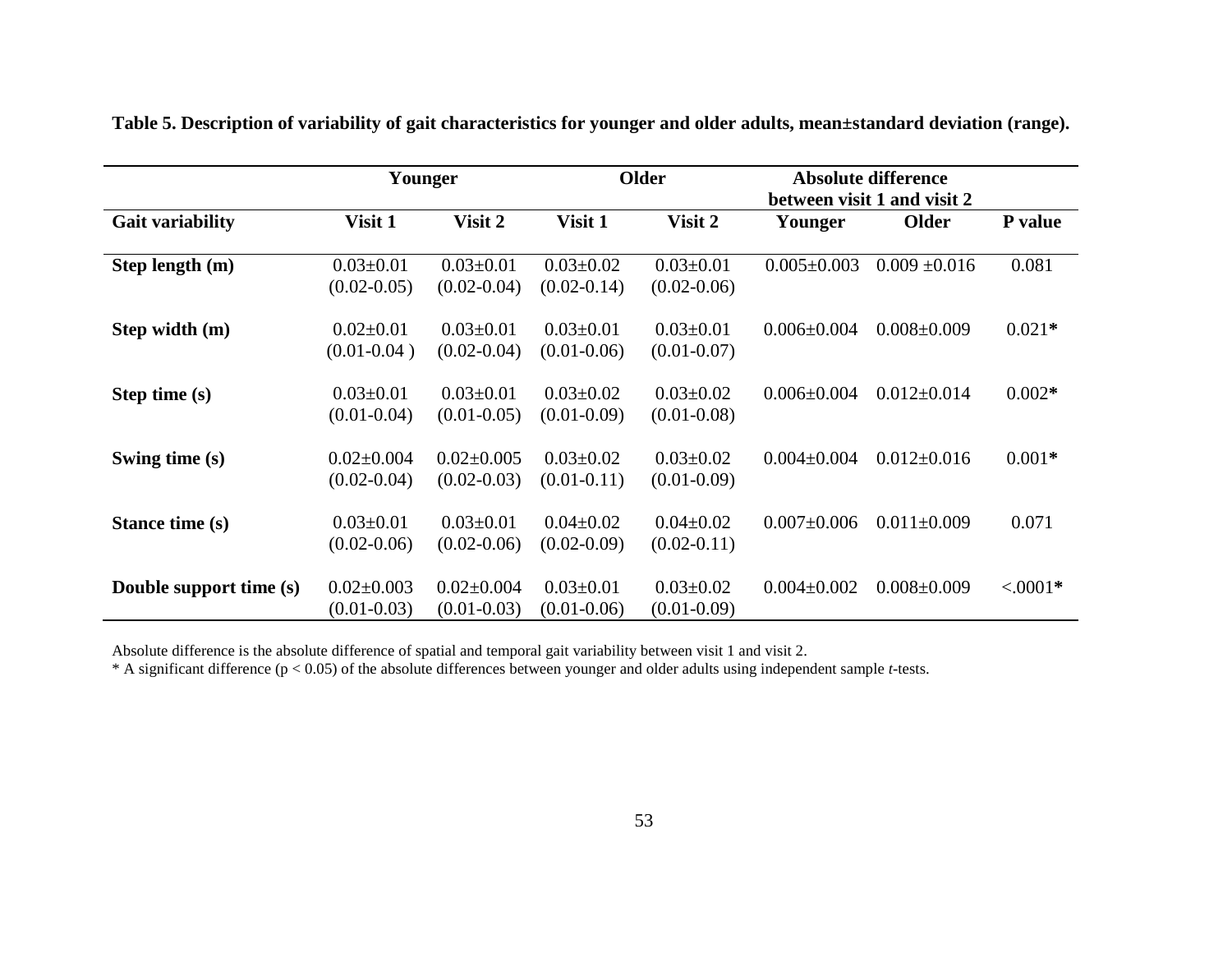**Table 5. Description of variability of gait characteristics for younger and older adults, mean±standard deviation (range).**

| | Younger | | Older | | Absolute difference between visit 1 and visit 2 | | |
|---|---|---|---|---|---|---|---|
| **Gait variability** | **Visit 1** | **Visit 2** | **Visit 1** | **Visit 2** | **Younger** | **Older** | **P value** |
| **Step length (m)** | 0.03±0.01 (0.02-0.05) | 0.03±0.01 (0.02-0.04) | 0.03±0.02 (0.02-0.14) | 0.03±0.01 (0.02-0.06) | 0.005±0.003 | 0.009 ±0.016 | 0.081 |
| **Step width (m)** | 0.02±0.01 (0.01-0.04 ) | 0.03±0.01 (0.02-0.04) | 0.03±0.01 (0.01-0.06) | 0.03±0.01 (0.01-0.07) | 0.006±0.004 | 0.008±0.009 | 0.021* |
| **Step time (s)** | 0.03±0.01 (0.01-0.04) | 0.03±0.01 (0.01-0.05) | 0.03±0.02 (0.01-0.09) | 0.03±0.02 (0.01-0.08) | 0.006±0.004 | 0.012±0.014 | 0.002* |
| **Swing time (s)** | 0.02±0.004 (0.02-0.04) | 0.02±0.005 (0.02-0.03) | 0.03±0.02 (0.01-0.11) | 0.03±0.02 (0.01-0.09) | 0.004±0.004 | 0.012±0.016 | 0.001* |
| **Stance time (s)** | 0.03±0.01 (0.02-0.06) | 0.03±0.01 (0.02-0.06) | 0.04±0.02 (0.02-0.09) | 0.04±0.02 (0.02-0.11) | 0.007±0.006 | 0.011±0.009 | 0.071 |
| **Double support time (s)** | 0.02±0.003 (0.01-0.03) | 0.02±0.004 (0.01-0.03) | 0.03±0.01 (0.01-0.06) | 0.03±0.02 (0.01-0.09) | 0.004±0.002 | 0.008±0.009 | <.0001* |

Absolute difference is the absolute difference of spatial and temporal gait variability between visit 1 and visit 2.

* A significant difference ($p < 0.05$) of the absolute differences between younger and older adults using independent sample *t*-tests.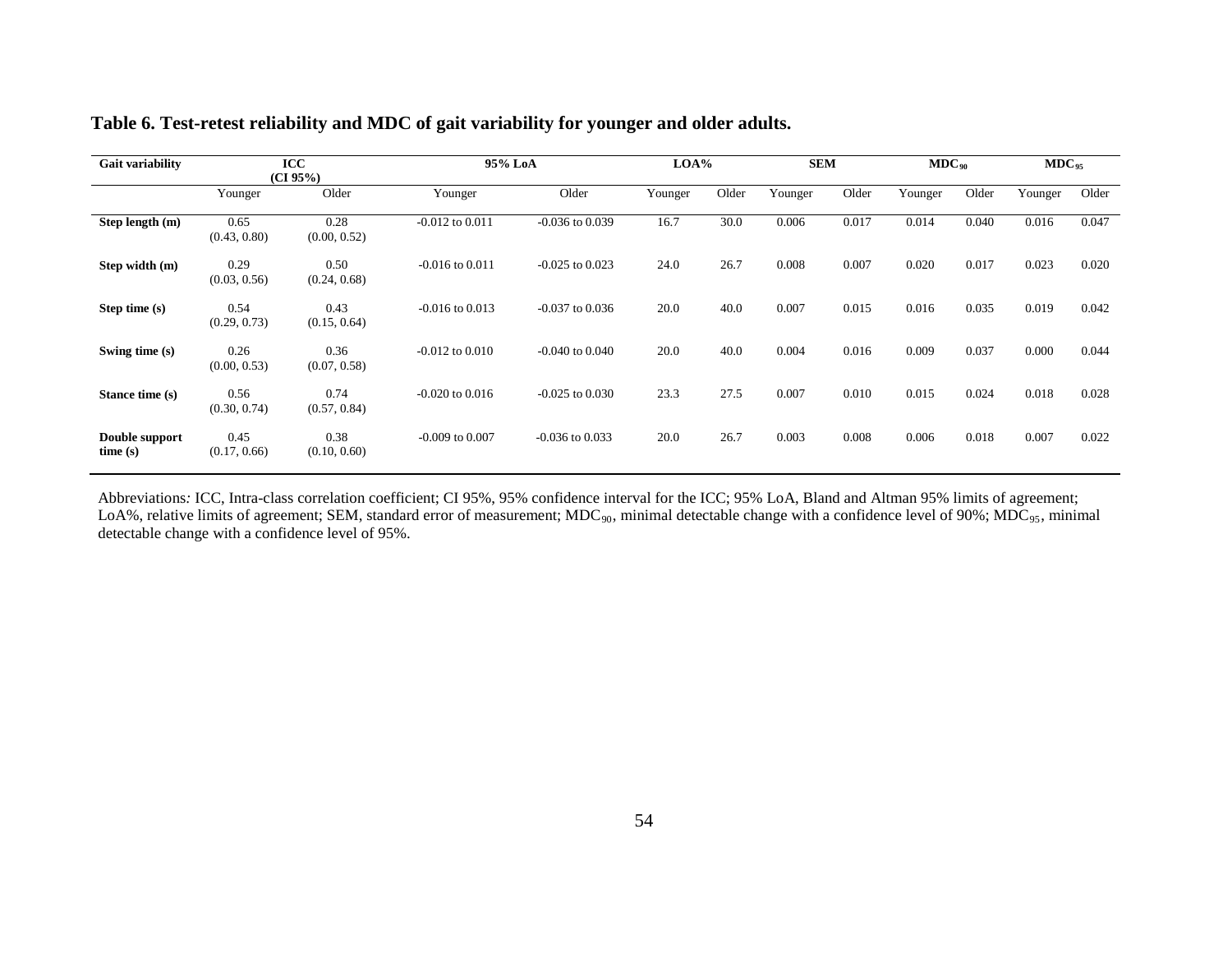**Table 6. Test-retest reliability and MDC of gait variability for younger and older adults.**

| Gait variability | ICC (CI 95%) | | 95% LoA | | LOA% | | SEM | | $MDC_{90}$ | | $MDC_{95}$ | |
|---|---|---|---|---|---|---|---|---|---|---|---|---|
| | Younger | Older | Younger | Older | Younger | Older | Younger | Older | Younger | Older | Younger | Older |
| **Step length (m)** | 0.65 (0.43, 0.80) | 0.28 (0.00, 0.52) | -0.012 to 0.011 | -0.036 to 0.039 | 16.7 | 30.0 | 0.006 | 0.017 | 0.014 | 0.040 | 0.016 | 0.047 |
| **Step width (m)** | 0.29 (0.03, 0.56) | 0.50 (0.24, 0.68) | -0.016 to 0.011 | -0.025 to 0.023 | 24.0 | 26.7 | 0.008 | 0.007 | 0.020 | 0.017 | 0.023 | 0.020 |
| **Step time (s)** | 0.54 (0.29, 0.73) | 0.43 (0.15, 0.64) | -0.016 to 0.013 | -0.037 to 0.036 | 20.0 | 40.0 | 0.007 | 0.015 | 0.016 | 0.035 | 0.019 | 0.042 |
| **Swing time (s)** | 0.26 (0.00, 0.53) | 0.36 (0.07, 0.58) | -0.012 to 0.010 | -0.040 to 0.040 | 20.0 | 40.0 | 0.004 | 0.016 | 0.009 | 0.037 | 0.000 | 0.044 |
| **Stance time (s)** | 0.56 (0.30, 0.74) | 0.74 (0.57, 0.84) | -0.020 to 0.016 | -0.025 to 0.030 | 23.3 | 27.5 | 0.007 | 0.010 | 0.015 | 0.024 | 0.018 | 0.028 |
| **Double support time (s)** | 0.45 (0.17, 0.66) | 0.38 (0.10, 0.60) | -0.009 to 0.007 | -0.036 to 0.033 | 20.0 | 26.7 | 0.003 | 0.008 | 0.006 | 0.018 | 0.007 | 0.022 |

Abbreviations: ICC, Intra-class correlation coefficient; CI 95%, 95% confidence interval for the ICC; 95% LoA, Bland and Altman 95% limits of agreement; LoA%, relative limits of agreement; SEM, standard error of measurement; $MDC_{90}$, minimal detectable change with a confidence level of 90%; $MDC_{95}$, minimal detectable change with a confidence level of 95%.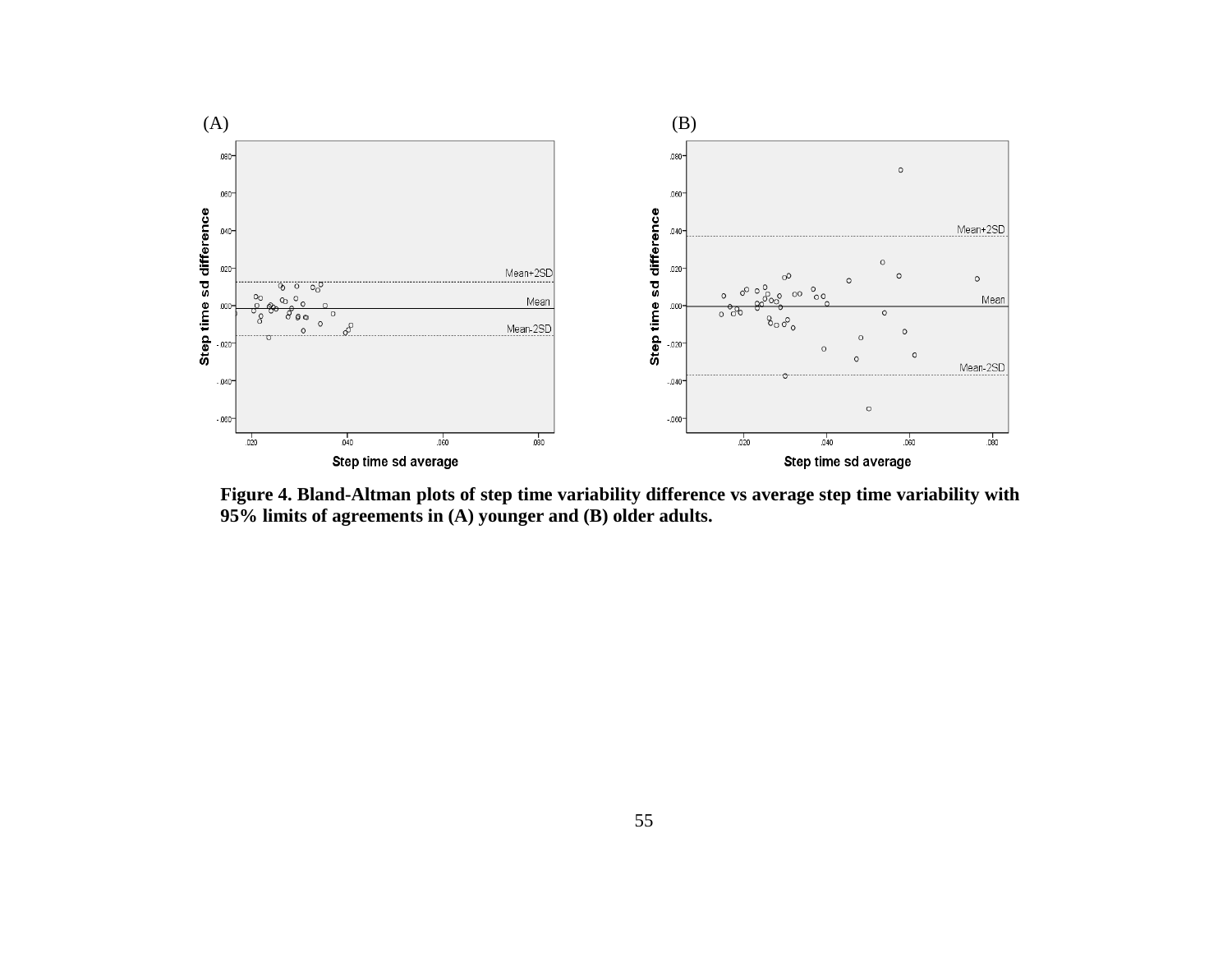**Figure 4. Bland-Altman plots of step time variability difference vs average step time variability with 95% limits of agreements in (A) younger and (B) older adults.**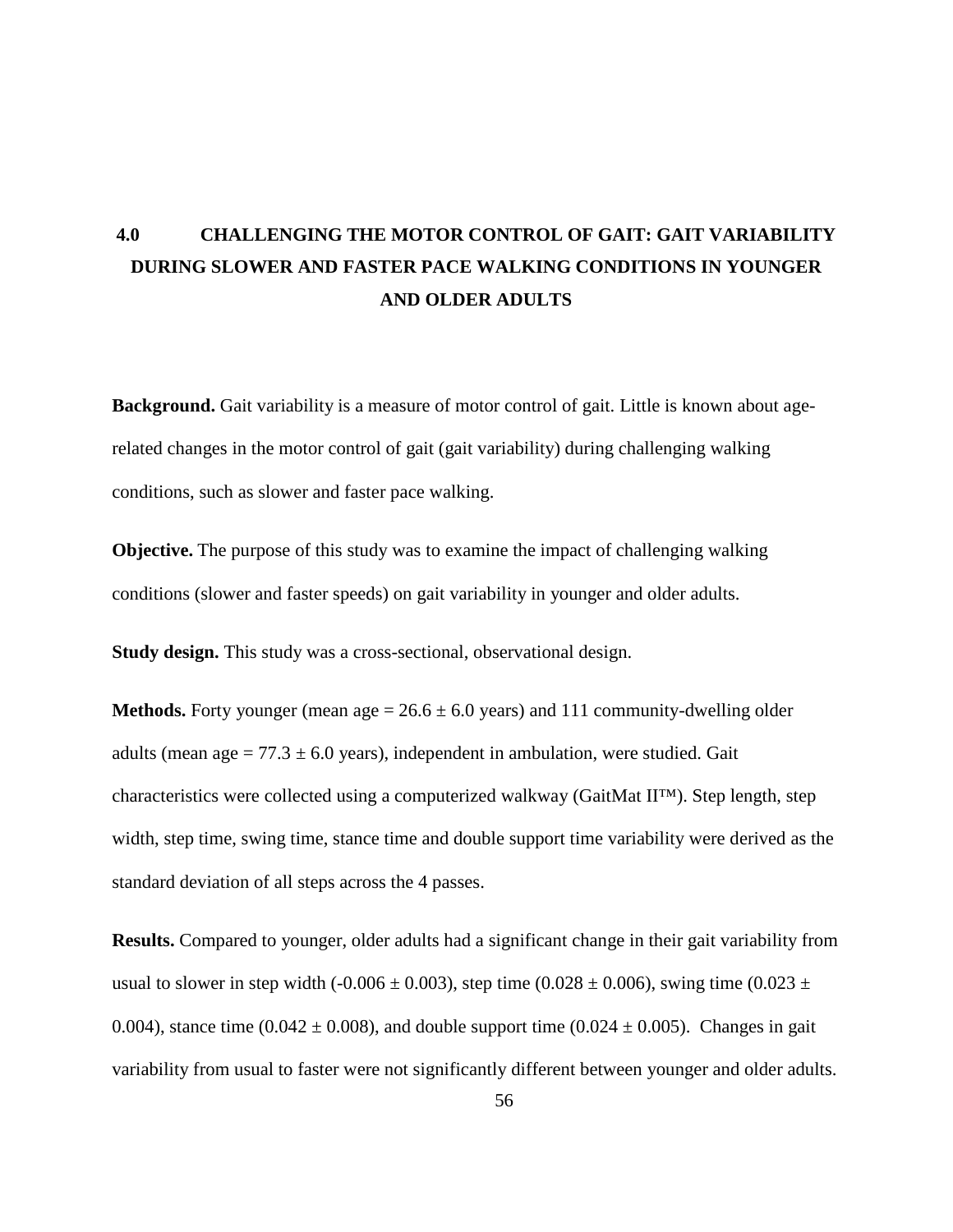# 4.0 CHALLENGING THE MOTOR CONTROL OF GAIT: GAIT VARIABILITY DURING SLOWER AND FASTER PACE WALKING CONDITIONS IN YOUNGER AND OLDER ADULTS

**Background.** Gait variability is a measure of motor control of gait. Little is known about age-related changes in the motor control of gait (gait variability) during challenging walking conditions, such as slower and faster pace walking.

**Objective.** The purpose of this study was to examine the impact of challenging walking conditions (slower and faster speeds) on gait variability in younger and older adults.

**Study design.** This study was a cross-sectional, observational design.

**Methods.** Forty younger (mean age = 26.6 ± 6.0 years) and 111 community-dwelling older adults (mean age = 77.3 ± 6.0 years), independent in ambulation, were studied. Gait characteristics were collected using a computerized walkway (GaitMat II™). Step length, step width, step time, swing time, stance time and double support time variability were derived as the standard deviation of all steps across the 4 passes.

**Results.** Compared to younger, older adults had a significant change in their gait variability from usual to slower in step width (-0.006 ± 0.003), step time (0.028 ± 0.006), swing time (0.023 ± 0.004), stance time (0.042 ± 0.008), and double support time (0.024 ± 0.005). Changes in gait variability from usual to faster were not significantly different between younger and older adults.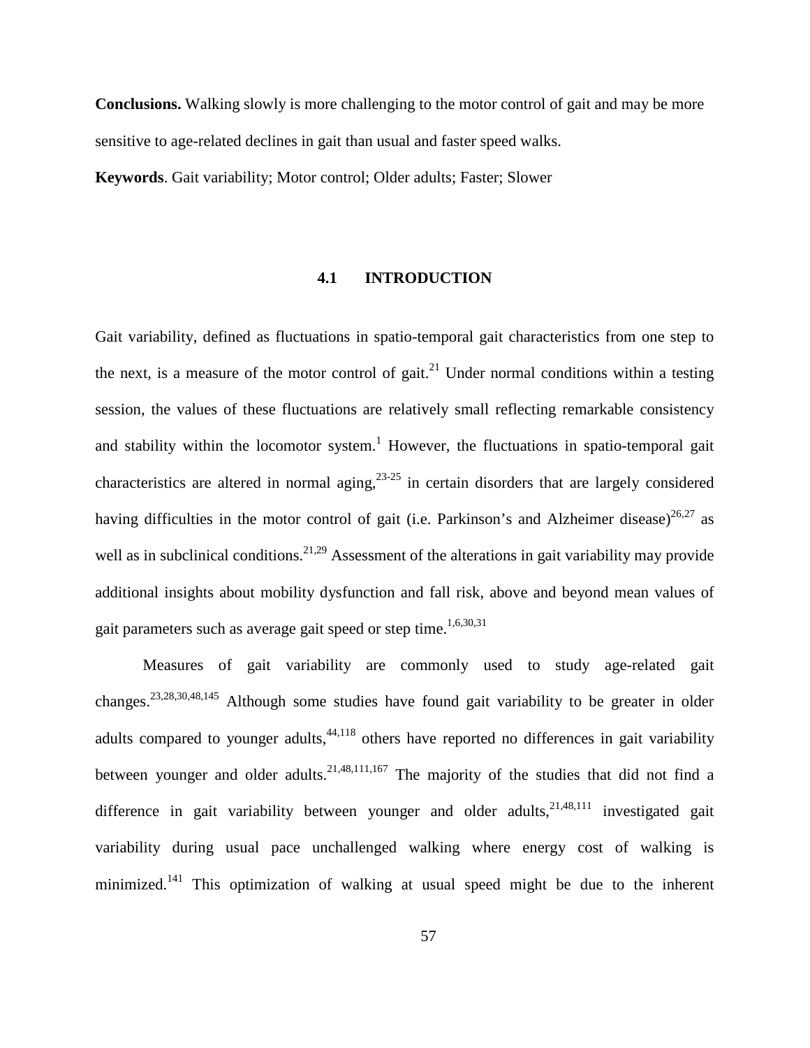**Conclusions.** Walking slowly is more challenging to the motor control of gait and may be more sensitive to age-related declines in gait than usual and faster speed walks.

**Keywords**. Gait variability; Motor control; Older adults; Faster; Slower

## 4.1 INTRODUCTION

Gait variability, defined as fluctuations in spatio-temporal gait characteristics from one step to the next, is a measure of the motor control of gait.[21] Under normal conditions within a testing session, the values of these fluctuations are relatively small reflecting remarkable consistency and stability within the locomotor system.[1] However, the fluctuations in spatio-temporal gait characteristics are altered in normal aging,[23-25] in certain disorders that are largely considered having difficulties in the motor control of gait (i.e. Parkinson's and Alzheimer disease)[26,27] as well as in subclinical conditions.[21,29] Assessment of the alterations in gait variability may provide additional insights about mobility dysfunction and fall risk, above and beyond mean values of gait parameters such as average gait speed or step time.[1,6,30,31]

Measures of gait variability are commonly used to study age-related gait changes.[23,28,30,48,145] Although some studies have found gait variability to be greater in older adults compared to younger adults,[44,118] others have reported no differences in gait variability between younger and older adults.[21,48,111,167] The majority of the studies that did not find a difference in gait variability between younger and older adults,[21,48,111] investigated gait variability during usual pace unchallenged walking where energy cost of walking is minimized.[141] This optimization of walking at usual speed might be due to the inherent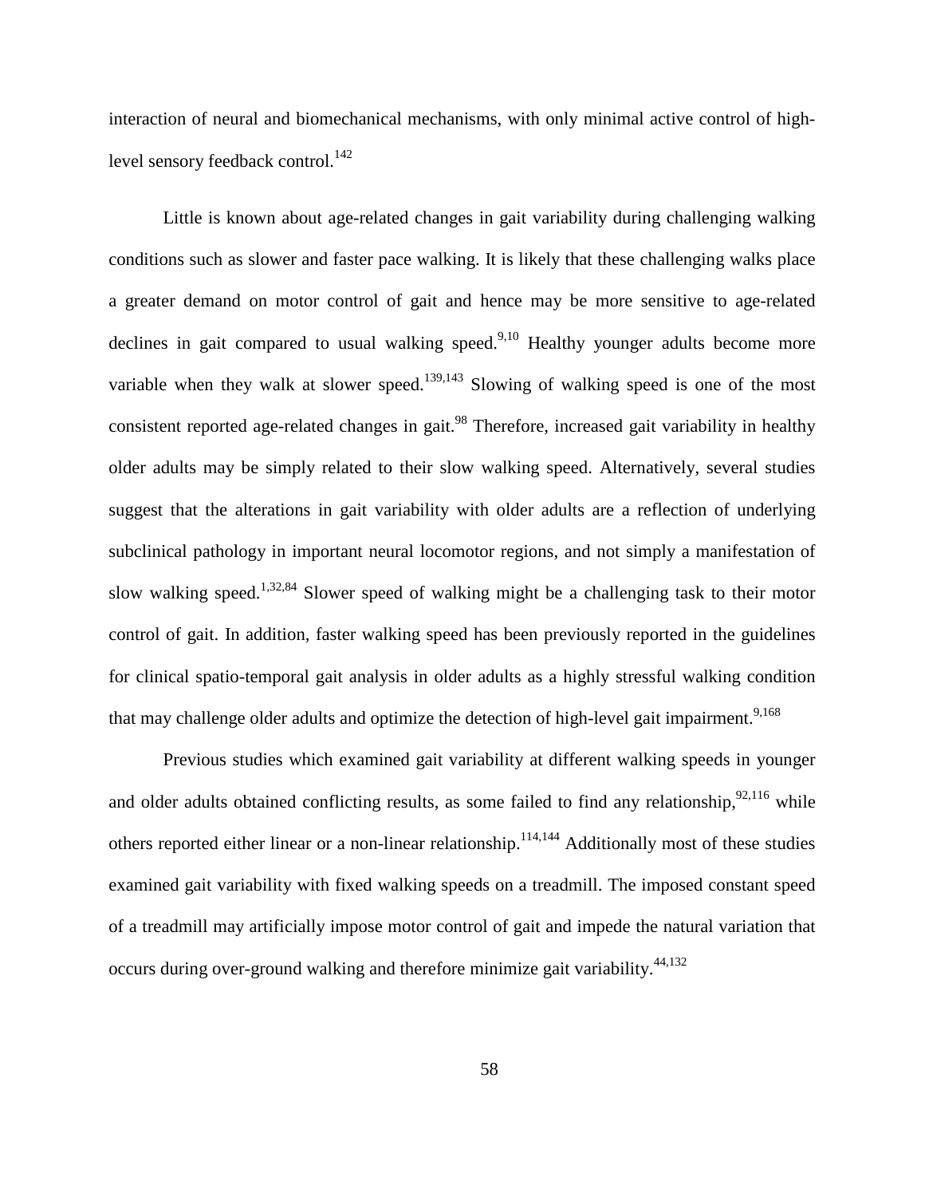interaction of neural and biomechanical mechanisms, with only minimal active control of high-level sensory feedback control.[142]

Little is known about age-related changes in gait variability during challenging walking conditions such as slower and faster pace walking. It is likely that these challenging walks place a greater demand on motor control of gait and hence may be more sensitive to age-related declines in gait compared to usual walking speed.[9,10] Healthy younger adults become more variable when they walk at slower speed.[139,143] Slowing of walking speed is one of the most consistent reported age-related changes in gait.[98] Therefore, increased gait variability in healthy older adults may be simply related to their slow walking speed. Alternatively, several studies suggest that the alterations in gait variability with older adults are a reflection of underlying subclinical pathology in important neural locomotor regions, and not simply a manifestation of slow walking speed.[1,32,84] Slower speed of walking might be a challenging task to their motor control of gait. In addition, faster walking speed has been previously reported in the guidelines for clinical spatio-temporal gait analysis in older adults as a highly stressful walking condition that may challenge older adults and optimize the detection of high-level gait impairment.[9,168]

Previous studies which examined gait variability at different walking speeds in younger and older adults obtained conflicting results, as some failed to find any relationship,[92,116] while others reported either linear or a non-linear relationship.[114,144] Additionally most of these studies examined gait variability with fixed walking speeds on a treadmill. The imposed constant speed of a treadmill may artificially impose motor control of gait and impede the natural variation that occurs during over-ground walking and therefore minimize gait variability.[44,132]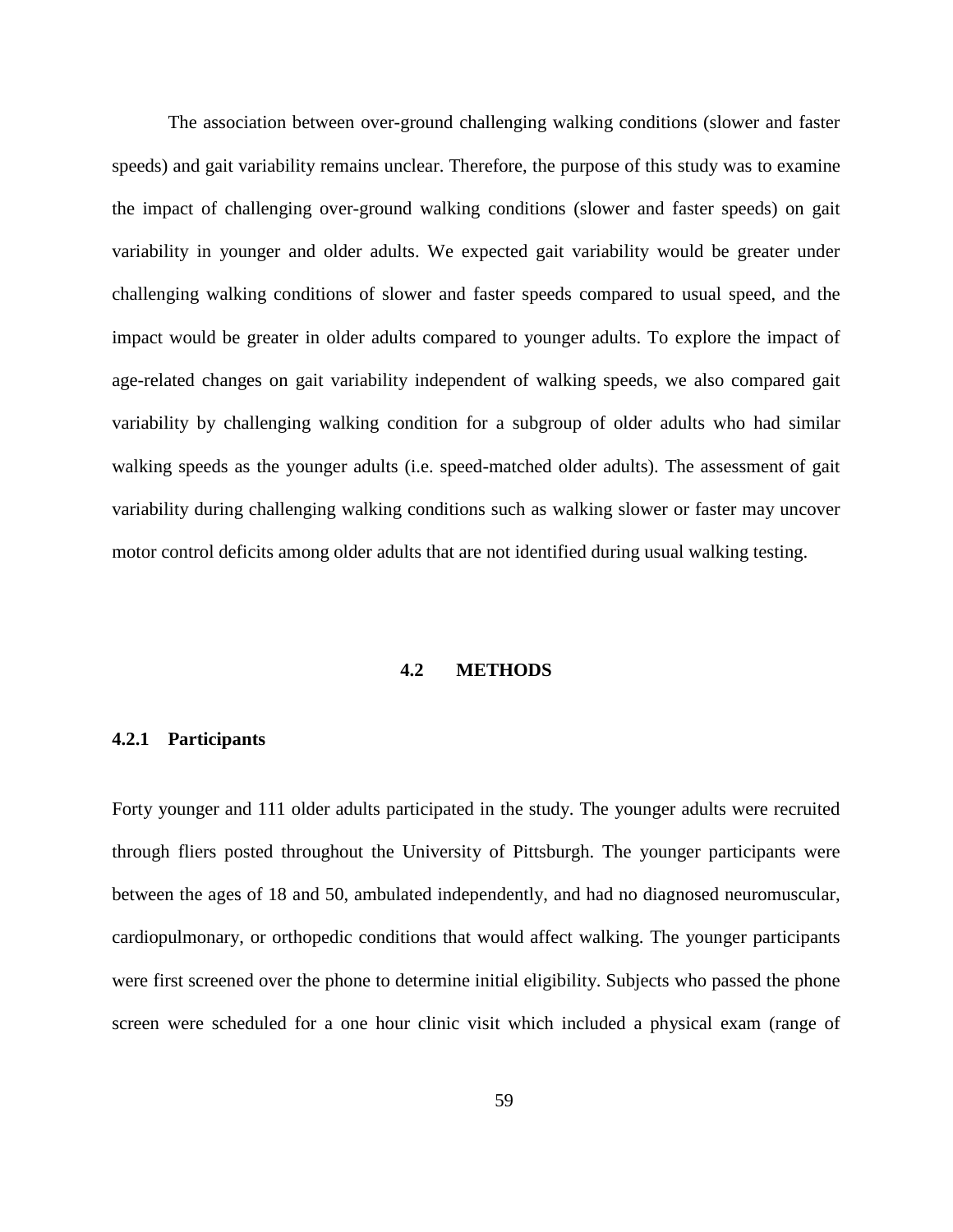The association between over-ground challenging walking conditions (slower and faster speeds) and gait variability remains unclear. Therefore, the purpose of this study was to examine the impact of challenging over-ground walking conditions (slower and faster speeds) on gait variability in younger and older adults. We expected gait variability would be greater under challenging walking conditions of slower and faster speeds compared to usual speed, and the impact would be greater in older adults compared to younger adults. To explore the impact of age-related changes on gait variability independent of walking speeds, we also compared gait variability by challenging walking condition for a subgroup of older adults who had similar walking speeds as the younger adults (i.e. speed-matched older adults). The assessment of gait variability during challenging walking conditions such as walking slower or faster may uncover motor control deficits among older adults that are not identified during usual walking testing.

## 4.2 METHODS

### 4.2.1 Participants

Forty younger and 111 older adults participated in the study. The younger adults were recruited through fliers posted throughout the University of Pittsburgh. The younger participants were between the ages of 18 and 50, ambulated independently, and had no diagnosed neuromuscular, cardiopulmonary, or orthopedic conditions that would affect walking. The younger participants were first screened over the phone to determine initial eligibility. Subjects who passed the phone screen were scheduled for a one hour clinic visit which included a physical exam (range of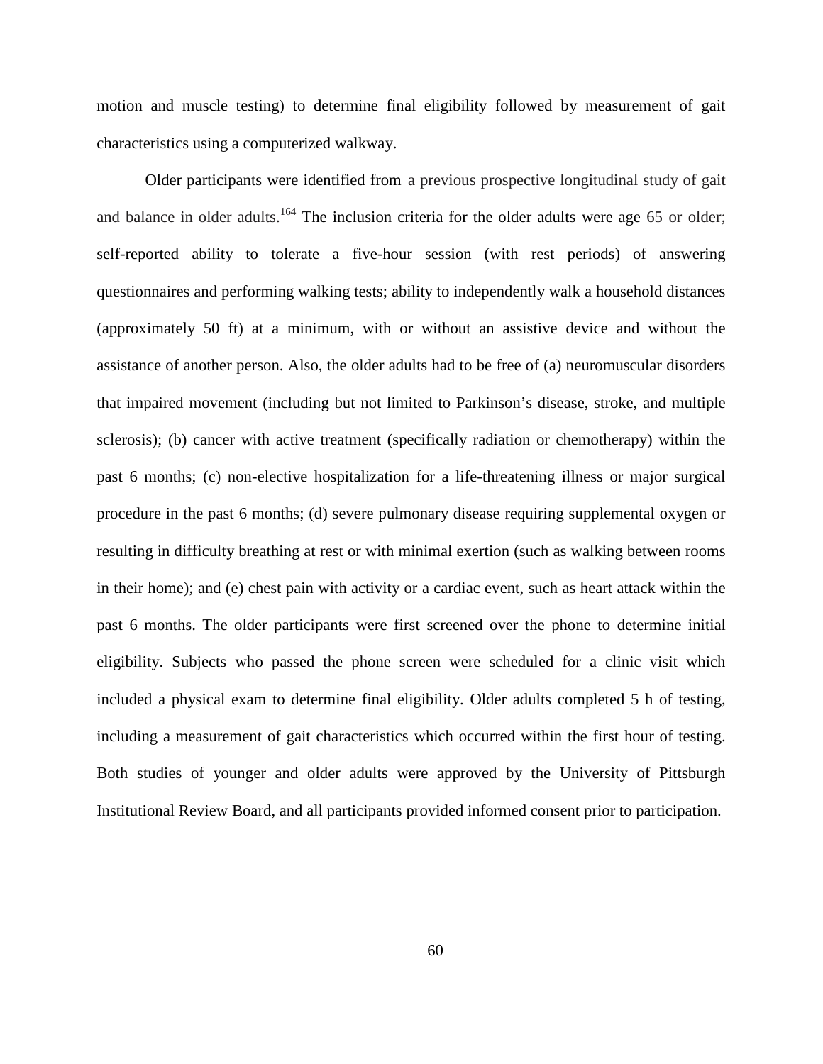motion and muscle testing) to determine final eligibility followed by measurement of gait characteristics using a computerized walkway.

Older participants were identified from a previous prospective longitudinal study of gait and balance in older adults.[164] The inclusion criteria for the older adults were age 65 or older; self-reported ability to tolerate a five-hour session (with rest periods) of answering questionnaires and performing walking tests; ability to independently walk a household distances (approximately 50 ft) at a minimum, with or without an assistive device and without the assistance of another person. Also, the older adults had to be free of (a) neuromuscular disorders that impaired movement (including but not limited to Parkinson's disease, stroke, and multiple sclerosis); (b) cancer with active treatment (specifically radiation or chemotherapy) within the past 6 months; (c) non-elective hospitalization for a life-threatening illness or major surgical procedure in the past 6 months; (d) severe pulmonary disease requiring supplemental oxygen or resulting in difficulty breathing at rest or with minimal exertion (such as walking between rooms in their home); and (e) chest pain with activity or a cardiac event, such as heart attack within the past 6 months. The older participants were first screened over the phone to determine initial eligibility. Subjects who passed the phone screen were scheduled for a clinic visit which included a physical exam to determine final eligibility. Older adults completed 5 h of testing, including a measurement of gait characteristics which occurred within the first hour of testing. Both studies of younger and older adults were approved by the University of Pittsburgh Institutional Review Board, and all participants provided informed consent prior to participation.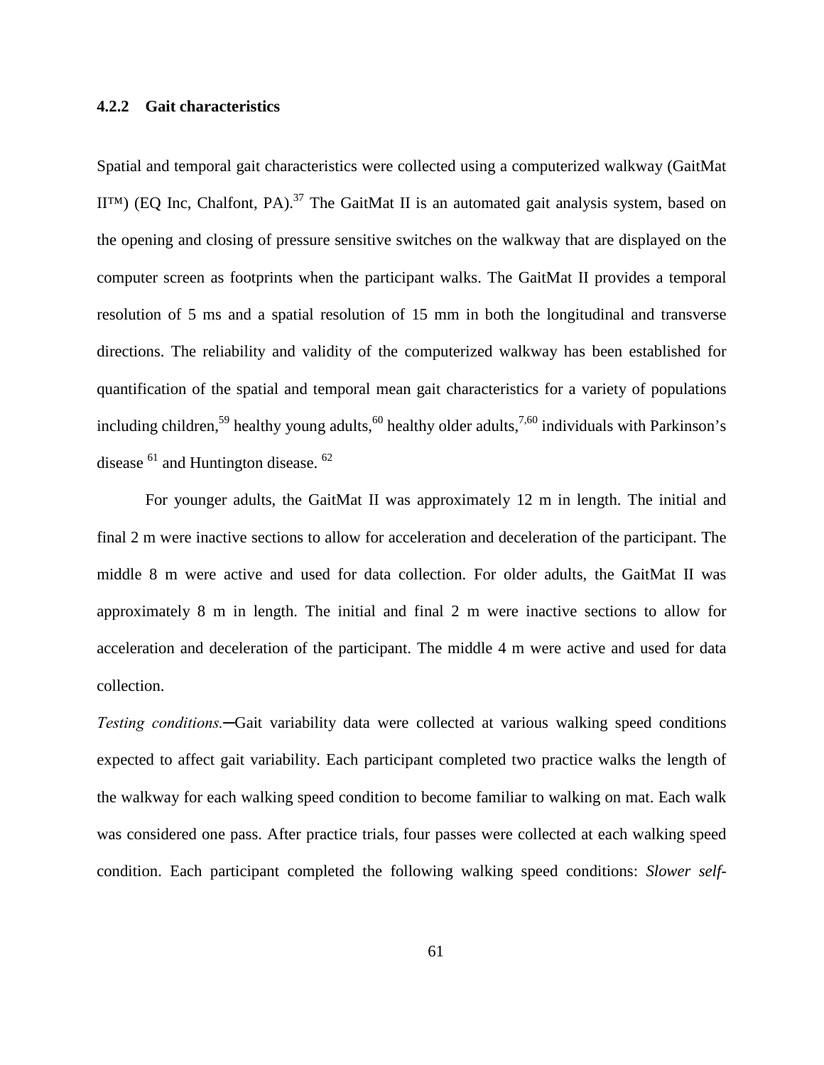### 4.2.2 Gait characteristics

Spatial and temporal gait characteristics were collected using a computerized walkway (GaitMat II™) (EQ Inc, Chalfont, PA).[37] The GaitMat II is an automated gait analysis system, based on the opening and closing of pressure sensitive switches on the walkway that are displayed on the computer screen as footprints when the participant walks. The GaitMat II provides a temporal resolution of 5 ms and a spatial resolution of 15 mm in both the longitudinal and transverse directions. The reliability and validity of the computerized walkway has been established for quantification of the spatial and temporal mean gait characteristics for a variety of populations including children,[59] healthy young adults,[60] healthy older adults,[7,60] individuals with Parkinson's disease [61] and Huntington disease. [62]

For younger adults, the GaitMat II was approximately 12 m in length. The initial and final 2 m were inactive sections to allow for acceleration and deceleration of the participant. The middle 8 m were active and used for data collection. For older adults, the GaitMat II was approximately 8 m in length. The initial and final 2 m were inactive sections to allow for acceleration and deceleration of the participant. The middle 4 m were active and used for data collection.

*Testing conditions.*—Gait variability data were collected at various walking speed conditions expected to affect gait variability. Each participant completed two practice walks the length of the walkway for each walking speed condition to become familiar to walking on mat. Each walk was considered one pass. After practice trials, four passes were collected at each walking speed condition. Each participant completed the following walking speed conditions: *Slower self-*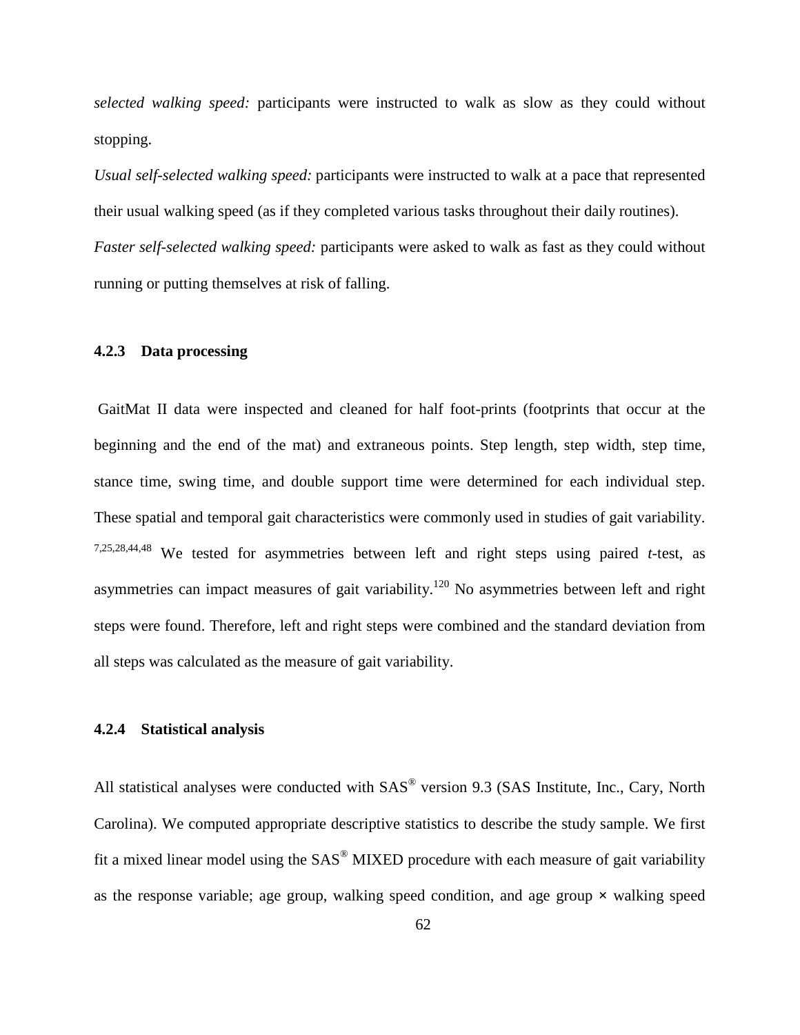*selected walking speed:* participants were instructed to walk as slow as they could without stopping.

*Usual self-selected walking speed:* participants were instructed to walk at a pace that represented their usual walking speed (as if they completed various tasks throughout their daily routines).

*Faster self-selected walking speed:* participants were asked to walk as fast as they could without running or putting themselves at risk of falling.

### 4.2.3 Data processing

GaitMat II data were inspected and cleaned for half foot-prints (footprints that occur at the beginning and the end of the mat) and extraneous points. Step length, step width, step time, stance time, swing time, and double support time were determined for each individual step. These spatial and temporal gait characteristics were commonly used in studies of gait variability.[7,25,28,44,48] We tested for asymmetries between left and right steps using paired *t*-test, as asymmetries can impact measures of gait variability.[120] No asymmetries between left and right steps were found. Therefore, left and right steps were combined and the standard deviation from all steps was calculated as the measure of gait variability.

### 4.2.4 Statistical analysis

All statistical analyses were conducted with SAS® version 9.3 (SAS Institute, Inc., Cary, North Carolina). We computed appropriate descriptive statistics to describe the study sample. We first fit a mixed linear model using the SAS® MIXED procedure with each measure of gait variability as the response variable; age group, walking speed condition, and age group × walking speed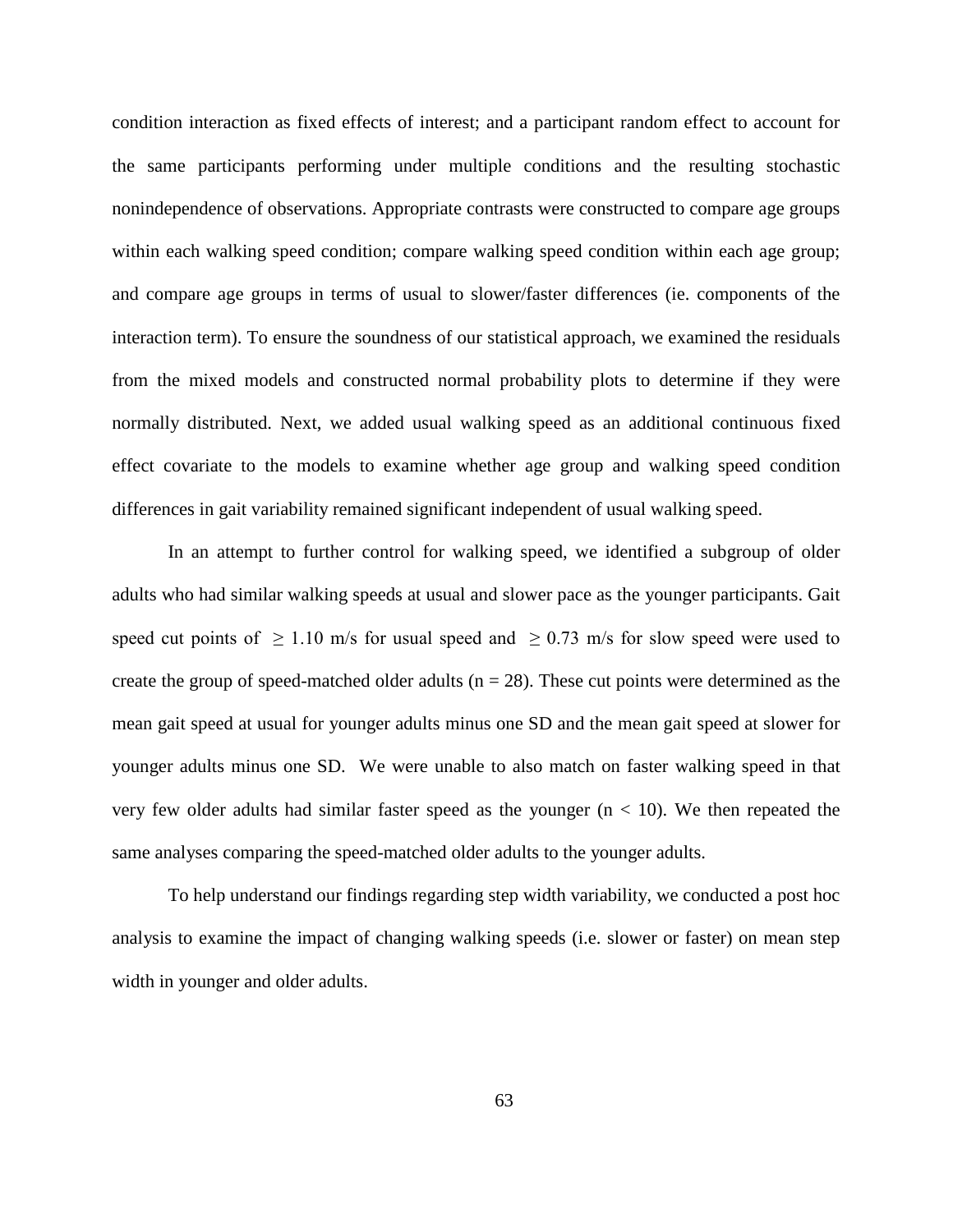condition interaction as fixed effects of interest; and a participant random effect to account for the same participants performing under multiple conditions and the resulting stochastic nonindependence of observations. Appropriate contrasts were constructed to compare age groups within each walking speed condition; compare walking speed condition within each age group; and compare age groups in terms of usual to slower/faster differences (ie. components of the interaction term). To ensure the soundness of our statistical approach, we examined the residuals from the mixed models and constructed normal probability plots to determine if they were normally distributed. Next, we added usual walking speed as an additional continuous fixed effect covariate to the models to examine whether age group and walking speed condition differences in gait variability remained significant independent of usual walking speed.

In an attempt to further control for walking speed, we identified a subgroup of older adults who had similar walking speeds at usual and slower pace as the younger participants. Gait speed cut points of $\geq 1.10$ m/s for usual speed and $\geq 0.73$ m/s for slow speed were used to create the group of speed-matched older adults ($n = 28$). These cut points were determined as the mean gait speed at usual for younger adults minus one SD and the mean gait speed at slower for younger adults minus one SD. We were unable to also match on faster walking speed in that very few older adults had similar faster speed as the younger ($n < 10$). We then repeated the same analyses comparing the speed-matched older adults to the younger adults.

To help understand our findings regarding step width variability, we conducted a post hoc analysis to examine the impact of changing walking speeds (i.e. slower or faster) on mean step width in younger and older adults.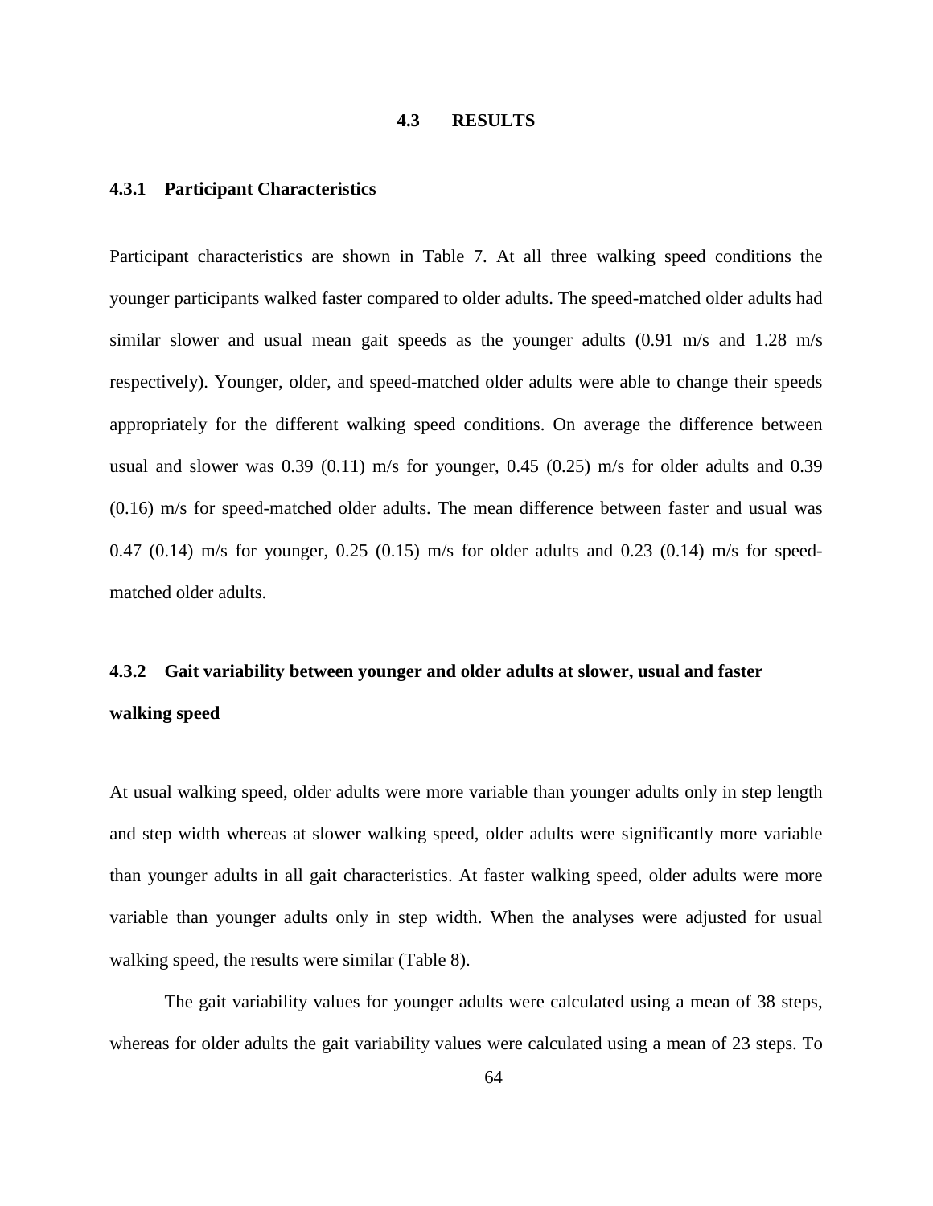## 4.3 RESULTS

### 4.3.1 Participant Characteristics

Participant characteristics are shown in Table 7. At all three walking speed conditions the younger participants walked faster compared to older adults. The speed-matched older adults had similar slower and usual mean gait speeds as the younger adults (0.91 m/s and 1.28 m/s respectively). Younger, older, and speed-matched older adults were able to change their speeds appropriately for the different walking speed conditions. On average the difference between usual and slower was 0.39 (0.11) m/s for younger, 0.45 (0.25) m/s for older adults and 0.39 (0.16) m/s for speed-matched older adults. The mean difference between faster and usual was 0.47 (0.14) m/s for younger, 0.25 (0.15) m/s for older adults and 0.23 (0.14) m/s for speed-matched older adults.

### 4.3.2 Gait variability between younger and older adults at slower, usual and faster walking speed

At usual walking speed, older adults were more variable than younger adults only in step length and step width whereas at slower walking speed, older adults were significantly more variable than younger adults in all gait characteristics. At faster walking speed, older adults were more variable than younger adults only in step width. When the analyses were adjusted for usual walking speed, the results were similar (Table 8).

The gait variability values for younger adults were calculated using a mean of 38 steps, whereas for older adults the gait variability values were calculated using a mean of 23 steps. To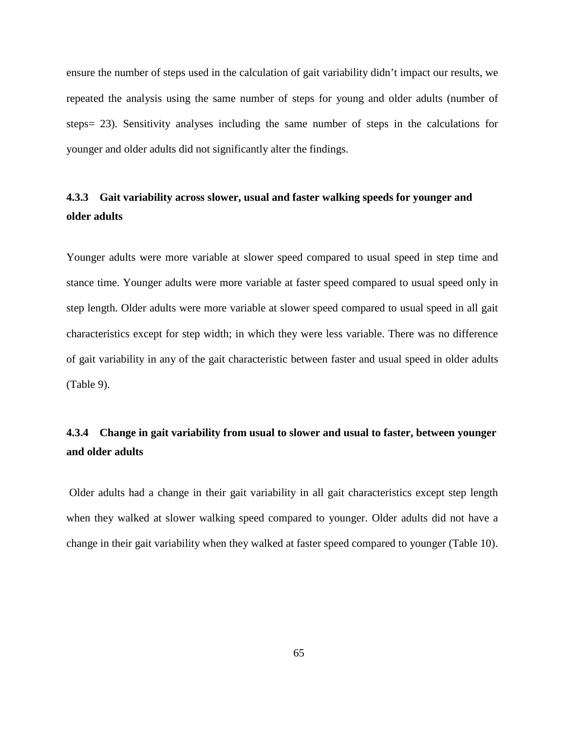ensure the number of steps used in the calculation of gait variability didn't impact our results, we repeated the analysis using the same number of steps for young and older adults (number of steps= 23). Sensitivity analyses including the same number of steps in the calculations for younger and older adults did not significantly alter the findings.

### 4.3.3 Gait variability across slower, usual and faster walking speeds for younger and older adults

Younger adults were more variable at slower speed compared to usual speed in step time and stance time. Younger adults were more variable at faster speed compared to usual speed only in step length. Older adults were more variable at slower speed compared to usual speed in all gait characteristics except for step width; in which they were less variable. There was no difference of gait variability in any of the gait characteristic between faster and usual speed in older adults (Table 9).

### 4.3.4 Change in gait variability from usual to slower and usual to faster, between younger and older adults

Older adults had a change in their gait variability in all gait characteristics except step length when they walked at slower walking speed compared to younger. Older adults did not have a change in their gait variability when they walked at faster speed compared to younger (Table 10).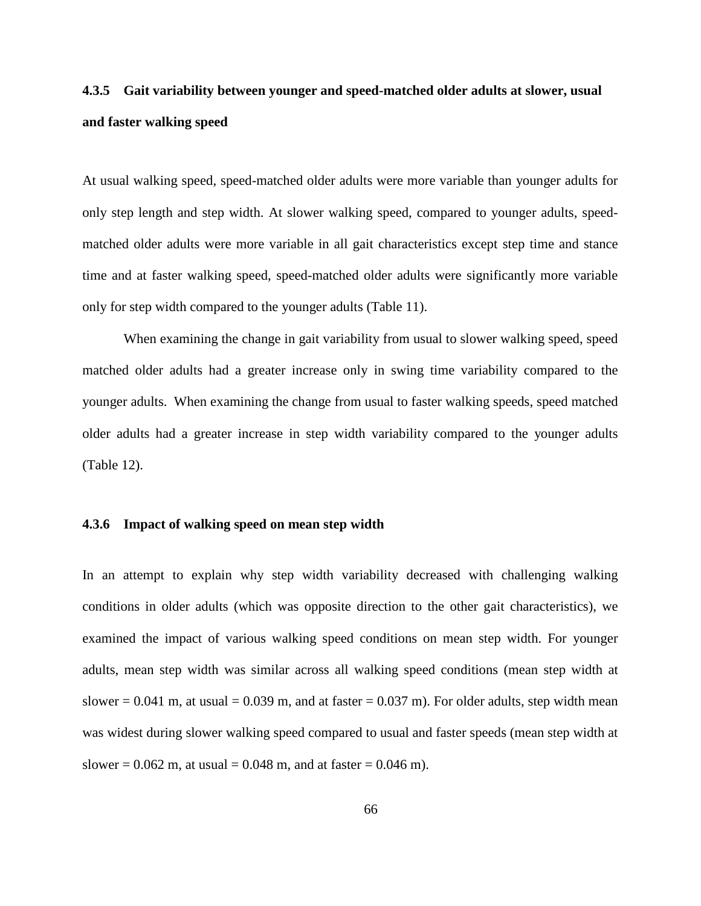### 4.3.5 Gait variability between younger and speed-matched older adults at slower, usual and faster walking speed

At usual walking speed, speed-matched older adults were more variable than younger adults for only step length and step width. At slower walking speed, compared to younger adults, speed-matched older adults were more variable in all gait characteristics except step time and stance time and at faster walking speed, speed-matched older adults were significantly more variable only for step width compared to the younger adults (Table 11).

When examining the change in gait variability from usual to slower walking speed, speed matched older adults had a greater increase only in swing time variability compared to the younger adults. When examining the change from usual to faster walking speeds, speed matched older adults had a greater increase in step width variability compared to the younger adults (Table 12).

### 4.3.6 Impact of walking speed on mean step width

In an attempt to explain why step width variability decreased with challenging walking conditions in older adults (which was opposite direction to the other gait characteristics), we examined the impact of various walking speed conditions on mean step width. For younger adults, mean step width was similar across all walking speed conditions (mean step width at slower = 0.041 m, at usual = 0.039 m, and at faster = 0.037 m). For older adults, step width mean was widest during slower walking speed compared to usual and faster speeds (mean step width at slower = 0.062 m, at usual = 0.048 m, and at faster = 0.046 m).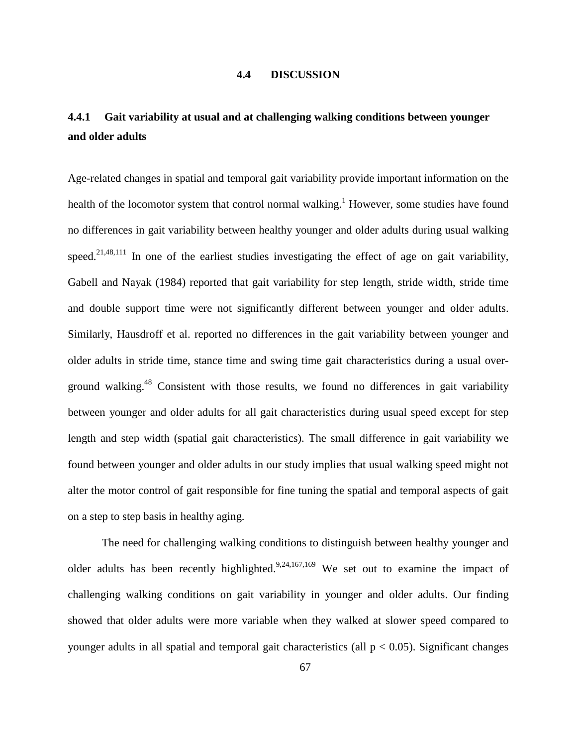## 4.4 DISCUSSION

### 4.4.1 Gait variability at usual and at challenging walking conditions between younger and older adults

Age-related changes in spatial and temporal gait variability provide important information on the health of the locomotor system that control normal walking.[1] However, some studies have found no differences in gait variability between healthy younger and older adults during usual walking speed.[21,48,111] In one of the earliest studies investigating the effect of age on gait variability, Gabell and Nayak (1984) reported that gait variability for step length, stride width, stride time and double support time were not significantly different between younger and older adults. Similarly, Hausdroff et al. reported no differences in the gait variability between younger and older adults in stride time, stance time and swing time gait characteristics during a usual over-ground walking.[48] Consistent with those results, we found no differences in gait variability between younger and older adults for all gait characteristics during usual speed except for step length and step width (spatial gait characteristics). The small difference in gait variability we found between younger and older adults in our study implies that usual walking speed might not alter the motor control of gait responsible for fine tuning the spatial and temporal aspects of gait on a step to step basis in healthy aging.

The need for challenging walking conditions to distinguish between healthy younger and older adults has been recently highlighted.[9,24,167,169] We set out to examine the impact of challenging walking conditions on gait variability in younger and older adults. Our finding showed that older adults were more variable when they walked at slower speed compared to younger adults in all spatial and temporal gait characteristics (all $p < 0.05$). Significant changes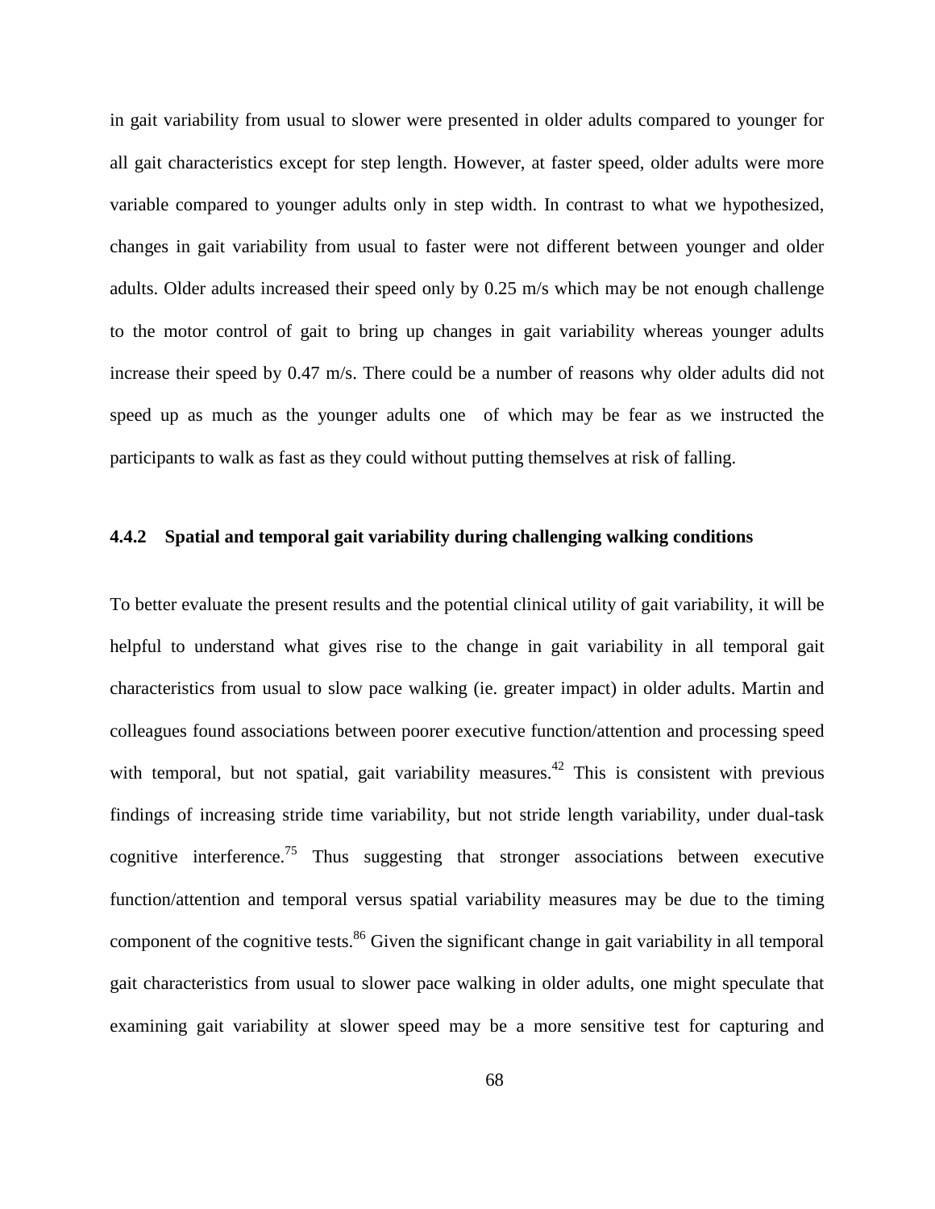in gait variability from usual to slower were presented in older adults compared to younger for all gait characteristics except for step length. However, at faster speed, older adults were more variable compared to younger adults only in step width. In contrast to what we hypothesized, changes in gait variability from usual to faster were not different between younger and older adults. Older adults increased their speed only by 0.25 m/s which may be not enough challenge to the motor control of gait to bring up changes in gait variability whereas younger adults increase their speed by 0.47 m/s. There could be a number of reasons why older adults did not speed up as much as the younger adults one of which may be fear as we instructed the participants to walk as fast as they could without putting themselves at risk of falling.

### 4.4.2 Spatial and temporal gait variability during challenging walking conditions

To better evaluate the present results and the potential clinical utility of gait variability, it will be helpful to understand what gives rise to the change in gait variability in all temporal gait characteristics from usual to slow pace walking (ie. greater impact) in older adults. Martin and colleagues found associations between poorer executive function/attention and processing speed with temporal, but not spatial, gait variability measures.[42] This is consistent with previous findings of increasing stride time variability, but not stride length variability, under dual-task cognitive interference.[75] Thus suggesting that stronger associations between executive function/attention and temporal versus spatial variability measures may be due to the timing component of the cognitive tests.[86] Given the significant change in gait variability in all temporal gait characteristics from usual to slower pace walking in older adults, one might speculate that examining gait variability at slower speed may be a more sensitive test for capturing and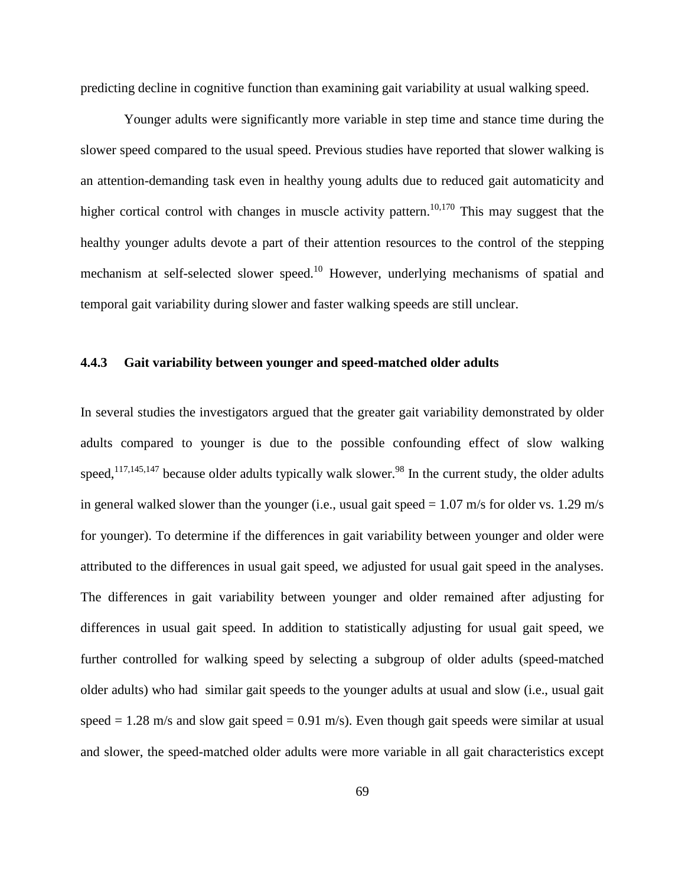predicting decline in cognitive function than examining gait variability at usual walking speed.

Younger adults were significantly more variable in step time and stance time during the slower speed compared to the usual speed. Previous studies have reported that slower walking is an attention-demanding task even in healthy young adults due to reduced gait automaticity and higher cortical control with changes in muscle activity pattern.[10,170] This may suggest that the healthy younger adults devote a part of their attention resources to the control of the stepping mechanism at self-selected slower speed.[10] However, underlying mechanisms of spatial and temporal gait variability during slower and faster walking speeds are still unclear.

### 4.4.3 Gait variability between younger and speed-matched older adults

In several studies the investigators argued that the greater gait variability demonstrated by older adults compared to younger is due to the possible confounding effect of slow walking speed,[117,145,147] because older adults typically walk slower.[98] In the current study, the older adults in general walked slower than the younger (i.e., usual gait speed = 1.07 m/s for older vs. 1.29 m/s for younger). To determine if the differences in gait variability between younger and older were attributed to the differences in usual gait speed, we adjusted for usual gait speed in the analyses. The differences in gait variability between younger and older remained after adjusting for differences in usual gait speed. In addition to statistically adjusting for usual gait speed, we further controlled for walking speed by selecting a subgroup of older adults (speed-matched older adults) who had similar gait speeds to the younger adults at usual and slow (i.e., usual gait speed = 1.28 m/s and slow gait speed = 0.91 m/s). Even though gait speeds were similar at usual and slower, the speed-matched older adults were more variable in all gait characteristics except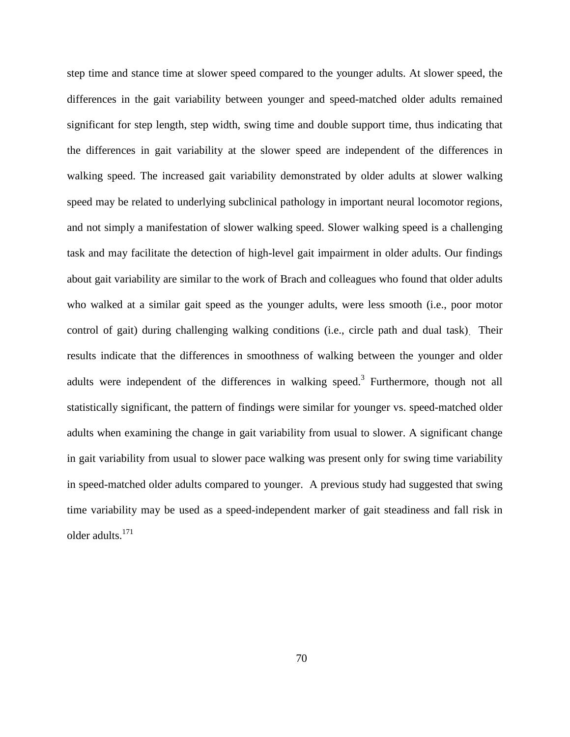step time and stance time at slower speed compared to the younger adults. At slower speed, the differences in the gait variability between younger and speed-matched older adults remained significant for step length, step width, swing time and double support time, thus indicating that the differences in gait variability at the slower speed are independent of the differences in walking speed. The increased gait variability demonstrated by older adults at slower walking speed may be related to underlying subclinical pathology in important neural locomotor regions, and not simply a manifestation of slower walking speed. Slower walking speed is a challenging task and may facilitate the detection of high-level gait impairment in older adults. Our findings about gait variability are similar to the work of Brach and colleagues who found that older adults who walked at a similar gait speed as the younger adults, were less smooth (i.e., poor motor control of gait) during challenging walking conditions (i.e., circle path and dual task). Their results indicate that the differences in smoothness of walking between the younger and older adults were independent of the differences in walking speed.[3] Furthermore, though not all statistically significant, the pattern of findings were similar for younger vs. speed-matched older adults when examining the change in gait variability from usual to slower. A significant change in gait variability from usual to slower pace walking was present only for swing time variability in speed-matched older adults compared to younger. A previous study had suggested that swing time variability may be used as a speed-independent marker of gait steadiness and fall risk in older adults.[171]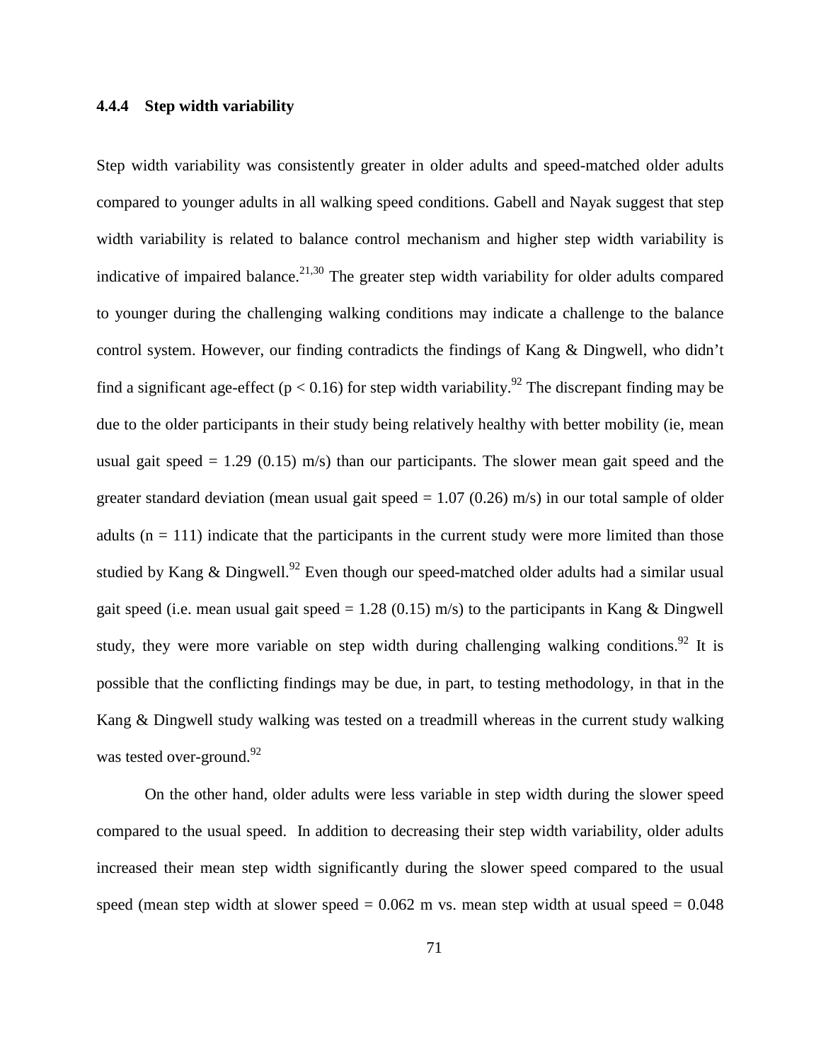### 4.4.4 Step width variability

Step width variability was consistently greater in older adults and speed-matched older adults compared to younger adults in all walking speed conditions. Gabell and Nayak suggest that step width variability is related to balance control mechanism and higher step width variability is indicative of impaired balance.[21,30] The greater step width variability for older adults compared to younger during the challenging walking conditions may indicate a challenge to the balance control system. However, our finding contradicts the findings of Kang & Dingwell, who didn't find a significant age-effect ($p < 0.16$) for step width variability.[92] The discrepant finding may be due to the older participants in their study being relatively healthy with better mobility (ie, mean usual gait speed = 1.29 (0.15) m/s) than our participants. The slower mean gait speed and the greater standard deviation (mean usual gait speed = 1.07 (0.26) m/s) in our total sample of older adults ($n = 111$) indicate that the participants in the current study were more limited than those studied by Kang & Dingwell.[92] Even though our speed-matched older adults had a similar usual gait speed (i.e. mean usual gait speed = 1.28 (0.15) m/s) to the participants in Kang & Dingwell study, they were more variable on step width during challenging walking conditions.[92] It is possible that the conflicting findings may be due, in part, to testing methodology, in that in the Kang & Dingwell study walking was tested on a treadmill whereas in the current study walking was tested over-ground.[92]

On the other hand, older adults were less variable in step width during the slower speed compared to the usual speed. In addition to decreasing their step width variability, older adults increased their mean step width significantly during the slower speed compared to the usual speed (mean step width at slower speed = 0.062 m vs. mean step width at usual speed = 0.048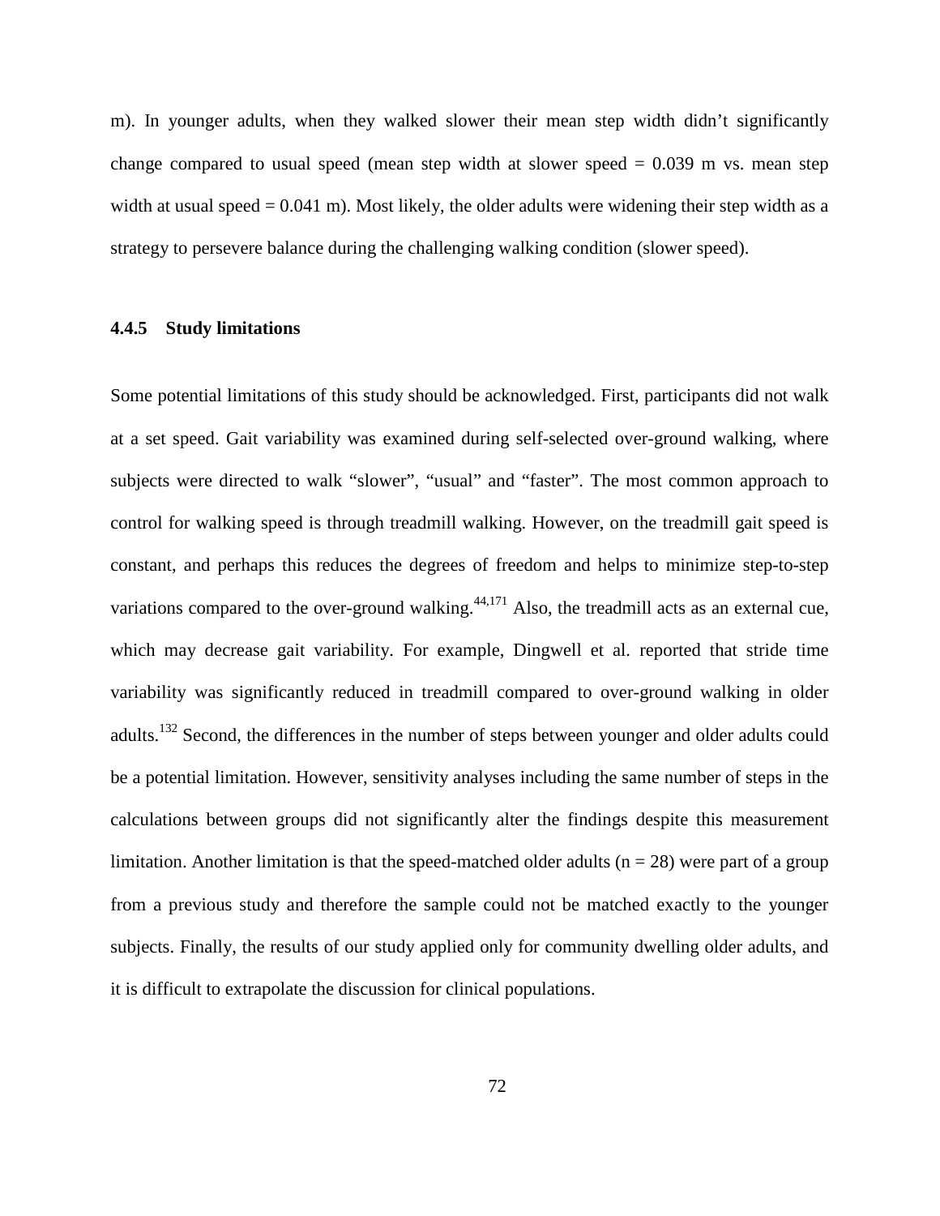m). In younger adults, when they walked slower their mean step width didn't significantly change compared to usual speed (mean step width at slower speed = 0.039 m vs. mean step width at usual speed = 0.041 m). Most likely, the older adults were widening their step width as a strategy to persevere balance during the challenging walking condition (slower speed).

### 4.4.5 Study limitations

Some potential limitations of this study should be acknowledged. First, participants did not walk at a set speed. Gait variability was examined during self-selected over-ground walking, where subjects were directed to walk "slower", "usual" and "faster". The most common approach to control for walking speed is through treadmill walking. However, on the treadmill gait speed is constant, and perhaps this reduces the degrees of freedom and helps to minimize step-to-step variations compared to the over-ground walking.[44,171] Also, the treadmill acts as an external cue, which may decrease gait variability. For example, Dingwell et al. reported that stride time variability was significantly reduced in treadmill compared to over-ground walking in older adults.[132] Second, the differences in the number of steps between younger and older adults could be a potential limitation. However, sensitivity analyses including the same number of steps in the calculations between groups did not significantly alter the findings despite this measurement limitation. Another limitation is that the speed-matched older adults (n = 28) were part of a group from a previous study and therefore the sample could not be matched exactly to the younger subjects. Finally, the results of our study applied only for community dwelling older adults, and it is difficult to extrapolate the discussion for clinical populations.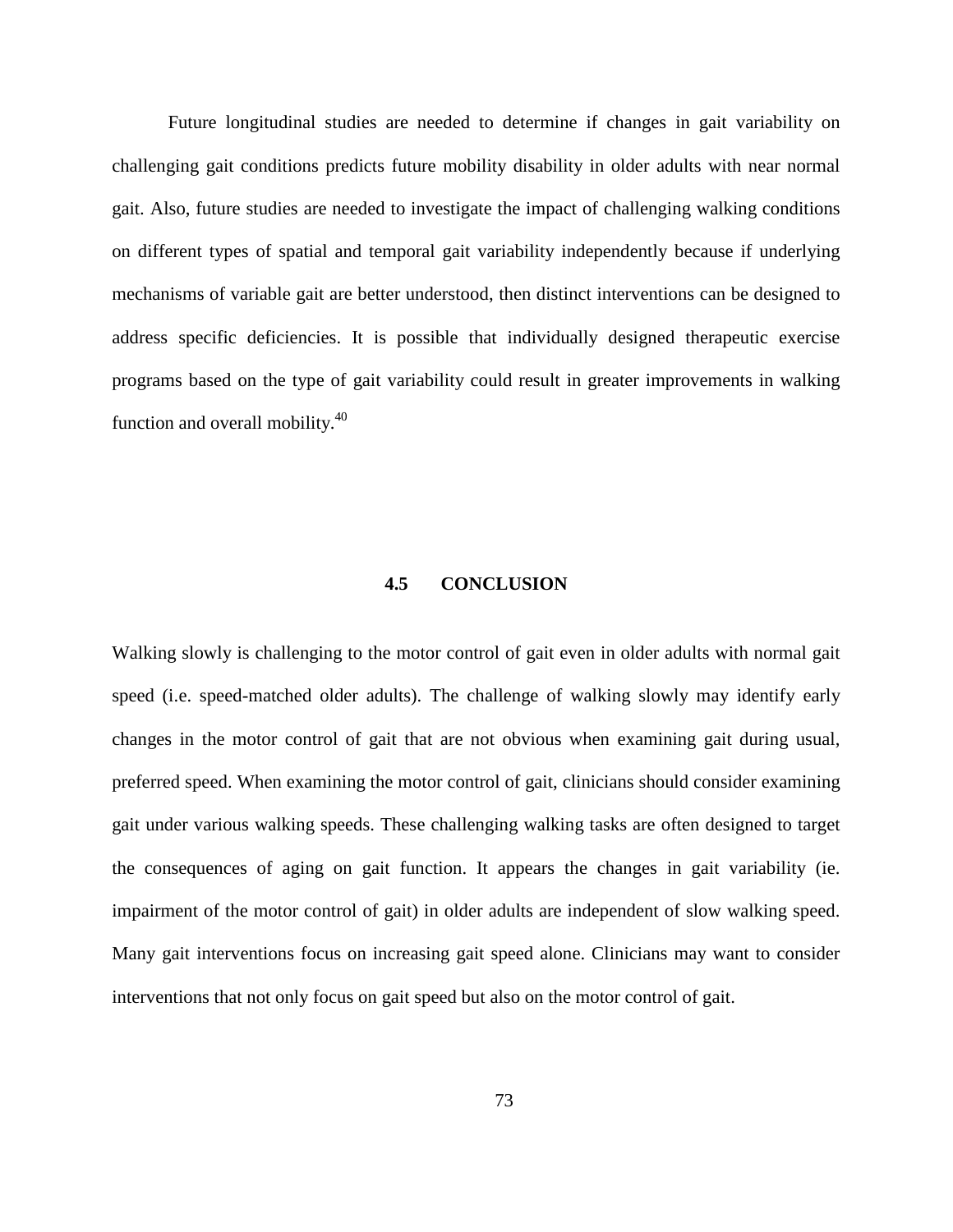Future longitudinal studies are needed to determine if changes in gait variability on challenging gait conditions predicts future mobility disability in older adults with near normal gait. Also, future studies are needed to investigate the impact of challenging walking conditions on different types of spatial and temporal gait variability independently because if underlying mechanisms of variable gait are better understood, then distinct interventions can be designed to address specific deficiencies. It is possible that individually designed therapeutic exercise programs based on the type of gait variability could result in greater improvements in walking function and overall mobility.[40]

## 4.5 CONCLUSION

Walking slowly is challenging to the motor control of gait even in older adults with normal gait speed (i.e. speed-matched older adults). The challenge of walking slowly may identify early changes in the motor control of gait that are not obvious when examining gait during usual, preferred speed. When examining the motor control of gait, clinicians should consider examining gait under various walking speeds. These challenging walking tasks are often designed to target the consequences of aging on gait function. It appears the changes in gait variability (ie. impairment of the motor control of gait) in older adults are independent of slow walking speed. Many gait interventions focus on increasing gait speed alone. Clinicians may want to consider interventions that not only focus on gait speed but also on the motor control of gait.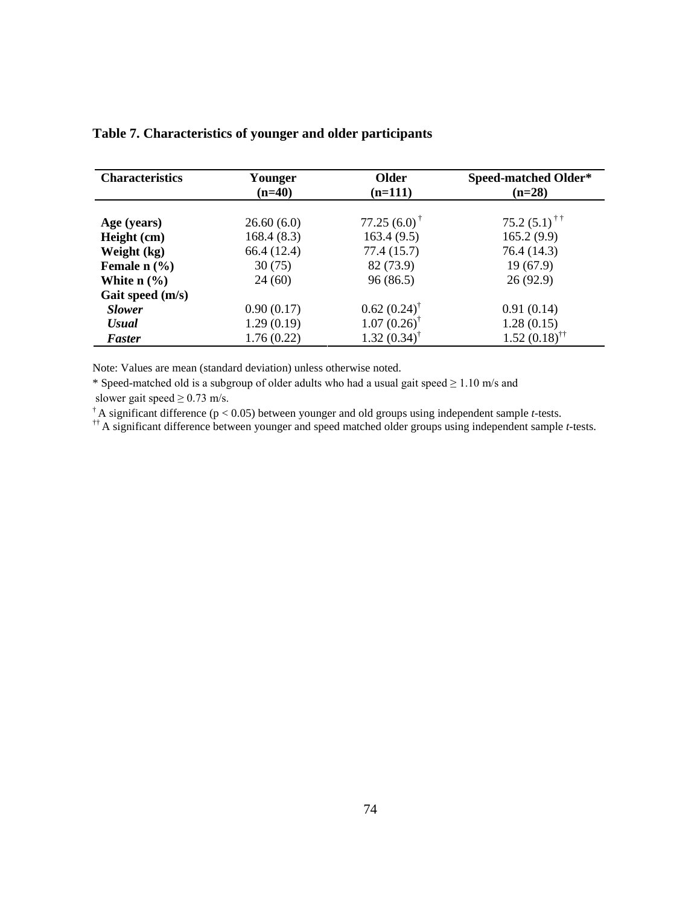**Table 7. Characteristics of younger and older participants**

| Characteristics | Younger (n=40) | Older (n=111) | Speed-matched Older* (n=28) |
|---|---|---|---|
| **Age (years)** | 26.60 (6.0) | 77.25 (6.0) $^{\dagger}$ | 75.2 (5.1) $^{\dagger\dagger}$ |
| **Height (cm)** | 168.4 (8.3) | 163.4 (9.5) | 165.2 (9.9) |
| **Weight (kg)** | 66.4 (12.4) | 77.4 (15.7) | 76.4 (14.3) |
| **Female n (%)** | 30 (75) | 82 (73.9) | 19 (67.9) |
| **White n (%)** | 24 (60) | 96 (86.5) | 26 (92.9) |
| **Gait speed (m/s)** | | | |
| ***Slower*** | 0.90 (0.17) | 0.62 (0.24) $^{\dagger}$ | 0.91 (0.14) |
| ***Usual*** | 1.29 (0.19) | 1.07 (0.26) $^{\dagger}$ | 1.28 (0.15) |
| ***Faster*** | 1.76 (0.22) | 1.32 (0.34) $^{\dagger}$ | 1.52 (0.18) $^{\dagger\dagger}$ |

Note: Values are mean (standard deviation) unless otherwise noted.

\* Speed-matched old is a subgroup of older adults who had a usual gait speed $\geq$ 1.10 m/s and slower gait speed $\geq$ 0.73 m/s.

$^{\dagger}$ A significant difference ($p < 0.05$) between younger and old groups using independent sample *t*-tests.

$^{\dagger\dagger}$ A significant difference between younger and speed matched older groups using independent sample *t*-tests.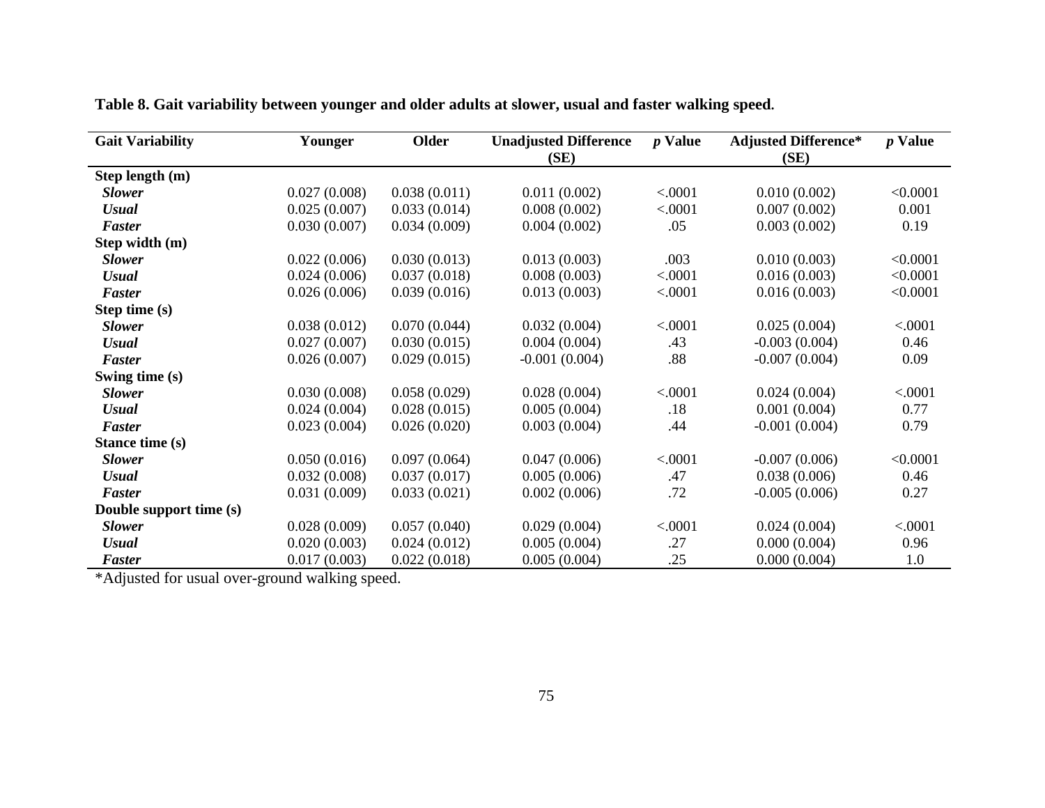**Table 8. Gait variability between younger and older adults at slower, usual and faster walking speed.**

| Gait Variability | Younger | Older | Unadjusted Difference (SE) | *p* Value | Adjusted Difference* (SE) | *p* Value |
|---|---|---|---|---|---|---|
| **Step length (m)** | | | | | | |
| ***Slower*** | 0.027 (0.008) | 0.038 (0.011) | 0.011 (0.002) | <.0001 | 0.010 (0.002) | <0.0001 |
| ***Usual*** | 0.025 (0.007) | 0.033 (0.014) | 0.008 (0.002) | <.0001 | 0.007 (0.002) | 0.001 |
| ***Faster*** | 0.030 (0.007) | 0.034 (0.009) | 0.004 (0.002) | .05 | 0.003 (0.002) | 0.19 |
| **Step width (m)** | | | | | | |
| ***Slower*** | 0.022 (0.006) | 0.030 (0.013) | 0.013 (0.003) | .003 | 0.010 (0.003) | <0.0001 |
| ***Usual*** | 0.024 (0.006) | 0.037 (0.018) | 0.008 (0.003) | <.0001 | 0.016 (0.003) | <0.0001 |
| ***Faster*** | 0.026 (0.006) | 0.039 (0.016) | 0.013 (0.003) | <.0001 | 0.016 (0.003) | <0.0001 |
| **Step time (s)** | | | | | | |
| ***Slower*** | 0.038 (0.012) | 0.070 (0.044) | 0.032 (0.004) | <.0001 | 0.025 (0.004) | <.0001 |
| ***Usual*** | 0.027 (0.007) | 0.030 (0.015) | 0.004 (0.004) | .43 | -0.003 (0.004) | 0.46 |
| ***Faster*** | 0.026 (0.007) | 0.029 (0.015) | -0.001 (0.004) | .88 | -0.007 (0.004) | 0.09 |
| **Swing time (s)** | | | | | | |
| ***Slower*** | 0.030 (0.008) | 0.058 (0.029) | 0.028 (0.004) | <.0001 | 0.024 (0.004) | <.0001 |
| ***Usual*** | 0.024 (0.004) | 0.028 (0.015) | 0.005 (0.004) | .18 | 0.001 (0.004) | 0.77 |
| ***Faster*** | 0.023 (0.004) | 0.026 (0.020) | 0.003 (0.004) | .44 | -0.001 (0.004) | 0.79 |
| **Stance time (s)** | | | | | | |
| ***Slower*** | 0.050 (0.016) | 0.097 (0.064) | 0.047 (0.006) | <.0001 | -0.007 (0.006) | <0.0001 |
| ***Usual*** | 0.032 (0.008) | 0.037 (0.017) | 0.005 (0.006) | .47 | 0.038 (0.006) | 0.46 |
| ***Faster*** | 0.031 (0.009) | 0.033 (0.021) | 0.002 (0.006) | .72 | -0.005 (0.006) | 0.27 |
| **Double support time (s)** | | | | | | |
| ***Slower*** | 0.028 (0.009) | 0.057 (0.040) | 0.029 (0.004) | <.0001 | 0.024 (0.004) | <.0001 |
| ***Usual*** | 0.020 (0.003) | 0.024 (0.012) | 0.005 (0.004) | .27 | 0.000 (0.004) | 0.96 |
| ***Faster*** | 0.017 (0.003) | 0.022 (0.018) | 0.005 (0.004) | .25 | 0.000 (0.004) | 1.0 |

*Adjusted for usual over-ground walking speed.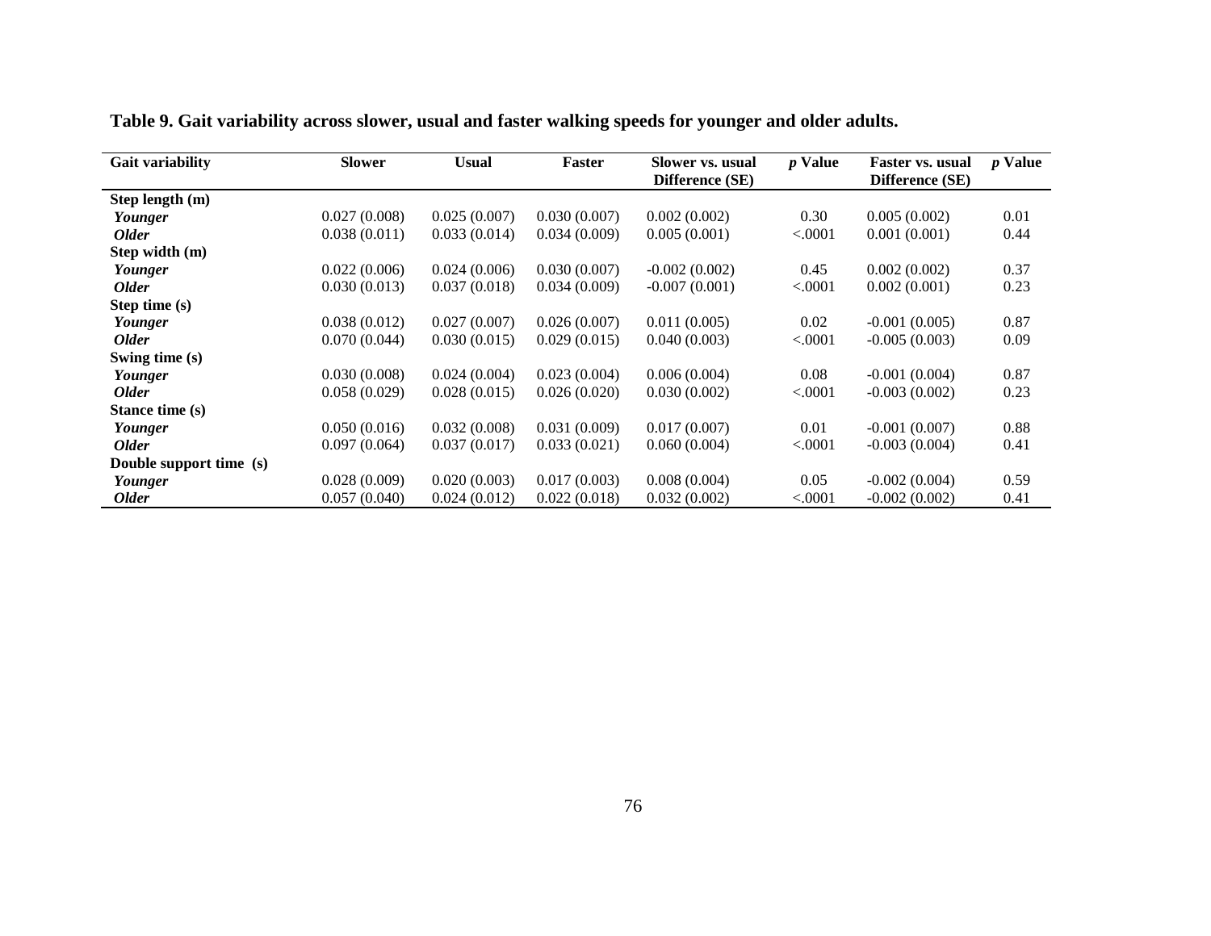**Table 9. Gait variability across slower, usual and faster walking speeds for younger and older adults.**

| Gait variability | Slower | Usual | Faster | Slower vs. usual Difference (SE) | *p* Value | Faster vs. usual Difference (SE) | *p* Value |
|---|---|---|---|---|---|---|---|
| **Step length (m)** | | | | | | | |
| ***Younger*** | 0.027 (0.008) | 0.025 (0.007) | 0.030 (0.007) | 0.002 (0.002) | 0.30 | 0.005 (0.002) | 0.01 |
| ***Older*** | 0.038 (0.011) | 0.033 (0.014) | 0.034 (0.009) | 0.005 (0.001) | <.0001 | 0.001 (0.001) | 0.44 |
| **Step width (m)** | | | | | | | |
| ***Younger*** | 0.022 (0.006) | 0.024 (0.006) | 0.030 (0.007) | -0.002 (0.002) | 0.45 | 0.002 (0.002) | 0.37 |
| ***Older*** | 0.030 (0.013) | 0.037 (0.018) | 0.034 (0.009) | -0.007 (0.001) | <.0001 | 0.002 (0.001) | 0.23 |
| **Step time (s)** | | | | | | | |
| ***Younger*** | 0.038 (0.012) | 0.027 (0.007) | 0.026 (0.007) | 0.011 (0.005) | 0.02 | -0.001 (0.005) | 0.87 |
| ***Older*** | 0.070 (0.044) | 0.030 (0.015) | 0.029 (0.015) | 0.040 (0.003) | <.0001 | -0.005 (0.003) | 0.09 |
| **Swing time (s)** | | | | | | | |
| ***Younger*** | 0.030 (0.008) | 0.024 (0.004) | 0.023 (0.004) | 0.006 (0.004) | 0.08 | -0.001 (0.004) | 0.87 |
| ***Older*** | 0.058 (0.029) | 0.028 (0.015) | 0.026 (0.020) | 0.030 (0.002) | <.0001 | -0.003 (0.002) | 0.23 |
| **Stance time (s)** | | | | | | | |
| ***Younger*** | 0.050 (0.016) | 0.032 (0.008) | 0.031 (0.009) | 0.017 (0.007) | 0.01 | -0.001 (0.007) | 0.88 |
| ***Older*** | 0.097 (0.064) | 0.037 (0.017) | 0.033 (0.021) | 0.060 (0.004) | <.0001 | -0.003 (0.004) | 0.41 |
| **Double support time (s)** | | | | | | | |
| ***Younger*** | 0.028 (0.009) | 0.020 (0.003) | 0.017 (0.003) | 0.008 (0.004) | 0.05 | -0.002 (0.004) | 0.59 |
| ***Older*** | 0.057 (0.040) | 0.024 (0.012) | 0.022 (0.018) | 0.032 (0.002) | <.0001 | -0.002 (0.002) | 0.41 |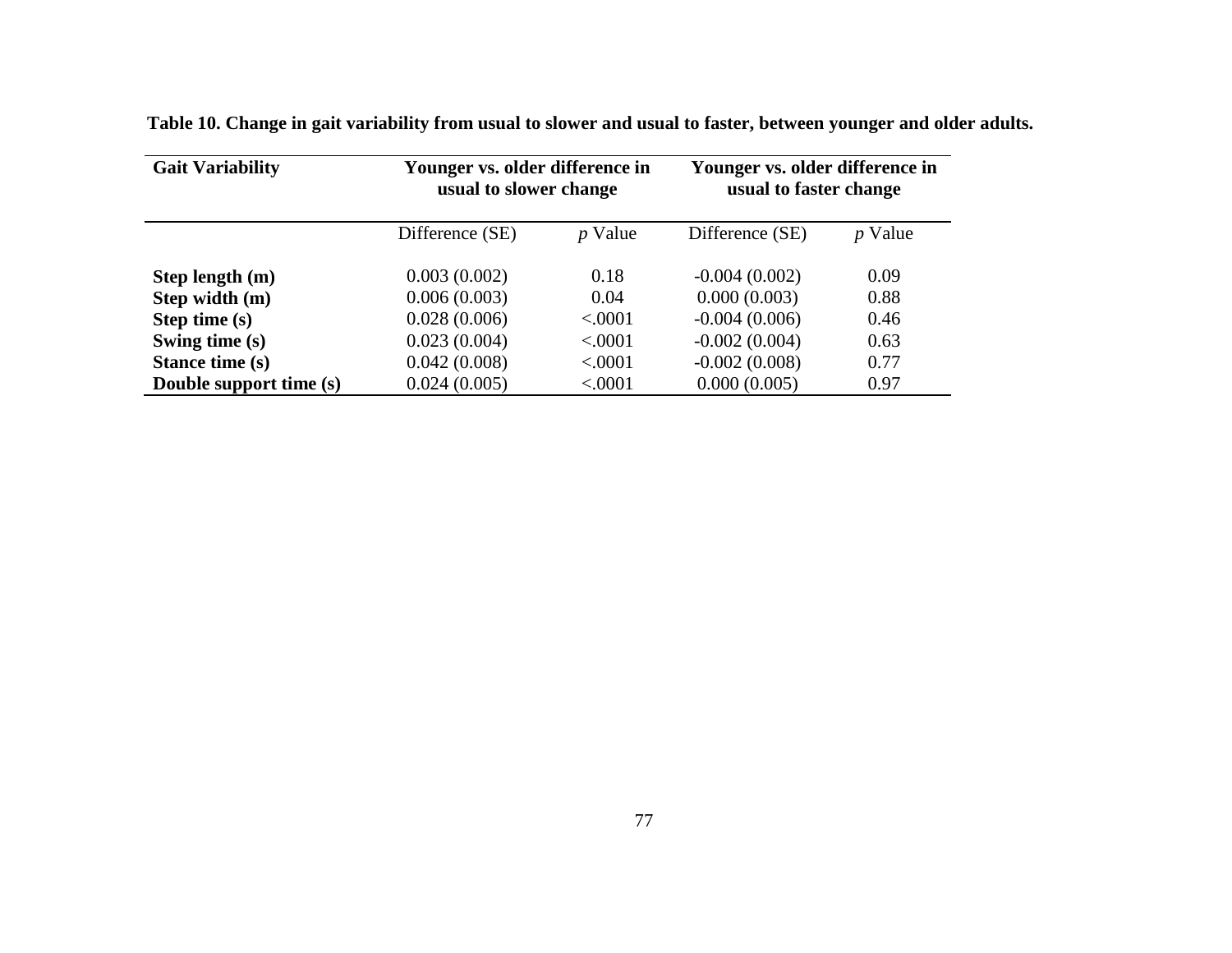**Table 10. Change in gait variability from usual to slower and usual to faster, between younger and older adults.**

| Gait Variability | Younger vs. older difference in usual to slower change | | Younger vs. older difference in usual to faster change | |
|---|---|---|---|---|
| | Difference (SE) | *p* Value | Difference (SE) | *p* Value |
| **Step length (m)** | 0.003 (0.002) | 0.18 | -0.004 (0.002) | 0.09 |
| **Step width (m)** | 0.006 (0.003) | 0.04 | 0.000 (0.003) | 0.88 |
| **Step time (s)** | 0.028 (0.006) | <.0001 | -0.004 (0.006) | 0.46 |
| **Swing time (s)** | 0.023 (0.004) | <.0001 | -0.002 (0.004) | 0.63 |
| **Stance time (s)** | 0.042 (0.008) | <.0001 | -0.002 (0.008) | 0.77 |
| **Double support time (s)** | 0.024 (0.005) | <.0001 | 0.000 (0.005) | 0.97 |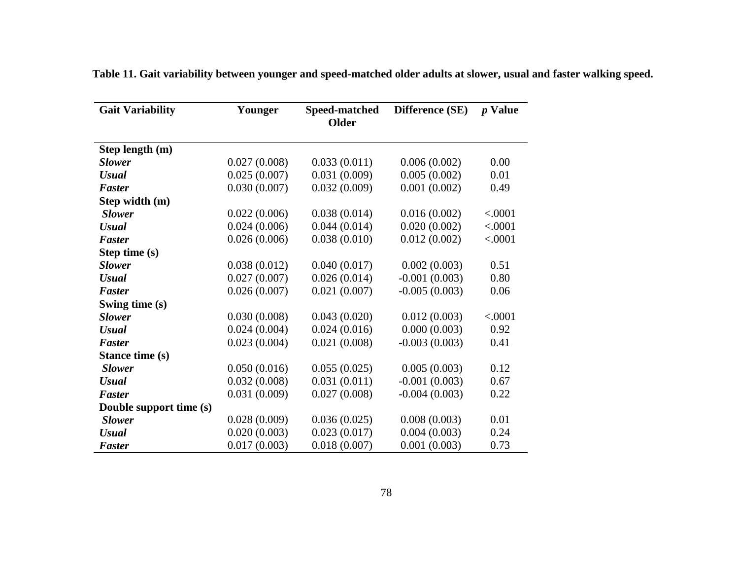**Table 11. Gait variability between younger and speed-matched older adults at slower, usual and faster walking speed.**

| Gait Variability | Younger | Speed-matched Older | Difference (SE) | *p* Value |
|---|---|---|---|---|
| **Step length (m)** | | | | |
| ***Slower*** | 0.027 (0.008) | 0.033 (0.011) | 0.006 (0.002) | 0.00 |
| ***Usual*** | 0.025 (0.007) | 0.031 (0.009) | 0.005 (0.002) | 0.01 |
| ***Faster*** | 0.030 (0.007) | 0.032 (0.009) | 0.001 (0.002) | 0.49 |
| **Step width (m)** | | | | |
| ***Slower*** | 0.022 (0.006) | 0.038 (0.014) | 0.016 (0.002) | <.0001 |
| ***Usual*** | 0.024 (0.006) | 0.044 (0.014) | 0.020 (0.002) | <.0001 |
| ***Faster*** | 0.026 (0.006) | 0.038 (0.010) | 0.012 (0.002) | <.0001 |
| **Step time (s)** | | | | |
| ***Slower*** | 0.038 (0.012) | 0.040 (0.017) | 0.002 (0.003) | 0.51 |
| ***Usual*** | 0.027 (0.007) | 0.026 (0.014) | -0.001 (0.003) | 0.80 |
| ***Faster*** | 0.026 (0.007) | 0.021 (0.007) | -0.005 (0.003) | 0.06 |
| **Swing time (s)** | | | | |
| ***Slower*** | 0.030 (0.008) | 0.043 (0.020) | 0.012 (0.003) | <.0001 |
| ***Usual*** | 0.024 (0.004) | 0.024 (0.016) | 0.000 (0.003) | 0.92 |
| ***Faster*** | 0.023 (0.004) | 0.021 (0.008) | -0.003 (0.003) | 0.41 |
| **Stance time (s)** | | | | |
| ***Slower*** | 0.050 (0.016) | 0.055 (0.025) | 0.005 (0.003) | 0.12 |
| ***Usual*** | 0.032 (0.008) | 0.031 (0.011) | -0.001 (0.003) | 0.67 |
| ***Faster*** | 0.031 (0.009) | 0.027 (0.008) | -0.004 (0.003) | 0.22 |
| **Double support time (s)** | | | | |
| ***Slower*** | 0.028 (0.009) | 0.036 (0.025) | 0.008 (0.003) | 0.01 |
| ***Usual*** | 0.020 (0.003) | 0.023 (0.017) | 0.004 (0.003) | 0.24 |
| ***Faster*** | 0.017 (0.003) | 0.018 (0.007) | 0.001 (0.003) | 0.73 |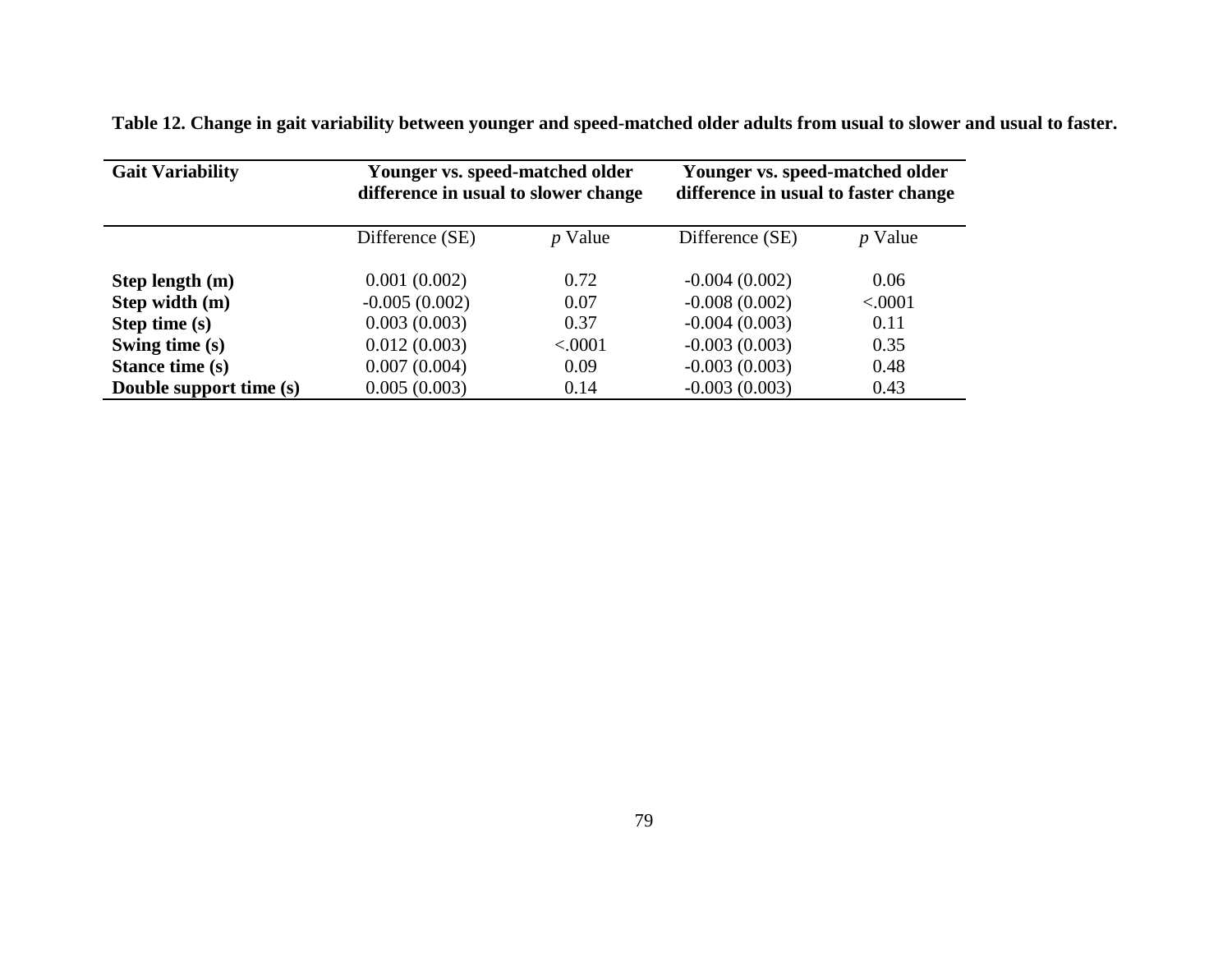**Table 12. Change in gait variability between younger and speed-matched older adults from usual to slower and usual to faster.**

| Gait Variability | Younger vs. speed-matched older difference in usual to slower change | | Younger vs. speed-matched older difference in usual to faster change | |
|---|---|---|---|---|
| | Difference (SE) | *p* Value | Difference (SE) | *p* Value |
| **Step length (m)** | 0.001 (0.002) | 0.72 | -0.004 (0.002) | 0.06 |
| **Step width (m)** | -0.005 (0.002) | 0.07 | -0.008 (0.002) | <.0001 |
| **Step time (s)** | 0.003 (0.003) | 0.37 | -0.004 (0.003) | 0.11 |
| **Swing time (s)** | 0.012 (0.003) | <.0001 | -0.003 (0.003) | 0.35 |
| **Stance time (s)** | 0.007 (0.004) | 0.09 | -0.003 (0.003) | 0.48 |
| **Double support time (s)** | 0.005 (0.003) | 0.14 | -0.003 (0.003) | 0.43 |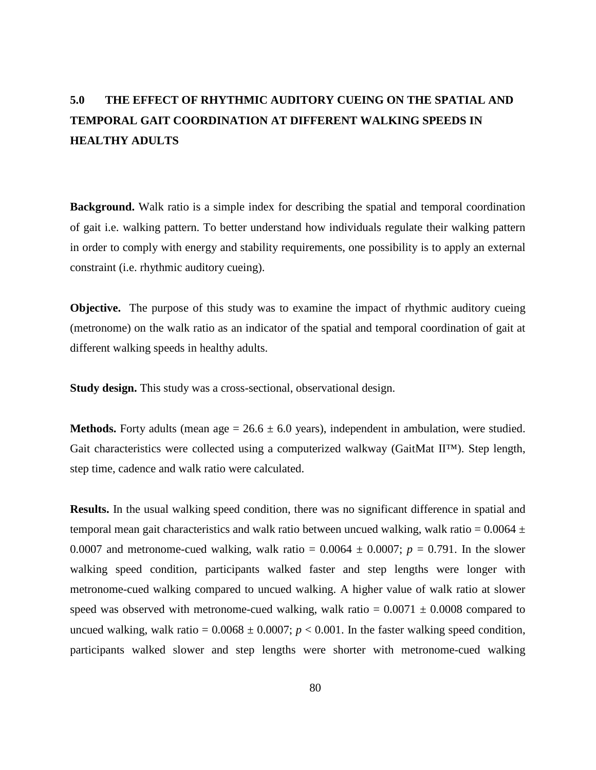# 5.0 THE EFFECT OF RHYTHMIC AUDITORY CUEING ON THE SPATIAL AND TEMPORAL GAIT COORDINATION AT DIFFERENT WALKING SPEEDS IN HEALTHY ADULTS

**Background.** Walk ratio is a simple index for describing the spatial and temporal coordination of gait i.e. walking pattern. To better understand how individuals regulate their walking pattern in order to comply with energy and stability requirements, one possibility is to apply an external constraint (i.e. rhythmic auditory cueing).

**Objective.** The purpose of this study was to examine the impact of rhythmic auditory cueing (metronome) on the walk ratio as an indicator of the spatial and temporal coordination of gait at different walking speeds in healthy adults.

**Study design.** This study was a cross-sectional, observational design.

**Methods.** Forty adults (mean age = 26.6 ± 6.0 years), independent in ambulation, were studied. Gait characteristics were collected using a computerized walkway (GaitMat II™). Step length, step time, cadence and walk ratio were calculated.

**Results.** In the usual walking speed condition, there was no significant difference in spatial and temporal mean gait characteristics and walk ratio between uncued walking, walk ratio = 0.0064 ± 0.0007 and metronome-cued walking, walk ratio = 0.0064 ± 0.0007; $p = 0.791$. In the slower walking speed condition, participants walked faster and step lengths were longer with metronome-cued walking compared to uncued walking. A higher value of walk ratio at slower speed was observed with metronome-cued walking, walk ratio = 0.0071 ± 0.0008 compared to uncued walking, walk ratio = 0.0068 ± 0.0007; $p < 0.001$. In the faster walking speed condition, participants walked slower and step lengths were shorter with metronome-cued walking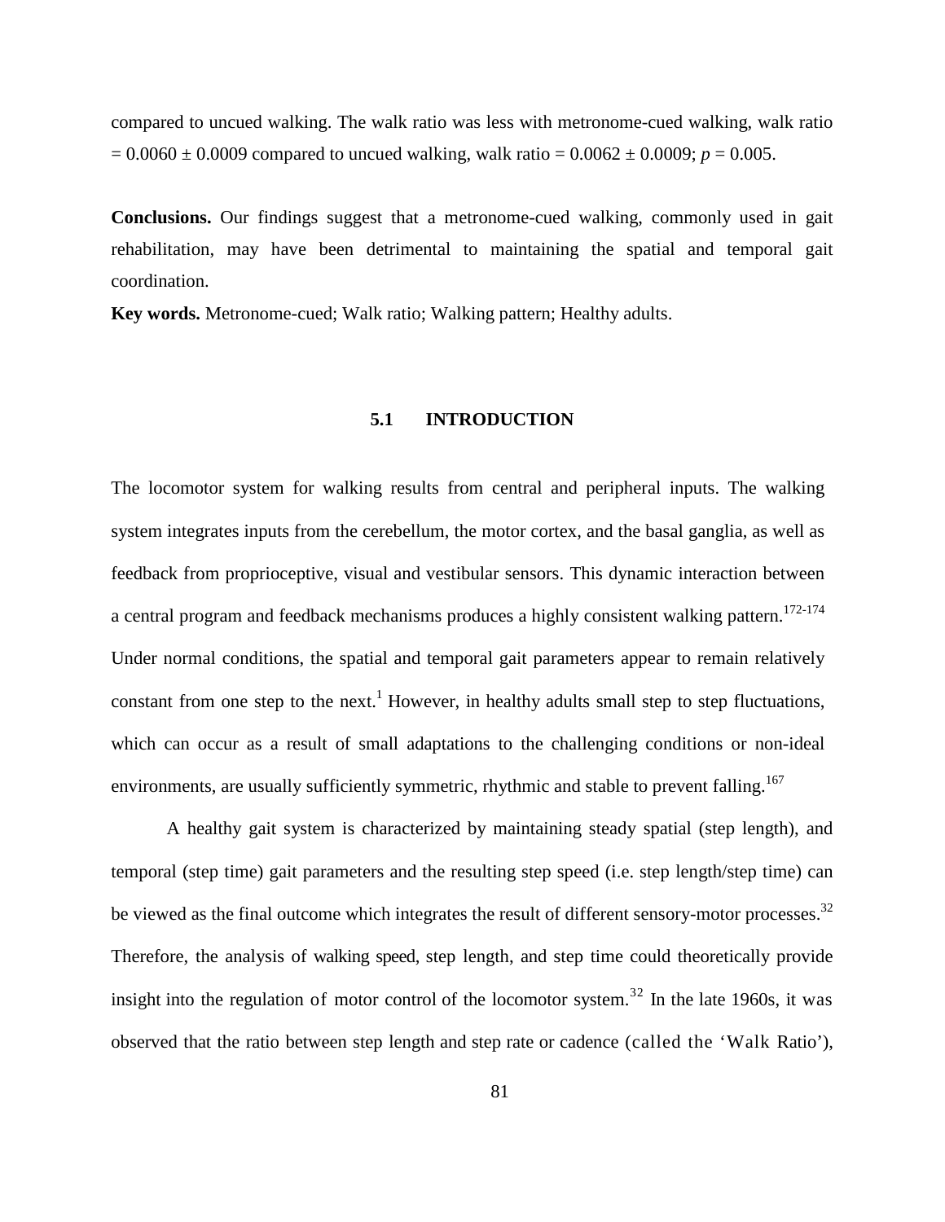compared to uncued walking. The walk ratio was less with metronome-cued walking, walk ratio $= 0.0060 \pm 0.0009$ compared to uncued walking, walk ratio $= 0.0062 \pm 0.0009$; $p = 0.005$.

**Conclusions.** Our findings suggest that a metronome-cued walking, commonly used in gait rehabilitation, may have been detrimental to maintaining the spatial and temporal gait coordination.

**Key words.** Metronome-cued; Walk ratio; Walking pattern; Healthy adults.

## 5.1 INTRODUCTION

The locomotor system for walking results from central and peripheral inputs. The walking system integrates inputs from the cerebellum, the motor cortex, and the basal ganglia, as well as feedback from proprioceptive, visual and vestibular sensors. This dynamic interaction between a central program and feedback mechanisms produces a highly consistent walking pattern.[172-174] Under normal conditions, the spatial and temporal gait parameters appear to remain relatively constant from one step to the next.[1] However, in healthy adults small step to step fluctuations, which can occur as a result of small adaptations to the challenging conditions or non-ideal environments, are usually sufficiently symmetric, rhythmic and stable to prevent falling.[167]

A healthy gait system is characterized by maintaining steady spatial (step length), and temporal (step time) gait parameters and the resulting step speed (i.e. step length/step time) can be viewed as the final outcome which integrates the result of different sensory-motor processes.[32] Therefore, the analysis of walking speed, step length, and step time could theoretically provide insight into the regulation of motor control of the locomotor system.[32] In the late 1960s, it was observed that the ratio between step length and step rate or cadence (called the 'Walk Ratio'),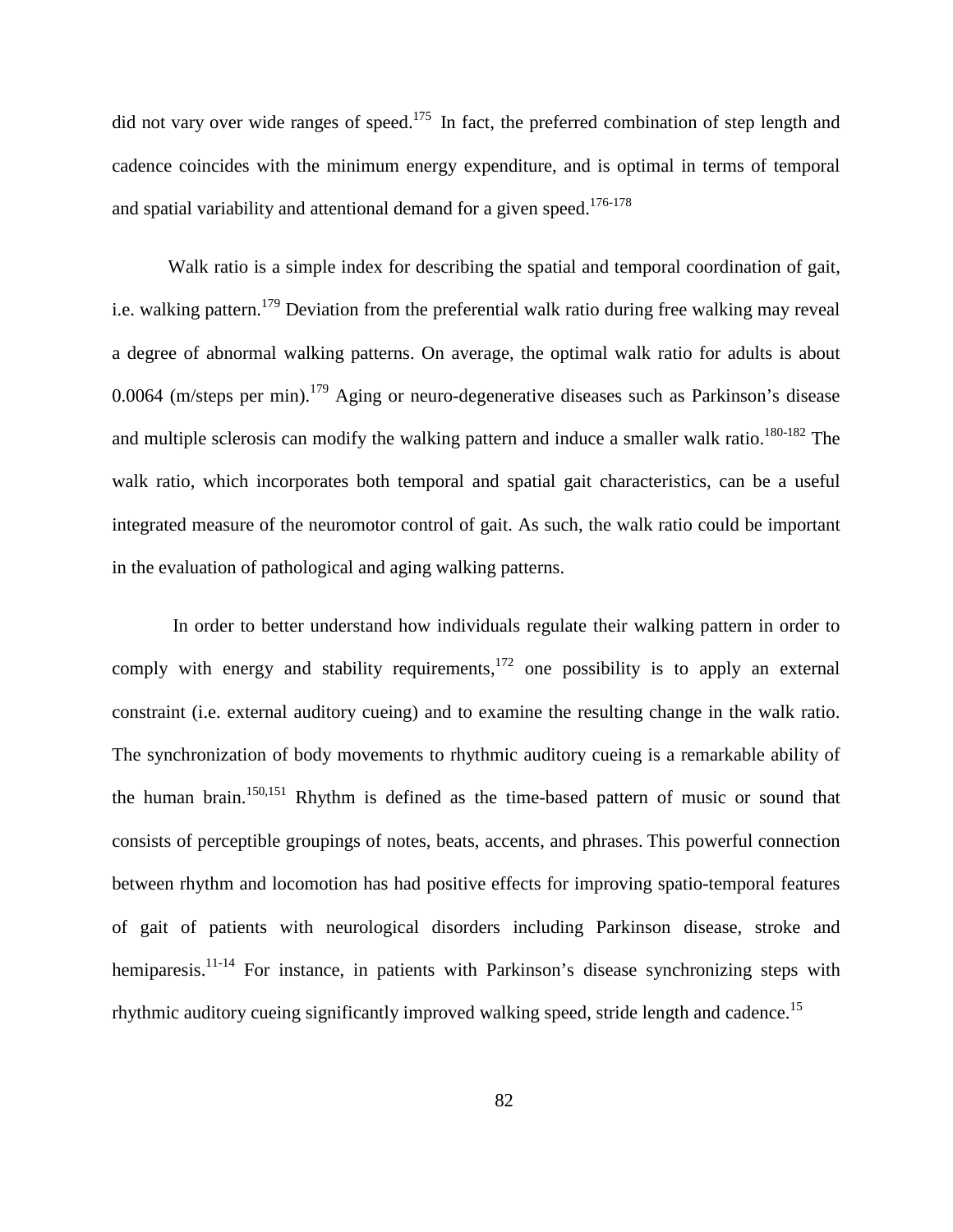did not vary over wide ranges of speed.[175] In fact, the preferred combination of step length and cadence coincides with the minimum energy expenditure, and is optimal in terms of temporal and spatial variability and attentional demand for a given speed.[176-178]

Walk ratio is a simple index for describing the spatial and temporal coordination of gait, i.e. walking pattern.[179] Deviation from the preferential walk ratio during free walking may reveal a degree of abnormal walking patterns. On average, the optimal walk ratio for adults is about 0.0064 (m/steps per min).[179] Aging or neuro-degenerative diseases such as Parkinson's disease and multiple sclerosis can modify the walking pattern and induce a smaller walk ratio.[180-182] The walk ratio, which incorporates both temporal and spatial gait characteristics, can be a useful integrated measure of the neuromotor control of gait. As such, the walk ratio could be important in the evaluation of pathological and aging walking patterns.

In order to better understand how individuals regulate their walking pattern in order to comply with energy and stability requirements,[172] one possibility is to apply an external constraint (i.e. external auditory cueing) and to examine the resulting change in the walk ratio. The synchronization of body movements to rhythmic auditory cueing is a remarkable ability of the human brain.[150,151] Rhythm is defined as the time-based pattern of music or sound that consists of perceptible groupings of notes, beats, accents, and phrases. This powerful connection between rhythm and locomotion has had positive effects for improving spatio-temporal features of gait of patients with neurological disorders including Parkinson disease, stroke and hemiparesis.[11-14] For instance, in patients with Parkinson's disease synchronizing steps with rhythmic auditory cueing significantly improved walking speed, stride length and cadence.[15]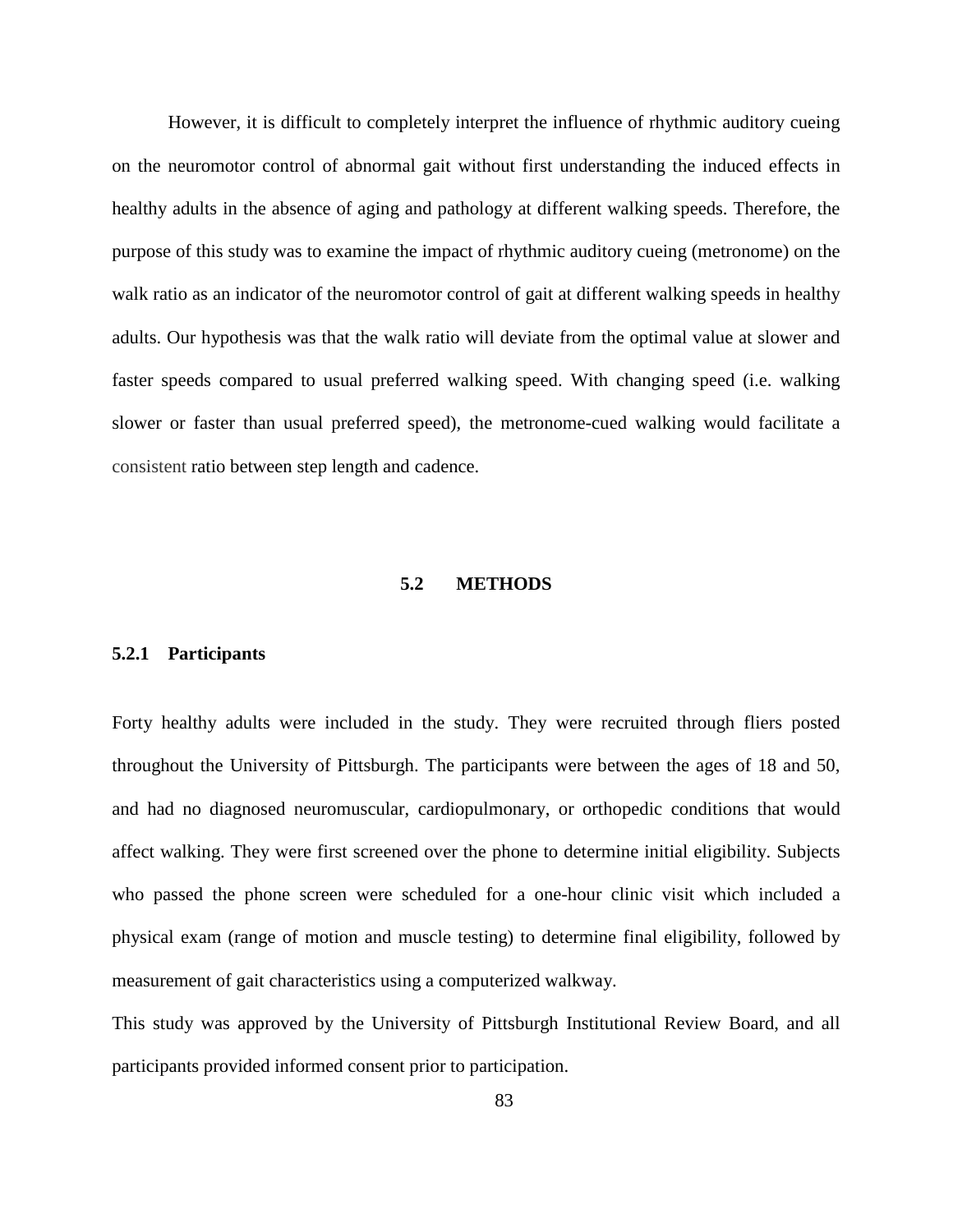However, it is difficult to completely interpret the influence of rhythmic auditory cueing on the neuromotor control of abnormal gait without first understanding the induced effects in healthy adults in the absence of aging and pathology at different walking speeds. Therefore, the purpose of this study was to examine the impact of rhythmic auditory cueing (metronome) on the walk ratio as an indicator of the neuromotor control of gait at different walking speeds in healthy adults. Our hypothesis was that the walk ratio will deviate from the optimal value at slower and faster speeds compared to usual preferred walking speed. With changing speed (i.e. walking slower or faster than usual preferred speed), the metronome-cued walking would facilitate a consistent ratio between step length and cadence.

## 5.2 METHODS

### 5.2.1 Participants

Forty healthy adults were included in the study. They were recruited through fliers posted throughout the University of Pittsburgh. The participants were between the ages of 18 and 50, and had no diagnosed neuromuscular, cardiopulmonary, or orthopedic conditions that would affect walking. They were first screened over the phone to determine initial eligibility. Subjects who passed the phone screen were scheduled for a one-hour clinic visit which included a physical exam (range of motion and muscle testing) to determine final eligibility, followed by measurement of gait characteristics using a computerized walkway.

This study was approved by the University of Pittsburgh Institutional Review Board, and all participants provided informed consent prior to participation.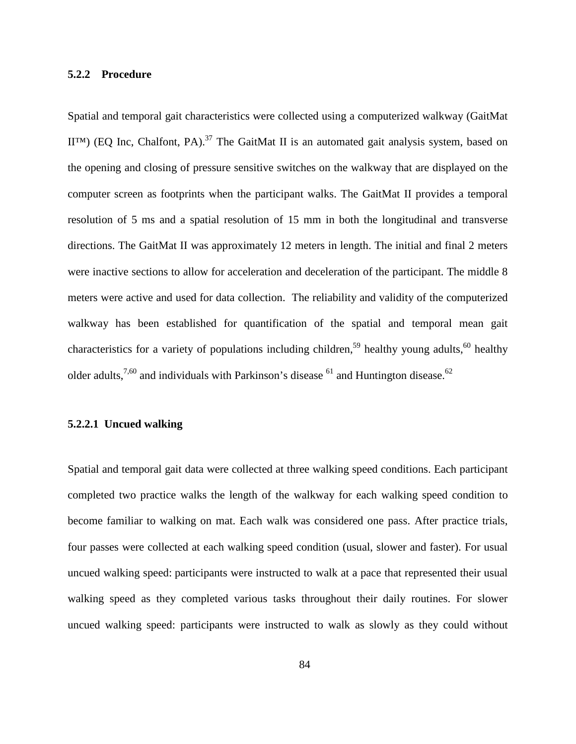### 5.2.2 Procedure

Spatial and temporal gait characteristics were collected using a computerized walkway (GaitMat II™) (EQ Inc, Chalfont, PA).[37] The GaitMat II is an automated gait analysis system, based on the opening and closing of pressure sensitive switches on the walkway that are displayed on the computer screen as footprints when the participant walks. The GaitMat II provides a temporal resolution of 5 ms and a spatial resolution of 15 mm in both the longitudinal and transverse directions. The GaitMat II was approximately 12 meters in length. The initial and final 2 meters were inactive sections to allow for acceleration and deceleration of the participant. The middle 8 meters were active and used for data collection. The reliability and validity of the computerized walkway has been established for quantification of the spatial and temporal mean gait characteristics for a variety of populations including children,[59] healthy young adults,[60] healthy older adults,[7,60] and individuals with Parkinson's disease [61] and Huntington disease.[62]

#### 5.2.2.1 Uncued walking

Spatial and temporal gait data were collected at three walking speed conditions. Each participant completed two practice walks the length of the walkway for each walking speed condition to become familiar to walking on mat. Each walk was considered one pass. After practice trials, four passes were collected at each walking speed condition (usual, slower and faster). For usual uncued walking speed: participants were instructed to walk at a pace that represented their usual walking speed as they completed various tasks throughout their daily routines. For slower uncued walking speed: participants were instructed to walk as slowly as they could without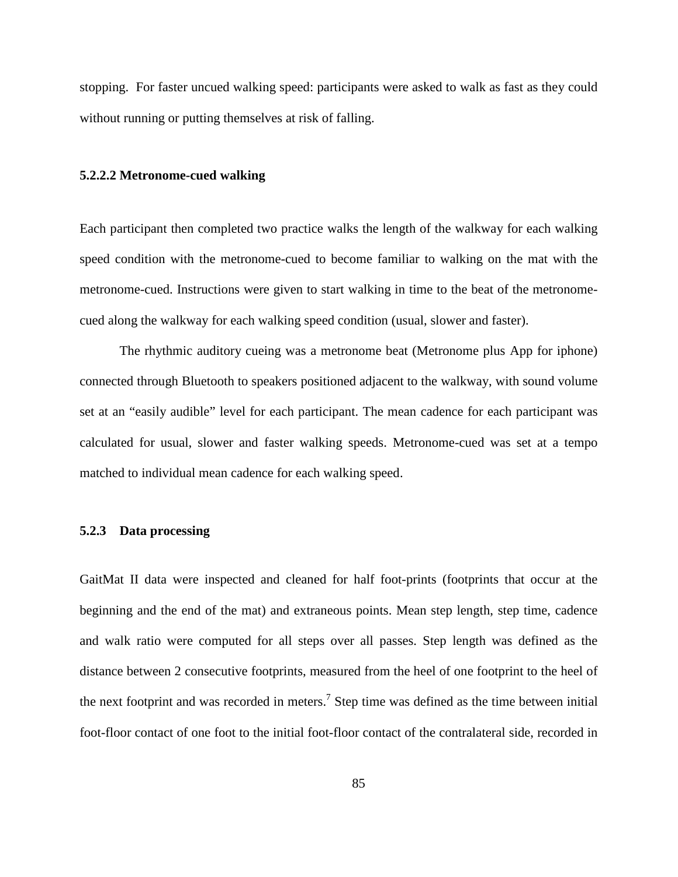stopping. For faster uncued walking speed: participants were asked to walk as fast as they could without running or putting themselves at risk of falling.

#### 5.2.2.2 Metronome-cued walking

Each participant then completed two practice walks the length of the walkway for each walking speed condition with the metronome-cued to become familiar to walking on the mat with the metronome-cued. Instructions were given to start walking in time to the beat of the metronome-cued along the walkway for each walking speed condition (usual, slower and faster).

The rhythmic auditory cueing was a metronome beat (Metronome plus App for iphone) connected through Bluetooth to speakers positioned adjacent to the walkway, with sound volume set at an "easily audible" level for each participant. The mean cadence for each participant was calculated for usual, slower and faster walking speeds. Metronome-cued was set at a tempo matched to individual mean cadence for each walking speed.

### 5.2.3 Data processing

GaitMat II data were inspected and cleaned for half foot-prints (footprints that occur at the beginning and the end of the mat) and extraneous points. Mean step length, step time, cadence and walk ratio were computed for all steps over all passes. Step length was defined as the distance between 2 consecutive footprints, measured from the heel of one footprint to the heel of the next footprint and was recorded in meters.[7] Step time was defined as the time between initial foot-floor contact of one foot to the initial foot-floor contact of the contralateral side, recorded in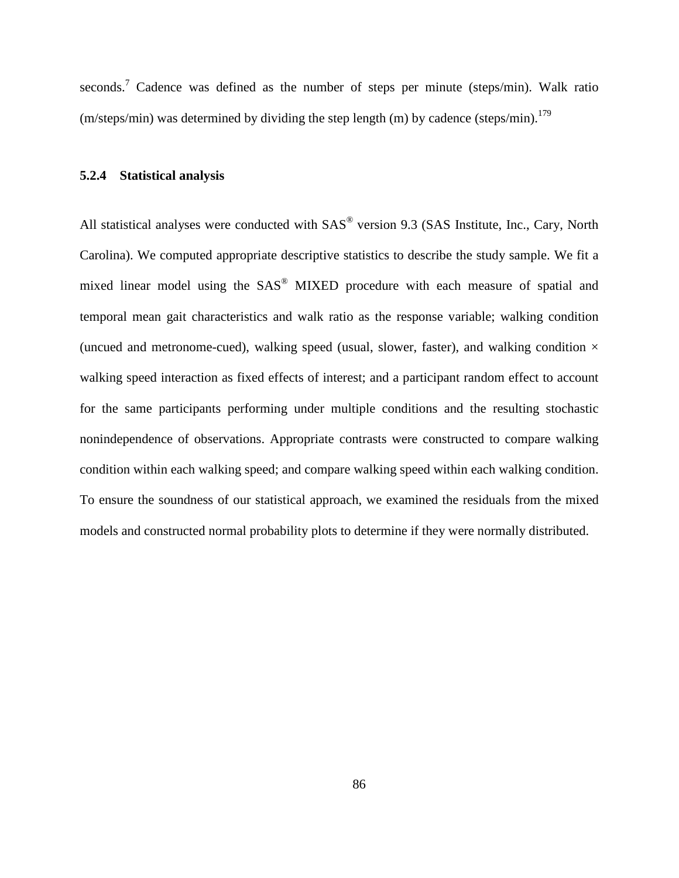seconds.[7] Cadence was defined as the number of steps per minute (steps/min). Walk ratio (m/steps/min) was determined by dividing the step length (m) by cadence (steps/min).[179]

### 5.2.4 Statistical analysis

All statistical analyses were conducted with SAS® version 9.3 (SAS Institute, Inc., Cary, North Carolina). We computed appropriate descriptive statistics to describe the study sample. We fit a mixed linear model using the SAS® MIXED procedure with each measure of spatial and temporal mean gait characteristics and walk ratio as the response variable; walking condition (uncued and metronome-cued), walking speed (usual, slower, faster), and walking condition × walking speed interaction as fixed effects of interest; and a participant random effect to account for the same participants performing under multiple conditions and the resulting stochastic nonindependence of observations. Appropriate contrasts were constructed to compare walking condition within each walking speed; and compare walking speed within each walking condition. To ensure the soundness of our statistical approach, we examined the residuals from the mixed models and constructed normal probability plots to determine if they were normally distributed.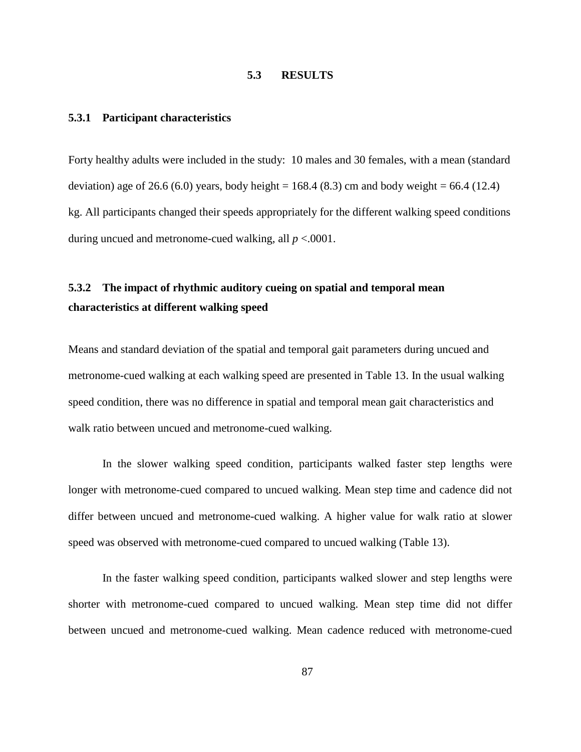## 5.3 RESULTS

### 5.3.1 Participant characteristics

Forty healthy adults were included in the study: 10 males and 30 females, with a mean (standard deviation) age of 26.6 (6.0) years, body height = 168.4 (8.3) cm and body weight = 66.4 (12.4) kg. All participants changed their speeds appropriately for the different walking speed conditions during uncued and metronome-cued walking, all $p$ <.0001.

### 5.3.2 The impact of rhythmic auditory cueing on spatial and temporal mean characteristics at different walking speed

Means and standard deviation of the spatial and temporal gait parameters during uncued and metronome-cued walking at each walking speed are presented in Table 13. In the usual walking speed condition, there was no difference in spatial and temporal mean gait characteristics and walk ratio between uncued and metronome-cued walking.

In the slower walking speed condition, participants walked faster step lengths were longer with metronome-cued compared to uncued walking. Mean step time and cadence did not differ between uncued and metronome-cued walking. A higher value for walk ratio at slower speed was observed with metronome-cued compared to uncued walking (Table 13).

In the faster walking speed condition, participants walked slower and step lengths were shorter with metronome-cued compared to uncued walking. Mean step time did not differ between uncued and metronome-cued walking. Mean cadence reduced with metronome-cued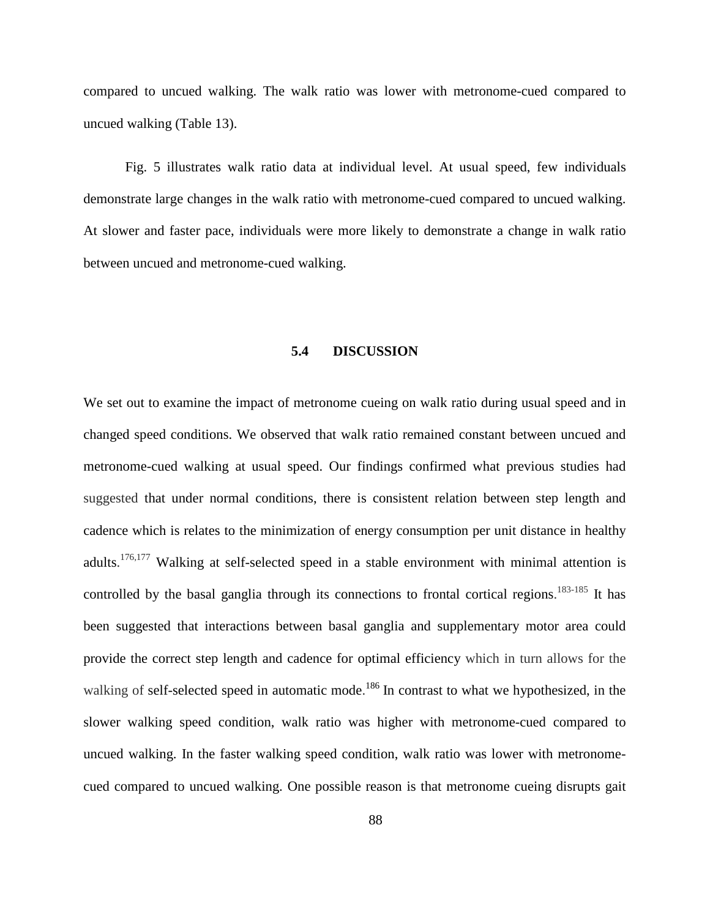compared to uncued walking. The walk ratio was lower with metronome-cued compared to uncued walking (Table 13).

Fig. 5 illustrates walk ratio data at individual level. At usual speed, few individuals demonstrate large changes in the walk ratio with metronome-cued compared to uncued walking. At slower and faster pace, individuals were more likely to demonstrate a change in walk ratio between uncued and metronome-cued walking.

## 5.4 DISCUSSION

We set out to examine the impact of metronome cueing on walk ratio during usual speed and in changed speed conditions. We observed that walk ratio remained constant between uncued and metronome-cued walking at usual speed. Our findings confirmed what previous studies had suggested that under normal conditions, there is consistent relation between step length and cadence which is relates to the minimization of energy consumption per unit distance in healthy adults.[176,177] Walking at self-selected speed in a stable environment with minimal attention is controlled by the basal ganglia through its connections to frontal cortical regions.[183-185] It has been suggested that interactions between basal ganglia and supplementary motor area could provide the correct step length and cadence for optimal efficiency which in turn allows for the walking of self-selected speed in automatic mode.[186] In contrast to what we hypothesized, in the slower walking speed condition, walk ratio was higher with metronome-cued compared to uncued walking. In the faster walking speed condition, walk ratio was lower with metronome-cued compared to uncued walking. One possible reason is that metronome cueing disrupts gait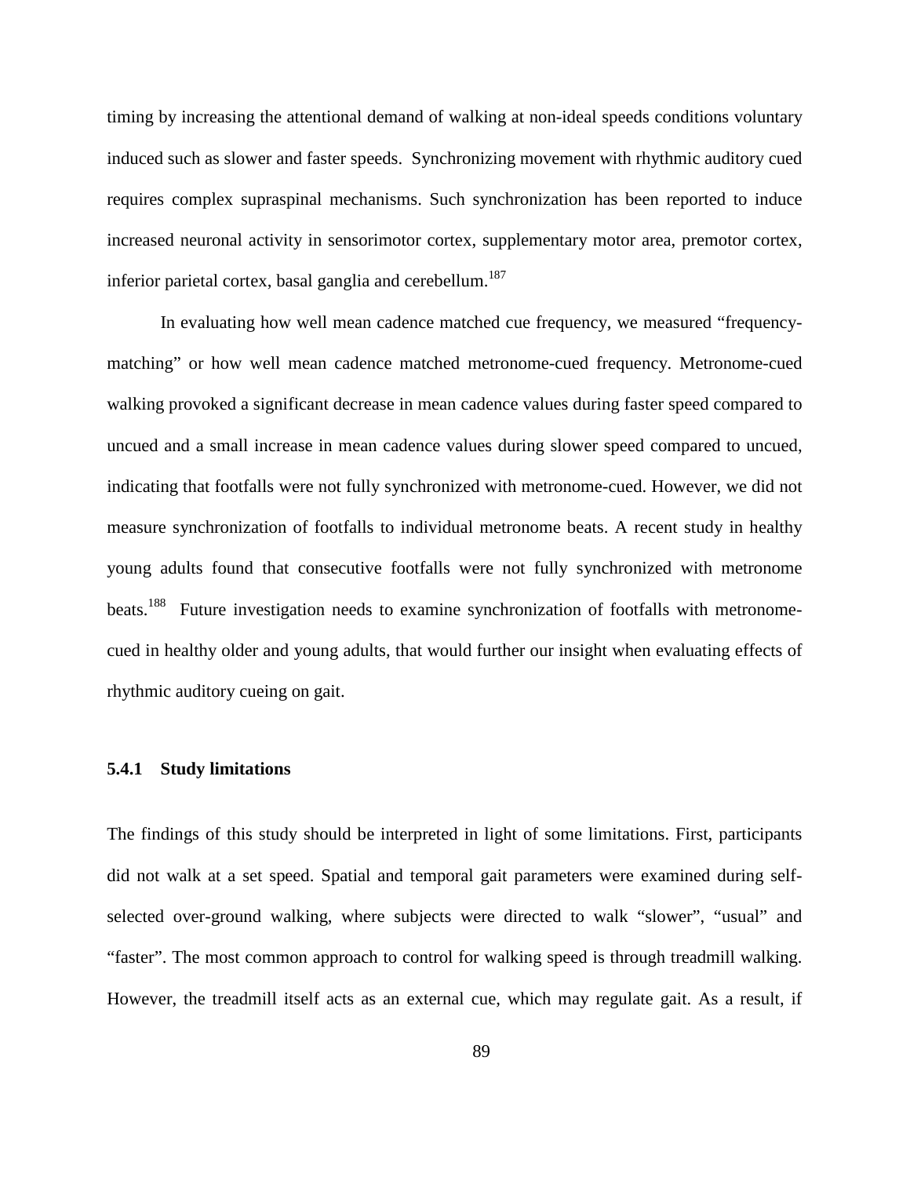timing by increasing the attentional demand of walking at non-ideal speeds conditions voluntary induced such as slower and faster speeds. Synchronizing movement with rhythmic auditory cued requires complex supraspinal mechanisms. Such synchronization has been reported to induce increased neuronal activity in sensorimotor cortex, supplementary motor area, premotor cortex, inferior parietal cortex, basal ganglia and cerebellum.[187]

In evaluating how well mean cadence matched cue frequency, we measured "frequency-matching" or how well mean cadence matched metronome-cued frequency. Metronome-cued walking provoked a significant decrease in mean cadence values during faster speed compared to uncued and a small increase in mean cadence values during slower speed compared to uncued, indicating that footfalls were not fully synchronized with metronome-cued. However, we did not measure synchronization of footfalls to individual metronome beats. A recent study in healthy young adults found that consecutive footfalls were not fully synchronized with metronome beats.[188] Future investigation needs to examine synchronization of footfalls with metronome-cued in healthy older and young adults, that would further our insight when evaluating effects of rhythmic auditory cueing on gait.

### 5.4.1 Study limitations

The findings of this study should be interpreted in light of some limitations. First, participants did not walk at a set speed. Spatial and temporal gait parameters were examined during self-selected over-ground walking, where subjects were directed to walk "slower", "usual" and "faster". The most common approach to control for walking speed is through treadmill walking. However, the treadmill itself acts as an external cue, which may regulate gait. As a result, if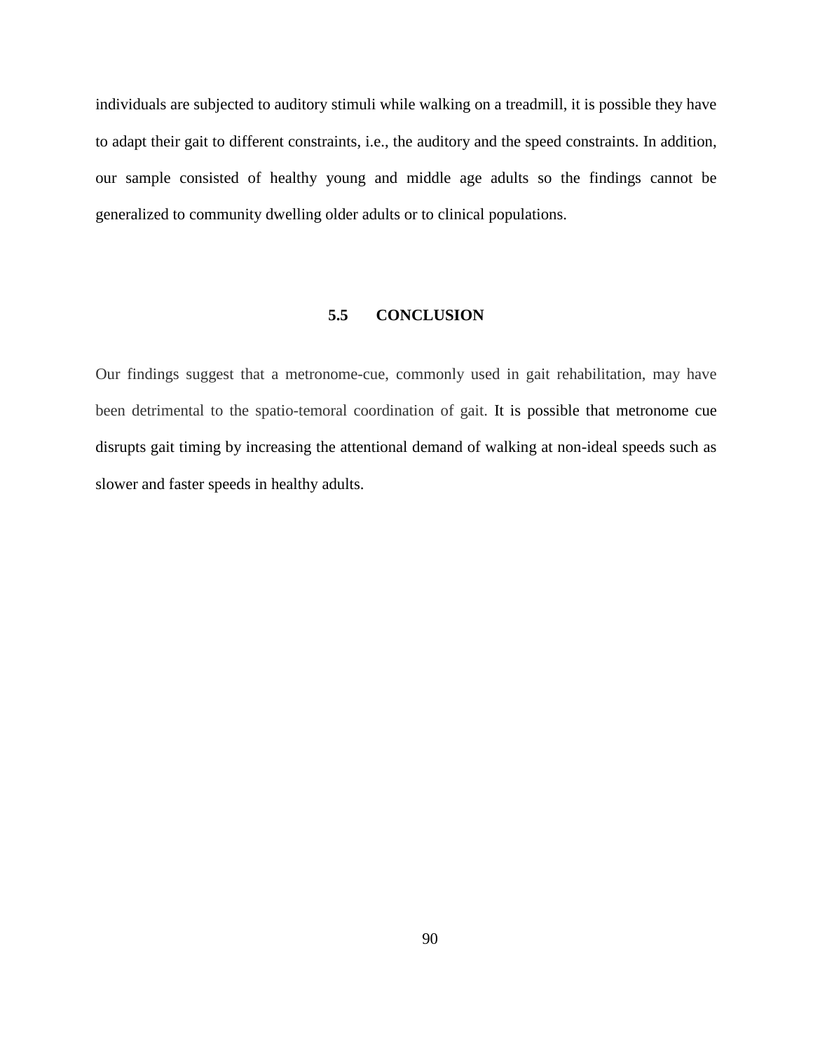individuals are subjected to auditory stimuli while walking on a treadmill, it is possible they have to adapt their gait to different constraints, i.e., the auditory and the speed constraints. In addition, our sample consisted of healthy young and middle age adults so the findings cannot be generalized to community dwelling older adults or to clinical populations.

## 5.5 CONCLUSION

Our findings suggest that a metronome-cue, commonly used in gait rehabilitation, may have been detrimental to the spatio-temoral coordination of gait. It is possible that metronome cue disrupts gait timing by increasing the attentional demand of walking at non-ideal speeds such as slower and faster speeds in healthy adults.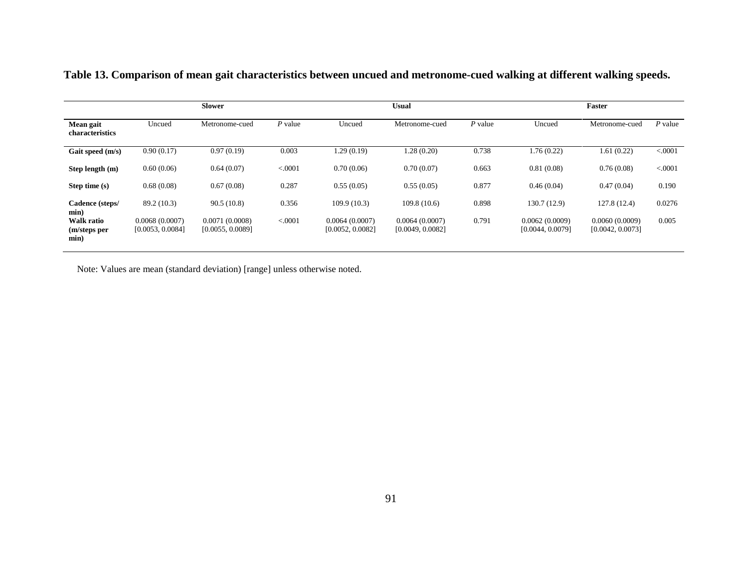**Table 13. Comparison of mean gait characteristics between uncued and metronome-cued walking at different walking speeds.**

| | Slower | | | Usual | | | Faster | | |
|---|---|---|---|---|---|---|---|---|---|
| **Mean gait characteristics** | Uncued | Metronome-cued | *P* value | Uncued | Metronome-cued | *P* value | Uncued | Metronome-cued | *P* value |
| **Gait speed (m/s)** | 0.90 (0.17) | 0.97 (0.19) | 0.003 | 1.29 (0.19) | 1.28 (0.20) | 0.738 | 1.76 (0.22) | 1.61 (0.22) | <.0001 |
| **Step length (m)** | 0.60 (0.06) | 0.64 (0.07) | <.0001 | 0.70 (0.06) | 0.70 (0.07) | 0.663 | 0.81 (0.08) | 0.76 (0.08) | <.0001 |
| **Step time (s)** | 0.68 (0.08) | 0.67 (0.08) | 0.287 | 0.55 (0.05) | 0.55 (0.05) | 0.877 | 0.46 (0.04) | 0.47 (0.04) | 0.190 |
| **Cadence (steps/ min)** | 89.2 (10.3) | 90.5 (10.8) | 0.356 | 109.9 (10.3) | 109.8 (10.6) | 0.898 | 130.7 (12.9) | 127.8 (12.4) | 0.0276 |
| **Walk ratio (m/steps per min)** | 0.0068 (0.0007) [0.0053, 0.0084] | 0.0071 (0.0008) [0.0055, 0.0089] | <.0001 | 0.0064 (0.0007) [0.0052, 0.0082] | 0.0064 (0.0007) [0.0049, 0.0082] | 0.791 | 0.0062 (0.0009) [0.0044, 0.0079] | 0.0060 (0.0009) [0.0042, 0.0073] | 0.005 |

Note: Values are mean (standard deviation) [range] unless otherwise noted.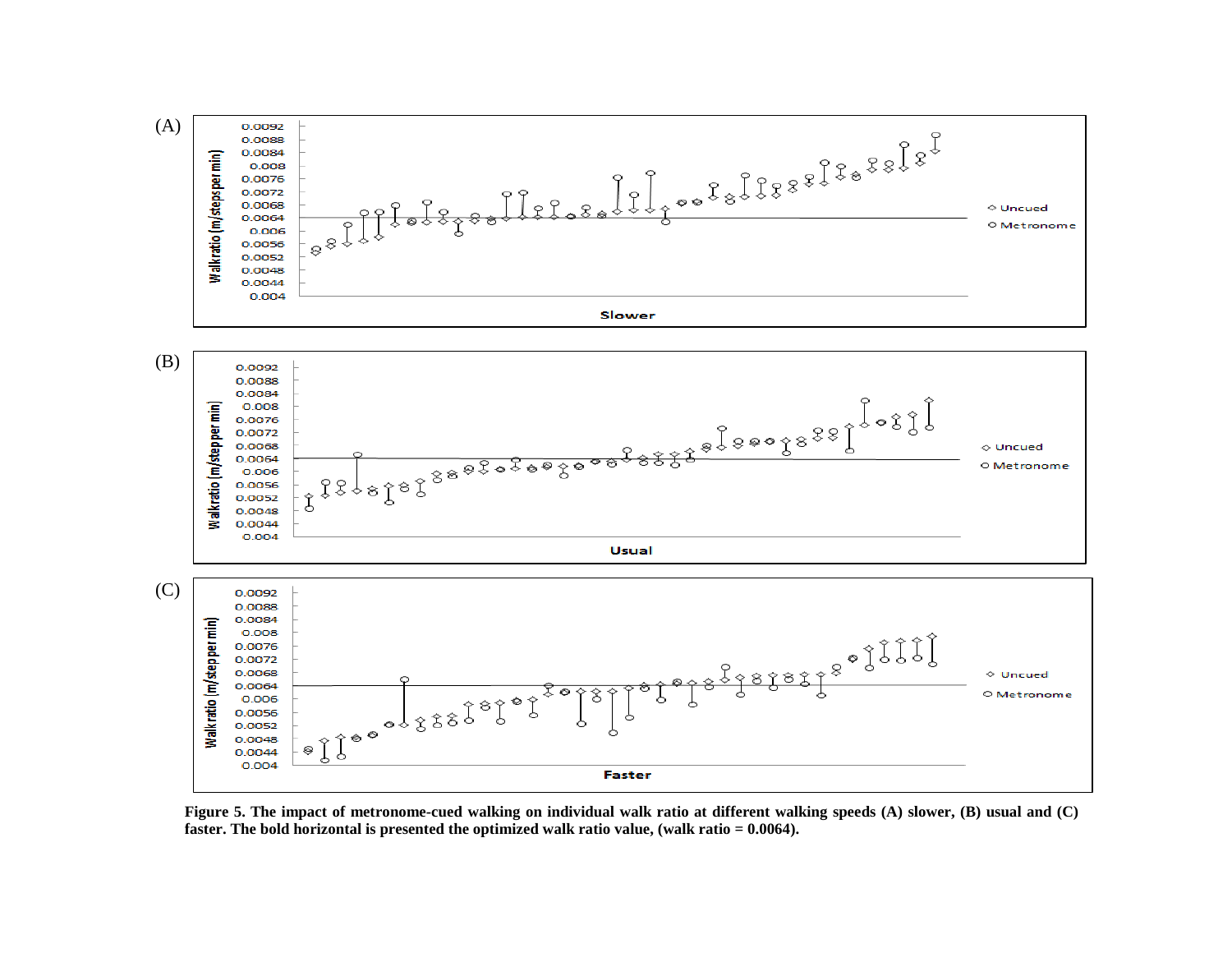**Figure 5. The impact of metronome-cued walking on individual walk ratio at different walking speeds (A) slower, (B) usual and (C) faster. The bold horizontal is presented the optimized walk ratio value, (walk ratio = 0.0064).**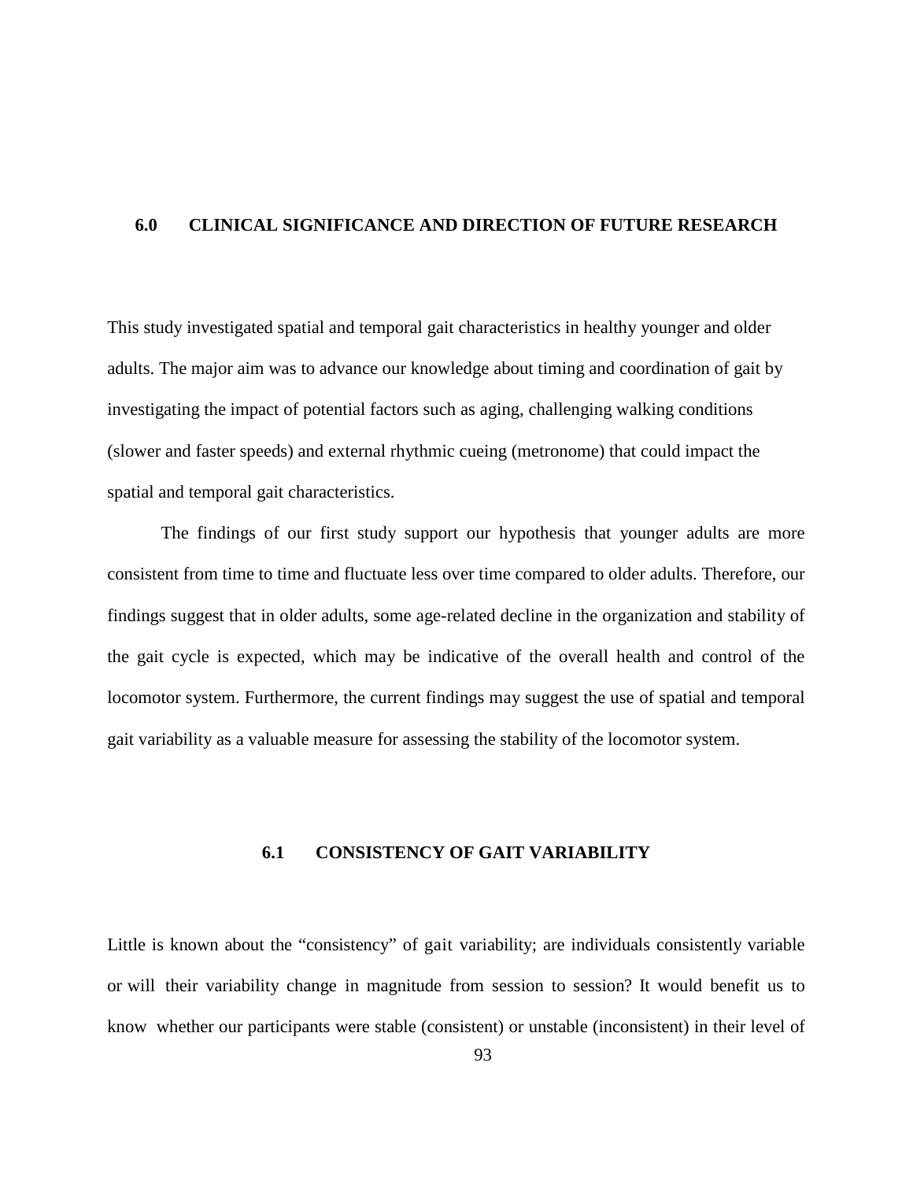# 6.0 CLINICAL SIGNIFICANCE AND DIRECTION OF FUTURE RESEARCH

This study investigated spatial and temporal gait characteristics in healthy younger and older adults. The major aim was to advance our knowledge about timing and coordination of gait by investigating the impact of potential factors such as aging, challenging walking conditions (slower and faster speeds) and external rhythmic cueing (metronome) that could impact the spatial and temporal gait characteristics.

The findings of our first study support our hypothesis that younger adults are more consistent from time to time and fluctuate less over time compared to older adults. Therefore, our findings suggest that in older adults, some age-related decline in the organization and stability of the gait cycle is expected, which may be indicative of the overall health and control of the locomotor system. Furthermore, the current findings may suggest the use of spatial and temporal gait variability as a valuable measure for assessing the stability of the locomotor system.

## 6.1 CONSISTENCY OF GAIT VARIABILITY

Little is known about the "consistency" of gait variability; are individuals consistently variable or will their variability change in magnitude from session to session? It would benefit us to know whether our participants were stable (consistent) or unstable (inconsistent) in their level of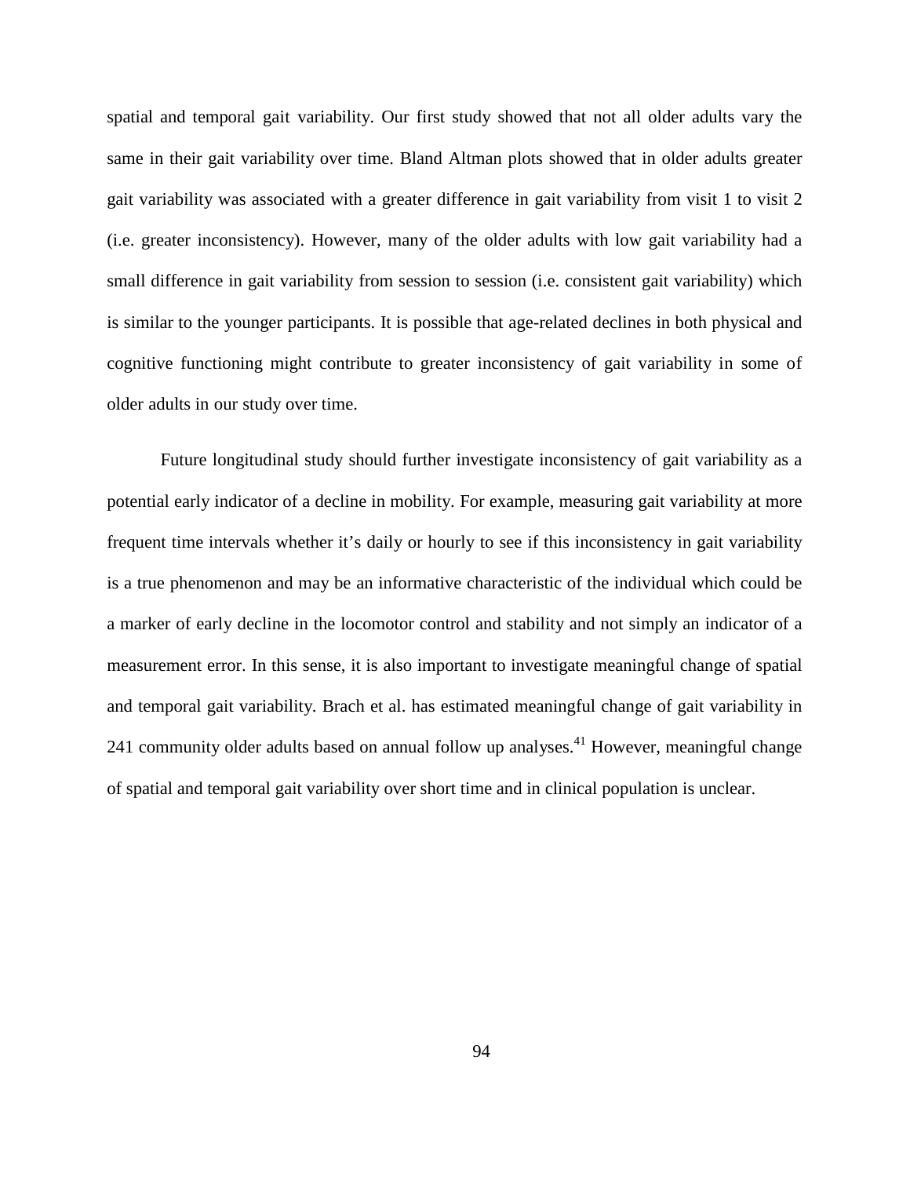spatial and temporal gait variability. Our first study showed that not all older adults vary the same in their gait variability over time. Bland Altman plots showed that in older adults greater gait variability was associated with a greater difference in gait variability from visit 1 to visit 2 (i.e. greater inconsistency). However, many of the older adults with low gait variability had a small difference in gait variability from session to session (i.e. consistent gait variability) which is similar to the younger participants. It is possible that age-related declines in both physical and cognitive functioning might contribute to greater inconsistency of gait variability in some of older adults in our study over time.

Future longitudinal study should further investigate inconsistency of gait variability as a potential early indicator of a decline in mobility. For example, measuring gait variability at more frequent time intervals whether it's daily or hourly to see if this inconsistency in gait variability is a true phenomenon and may be an informative characteristic of the individual which could be a marker of early decline in the locomotor control and stability and not simply an indicator of a measurement error. In this sense, it is also important to investigate meaningful change of spatial and temporal gait variability. Brach et al. has estimated meaningful change of gait variability in 241 community older adults based on annual follow up analyses.[41] However, meaningful change of spatial and temporal gait variability over short time and in clinical population is unclear.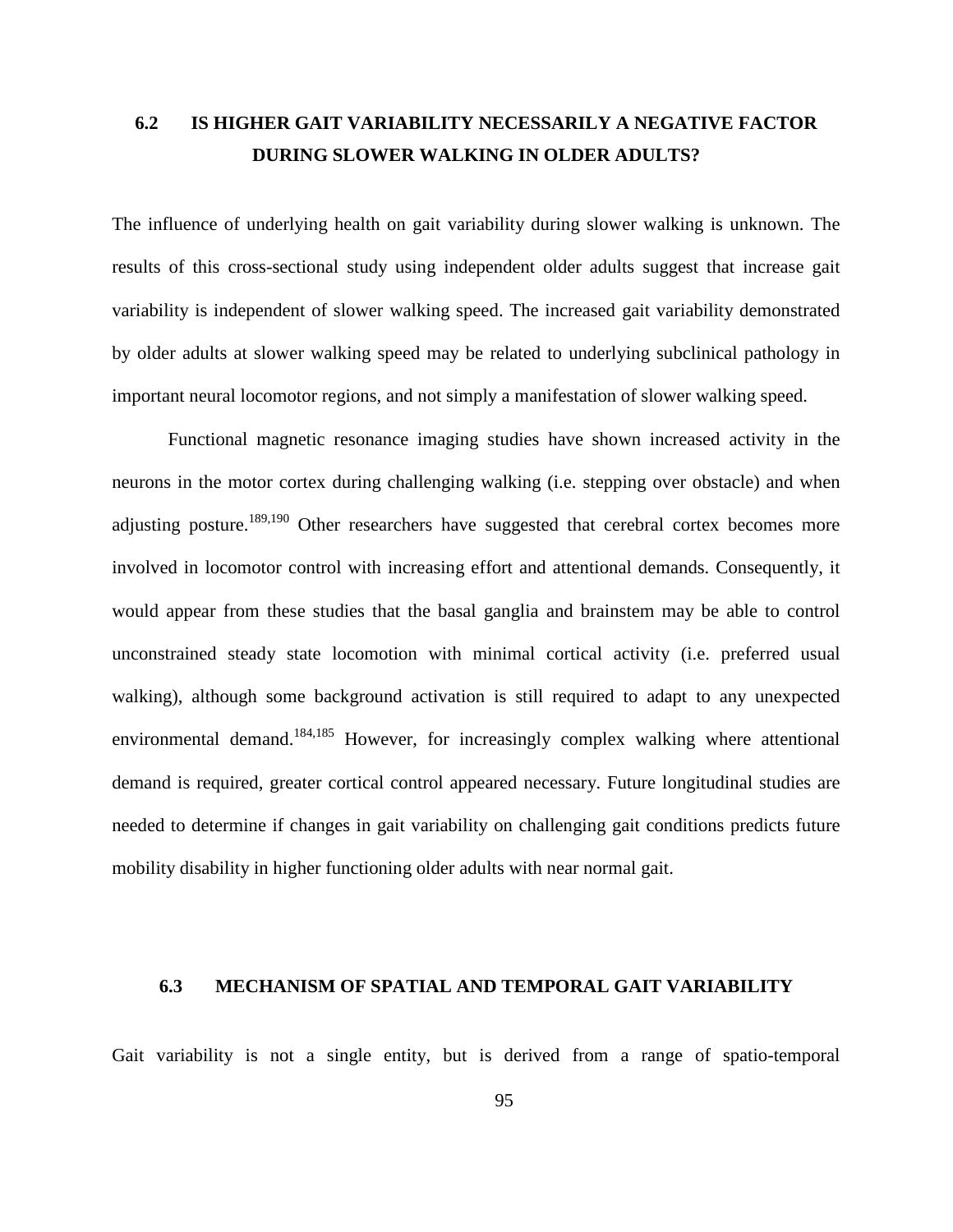## 6.2 IS HIGHER GAIT VARIABILITY NECESSARILY A NEGATIVE FACTOR DURING SLOWER WALKING IN OLDER ADULTS?

The influence of underlying health on gait variability during slower walking is unknown. The results of this cross-sectional study using independent older adults suggest that increase gait variability is independent of slower walking speed. The increased gait variability demonstrated by older adults at slower walking speed may be related to underlying subclinical pathology in important neural locomotor regions, and not simply a manifestation of slower walking speed.

Functional magnetic resonance imaging studies have shown increased activity in the neurons in the motor cortex during challenging walking (i.e. stepping over obstacle) and when adjusting posture.[189,190] Other researchers have suggested that cerebral cortex becomes more involved in locomotor control with increasing effort and attentional demands. Consequently, it would appear from these studies that the basal ganglia and brainstem may be able to control unconstrained steady state locomotion with minimal cortical activity (i.e. preferred usual walking), although some background activation is still required to adapt to any unexpected environmental demand.[184,185] However, for increasingly complex walking where attentional demand is required, greater cortical control appeared necessary. Future longitudinal studies are needed to determine if changes in gait variability on challenging gait conditions predicts future mobility disability in higher functioning older adults with near normal gait.

## 6.3 MECHANISM OF SPATIAL AND TEMPORAL GAIT VARIABILITY

Gait variability is not a single entity, but is derived from a range of spatio-temporal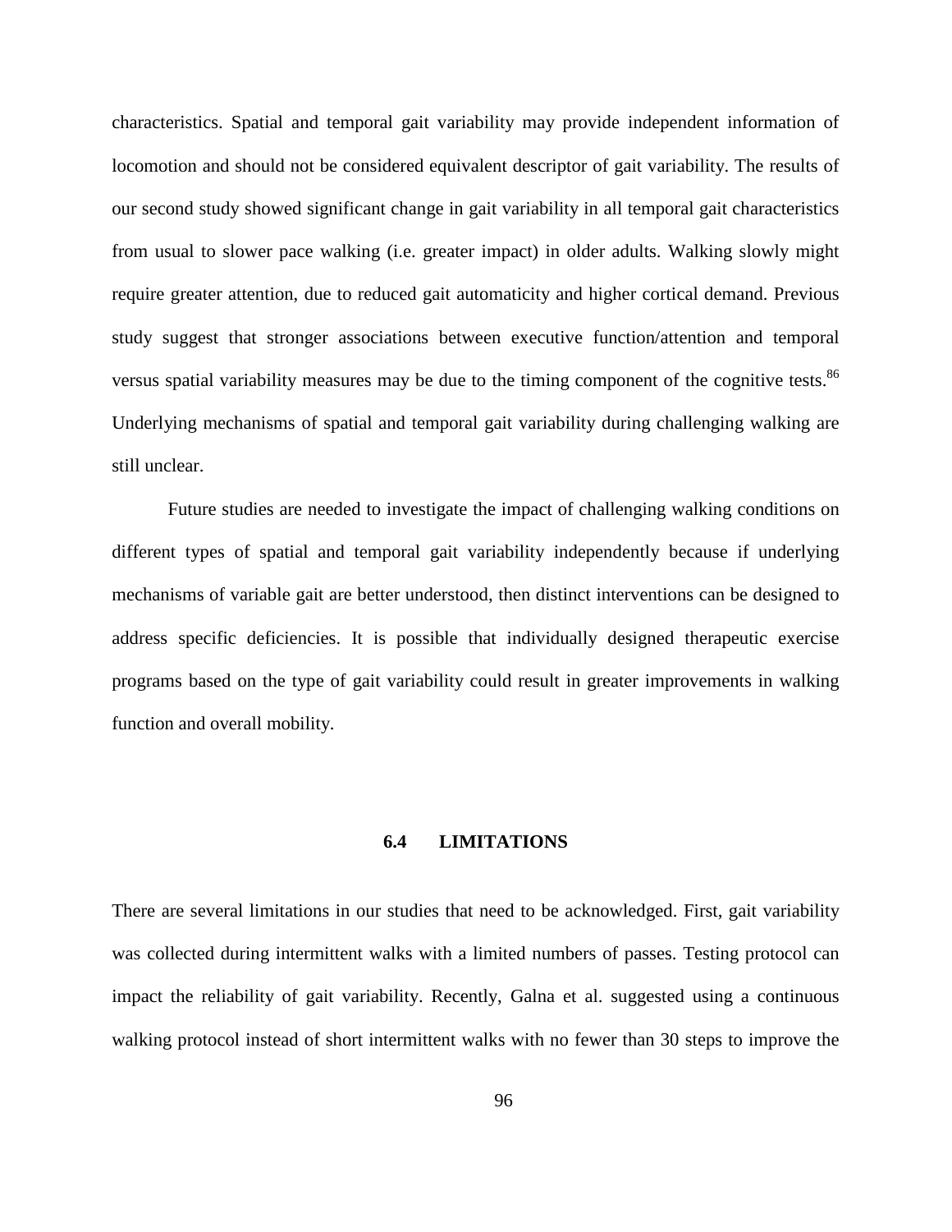characteristics. Spatial and temporal gait variability may provide independent information of locomotion and should not be considered equivalent descriptor of gait variability. The results of our second study showed significant change in gait variability in all temporal gait characteristics from usual to slower pace walking (i.e. greater impact) in older adults. Walking slowly might require greater attention, due to reduced gait automaticity and higher cortical demand. Previous study suggest that stronger associations between executive function/attention and temporal versus spatial variability measures may be due to the timing component of the cognitive tests.[86] Underlying mechanisms of spatial and temporal gait variability during challenging walking are still unclear.

Future studies are needed to investigate the impact of challenging walking conditions on different types of spatial and temporal gait variability independently because if underlying mechanisms of variable gait are better understood, then distinct interventions can be designed to address specific deficiencies. It is possible that individually designed therapeutic exercise programs based on the type of gait variability could result in greater improvements in walking function and overall mobility.

## 6.4 LIMITATIONS

There are several limitations in our studies that need to be acknowledged. First, gait variability was collected during intermittent walks with a limited numbers of passes. Testing protocol can impact the reliability of gait variability. Recently, Galna et al. suggested using a continuous walking protocol instead of short intermittent walks with no fewer than 30 steps to improve the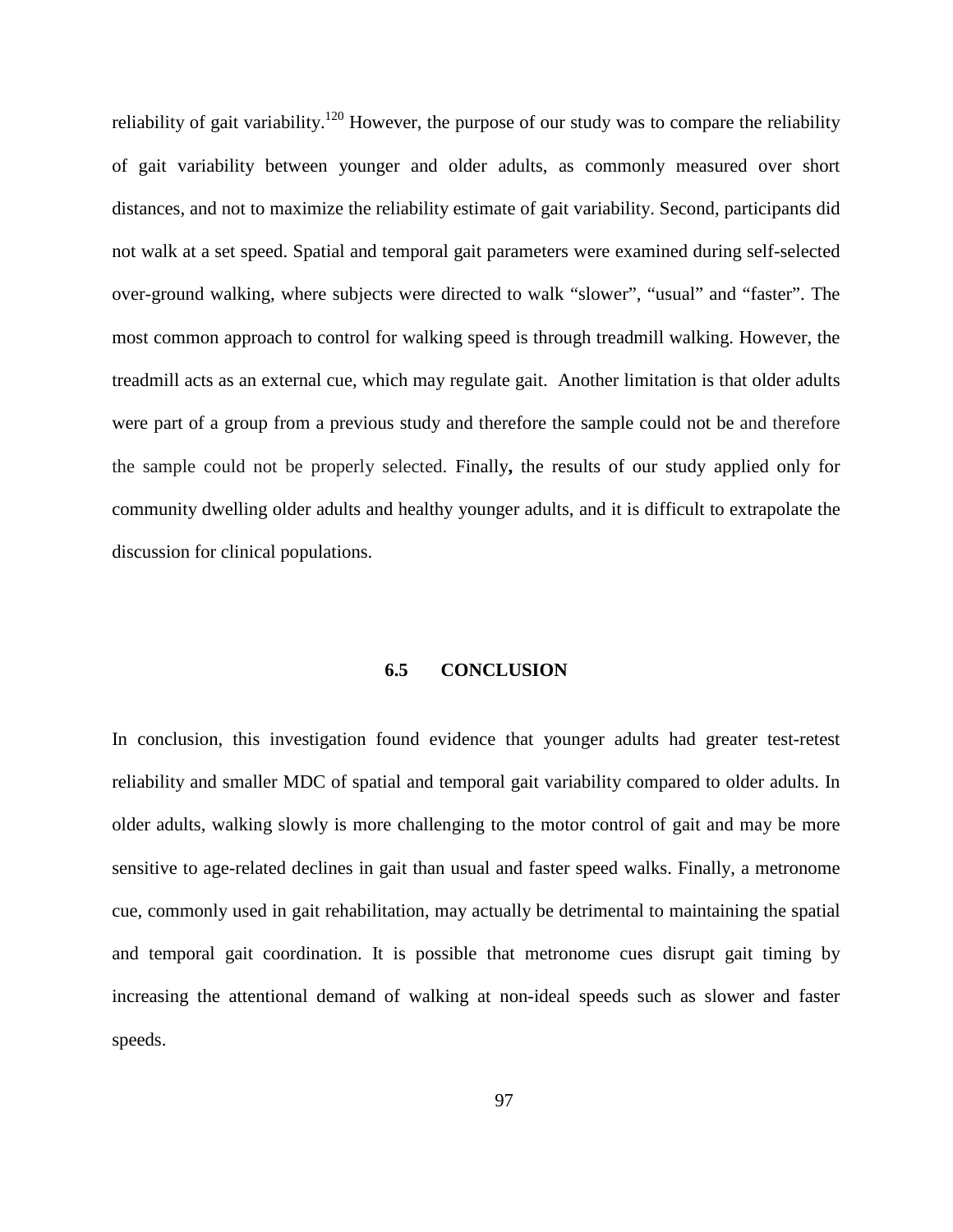reliability of gait variability.[120] However, the purpose of our study was to compare the reliability of gait variability between younger and older adults, as commonly measured over short distances, and not to maximize the reliability estimate of gait variability. Second, participants did not walk at a set speed. Spatial and temporal gait parameters were examined during self-selected over-ground walking, where subjects were directed to walk "slower", "usual" and "faster". The most common approach to control for walking speed is through treadmill walking. However, the treadmill acts as an external cue, which may regulate gait. Another limitation is that older adults were part of a group from a previous study and therefore the sample could not be and therefore the sample could not be properly selected. Finally**,** the results of our study applied only for community dwelling older adults and healthy younger adults, and it is difficult to extrapolate the discussion for clinical populations.

## 6.5 CONCLUSION

In conclusion, this investigation found evidence that younger adults had greater test-retest reliability and smaller MDC of spatial and temporal gait variability compared to older adults. In older adults, walking slowly is more challenging to the motor control of gait and may be more sensitive to age-related declines in gait than usual and faster speed walks. Finally, a metronome cue, commonly used in gait rehabilitation, may actually be detrimental to maintaining the spatial and temporal gait coordination. It is possible that metronome cues disrupt gait timing by increasing the attentional demand of walking at non-ideal speeds such as slower and faster speeds.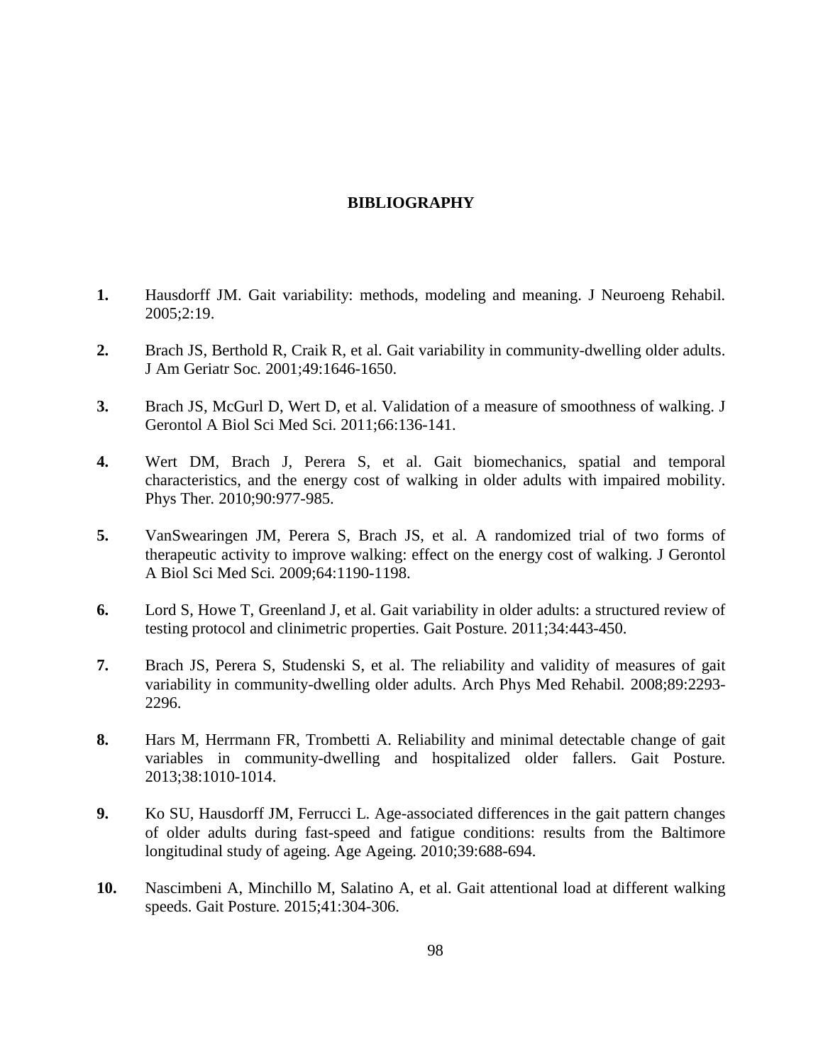# BIBLIOGRAPHY

1. Hausdorff JM. Gait variability: methods, modeling and meaning. J Neuroeng Rehabil. 2005;2:19.

2. Brach JS, Berthold R, Craik R, et al. Gait variability in community-dwelling older adults. J Am Geriatr Soc. 2001;49:1646-1650.

3. Brach JS, McGurl D, Wert D, et al. Validation of a measure of smoothness of walking. J Gerontol A Biol Sci Med Sci. 2011;66:136-141.

4. Wert DM, Brach J, Perera S, et al. Gait biomechanics, spatial and temporal characteristics, and the energy cost of walking in older adults with impaired mobility. Phys Ther. 2010;90:977-985.

5. VanSwearingen JM, Perera S, Brach JS, et al. A randomized trial of two forms of therapeutic activity to improve walking: effect on the energy cost of walking. J Gerontol A Biol Sci Med Sci. 2009;64:1190-1198.

6. Lord S, Howe T, Greenland J, et al. Gait variability in older adults: a structured review of testing protocol and clinimetric properties. Gait Posture. 2011;34:443-450.

7. Brach JS, Perera S, Studenski S, et al. The reliability and validity of measures of gait variability in community-dwelling older adults. Arch Phys Med Rehabil. 2008;89:2293-2296.

8. Hars M, Herrmann FR, Trombetti A. Reliability and minimal detectable change of gait variables in community-dwelling and hospitalized older fallers. Gait Posture. 2013;38:1010-1014.

9. Ko SU, Hausdorff JM, Ferrucci L. Age-associated differences in the gait pattern changes of older adults during fast-speed and fatigue conditions: results from the Baltimore longitudinal study of ageing. Age Ageing. 2010;39:688-694.

10. Nascimbeni A, Minchillo M, Salatino A, et al. Gait attentional load at different walking speeds. Gait Posture. 2015;41:304-306.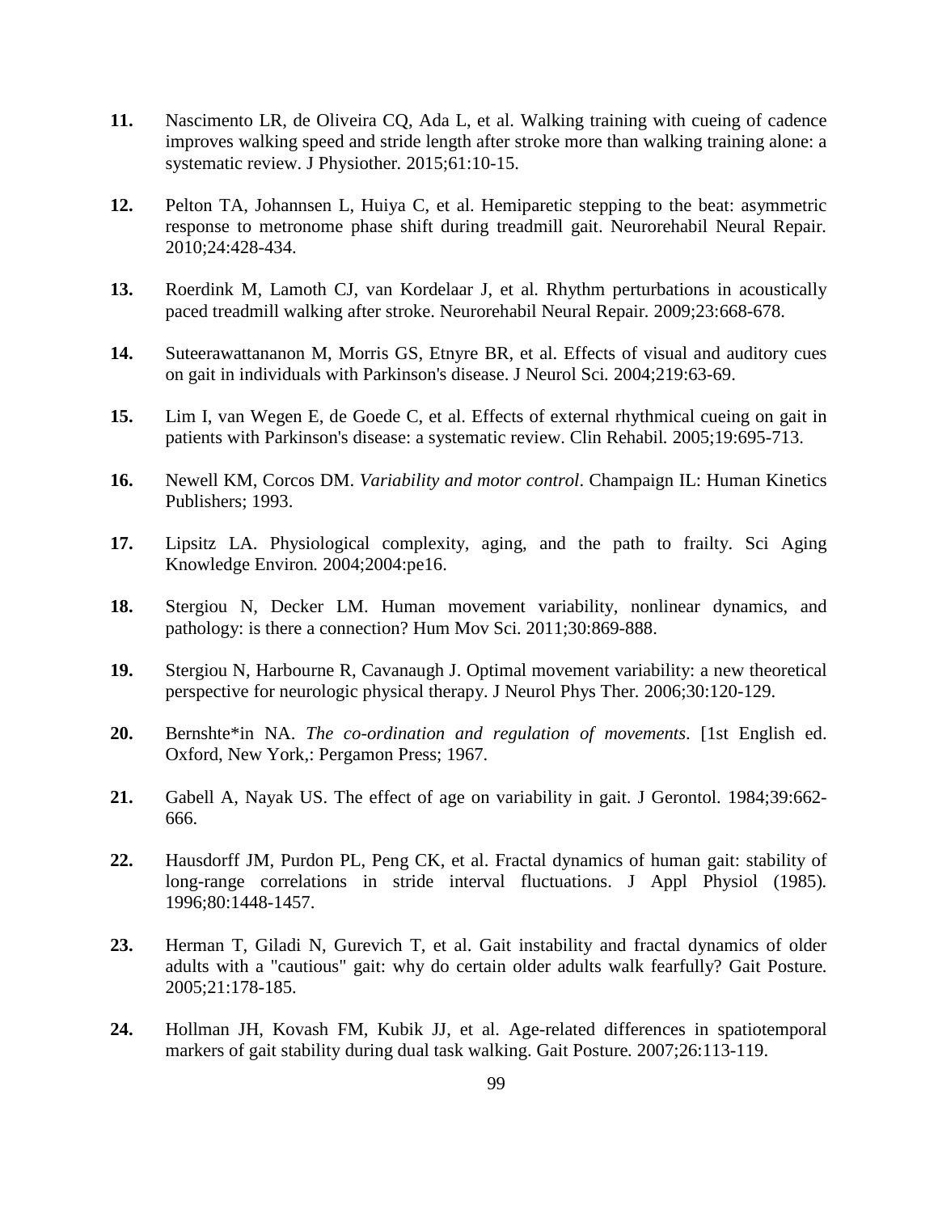**11.** Nascimento LR, de Oliveira CQ, Ada L, et al. Walking training with cueing of cadence improves walking speed and stride length after stroke more than walking training alone: a systematic review. J Physiother. 2015;61:10-15.

**12.** Pelton TA, Johannsen L, Huiya C, et al. Hemiparetic stepping to the beat: asymmetric response to metronome phase shift during treadmill gait. Neurorehabil Neural Repair. 2010;24:428-434.

**13.** Roerdink M, Lamoth CJ, van Kordelaar J, et al. Rhythm perturbations in acoustically paced treadmill walking after stroke. Neurorehabil Neural Repair. 2009;23:668-678.

**14.** Suteerawattananon M, Morris GS, Etnyre BR, et al. Effects of visual and auditory cues on gait in individuals with Parkinson's disease. J Neurol Sci. 2004;219:63-69.

**15.** Lim I, van Wegen E, de Goede C, et al. Effects of external rhythmical cueing on gait in patients with Parkinson's disease: a systematic review. Clin Rehabil. 2005;19:695-713.

**16.** Newell KM, Corcos DM. *Variability and motor control*. Champaign IL: Human Kinetics Publishers; 1993.

**17.** Lipsitz LA. Physiological complexity, aging, and the path to frailty. Sci Aging Knowledge Environ. 2004;2004:pe16.

**18.** Stergiou N, Decker LM. Human movement variability, nonlinear dynamics, and pathology: is there a connection? Hum Mov Sci. 2011;30:869-888.

**19.** Stergiou N, Harbourne R, Cavanaugh J. Optimal movement variability: a new theoretical perspective for neurologic physical therapy. J Neurol Phys Ther. 2006;30:120-129.

**20.** Bernshte*in NA. *The co-ordination and regulation of movements*. [1st English ed. Oxford, New York,: Pergamon Press; 1967.

**21.** Gabell A, Nayak US. The effect of age on variability in gait. J Gerontol. 1984;39:662-666.

**22.** Hausdorff JM, Purdon PL, Peng CK, et al. Fractal dynamics of human gait: stability of long-range correlations in stride interval fluctuations. J Appl Physiol (1985). 1996;80:1448-1457.

**23.** Herman T, Giladi N, Gurevich T, et al. Gait instability and fractal dynamics of older adults with a "cautious" gait: why do certain older adults walk fearfully? Gait Posture. 2005;21:178-185.

**24.** Hollman JH, Kovash FM, Kubik JJ, et al. Age-related differences in spatiotemporal markers of gait stability during dual task walking. Gait Posture. 2007;26:113-119.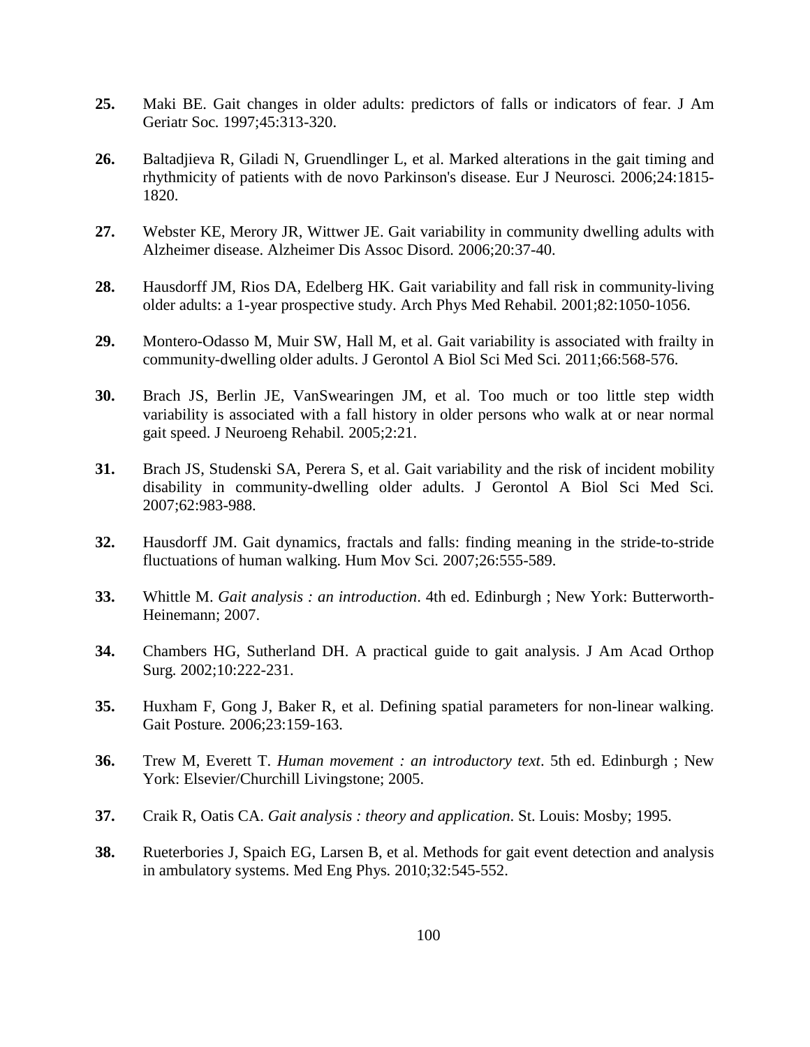**25.** Maki BE. Gait changes in older adults: predictors of falls or indicators of fear. J Am Geriatr Soc. 1997;45:313-320.

**26.** Baltadjieva R, Giladi N, Gruendlinger L, et al. Marked alterations in the gait timing and rhythmicity of patients with de novo Parkinson's disease. Eur J Neurosci. 2006;24:1815-1820.

**27.** Webster KE, Merory JR, Wittwer JE. Gait variability in community dwelling adults with Alzheimer disease. Alzheimer Dis Assoc Disord. 2006;20:37-40.

**28.** Hausdorff JM, Rios DA, Edelberg HK. Gait variability and fall risk in community-living older adults: a 1-year prospective study. Arch Phys Med Rehabil. 2001;82:1050-1056.

**29.** Montero-Odasso M, Muir SW, Hall M, et al. Gait variability is associated with frailty in community-dwelling older adults. J Gerontol A Biol Sci Med Sci. 2011;66:568-576.

**30.** Brach JS, Berlin JE, VanSwearingen JM, et al. Too much or too little step width variability is associated with a fall history in older persons who walk at or near normal gait speed. J Neuroeng Rehabil. 2005;2:21.

**31.** Brach JS, Studenski SA, Perera S, et al. Gait variability and the risk of incident mobility disability in community-dwelling older adults. J Gerontol A Biol Sci Med Sci. 2007;62:983-988.

**32.** Hausdorff JM. Gait dynamics, fractals and falls: finding meaning in the stride-to-stride fluctuations of human walking. Hum Mov Sci. 2007;26:555-589.

**33.** Whittle M. *Gait analysis : an introduction*. 4th ed. Edinburgh ; New York: Butterworth-Heinemann; 2007.

**34.** Chambers HG, Sutherland DH. A practical guide to gait analysis. J Am Acad Orthop Surg. 2002;10:222-231.

**35.** Huxham F, Gong J, Baker R, et al. Defining spatial parameters for non-linear walking. Gait Posture. 2006;23:159-163.

**36.** Trew M, Everett T. *Human movement : an introductory text*. 5th ed. Edinburgh ; New York: Elsevier/Churchill Livingstone; 2005.

**37.** Craik R, Oatis CA. *Gait analysis : theory and application*. St. Louis: Mosby; 1995.

**38.** Rueterbories J, Spaich EG, Larsen B, et al. Methods for gait event detection and analysis in ambulatory systems. Med Eng Phys. 2010;32:545-552.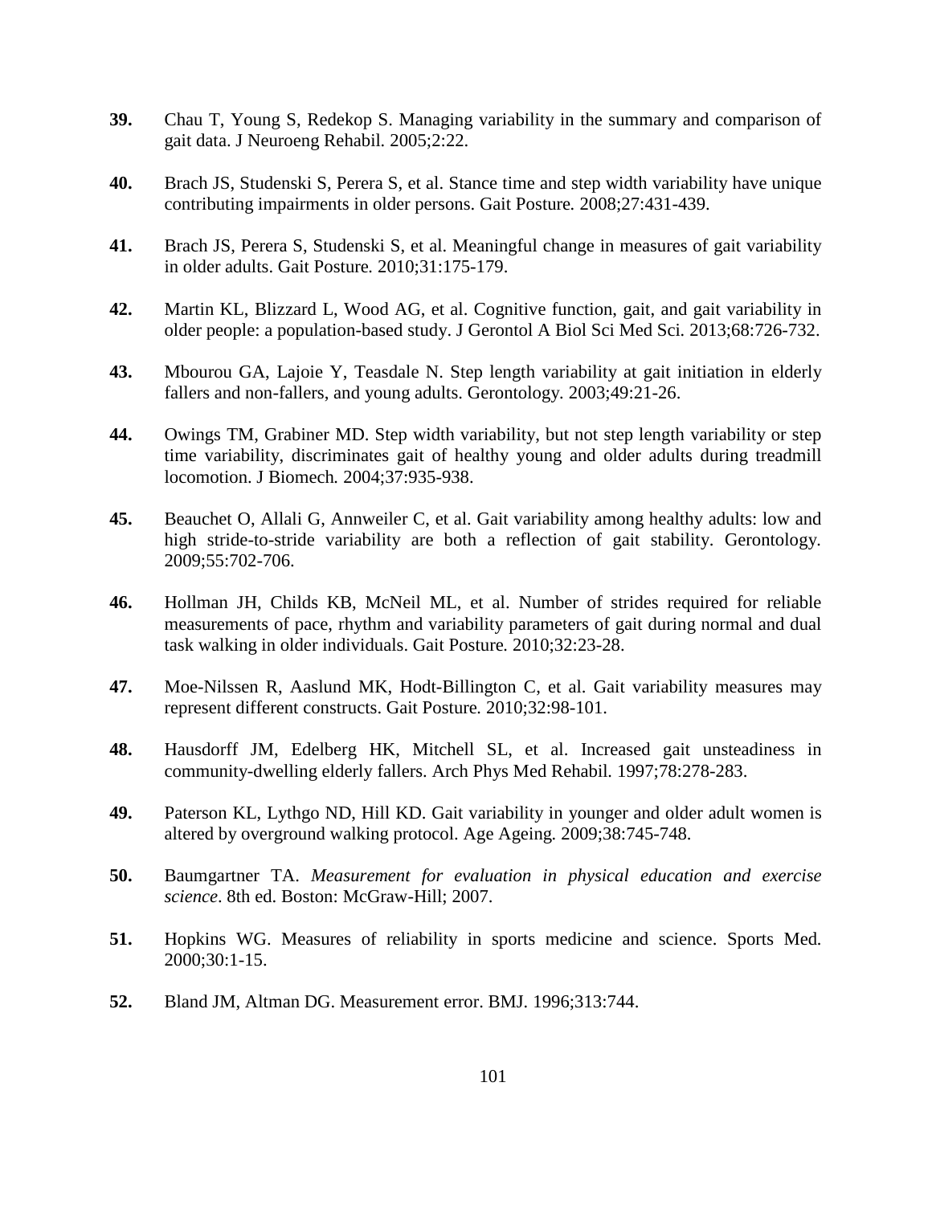**39.** Chau T, Young S, Redekop S. Managing variability in the summary and comparison of gait data. J Neuroeng Rehabil. 2005;2:22.

**40.** Brach JS, Studenski S, Perera S, et al. Stance time and step width variability have unique contributing impairments in older persons. Gait Posture. 2008;27:431-439.

**41.** Brach JS, Perera S, Studenski S, et al. Meaningful change in measures of gait variability in older adults. Gait Posture. 2010;31:175-179.

**42.** Martin KL, Blizzard L, Wood AG, et al. Cognitive function, gait, and gait variability in older people: a population-based study. J Gerontol A Biol Sci Med Sci. 2013;68:726-732.

**43.** Mbourou GA, Lajoie Y, Teasdale N. Step length variability at gait initiation in elderly fallers and non-fallers, and young adults. Gerontology. 2003;49:21-26.

**44.** Owings TM, Grabiner MD. Step width variability, but not step length variability or step time variability, discriminates gait of healthy young and older adults during treadmill locomotion. J Biomech. 2004;37:935-938.

**45.** Beauchet O, Allali G, Annweiler C, et al. Gait variability among healthy adults: low and high stride-to-stride variability are both a reflection of gait stability. Gerontology. 2009;55:702-706.

**46.** Hollman JH, Childs KB, McNeil ML, et al. Number of strides required for reliable measurements of pace, rhythm and variability parameters of gait during normal and dual task walking in older individuals. Gait Posture. 2010;32:23-28.

**47.** Moe-Nilssen R, Aaslund MK, Hodt-Billington C, et al. Gait variability measures may represent different constructs. Gait Posture. 2010;32:98-101.

**48.** Hausdorff JM, Edelberg HK, Mitchell SL, et al. Increased gait unsteadiness in community-dwelling elderly fallers. Arch Phys Med Rehabil. 1997;78:278-283.

**49.** Paterson KL, Lythgo ND, Hill KD. Gait variability in younger and older adult women is altered by overground walking protocol. Age Ageing. 2009;38:745-748.

**50.** Baumgartner TA. *Measurement for evaluation in physical education and exercise science*. 8th ed. Boston: McGraw-Hill; 2007.

**51.** Hopkins WG. Measures of reliability in sports medicine and science. Sports Med. 2000;30:1-15.

**52.** Bland JM, Altman DG. Measurement error. BMJ. 1996;313:744.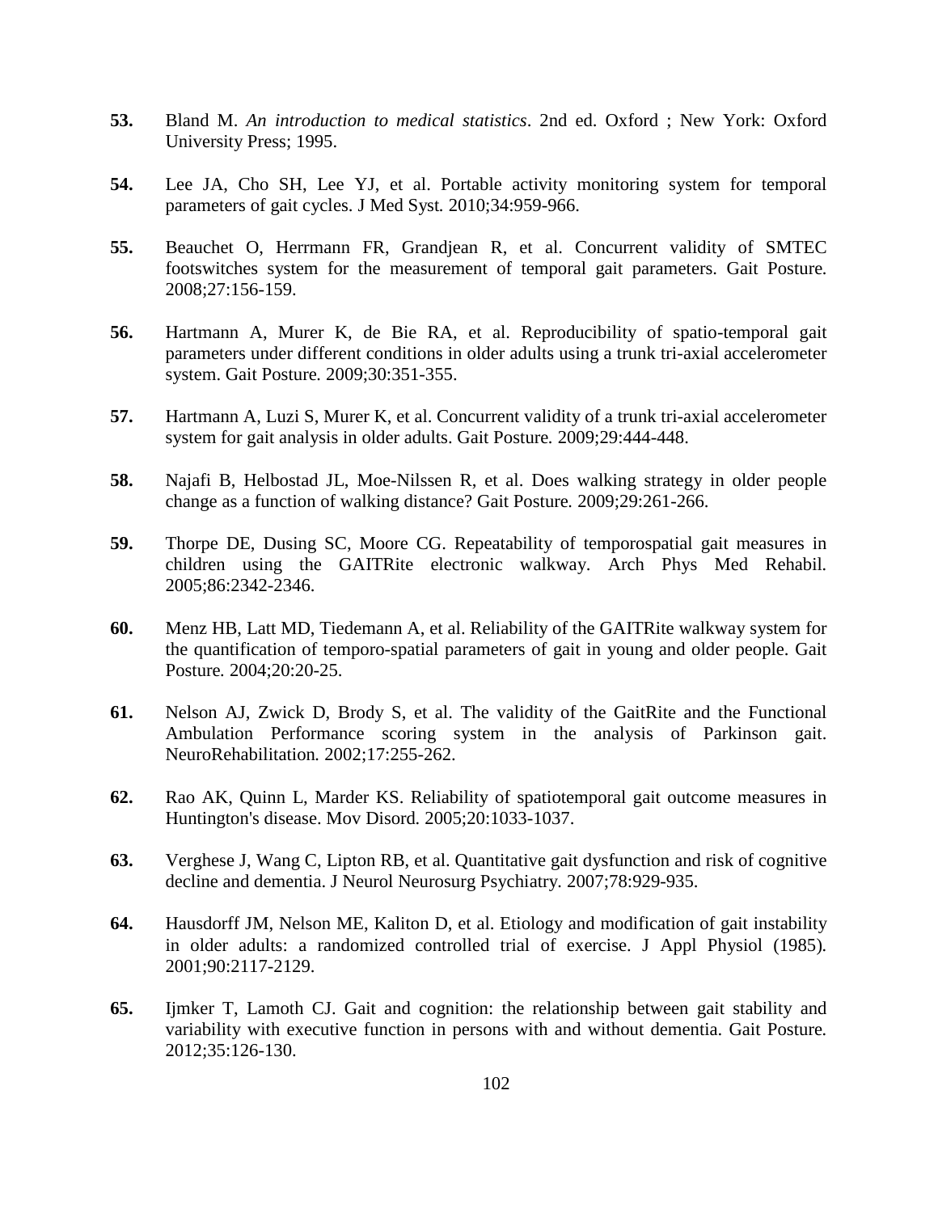**53.** Bland M. *An introduction to medical statistics*. 2nd ed. Oxford ; New York: Oxford University Press; 1995.

**54.** Lee JA, Cho SH, Lee YJ, et al. Portable activity monitoring system for temporal parameters of gait cycles. J Med Syst. 2010;34:959-966.

**55.** Beauchet O, Herrmann FR, Grandjean R, et al. Concurrent validity of SMTEC footswitches system for the measurement of temporal gait parameters. Gait Posture. 2008;27:156-159.

**56.** Hartmann A, Murer K, de Bie RA, et al. Reproducibility of spatio-temporal gait parameters under different conditions in older adults using a trunk tri-axial accelerometer system. Gait Posture. 2009;30:351-355.

**57.** Hartmann A, Luzi S, Murer K, et al. Concurrent validity of a trunk tri-axial accelerometer system for gait analysis in older adults. Gait Posture. 2009;29:444-448.

**58.** Najafi B, Helbostad JL, Moe-Nilssen R, et al. Does walking strategy in older people change as a function of walking distance? Gait Posture. 2009;29:261-266.

**59.** Thorpe DE, Dusing SC, Moore CG. Repeatability of temporospatial gait measures in children using the GAITRite electronic walkway. Arch Phys Med Rehabil. 2005;86:2342-2346.

**60.** Menz HB, Latt MD, Tiedemann A, et al. Reliability of the GAITRite walkway system for the quantification of temporo-spatial parameters of gait in young and older people. Gait Posture. 2004;20:20-25.

**61.** Nelson AJ, Zwick D, Brody S, et al. The validity of the GaitRite and the Functional Ambulation Performance scoring system in the analysis of Parkinson gait. NeuroRehabilitation. 2002;17:255-262.

**62.** Rao AK, Quinn L, Marder KS. Reliability of spatiotemporal gait outcome measures in Huntington's disease. Mov Disord. 2005;20:1033-1037.

**63.** Verghese J, Wang C, Lipton RB, et al. Quantitative gait dysfunction and risk of cognitive decline and dementia. J Neurol Neurosurg Psychiatry. 2007;78:929-935.

**64.** Hausdorff JM, Nelson ME, Kaliton D, et al. Etiology and modification of gait instability in older adults: a randomized controlled trial of exercise. J Appl Physiol (1985). 2001;90:2117-2129.

**65.** Ijmker T, Lamoth CJ. Gait and cognition: the relationship between gait stability and variability with executive function in persons with and without dementia. Gait Posture. 2012;35:126-130.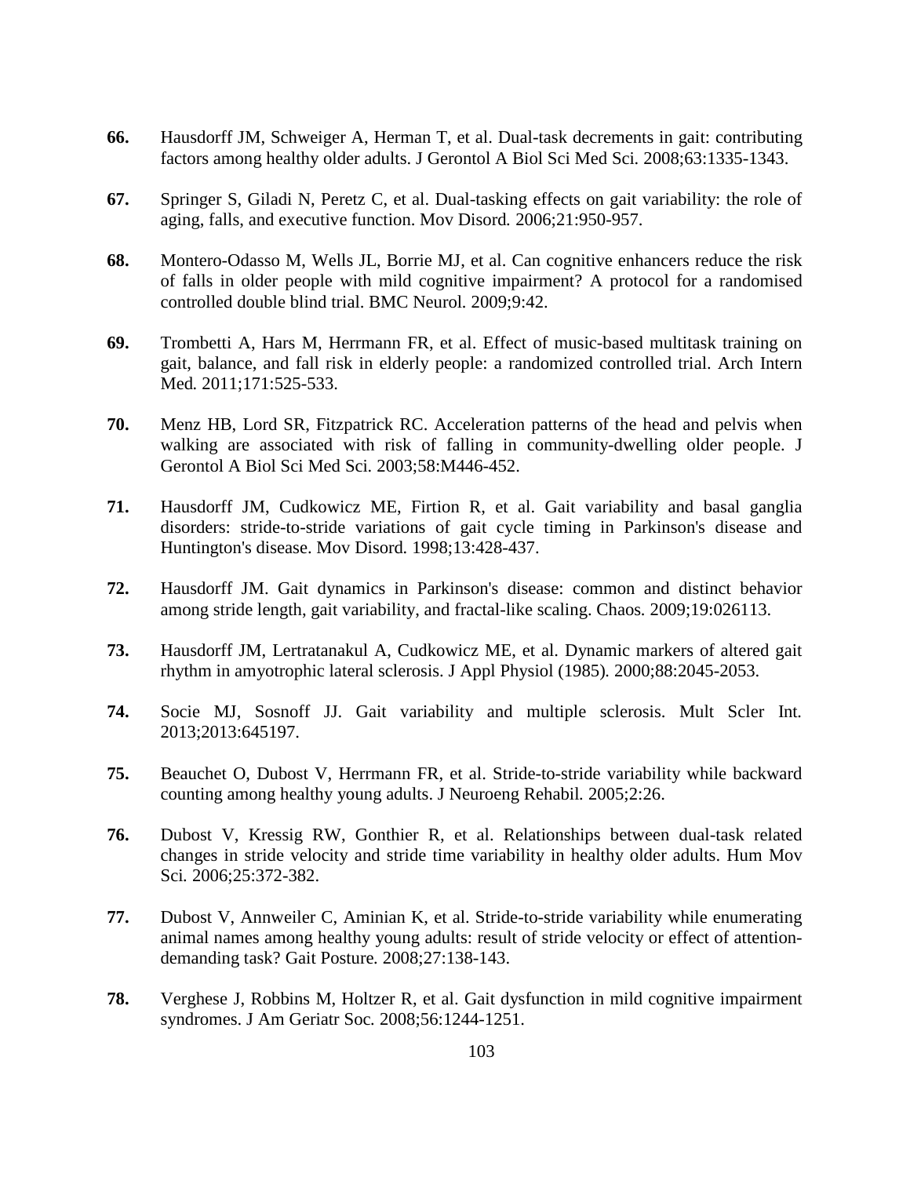**66.** Hausdorff JM, Schweiger A, Herman T, et al. Dual-task decrements in gait: contributing factors among healthy older adults. J Gerontol A Biol Sci Med Sci. 2008;63:1335-1343.

**67.** Springer S, Giladi N, Peretz C, et al. Dual-tasking effects on gait variability: the role of aging, falls, and executive function. Mov Disord. 2006;21:950-957.

**68.** Montero-Odasso M, Wells JL, Borrie MJ, et al. Can cognitive enhancers reduce the risk of falls in older people with mild cognitive impairment? A protocol for a randomised controlled double blind trial. BMC Neurol. 2009;9:42.

**69.** Trombetti A, Hars M, Herrmann FR, et al. Effect of music-based multitask training on gait, balance, and fall risk in elderly people: a randomized controlled trial. Arch Intern Med. 2011;171:525-533.

**70.** Menz HB, Lord SR, Fitzpatrick RC. Acceleration patterns of the head and pelvis when walking are associated with risk of falling in community-dwelling older people. J Gerontol A Biol Sci Med Sci. 2003;58:M446-452.

**71.** Hausdorff JM, Cudkowicz ME, Firtion R, et al. Gait variability and basal ganglia disorders: stride-to-stride variations of gait cycle timing in Parkinson's disease and Huntington's disease. Mov Disord. 1998;13:428-437.

**72.** Hausdorff JM. Gait dynamics in Parkinson's disease: common and distinct behavior among stride length, gait variability, and fractal-like scaling. Chaos. 2009;19:026113.

**73.** Hausdorff JM, Lertratanakul A, Cudkowicz ME, et al. Dynamic markers of altered gait rhythm in amyotrophic lateral sclerosis. J Appl Physiol (1985). 2000;88:2045-2053.

**74.** Socie MJ, Sosnoff JJ. Gait variability and multiple sclerosis. Mult Scler Int. 2013;2013:645197.

**75.** Beauchet O, Dubost V, Herrmann FR, et al. Stride-to-stride variability while backward counting among healthy young adults. J Neuroeng Rehabil. 2005;2:26.

**76.** Dubost V, Kressig RW, Gonthier R, et al. Relationships between dual-task related changes in stride velocity and stride time variability in healthy older adults. Hum Mov Sci. 2006;25:372-382.

**77.** Dubost V, Annweiler C, Aminian K, et al. Stride-to-stride variability while enumerating animal names among healthy young adults: result of stride velocity or effect of attention-demanding task? Gait Posture. 2008;27:138-143.

**78.** Verghese J, Robbins M, Holtzer R, et al. Gait dysfunction in mild cognitive impairment syndromes. J Am Geriatr Soc. 2008;56:1244-1251.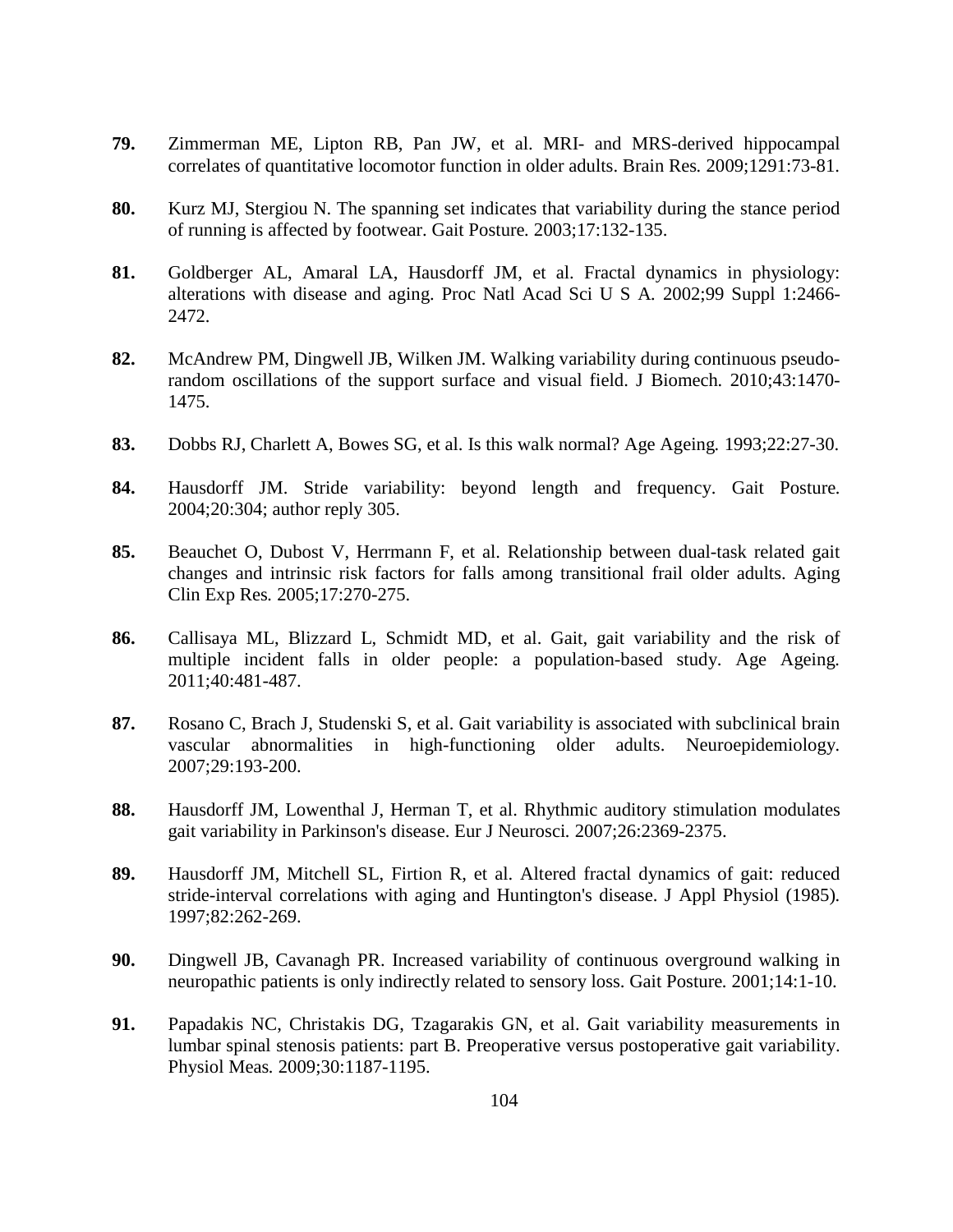**79.** Zimmerman ME, Lipton RB, Pan JW, et al. MRI- and MRS-derived hippocampal correlates of quantitative locomotor function in older adults. Brain Res*.* 2009;1291:73-81.

**80.** Kurz MJ, Stergiou N. The spanning set indicates that variability during the stance period of running is affected by footwear. Gait Posture*.* 2003;17:132-135.

**81.** Goldberger AL, Amaral LA, Hausdorff JM, et al. Fractal dynamics in physiology: alterations with disease and aging. Proc Natl Acad Sci U S A*.* 2002;99 Suppl 1:2466-2472.

**82.** McAndrew PM, Dingwell JB, Wilken JM. Walking variability during continuous pseudo-random oscillations of the support surface and visual field. J Biomech*.* 2010;43:1470-1475.

**83.** Dobbs RJ, Charlett A, Bowes SG, et al. Is this walk normal? Age Ageing*.* 1993;22:27-30.

**84.** Hausdorff JM. Stride variability: beyond length and frequency. Gait Posture*.* 2004;20:304; author reply 305.

**85.** Beauchet O, Dubost V, Herrmann F, et al. Relationship between dual-task related gait changes and intrinsic risk factors for falls among transitional frail older adults. Aging Clin Exp Res*.* 2005;17:270-275.

**86.** Callisaya ML, Blizzard L, Schmidt MD, et al. Gait, gait variability and the risk of multiple incident falls in older people: a population-based study. Age Ageing*.* 2011;40:481-487.

**87.** Rosano C, Brach J, Studenski S, et al. Gait variability is associated with subclinical brain vascular abnormalities in high-functioning older adults. Neuroepidemiology*.* 2007;29:193-200.

**88.** Hausdorff JM, Lowenthal J, Herman T, et al. Rhythmic auditory stimulation modulates gait variability in Parkinson's disease. Eur J Neurosci*.* 2007;26:2369-2375.

**89.** Hausdorff JM, Mitchell SL, Firtion R, et al. Altered fractal dynamics of gait: reduced stride-interval correlations with aging and Huntington's disease. J Appl Physiol (1985)*.* 1997;82:262-269.

**90.** Dingwell JB, Cavanagh PR. Increased variability of continuous overground walking in neuropathic patients is only indirectly related to sensory loss. Gait Posture*.* 2001;14:1-10.

**91.** Papadakis NC, Christakis DG, Tzagarakis GN, et al. Gait variability measurements in lumbar spinal stenosis patients: part B. Preoperative versus postoperative gait variability. Physiol Meas*.* 2009;30:1187-1195.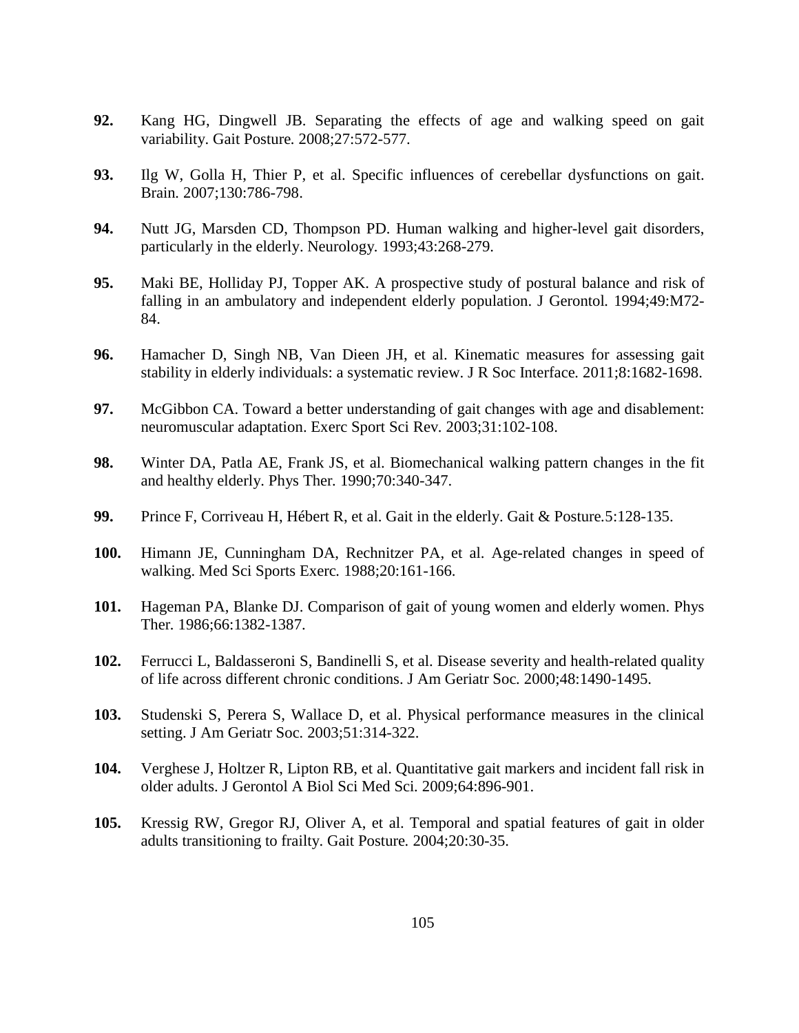**92.** Kang HG, Dingwell JB. Separating the effects of age and walking speed on gait variability. Gait Posture. 2008;27:572-577.

**93.** Ilg W, Golla H, Thier P, et al. Specific influences of cerebellar dysfunctions on gait. Brain. 2007;130:786-798.

**94.** Nutt JG, Marsden CD, Thompson PD. Human walking and higher-level gait disorders, particularly in the elderly. Neurology. 1993;43:268-279.

**95.** Maki BE, Holliday PJ, Topper AK. A prospective study of postural balance and risk of falling in an ambulatory and independent elderly population. J Gerontol. 1994;49:M72-84.

**96.** Hamacher D, Singh NB, Van Dieen JH, et al. Kinematic measures for assessing gait stability in elderly individuals: a systematic review. J R Soc Interface. 2011;8:1682-1698.

**97.** McGibbon CA. Toward a better understanding of gait changes with age and disablement: neuromuscular adaptation. Exerc Sport Sci Rev. 2003;31:102-108.

**98.** Winter DA, Patla AE, Frank JS, et al. Biomechanical walking pattern changes in the fit and healthy elderly. Phys Ther. 1990;70:340-347.

**99.** Prince F, Corriveau H, Hébert R, et al. Gait in the elderly. Gait & Posture.5:128-135.

**100.** Himann JE, Cunningham DA, Rechnitzer PA, et al. Age-related changes in speed of walking. Med Sci Sports Exerc. 1988;20:161-166.

**101.** Hageman PA, Blanke DJ. Comparison of gait of young women and elderly women. Phys Ther. 1986;66:1382-1387.

**102.** Ferrucci L, Baldasseroni S, Bandinelli S, et al. Disease severity and health-related quality of life across different chronic conditions. J Am Geriatr Soc. 2000;48:1490-1495.

**103.** Studenski S, Perera S, Wallace D, et al. Physical performance measures in the clinical setting. J Am Geriatr Soc. 2003;51:314-322.

**104.** Verghese J, Holtzer R, Lipton RB, et al. Quantitative gait markers and incident fall risk in older adults. J Gerontol A Biol Sci Med Sci. 2009;64:896-901.

**105.** Kressig RW, Gregor RJ, Oliver A, et al. Temporal and spatial features of gait in older adults transitioning to frailty. Gait Posture. 2004;20:30-35.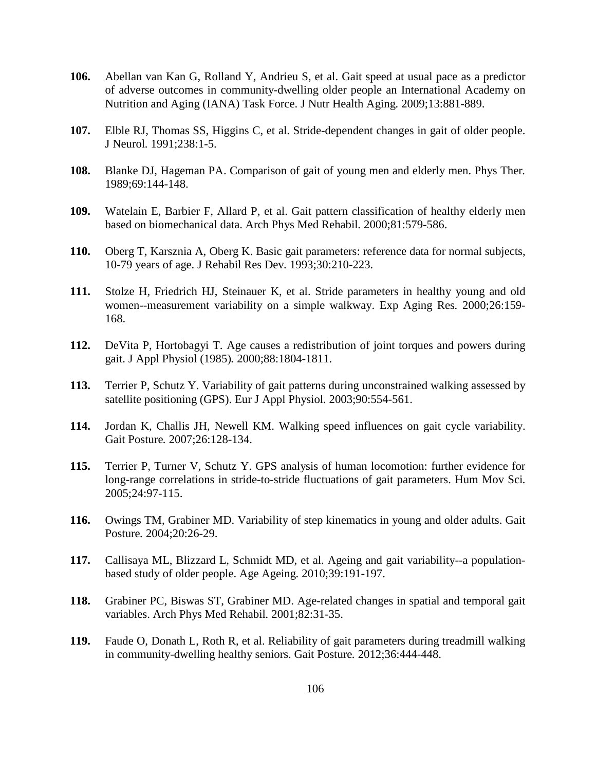**106.** Abellan van Kan G, Rolland Y, Andrieu S, et al. Gait speed at usual pace as a predictor of adverse outcomes in community-dwelling older people an International Academy on Nutrition and Aging (IANA) Task Force. J Nutr Health Aging. 2009;13:881-889.

**107.** Elble RJ, Thomas SS, Higgins C, et al. Stride-dependent changes in gait of older people. J Neurol. 1991;238:1-5.

**108.** Blanke DJ, Hageman PA. Comparison of gait of young men and elderly men. Phys Ther. 1989;69:144-148.

**109.** Watelain E, Barbier F, Allard P, et al. Gait pattern classification of healthy elderly men based on biomechanical data. Arch Phys Med Rehabil. 2000;81:579-586.

**110.** Oberg T, Karsznia A, Oberg K. Basic gait parameters: reference data for normal subjects, 10-79 years of age. J Rehabil Res Dev. 1993;30:210-223.

**111.** Stolze H, Friedrich HJ, Steinauer K, et al. Stride parameters in healthy young and old women--measurement variability on a simple walkway. Exp Aging Res. 2000;26:159-168.

**112.** DeVita P, Hortobagyi T. Age causes a redistribution of joint torques and powers during gait. J Appl Physiol (1985). 2000;88:1804-1811.

**113.** Terrier P, Schutz Y. Variability of gait patterns during unconstrained walking assessed by satellite positioning (GPS). Eur J Appl Physiol. 2003;90:554-561.

**114.** Jordan K, Challis JH, Newell KM. Walking speed influences on gait cycle variability. Gait Posture. 2007;26:128-134.

**115.** Terrier P, Turner V, Schutz Y. GPS analysis of human locomotion: further evidence for long-range correlations in stride-to-stride fluctuations of gait parameters. Hum Mov Sci. 2005;24:97-115.

**116.** Owings TM, Grabiner MD. Variability of step kinematics in young and older adults. Gait Posture. 2004;20:26-29.

**117.** Callisaya ML, Blizzard L, Schmidt MD, et al. Ageing and gait variability--a population-based study of older people. Age Ageing. 2010;39:191-197.

**118.** Grabiner PC, Biswas ST, Grabiner MD. Age-related changes in spatial and temporal gait variables. Arch Phys Med Rehabil. 2001;82:31-35.

**119.** Faude O, Donath L, Roth R, et al. Reliability of gait parameters during treadmill walking in community-dwelling healthy seniors. Gait Posture. 2012;36:444-448.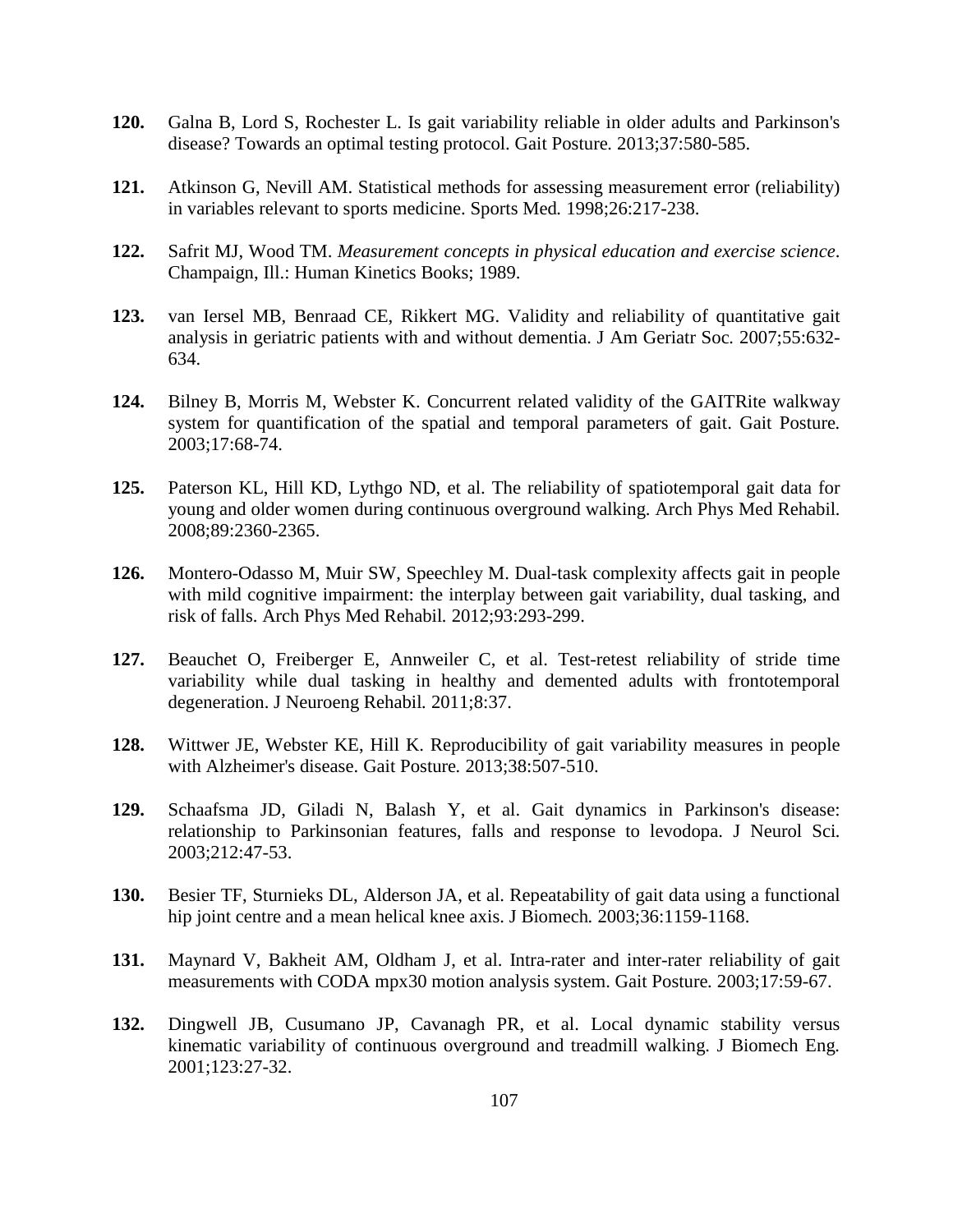**120.** Galna B, Lord S, Rochester L. Is gait variability reliable in older adults and Parkinson's disease? Towards an optimal testing protocol. Gait Posture. 2013;37:580-585.

**121.** Atkinson G, Nevill AM. Statistical methods for assessing measurement error (reliability) in variables relevant to sports medicine. Sports Med. 1998;26:217-238.

**122.** Safrit MJ, Wood TM. *Measurement concepts in physical education and exercise science*. Champaign, Ill.: Human Kinetics Books; 1989.

**123.** van Iersel MB, Benraad CE, Rikkert MG. Validity and reliability of quantitative gait analysis in geriatric patients with and without dementia. J Am Geriatr Soc. 2007;55:632-634.

**124.** Bilney B, Morris M, Webster K. Concurrent related validity of the GAITRite walkway system for quantification of the spatial and temporal parameters of gait. Gait Posture. 2003;17:68-74.

**125.** Paterson KL, Hill KD, Lythgo ND, et al. The reliability of spatiotemporal gait data for young and older women during continuous overground walking. Arch Phys Med Rehabil. 2008;89:2360-2365.

**126.** Montero-Odasso M, Muir SW, Speechley M. Dual-task complexity affects gait in people with mild cognitive impairment: the interplay between gait variability, dual tasking, and risk of falls. Arch Phys Med Rehabil. 2012;93:293-299.

**127.** Beauchet O, Freiberger E, Annweiler C, et al. Test-retest reliability of stride time variability while dual tasking in healthy and demented adults with frontotemporal degeneration. J Neuroeng Rehabil. 2011;8:37.

**128.** Wittwer JE, Webster KE, Hill K. Reproducibility of gait variability measures in people with Alzheimer's disease. Gait Posture. 2013;38:507-510.

**129.** Schaafsma JD, Giladi N, Balash Y, et al. Gait dynamics in Parkinson's disease: relationship to Parkinsonian features, falls and response to levodopa. J Neurol Sci. 2003;212:47-53.

**130.** Besier TF, Sturnieks DL, Alderson JA, et al. Repeatability of gait data using a functional hip joint centre and a mean helical knee axis. J Biomech. 2003;36:1159-1168.

**131.** Maynard V, Bakheit AM, Oldham J, et al. Intra-rater and inter-rater reliability of gait measurements with CODA mpx30 motion analysis system. Gait Posture. 2003;17:59-67.

**132.** Dingwell JB, Cusumano JP, Cavanagh PR, et al. Local dynamic stability versus kinematic variability of continuous overground and treadmill walking. J Biomech Eng. 2001;123:27-32.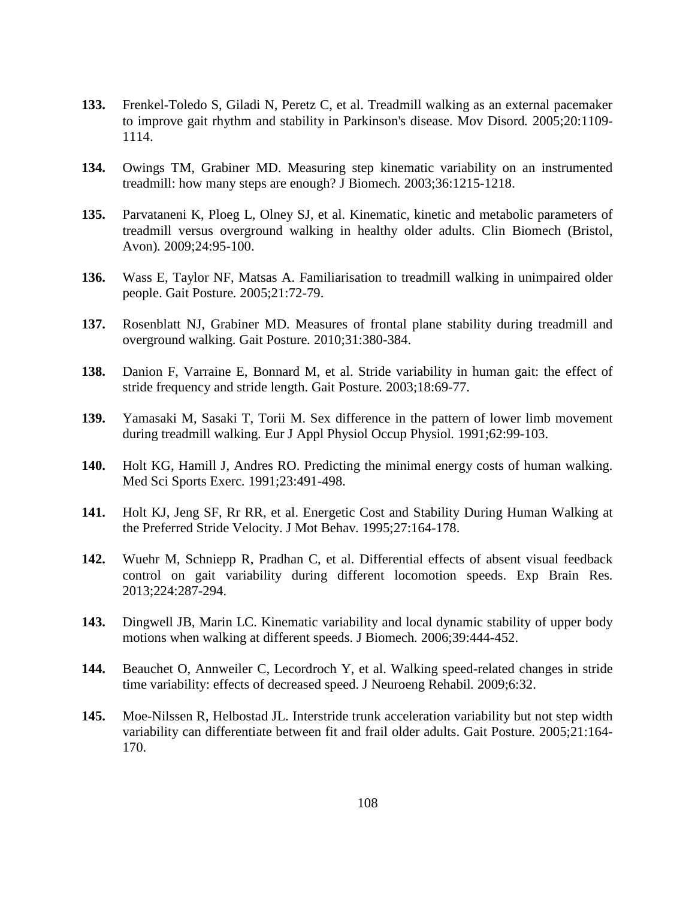**133.** Frenkel-Toledo S, Giladi N, Peretz C, et al. Treadmill walking as an external pacemaker to improve gait rhythm and stability in Parkinson's disease. Mov Disord. 2005;20:1109-1114.

**134.** Owings TM, Grabiner MD. Measuring step kinematic variability on an instrumented treadmill: how many steps are enough? J Biomech. 2003;36:1215-1218.

**135.** Parvataneni K, Ploeg L, Olney SJ, et al. Kinematic, kinetic and metabolic parameters of treadmill versus overground walking in healthy older adults. Clin Biomech (Bristol, Avon). 2009;24:95-100.

**136.** Wass E, Taylor NF, Matsas A. Familiarisation to treadmill walking in unimpaired older people. Gait Posture. 2005;21:72-79.

**137.** Rosenblatt NJ, Grabiner MD. Measures of frontal plane stability during treadmill and overground walking. Gait Posture. 2010;31:380-384.

**138.** Danion F, Varraine E, Bonnard M, et al. Stride variability in human gait: the effect of stride frequency and stride length. Gait Posture. 2003;18:69-77.

**139.** Yamasaki M, Sasaki T, Torii M. Sex difference in the pattern of lower limb movement during treadmill walking. Eur J Appl Physiol Occup Physiol. 1991;62:99-103.

**140.** Holt KG, Hamill J, Andres RO. Predicting the minimal energy costs of human walking. Med Sci Sports Exerc. 1991;23:491-498.

**141.** Holt KJ, Jeng SF, Rr RR, et al. Energetic Cost and Stability During Human Walking at the Preferred Stride Velocity. J Mot Behav. 1995;27:164-178.

**142.** Wuehr M, Schniepp R, Pradhan C, et al. Differential effects of absent visual feedback control on gait variability during different locomotion speeds. Exp Brain Res. 2013;224:287-294.

**143.** Dingwell JB, Marin LC. Kinematic variability and local dynamic stability of upper body motions when walking at different speeds. J Biomech. 2006;39:444-452.

**144.** Beauchet O, Annweiler C, Lecordroch Y, et al. Walking speed-related changes in stride time variability: effects of decreased speed. J Neuroeng Rehabil. 2009;6:32.

**145.** Moe-Nilssen R, Helbostad JL. Interstride trunk acceleration variability but not step width variability can differentiate between fit and frail older adults. Gait Posture. 2005;21:164-170.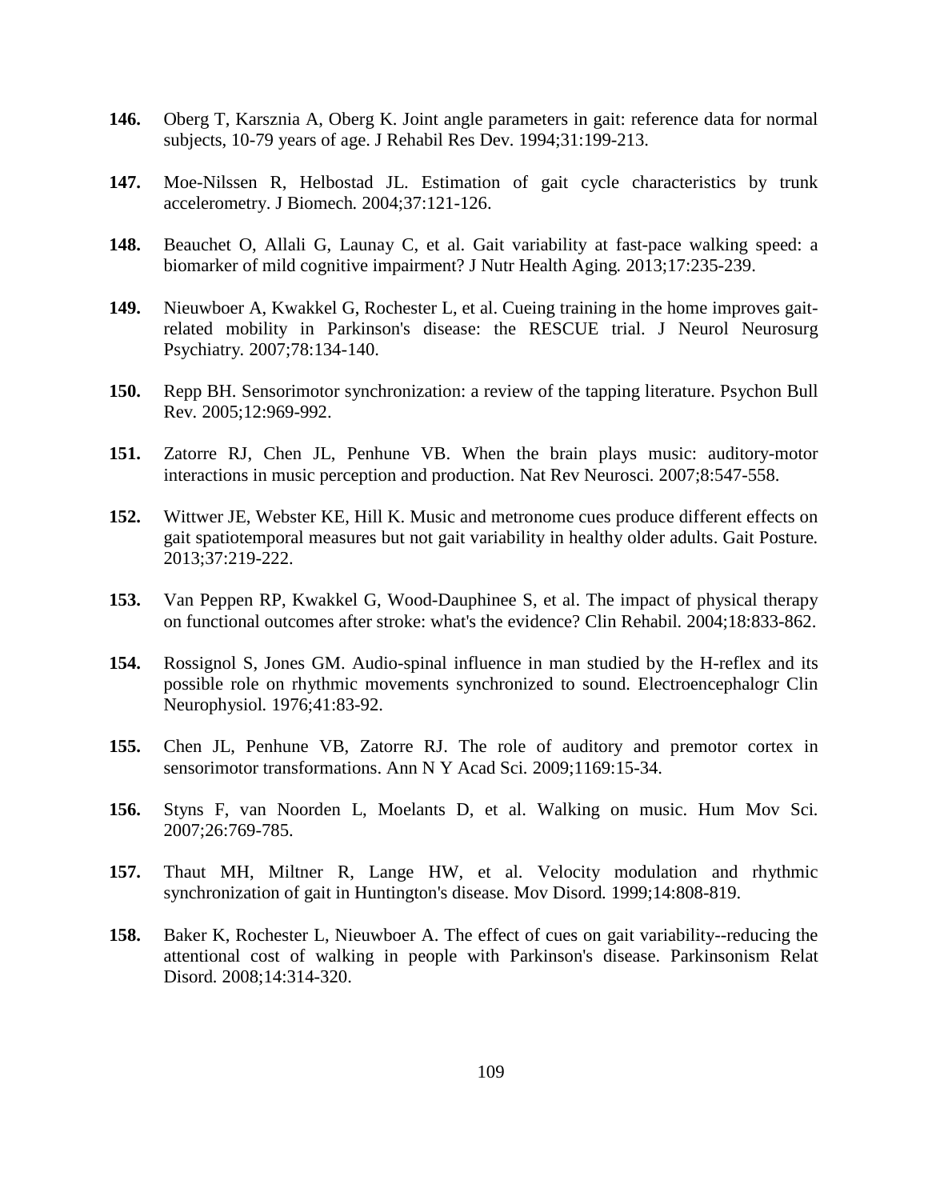**146.** Oberg T, Karsznia A, Oberg K. Joint angle parameters in gait: reference data for normal subjects, 10-79 years of age. J Rehabil Res Dev. 1994;31:199-213.

**147.** Moe-Nilssen R, Helbostad JL. Estimation of gait cycle characteristics by trunk accelerometry. J Biomech. 2004;37:121-126.

**148.** Beauchet O, Allali G, Launay C, et al. Gait variability at fast-pace walking speed: a biomarker of mild cognitive impairment? J Nutr Health Aging. 2013;17:235-239.

**149.** Nieuwboer A, Kwakkel G, Rochester L, et al. Cueing training in the home improves gait-related mobility in Parkinson's disease: the RESCUE trial. J Neurol Neurosurg Psychiatry. 2007;78:134-140.

**150.** Repp BH. Sensorimotor synchronization: a review of the tapping literature. Psychon Bull Rev. 2005;12:969-992.

**151.** Zatorre RJ, Chen JL, Penhune VB. When the brain plays music: auditory-motor interactions in music perception and production. Nat Rev Neurosci. 2007;8:547-558.

**152.** Wittwer JE, Webster KE, Hill K. Music and metronome cues produce different effects on gait spatiotemporal measures but not gait variability in healthy older adults. Gait Posture. 2013;37:219-222.

**153.** Van Peppen RP, Kwakkel G, Wood-Dauphinee S, et al. The impact of physical therapy on functional outcomes after stroke: what's the evidence? Clin Rehabil. 2004;18:833-862.

**154.** Rossignol S, Jones GM. Audio-spinal influence in man studied by the H-reflex and its possible role on rhythmic movements synchronized to sound. Electroencephalogr Clin Neurophysiol. 1976;41:83-92.

**155.** Chen JL, Penhune VB, Zatorre RJ. The role of auditory and premotor cortex in sensorimotor transformations. Ann N Y Acad Sci. 2009;1169:15-34.

**156.** Styns F, van Noorden L, Moelants D, et al. Walking on music. Hum Mov Sci. 2007;26:769-785.

**157.** Thaut MH, Miltner R, Lange HW, et al. Velocity modulation and rhythmic synchronization of gait in Huntington's disease. Mov Disord. 1999;14:808-819.

**158.** Baker K, Rochester L, Nieuwboer A. The effect of cues on gait variability--reducing the attentional cost of walking in people with Parkinson's disease. Parkinsonism Relat Disord. 2008;14:314-320.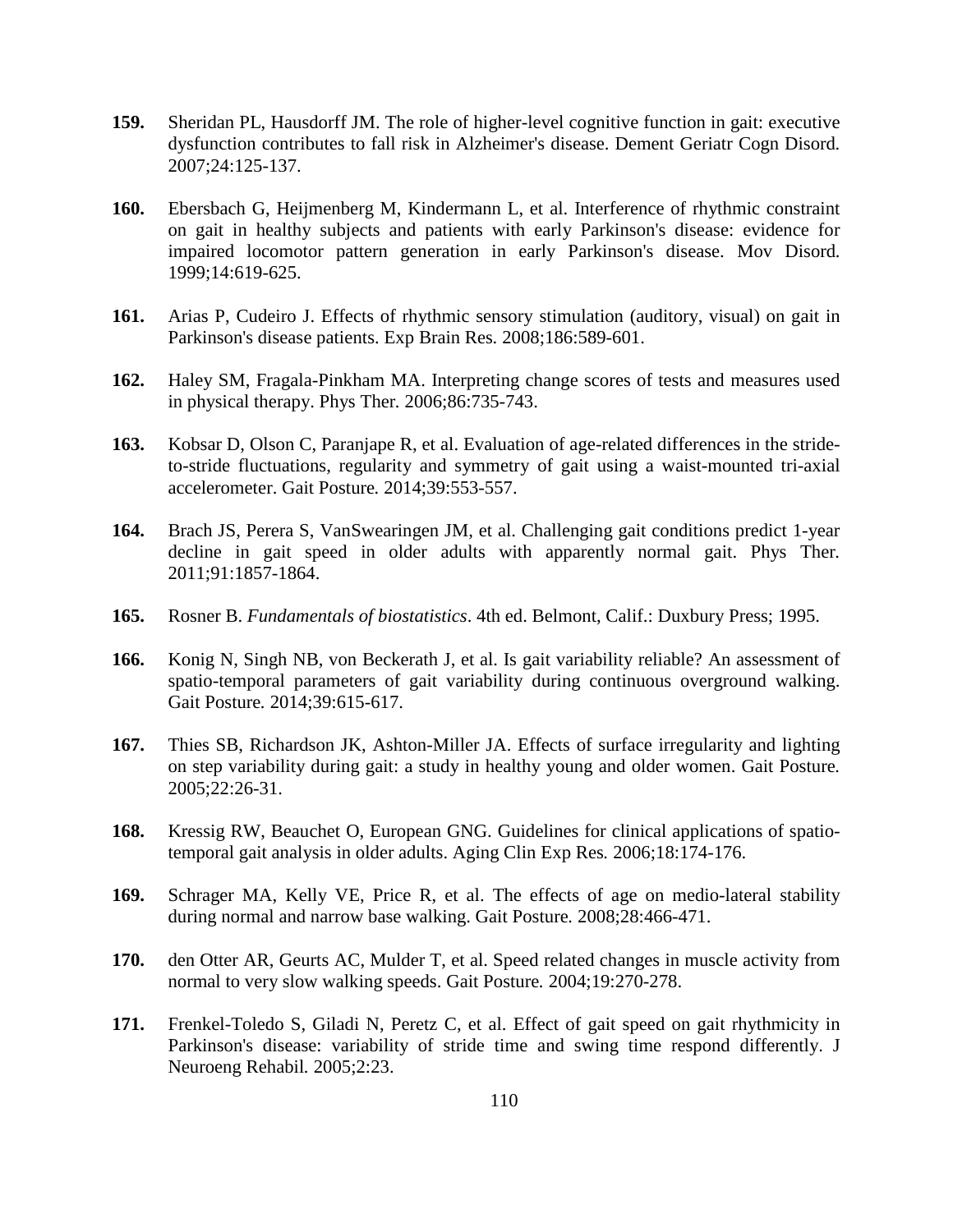**159.** Sheridan PL, Hausdorff JM. The role of higher-level cognitive function in gait: executive dysfunction contributes to fall risk in Alzheimer's disease. Dement Geriatr Cogn Disord. 2007;24:125-137.

**160.** Ebersbach G, Heijmenberg M, Kindermann L, et al. Interference of rhythmic constraint on gait in healthy subjects and patients with early Parkinson's disease: evidence for impaired locomotor pattern generation in early Parkinson's disease. Mov Disord. 1999;14:619-625.

**161.** Arias P, Cudeiro J. Effects of rhythmic sensory stimulation (auditory, visual) on gait in Parkinson's disease patients. Exp Brain Res. 2008;186:589-601.

**162.** Haley SM, Fragala-Pinkham MA. Interpreting change scores of tests and measures used in physical therapy. Phys Ther. 2006;86:735-743.

**163.** Kobsar D, Olson C, Paranjape R, et al. Evaluation of age-related differences in the stride-to-stride fluctuations, regularity and symmetry of gait using a waist-mounted tri-axial accelerometer. Gait Posture. 2014;39:553-557.

**164.** Brach JS, Perera S, VanSwearingen JM, et al. Challenging gait conditions predict 1-year decline in gait speed in older adults with apparently normal gait. Phys Ther. 2011;91:1857-1864.

**165.** Rosner B. *Fundamentals of biostatistics*. 4th ed. Belmont, Calif.: Duxbury Press; 1995.

**166.** Konig N, Singh NB, von Beckerath J, et al. Is gait variability reliable? An assessment of spatio-temporal parameters of gait variability during continuous overground walking. Gait Posture. 2014;39:615-617.

**167.** Thies SB, Richardson JK, Ashton-Miller JA. Effects of surface irregularity and lighting on step variability during gait: a study in healthy young and older women. Gait Posture. 2005;22:26-31.

**168.** Kressig RW, Beauchet O, European GNG. Guidelines for clinical applications of spatio-temporal gait analysis in older adults. Aging Clin Exp Res. 2006;18:174-176.

**169.** Schrager MA, Kelly VE, Price R, et al. The effects of age on medio-lateral stability during normal and narrow base walking. Gait Posture. 2008;28:466-471.

**170.** den Otter AR, Geurts AC, Mulder T, et al. Speed related changes in muscle activity from normal to very slow walking speeds. Gait Posture. 2004;19:270-278.

**171.** Frenkel-Toledo S, Giladi N, Peretz C, et al. Effect of gait speed on gait rhythmicity in Parkinson's disease: variability of stride time and swing time respond differently. J Neuroeng Rehabil. 2005;2:23.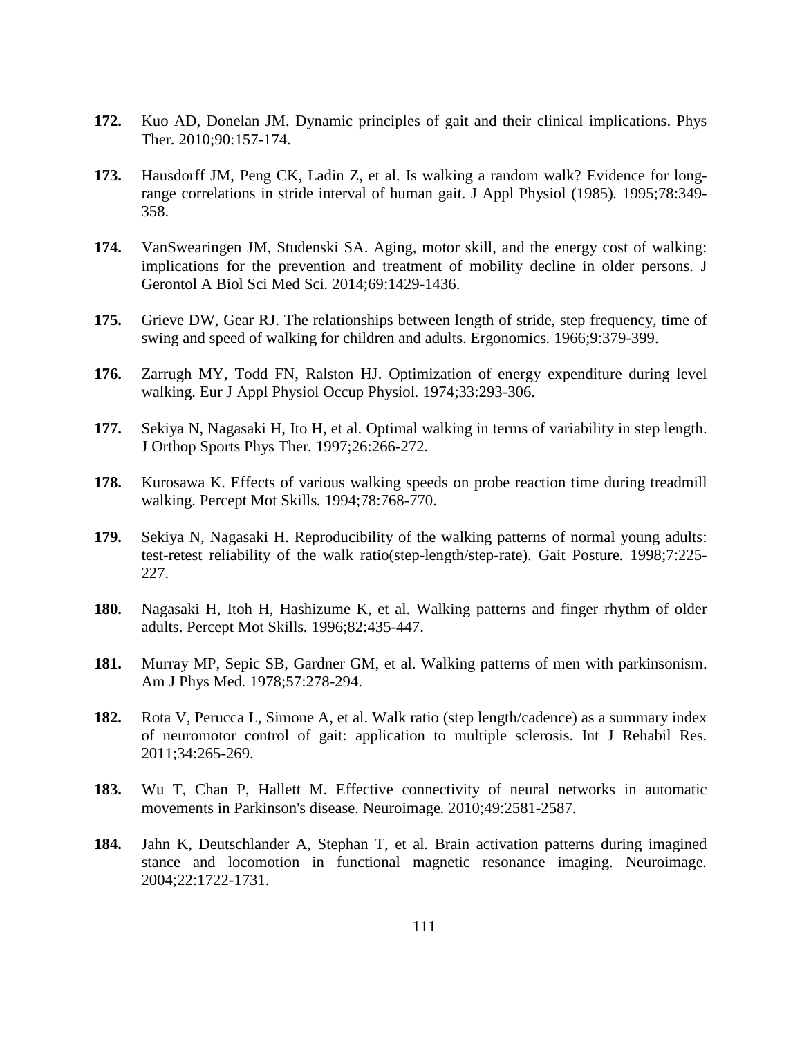**172.** Kuo AD, Donelan JM. Dynamic principles of gait and their clinical implications. Phys Ther. 2010;90:157-174.

**173.** Hausdorff JM, Peng CK, Ladin Z, et al. Is walking a random walk? Evidence for long-range correlations in stride interval of human gait. J Appl Physiol (1985). 1995;78:349-358.

**174.** VanSwearingen JM, Studenski SA. Aging, motor skill, and the energy cost of walking: implications for the prevention and treatment of mobility decline in older persons. J Gerontol A Biol Sci Med Sci. 2014;69:1429-1436.

**175.** Grieve DW, Gear RJ. The relationships between length of stride, step frequency, time of swing and speed of walking for children and adults. Ergonomics. 1966;9:379-399.

**176.** Zarrugh MY, Todd FN, Ralston HJ. Optimization of energy expenditure during level walking. Eur J Appl Physiol Occup Physiol. 1974;33:293-306.

**177.** Sekiya N, Nagasaki H, Ito H, et al. Optimal walking in terms of variability in step length. J Orthop Sports Phys Ther. 1997;26:266-272.

**178.** Kurosawa K. Effects of various walking speeds on probe reaction time during treadmill walking. Percept Mot Skills. 1994;78:768-770.

**179.** Sekiya N, Nagasaki H. Reproducibility of the walking patterns of normal young adults: test-retest reliability of the walk ratio(step-length/step-rate). Gait Posture. 1998;7:225-227.

**180.** Nagasaki H, Itoh H, Hashizume K, et al. Walking patterns and finger rhythm of older adults. Percept Mot Skills. 1996;82:435-447.

**181.** Murray MP, Sepic SB, Gardner GM, et al. Walking patterns of men with parkinsonism. Am J Phys Med. 1978;57:278-294.

**182.** Rota V, Perucca L, Simone A, et al. Walk ratio (step length/cadence) as a summary index of neuromotor control of gait: application to multiple sclerosis. Int J Rehabil Res. 2011;34:265-269.

**183.** Wu T, Chan P, Hallett M. Effective connectivity of neural networks in automatic movements in Parkinson's disease. Neuroimage. 2010;49:2581-2587.

**184.** Jahn K, Deutschlander A, Stephan T, et al. Brain activation patterns during imagined stance and locomotion in functional magnetic resonance imaging. Neuroimage. 2004;22:1722-1731.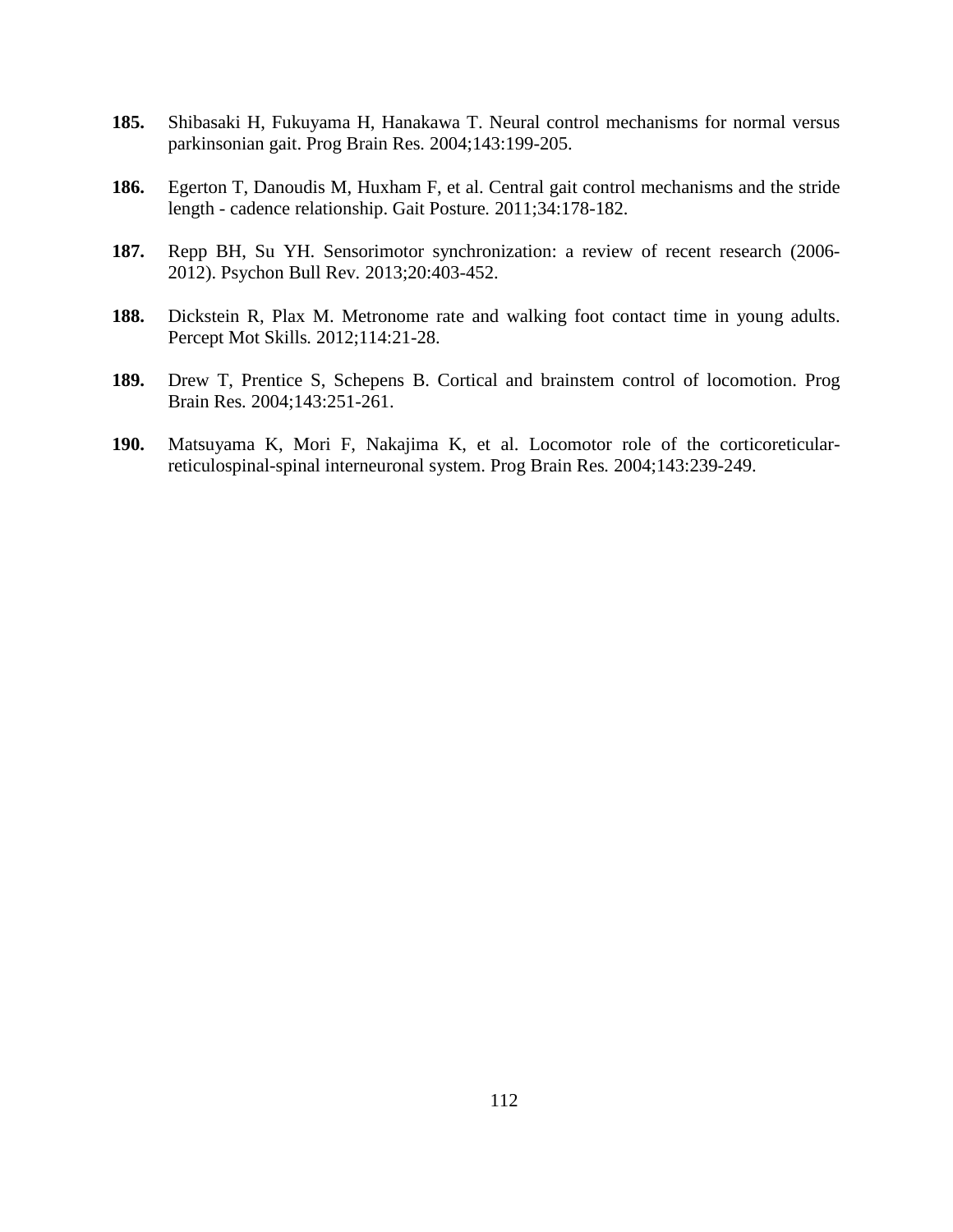**185.** Shibasaki H, Fukuyama H, Hanakawa T. Neural control mechanisms for normal versus parkinsonian gait. Prog Brain Res. 2004;143:199-205.

**186.** Egerton T, Danoudis M, Huxham F, et al. Central gait control mechanisms and the stride length - cadence relationship. Gait Posture. 2011;34:178-182.

**187.** Repp BH, Su YH. Sensorimotor synchronization: a review of recent research (2006-2012). Psychon Bull Rev. 2013;20:403-452.

**188.** Dickstein R, Plax M. Metronome rate and walking foot contact time in young adults. Percept Mot Skills. 2012;114:21-28.

**189.** Drew T, Prentice S, Schepens B. Cortical and brainstem control of locomotion. Prog Brain Res. 2004;143:251-261.

**190.** Matsuyama K, Mori F, Nakajima K, et al. Locomotor role of the corticoreticular-reticulospinal-spinal interneuronal system. Prog Brain Res. 2004;143:239-249.